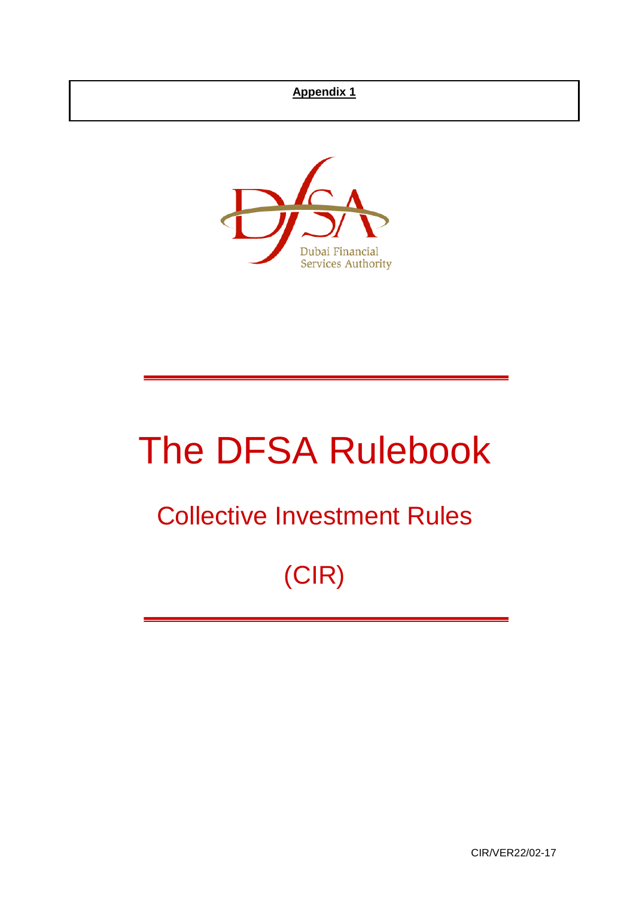**Appendix 1**

Dubai Financial Services Authority

# The DFSA Rulebook

## Collective Investment Rules

## (CIR)

CIR/VER22/02-17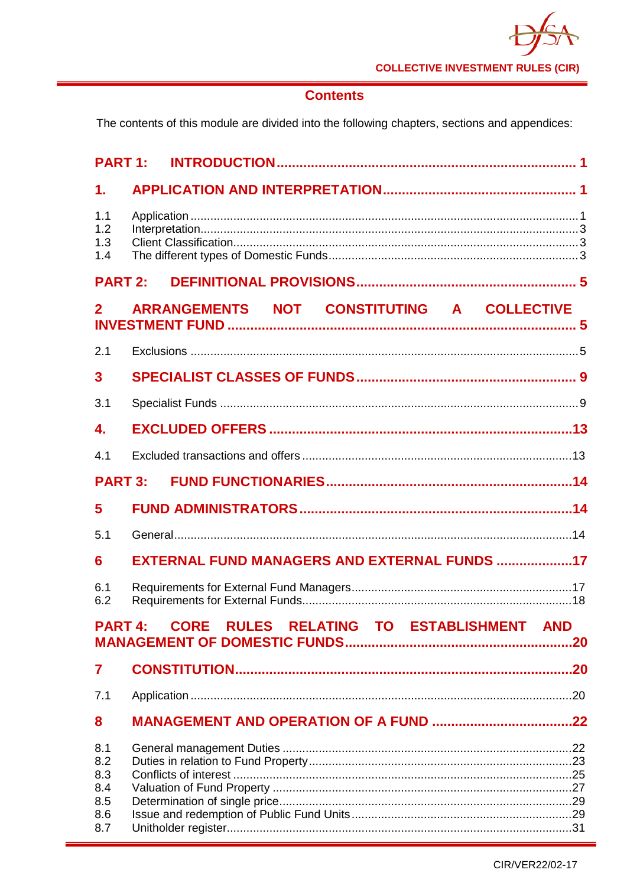## Contents

The contents of this module are divided into the following chapters, sections and appendices:

**PART 1: INTRODUCTION .............................................................................. 1**

**1. APPLICATION AND INTERPRETATION .................................................. 1**

1.1 Application ..................................................................................................... 1
1.2 Interpretation .................................................................................................. 3
1.3 Client Classification ........................................................................................ 3
1.4 The different types of Domestic Funds ........................................................... 3

**PART 2: DEFINITIONAL PROVISIONS ......................................................... 5**

**2 ARRANGEMENTS NOT CONSTITUTING A COLLECTIVE INVESTMENT FUND ........................................................................................... 5**

2.1 Exclusions ..................................................................................................... 5

**3 SPECIALIST CLASSES OF FUNDS .......................................................... 9**

3.1 Specialist Funds ............................................................................................. 9

**4. EXCLUDED OFFERS ................................................................................ 13**

4.1 Excluded transactions and offers ................................................................. 13

**PART 3: FUND FUNCTIONARIES ................................................................ 14**

**5 FUND ADMINISTRATORS ....................................................................... 14**

5.1 General ........................................................................................................ 14

**6 EXTERNAL FUND MANAGERS AND EXTERNAL FUNDS .................... 17**

6.1 Requirements for External Fund Managers .................................................. 17
6.2 Requirements for External Funds ................................................................. 18

**PART 4: CORE RULES RELATING TO ESTABLISHMENT AND MANAGEMENT OF DOMESTIC FUNDS ............................................................ 20**

**7 CONSTITUTION ........................................................................................ 20**

7.1 Application ................................................................................................... 20

**8 MANAGEMENT AND OPERATION OF A FUND .................................... 22**

8.1 General management Duties ....................................................................... 22
8.2 Duties in relation to Fund Property ............................................................... 23
8.3 Conflicts of interest ...................................................................................... 25
8.4 Valuation of Fund Property .......................................................................... 27
8.5 Determination of single price ........................................................................ 29
8.6 Issue and redemption of Public Fund Units .................................................. 29
8.7 Unitholder register ........................................................................................ 31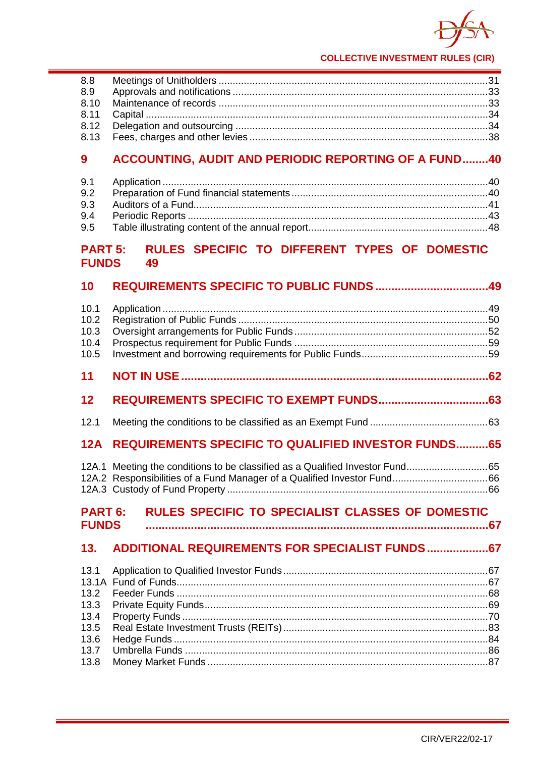8.8 Meetings of Unitholders .....31
8.9 Approvals and notifications .....33
8.10 Maintenance of records .....33
8.11 Capital .....34
8.12 Delegation and outsourcing .....34
8.13 Fees, charges and other levies .....38

**9 ACCOUNTING, AUDIT AND PERIODIC REPORTING OF A FUND.....40**

9.1 Application .....40
9.2 Preparation of Fund financial statements .....40
9.3 Auditors of a Fund .....41
9.4 Periodic Reports .....43
9.5 Table illustrating content of the annual report .....48

**PART 5: RULES SPECIFIC TO DIFFERENT TYPES OF DOMESTIC FUNDS 49**

**10 REQUIREMENTS SPECIFIC TO PUBLIC FUNDS .....49**

10.1 Application .....49
10.2 Registration of Public Funds .....50
10.3 Oversight arrangements for Public Funds .....52
10.4 Prospectus requirement for Public Funds .....59
10.5 Investment and borrowing requirements for Public Funds .....59

**11 NOT IN USE .....62**

**12 REQUIREMENTS SPECIFIC TO EXEMPT FUNDS .....63**

12.1 Meeting the conditions to be classified as an Exempt Fund .....63

**12A REQUIREMENTS SPECIFIC TO QUALIFIED INVESTOR FUNDS .....65**

12A.1 Meeting the conditions to be classified as a Qualified Investor Fund .....65
12A.2 Responsibilities of a Fund Manager of a Qualified Investor Fund .....66
12A.3 Custody of Fund Property .....66

**PART 6: RULES SPECIFIC TO SPECIALIST CLASSES OF DOMESTIC FUNDS .....67**

**13. ADDITIONAL REQUIREMENTS FOR SPECIALIST FUNDS .....67**

13.1 Application to Qualified Investor Funds .....67
13.1A Fund of Funds .....67
13.2 Feeder Funds .....68
13.3 Private Equity Funds .....69
13.4 Property Funds .....70
13.5 Real Estate Investment Trusts (REITs) .....83
13.6 Hedge Funds .....84
13.7 Umbrella Funds .....86
13.8 Money Market Funds .....87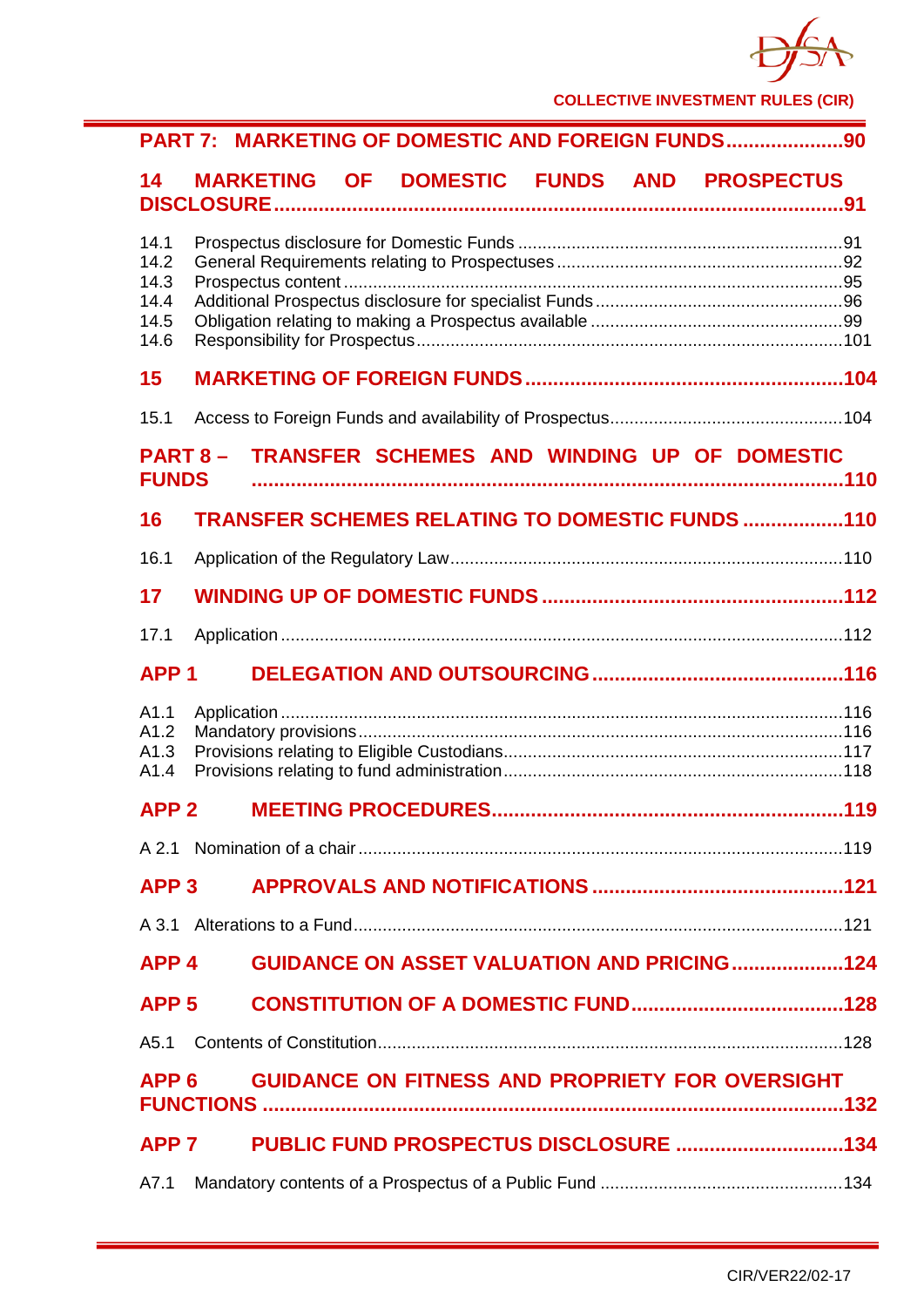**PART 7: MARKETING OF DOMESTIC AND FOREIGN FUNDS .....................90**

**14 MARKETING OF DOMESTIC FUNDS AND PROSPECTUS DISCLOSURE ......................................................................................................91**

14.1 Prospectus disclosure for Domestic Funds ....................................................................91
14.2 General Requirements relating to Prospectuses ...........................................................92
14.3 Prospectus content .......................................................................................................95
14.4 Additional Prospectus disclosure for specialist Funds ...................................................96
14.5 Obligation relating to making a Prospectus available ....................................................99
14.6 Responsibility for Prospectus........................................................................................101

**15 MARKETING OF FOREIGN FUNDS ........................................................104**

15.1 Access to Foreign Funds and availability of Prospectus................................................104

**PART 8 – TRANSFER SCHEMES AND WINDING UP OF DOMESTIC FUNDS .........................................................................................................110**

**16 TRANSFER SCHEMES RELATING TO DOMESTIC FUNDS ..................110**

16.1 Application of the Regulatory Law.................................................................................110

**17 WINDING UP OF DOMESTIC FUNDS ......................................................112**

17.1 Application ....................................................................................................................112

**APP 1 DELEGATION AND OUTSOURCING .............................................116**

A1.1 Application ....................................................................................................................116
A1.2 Mandatory provisions....................................................................................................116
A1.3 Provisions relating to Eligible Custodians......................................................................117
A1.4 Provisions relating to fund administration......................................................................118

**APP 2 MEETING PROCEDURES...............................................................119**

A 2.1 Nomination of a chair ...................................................................................................119

**APP 3 APPROVALS AND NOTIFICATIONS .............................................121**

A 3.1 Alterations to a Fund.....................................................................................................121

**APP 4 GUIDANCE ON ASSET VALUATION AND PRICING....................124**

**APP 5 CONSTITUTION OF A DOMESTIC FUND......................................128**

A5.1 Contents of Constitution................................................................................................128

**APP 6 GUIDANCE ON FITNESS AND PROPRIETY FOR OVERSIGHT FUNCTIONS .........................................................................................132**

**APP 7 PUBLIC FUND PROSPECTUS DISCLOSURE ..............................134**

A7.1 Mandatory contents of a Prospectus of a Public Fund .................................................134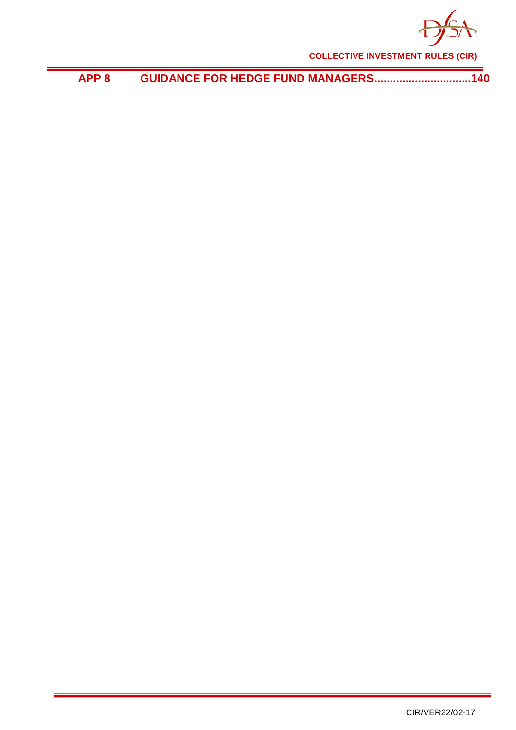**APP 8 GUIDANCE FOR HEDGE FUND MANAGERS...............................140**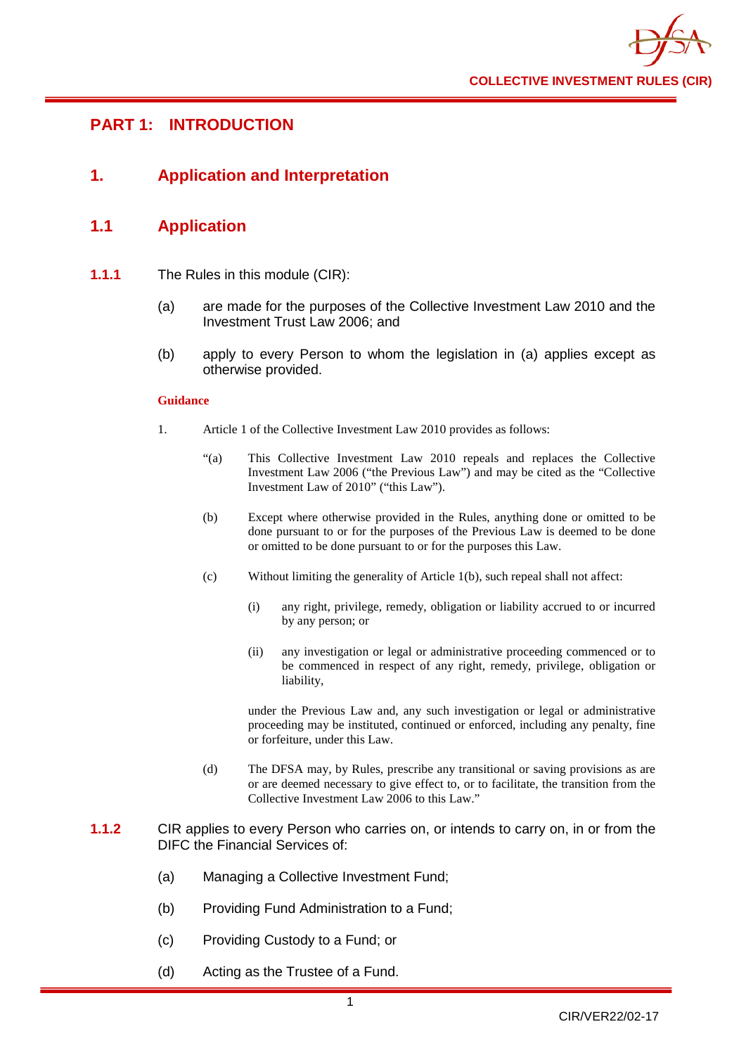# PART 1: INTRODUCTION

## 1. Application and Interpretation

### 1.1 Application

**1.1.1** The Rules in this module (CIR):

(a) are made for the purposes of the Collective Investment Law 2010 and the Investment Trust Law 2006; and

(b) apply to every Person to whom the legislation in (a) applies except as otherwise provided.

**Guidance**

1. Article 1 of the Collective Investment Law 2010 provides as follows:

"(a) This Collective Investment Law 2010 repeals and replaces the Collective Investment Law 2006 ("the Previous Law") and may be cited as the "Collective Investment Law of 2010" ("this Law").

(b) Except where otherwise provided in the Rules, anything done or omitted to be done pursuant to or for the purposes of the Previous Law is deemed to be done or omitted to be done pursuant to or for the purposes this Law.

(c) Without limiting the generality of Article 1(b), such repeal shall not affect:

(i) any right, privilege, remedy, obligation or liability accrued to or incurred by any person; or

(ii) any investigation or legal or administrative proceeding commenced or to be commenced in respect of any right, remedy, privilege, obligation or liability,

under the Previous Law and, any such investigation or legal or administrative proceeding may be instituted, continued or enforced, including any penalty, fine or forfeiture, under this Law.

(d) The DFSA may, by Rules, prescribe any transitional or saving provisions as are or are deemed necessary to give effect to, or to facilitate, the transition from the Collective Investment Law 2006 to this Law."

**1.1.2** CIR applies to every Person who carries on, or intends to carry on, in or from the DIFC the Financial Services of:

(a) Managing a Collective Investment Fund;

(b) Providing Fund Administration to a Fund;

(c) Providing Custody to a Fund; or

(d) Acting as the Trustee of a Fund.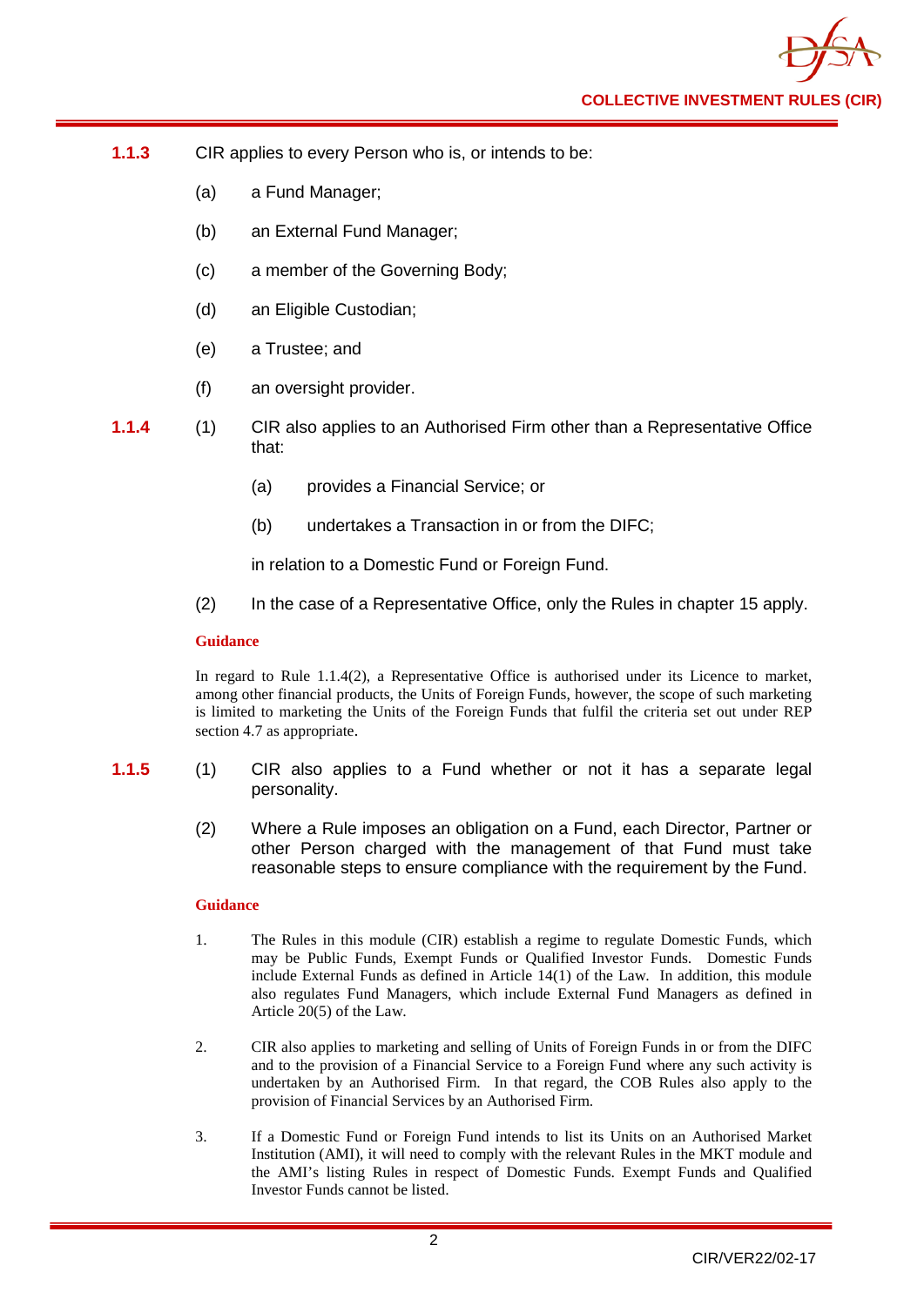**1.1.3** CIR applies to every Person who is, or intends to be:

(a) a Fund Manager;

(b) an External Fund Manager;

(c) a member of the Governing Body;

(d) an Eligible Custodian;

(e) a Trustee; and

(f) an oversight provider.

**1.1.4** (1) CIR also applies to an Authorised Firm other than a Representative Office that:

(a) provides a Financial Service; or

(b) undertakes a Transaction in or from the DIFC;

in relation to a Domestic Fund or Foreign Fund.

(2) In the case of a Representative Office, only the Rules in chapter 15 apply.

**Guidance**

In regard to Rule 1.1.4(2), a Representative Office is authorised under its Licence to market, among other financial products, the Units of Foreign Funds, however, the scope of such marketing is limited to marketing the Units of the Foreign Funds that fulfil the criteria set out under REP section 4.7 as appropriate.

**1.1.5** (1) CIR also applies to a Fund whether or not it has a separate legal personality.

(2) Where a Rule imposes an obligation on a Fund, each Director, Partner or other Person charged with the management of that Fund must take reasonable steps to ensure compliance with the requirement by the Fund.

**Guidance**

1. The Rules in this module (CIR) establish a regime to regulate Domestic Funds, which may be Public Funds, Exempt Funds or Qualified Investor Funds. Domestic Funds include External Funds as defined in Article 14(1) of the Law. In addition, this module also regulates Fund Managers, which include External Fund Managers as defined in Article 20(5) of the Law.

2. CIR also applies to marketing and selling of Units of Foreign Funds in or from the DIFC and to the provision of a Financial Service to a Foreign Fund where any such activity is undertaken by an Authorised Firm. In that regard, the COB Rules also apply to the provision of Financial Services by an Authorised Firm.

3. If a Domestic Fund or Foreign Fund intends to list its Units on an Authorised Market Institution (AMI), it will need to comply with the relevant Rules in the MKT module and the AMI's listing Rules in respect of Domestic Funds. Exempt Funds and Qualified Investor Funds cannot be listed.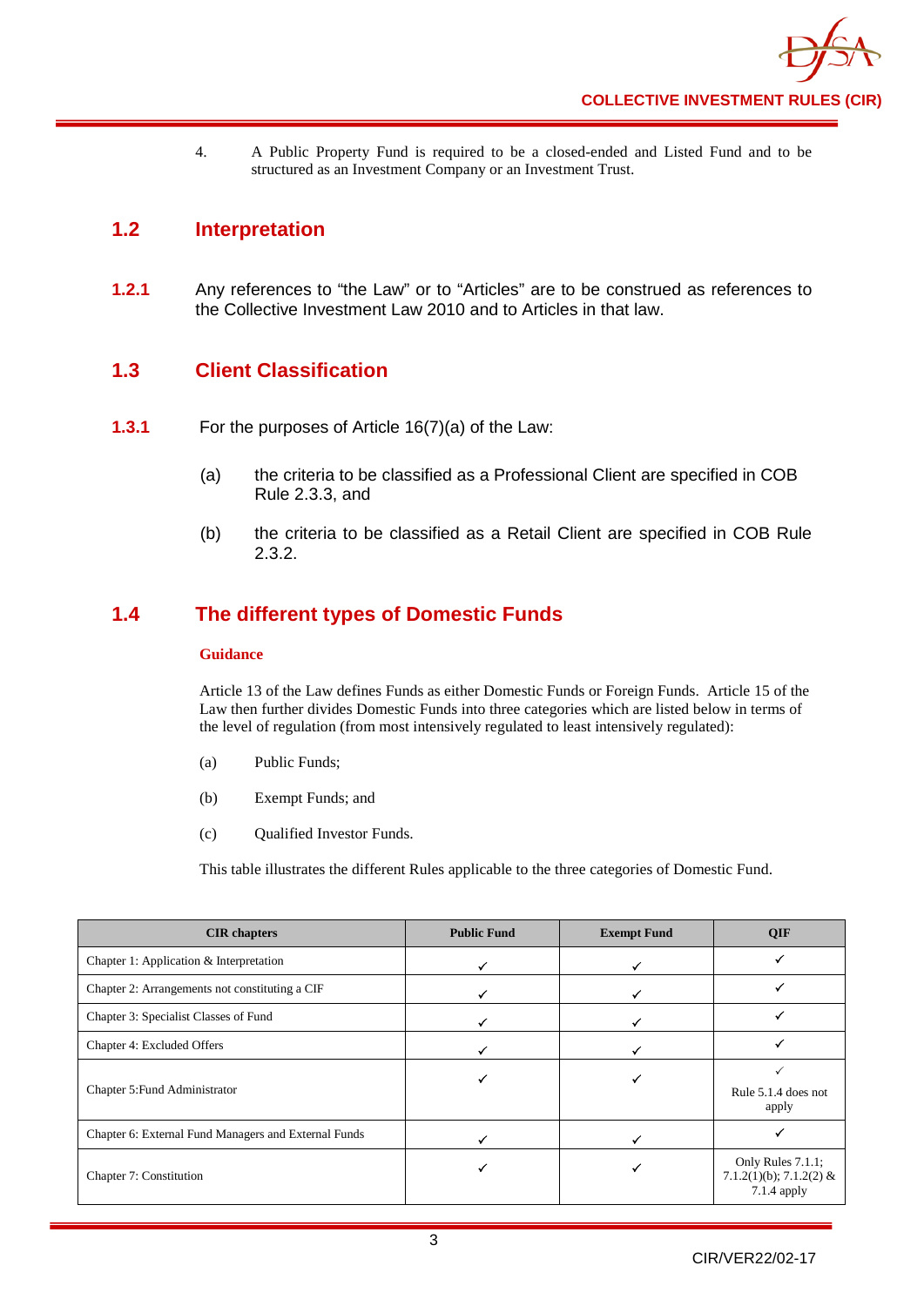4. A Public Property Fund is required to be a closed-ended and Listed Fund and to be structured as an Investment Company or an Investment Trust.

## 1.2 Interpretation

**1.2.1** Any references to "the Law" or to "Articles" are to be construed as references to the Collective Investment Law 2010 and to Articles in that law.

## 1.3 Client Classification

**1.3.1** For the purposes of Article 16(7)(a) of the Law:

(a) the criteria to be classified as a Professional Client are specified in COB Rule 2.3.3, and

(b) the criteria to be classified as a Retail Client are specified in COB Rule 2.3.2.

## 1.4 The different types of Domestic Funds

**Guidance**

Article 13 of the Law defines Funds as either Domestic Funds or Foreign Funds. Article 15 of the Law then further divides Domestic Funds into three categories which are listed below in terms of the level of regulation (from most intensively regulated to least intensively regulated):

(a) Public Funds;

(b) Exempt Funds; and

(c) Qualified Investor Funds.

This table illustrates the different Rules applicable to the three categories of Domestic Fund.

| CIR chapters | Public Fund | Exempt Fund | QIF |
|---|---|---|---|
| Chapter 1: Application & Interpretation | ✓ | ✓ | ✓ |
| Chapter 2: Arrangements not constituting a CIF | ✓ | ✓ | ✓ |
| Chapter 3: Specialist Classes of Fund | ✓ | ✓ | ✓ |
| Chapter 4: Excluded Offers | ✓ | ✓ | ✓ |
| Chapter 5:Fund Administrator | ✓ | ✓ | ✓ Rule 5.1.4 does not apply |
| Chapter 6: External Fund Managers and External Funds | ✓ | ✓ | ✓ |
| Chapter 7: Constitution | ✓ | ✓ | Only Rules 7.1.1; 7.1.2(1)(b); 7.1.2(2) & 7.1.4 apply |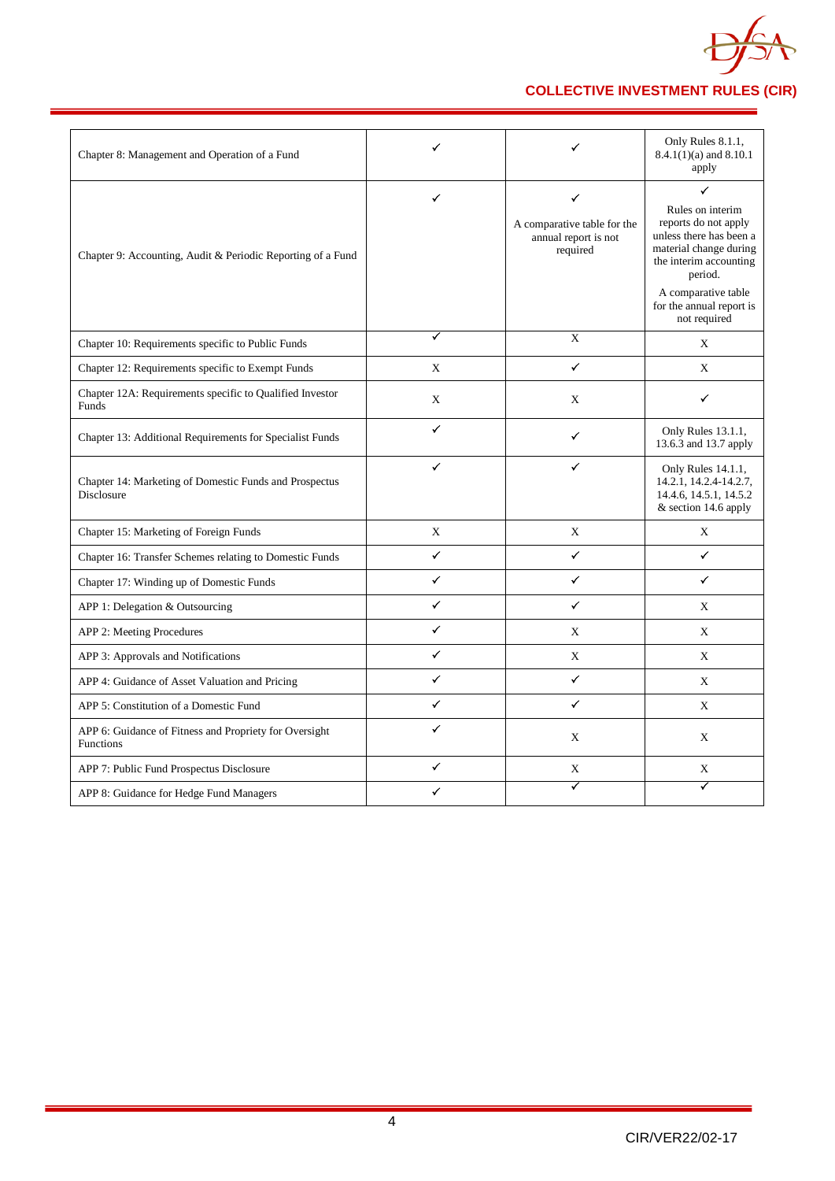| | | | |
|---|---|---|---|
| Chapter 8: Management and Operation of a Fund | ✓ | ✓ | Only Rules 8.1.1, 8.4.1(1)(a) and 8.10.1 apply |
| Chapter 9: Accounting, Audit & Periodic Reporting of a Fund | ✓ | ✓<br><br>A comparative table for the annual report is not required | ✓<br><br>Rules on interim reports do not apply unless there has been a material change during the interim accounting period.<br><br>A comparative table for the annual report is not required |
| Chapter 10: Requirements specific to Public Funds | ✓ | X | X |
| Chapter 12: Requirements specific to Exempt Funds | X | ✓ | X |
| Chapter 12A: Requirements specific to Qualified Investor Funds | X | X | ✓ |
| Chapter 13: Additional Requirements for Specialist Funds | ✓ | ✓ | Only Rules 13.1.1, 13.6.3 and 13.7 apply |
| Chapter 14: Marketing of Domestic Funds and Prospectus Disclosure | ✓ | ✓ | Only Rules 14.1.1, 14.2.1, 14.2.4-14.2.7, 14.4.6, 14.5.1, 14.5.2 & section 14.6 apply |
| Chapter 15: Marketing of Foreign Funds | X | X | X |
| Chapter 16: Transfer Schemes relating to Domestic Funds | ✓ | ✓ | ✓ |
| Chapter 17: Winding up of Domestic Funds | ✓ | ✓ | ✓ |
| APP 1: Delegation & Outsourcing | ✓ | ✓ | X |
| APP 2: Meeting Procedures | ✓ | X | X |
| APP 3: Approvals and Notifications | ✓ | X | X |
| APP 4: Guidance of Asset Valuation and Pricing | ✓ | ✓ | X |
| APP 5: Constitution of a Domestic Fund | ✓ | ✓ | X |
| APP 6: Guidance of Fitness and Propriety for Oversight Functions | ✓ | X | X |
| APP 7: Public Fund Prospectus Disclosure | ✓ | X | X |
| APP 8: Guidance for Hedge Fund Managers | ✓ | ✓ | ✓ |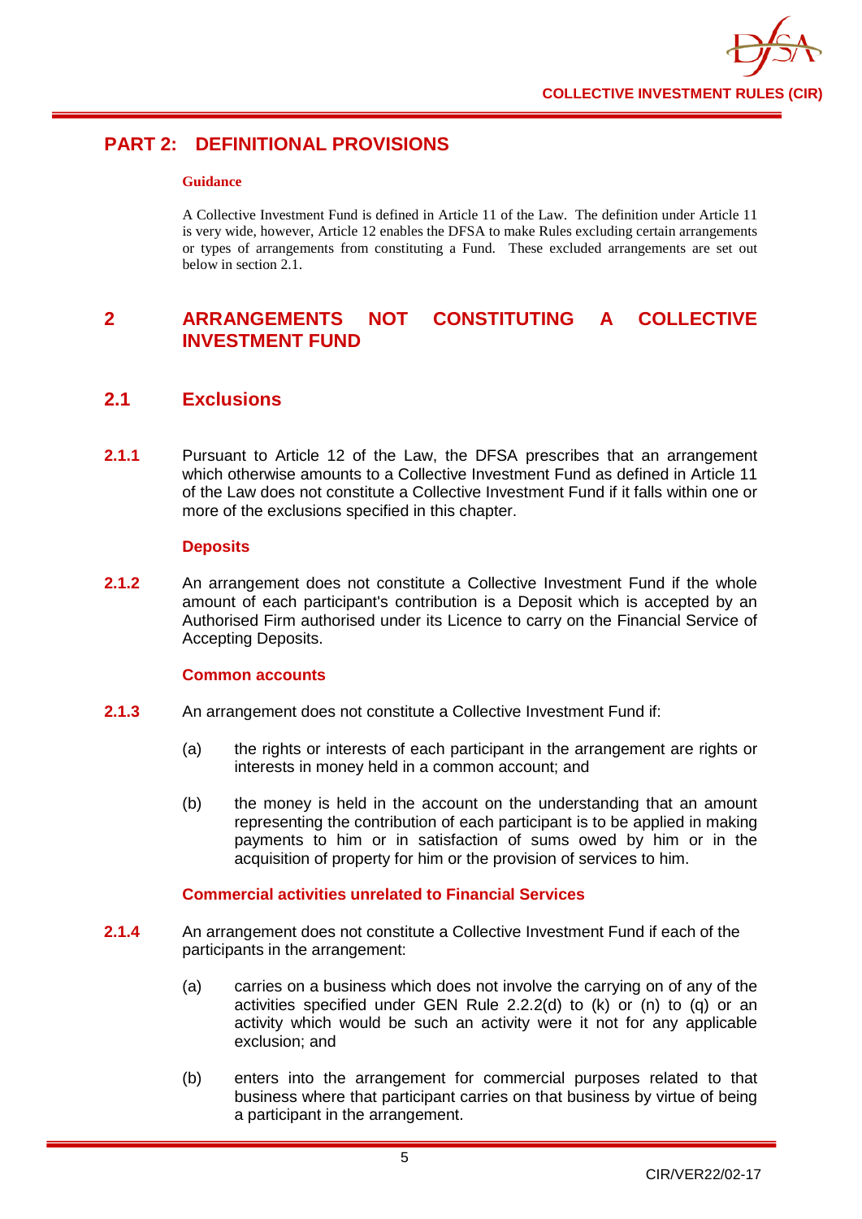# PART 2: DEFINITIONAL PROVISIONS

**Guidance**

A Collective Investment Fund is defined in Article 11 of the Law. The definition under Article 11 is very wide, however, Article 12 enables the DFSA to make Rules excluding certain arrangements or types of arrangements from constituting a Fund. These excluded arrangements are set out below in section 2.1.

## 2 ARRANGEMENTS NOT CONSTITUTING A COLLECTIVE INVESTMENT FUND

### 2.1 Exclusions

**2.1.1** Pursuant to Article 12 of the Law, the DFSA prescribes that an arrangement which otherwise amounts to a Collective Investment Fund as defined in Article 11 of the Law does not constitute a Collective Investment Fund if it falls within one or more of the exclusions specified in this chapter.

**Deposits**

**2.1.2** An arrangement does not constitute a Collective Investment Fund if the whole amount of each participant's contribution is a Deposit which is accepted by an Authorised Firm authorised under its Licence to carry on the Financial Service of Accepting Deposits.

**Common accounts**

**2.1.3** An arrangement does not constitute a Collective Investment Fund if:

(a) the rights or interests of each participant in the arrangement are rights or interests in money held in a common account; and

(b) the money is held in the account on the understanding that an amount representing the contribution of each participant is to be applied in making payments to him or in satisfaction of sums owed by him or in the acquisition of property for him or the provision of services to him.

**Commercial activities unrelated to Financial Services**

**2.1.4** An arrangement does not constitute a Collective Investment Fund if each of the participants in the arrangement:

(a) carries on a business which does not involve the carrying on of any of the activities specified under GEN Rule 2.2.2(d) to (k) or (n) to (q) or an activity which would be such an activity were it not for any applicable exclusion; and

(b) enters into the arrangement for commercial purposes related to that business where that participant carries on that business by virtue of being a participant in the arrangement.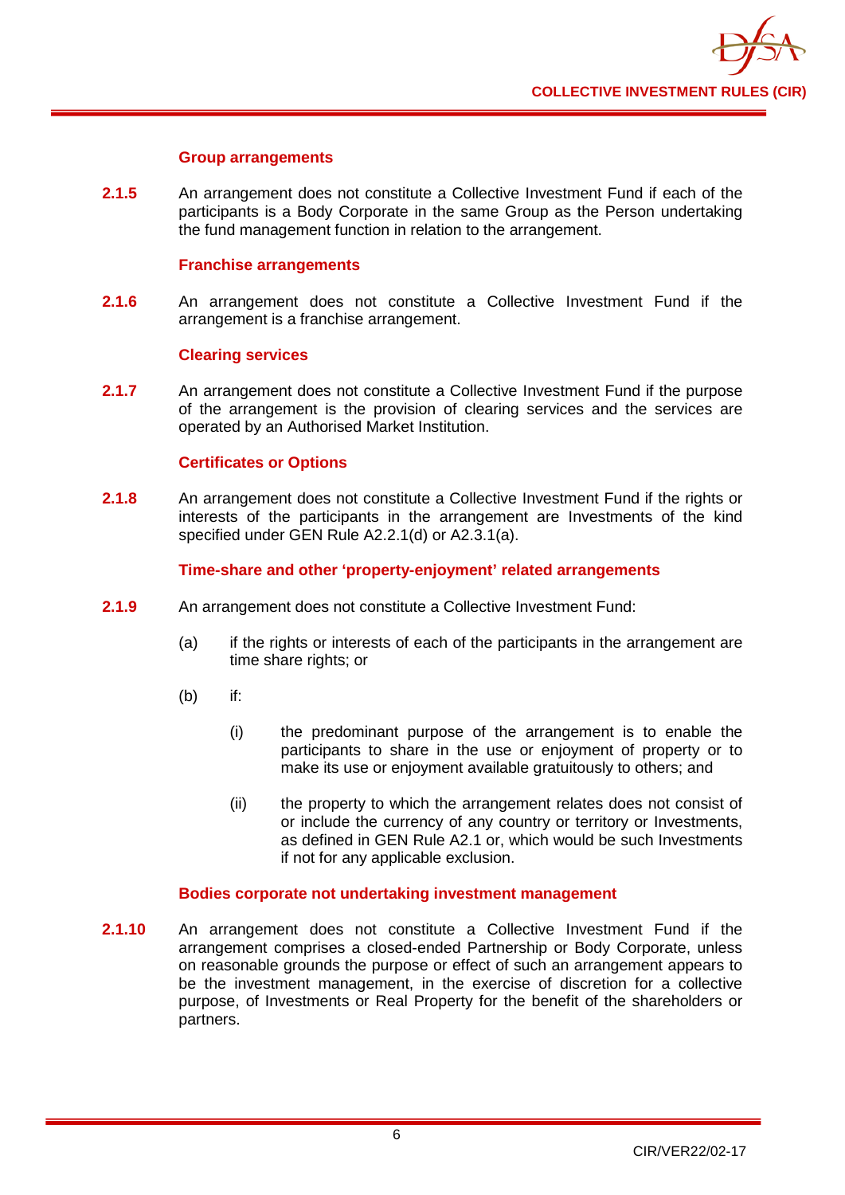**Group arrangements**

**2.1.5** An arrangement does not constitute a Collective Investment Fund if each of the participants is a Body Corporate in the same Group as the Person undertaking the fund management function in relation to the arrangement.

**Franchise arrangements**

**2.1.6** An arrangement does not constitute a Collective Investment Fund if the arrangement is a franchise arrangement.

**Clearing services**

**2.1.7** An arrangement does not constitute a Collective Investment Fund if the purpose of the arrangement is the provision of clearing services and the services are operated by an Authorised Market Institution.

**Certificates or Options**

**2.1.8** An arrangement does not constitute a Collective Investment Fund if the rights or interests of the participants in the arrangement are Investments of the kind specified under GEN Rule A2.2.1(d) or A2.3.1(a).

**Time-share and other 'property-enjoyment' related arrangements**

**2.1.9** An arrangement does not constitute a Collective Investment Fund:

(a) if the rights or interests of each of the participants in the arrangement are time share rights; or

(b) if:

(i) the predominant purpose of the arrangement is to enable the participants to share in the use or enjoyment of property or to make its use or enjoyment available gratuitously to others; and

(ii) the property to which the arrangement relates does not consist of or include the currency of any country or territory or Investments, as defined in GEN Rule A2.1 or, which would be such Investments if not for any applicable exclusion.

**Bodies corporate not undertaking investment management**

**2.1.10** An arrangement does not constitute a Collective Investment Fund if the arrangement comprises a closed-ended Partnership or Body Corporate, unless on reasonable grounds the purpose or effect of such an arrangement appears to be the investment management, in the exercise of discretion for a collective purpose, of Investments or Real Property for the benefit of the shareholders or partners.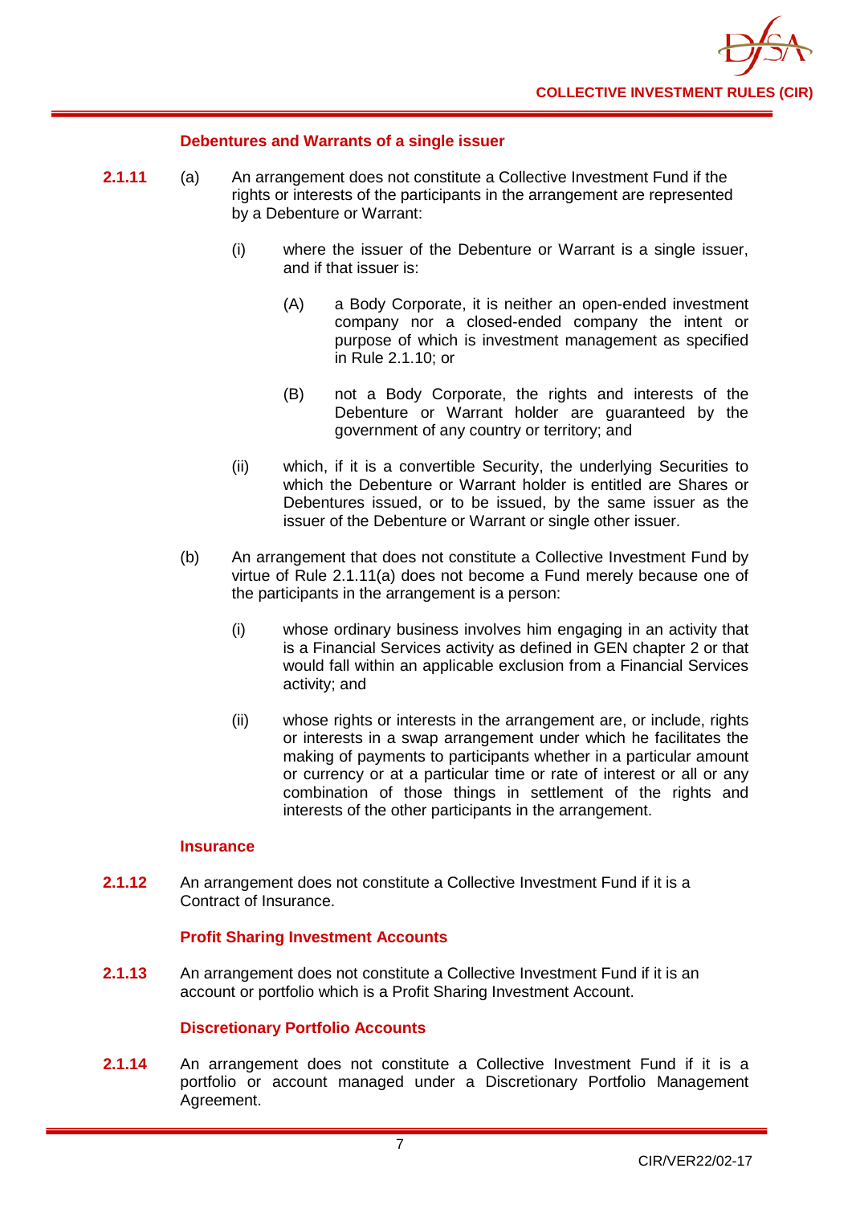### Debentures and Warrants of a single issuer

**2.1.11** (a) An arrangement does not constitute a Collective Investment Fund if the rights or interests of the participants in the arrangement are represented by a Debenture or Warrant:

(i) where the issuer of the Debenture or Warrant is a single issuer, and if that issuer is:

(A) a Body Corporate, it is neither an open-ended investment company nor a closed-ended company the intent or purpose of which is investment management as specified in Rule 2.1.10; or

(B) not a Body Corporate, the rights and interests of the Debenture or Warrant holder are guaranteed by the government of any country or territory; and

(ii) which, if it is a convertible Security, the underlying Securities to which the Debenture or Warrant holder is entitled are Shares or Debentures issued, or to be issued, by the same issuer as the issuer of the Debenture or Warrant or single other issuer.

(b) An arrangement that does not constitute a Collective Investment Fund by virtue of Rule 2.1.11(a) does not become a Fund merely because one of the participants in the arrangement is a person:

(i) whose ordinary business involves him engaging in an activity that is a Financial Services activity as defined in GEN chapter 2 or that would fall within an applicable exclusion from a Financial Services activity; and

(ii) whose rights or interests in the arrangement are, or include, rights or interests in a swap arrangement under which he facilitates the making of payments to participants whether in a particular amount or currency or at a particular time or rate of interest or all or any combination of those things in settlement of the rights and interests of the other participants in the arrangement.

### Insurance

**2.1.12** An arrangement does not constitute a Collective Investment Fund if it is a Contract of Insurance.

### Profit Sharing Investment Accounts

**2.1.13** An arrangement does not constitute a Collective Investment Fund if it is an account or portfolio which is a Profit Sharing Investment Account.

### Discretionary Portfolio Accounts

**2.1.14** An arrangement does not constitute a Collective Investment Fund if it is a portfolio or account managed under a Discretionary Portfolio Management Agreement.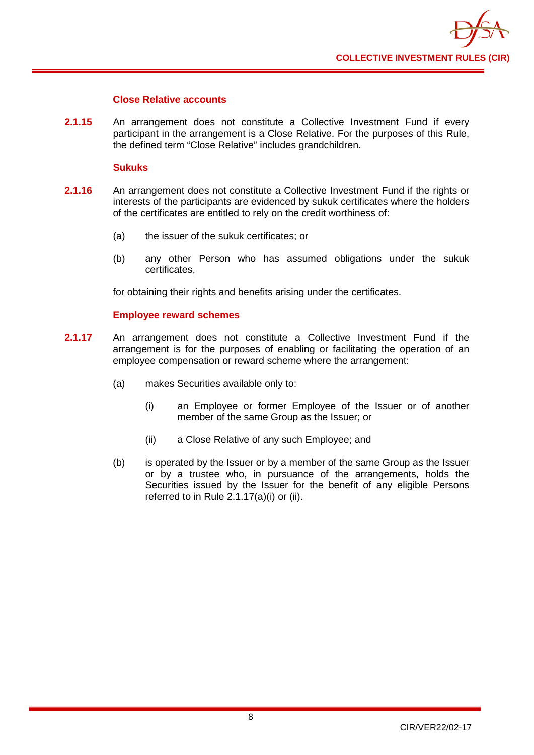#### Close Relative accounts

**2.1.15** An arrangement does not constitute a Collective Investment Fund if every participant in the arrangement is a Close Relative. For the purposes of this Rule, the defined term "Close Relative" includes grandchildren.

#### Sukuks

**2.1.16** An arrangement does not constitute a Collective Investment Fund if the rights or interests of the participants are evidenced by sukuk certificates where the holders of the certificates are entitled to rely on the credit worthiness of:

(a) the issuer of the sukuk certificates; or

(b) any other Person who has assumed obligations under the sukuk certificates,

for obtaining their rights and benefits arising under the certificates.

#### Employee reward schemes

**2.1.17** An arrangement does not constitute a Collective Investment Fund if the arrangement is for the purposes of enabling or facilitating the operation of an employee compensation or reward scheme where the arrangement:

(a) makes Securities available only to:

(i) an Employee or former Employee of the Issuer or of another member of the same Group as the Issuer; or

(ii) a Close Relative of any such Employee; and

(b) is operated by the Issuer or by a member of the same Group as the Issuer or by a trustee who, in pursuance of the arrangements, holds the Securities issued by the Issuer for the benefit of any eligible Persons referred to in Rule 2.1.17(a)(i) or (ii).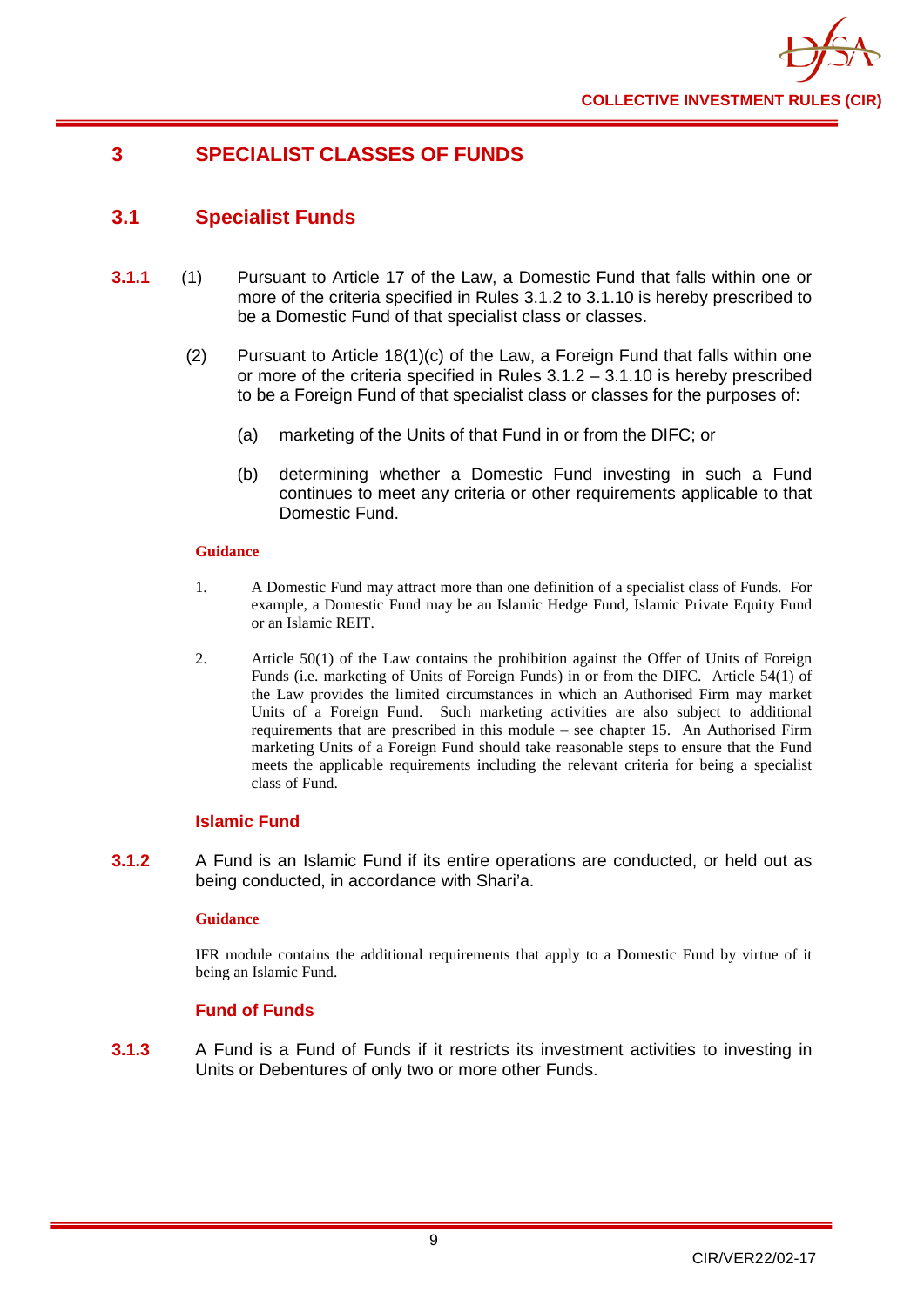# 3 SPECIALIST CLASSES OF FUNDS

## 3.1 Specialist Funds

**3.1.1** (1) Pursuant to Article 17 of the Law, a Domestic Fund that falls within one or more of the criteria specified in Rules 3.1.2 to 3.1.10 is hereby prescribed to be a Domestic Fund of that specialist class or classes.

(2) Pursuant to Article 18(1)(c) of the Law, a Foreign Fund that falls within one or more of the criteria specified in Rules 3.1.2 – 3.1.10 is hereby prescribed to be a Foreign Fund of that specialist class or classes for the purposes of:

(a) marketing of the Units of that Fund in or from the DIFC; or

(b) determining whether a Domestic Fund investing in such a Fund continues to meet any criteria or other requirements applicable to that Domestic Fund.

**Guidance**

1. A Domestic Fund may attract more than one definition of a specialist class of Funds. For example, a Domestic Fund may be an Islamic Hedge Fund, Islamic Private Equity Fund or an Islamic REIT.

2. Article 50(1) of the Law contains the prohibition against the Offer of Units of Foreign Funds (i.e. marketing of Units of Foreign Funds) in or from the DIFC. Article 54(1) of the Law provides the limited circumstances in which an Authorised Firm may market Units of a Foreign Fund. Such marketing activities are also subject to additional requirements that are prescribed in this module – see chapter 15. An Authorised Firm marketing Units of a Foreign Fund should take reasonable steps to ensure that the Fund meets the applicable requirements including the relevant criteria for being a specialist class of Fund.

### Islamic Fund

**3.1.2** A Fund is an Islamic Fund if its entire operations are conducted, or held out as being conducted, in accordance with Shari'a.

**Guidance**

IFR module contains the additional requirements that apply to a Domestic Fund by virtue of it being an Islamic Fund.

### Fund of Funds

**3.1.3** A Fund is a Fund of Funds if it restricts its investment activities to investing in Units or Debentures of only two or more other Funds.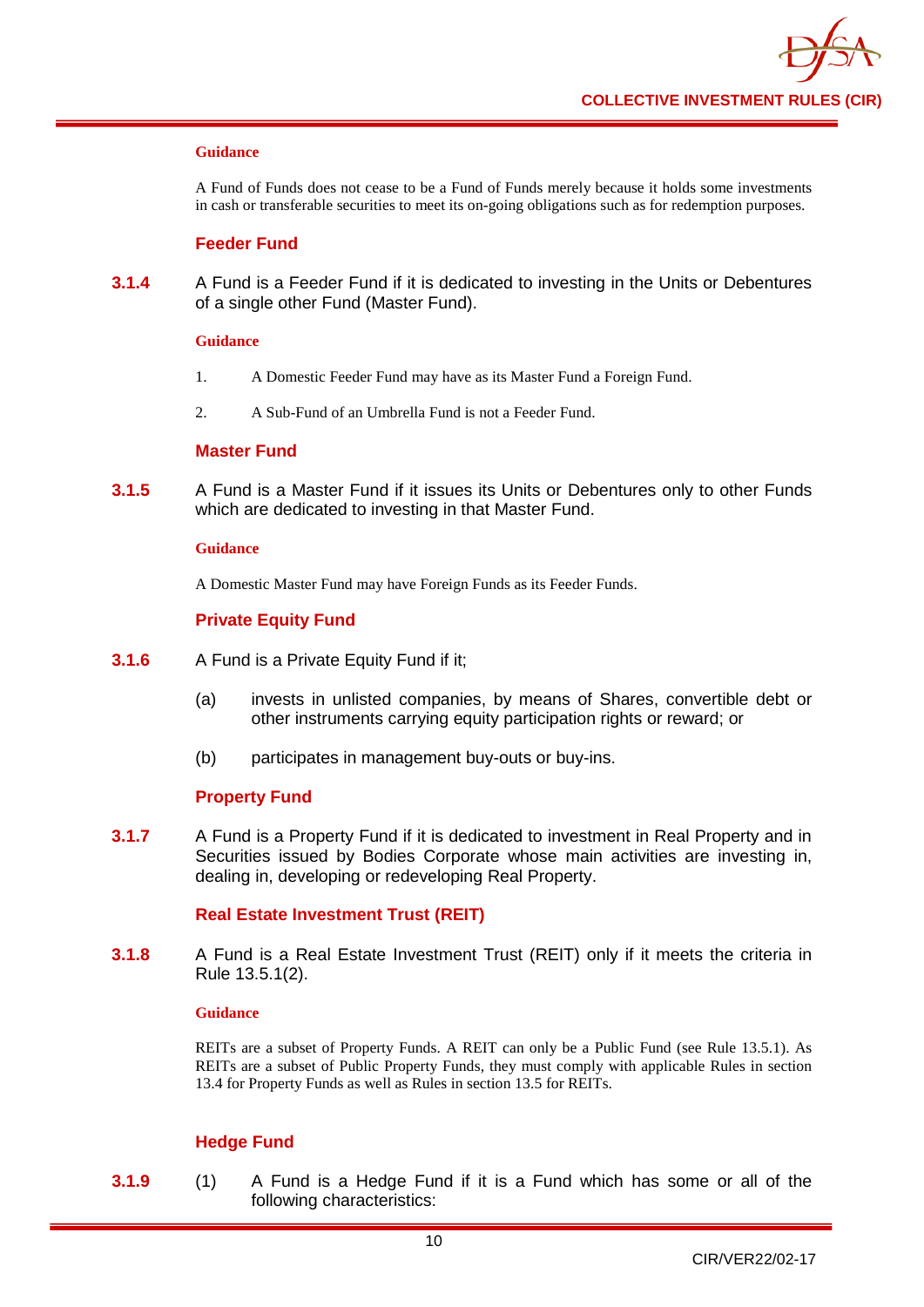**Guidance**

A Fund of Funds does not cease to be a Fund of Funds merely because it holds some investments in cash or transferable securities to meet its on-going obligations such as for redemption purposes.

### Feeder Fund

**3.1.4** A Fund is a Feeder Fund if it is dedicated to investing in the Units or Debentures of a single other Fund (Master Fund).

**Guidance**

1. A Domestic Feeder Fund may have as its Master Fund a Foreign Fund.
2. A Sub-Fund of an Umbrella Fund is not a Feeder Fund.

### Master Fund

**3.1.5** A Fund is a Master Fund if it issues its Units or Debentures only to other Funds which are dedicated to investing in that Master Fund.

**Guidance**

A Domestic Master Fund may have Foreign Funds as its Feeder Funds.

### Private Equity Fund

**3.1.6** A Fund is a Private Equity Fund if it;

(a) invests in unlisted companies, by means of Shares, convertible debt or other instruments carrying equity participation rights or reward; or

(b) participates in management buy-outs or buy-ins.

### Property Fund

**3.1.7** A Fund is a Property Fund if it is dedicated to investment in Real Property and in Securities issued by Bodies Corporate whose main activities are investing in, dealing in, developing or redeveloping Real Property.

### Real Estate Investment Trust (REIT)

**3.1.8** A Fund is a Real Estate Investment Trust (REIT) only if it meets the criteria in Rule 13.5.1(2).

**Guidance**

REITs are a subset of Property Funds. A REIT can only be a Public Fund (see Rule 13.5.1). As REITs are a subset of Public Property Funds, they must comply with applicable Rules in section 13.4 for Property Funds as well as Rules in section 13.5 for REITs.

### Hedge Fund

**3.1.9** (1) A Fund is a Hedge Fund if it is a Fund which has some or all of the following characteristics: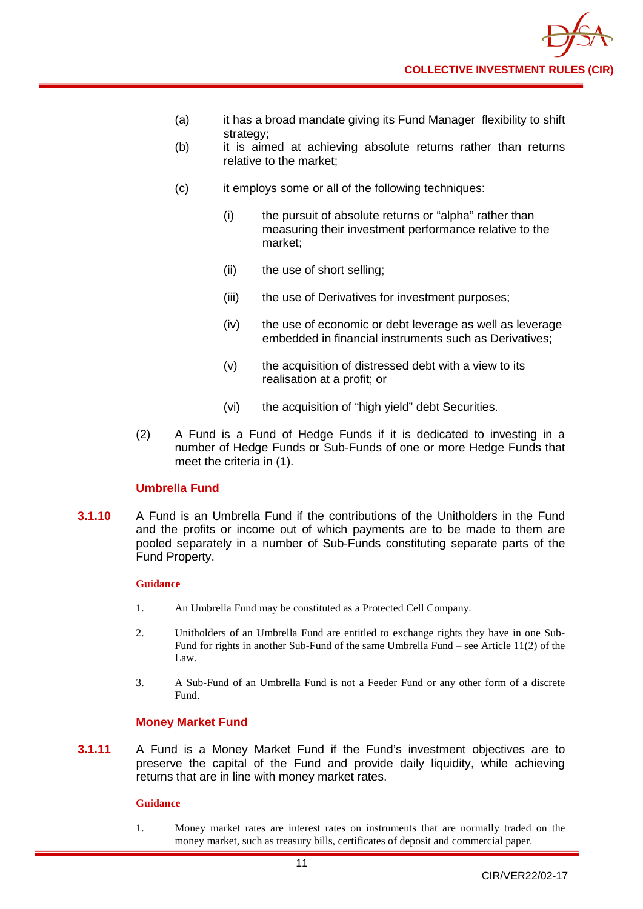(a) it has a broad mandate giving its Fund Manager flexibility to shift strategy;

(b) it is aimed at achieving absolute returns rather than returns relative to the market;

(c) it employs some or all of the following techniques:

(i) the pursuit of absolute returns or "alpha" rather than measuring their investment performance relative to the market;

(ii) the use of short selling;

(iii) the use of Derivatives for investment purposes;

(iv) the use of economic or debt leverage as well as leverage embedded in financial instruments such as Derivatives;

(v) the acquisition of distressed debt with a view to its realisation at a profit; or

(vi) the acquisition of "high yield" debt Securities.

(2) A Fund is a Fund of Hedge Funds if it is dedicated to investing in a number of Hedge Funds or Sub-Funds of one or more Hedge Funds that meet the criteria in (1).

### Umbrella Fund

**3.1.10** A Fund is an Umbrella Fund if the contributions of the Unitholders in the Fund and the profits or income out of which payments are to be made to them are pooled separately in a number of Sub-Funds constituting separate parts of the Fund Property.

**Guidance**

1. An Umbrella Fund may be constituted as a Protected Cell Company.

2. Unitholders of an Umbrella Fund are entitled to exchange rights they have in one Sub-Fund for rights in another Sub-Fund of the same Umbrella Fund – see Article 11(2) of the Law.

3. A Sub-Fund of an Umbrella Fund is not a Feeder Fund or any other form of a discrete Fund.

### Money Market Fund

**3.1.11** A Fund is a Money Market Fund if the Fund's investment objectives are to preserve the capital of the Fund and provide daily liquidity, while achieving returns that are in line with money market rates.

**Guidance**

1. Money market rates are interest rates on instruments that are normally traded on the money market, such as treasury bills, certificates of deposit and commercial paper.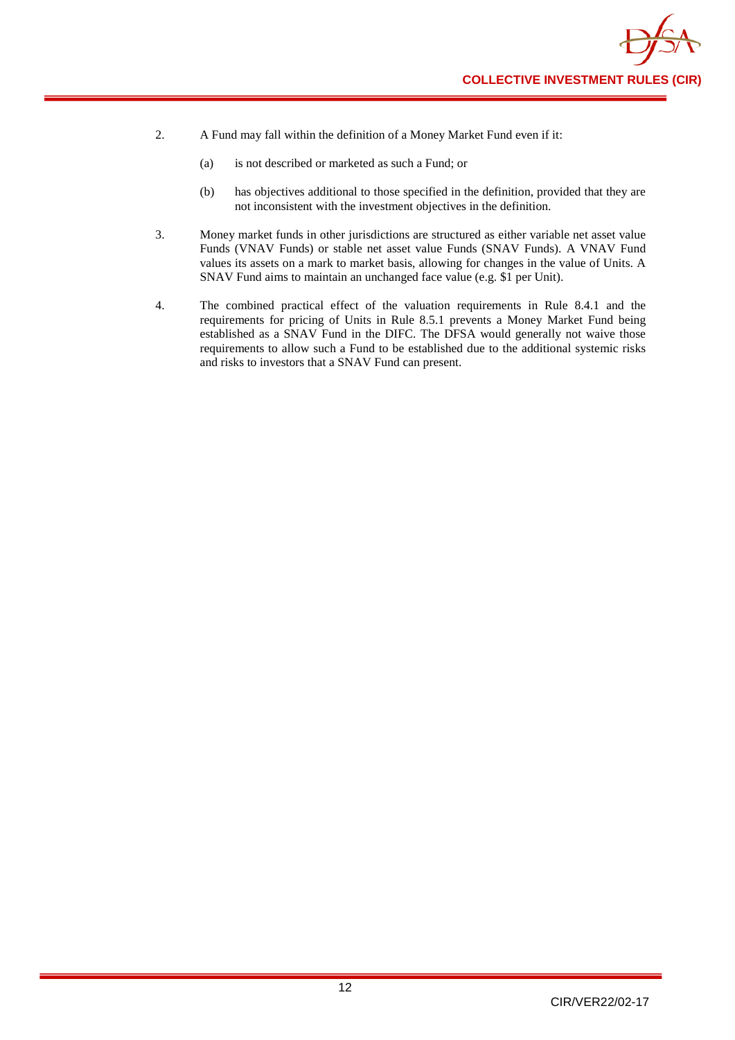2. A Fund may fall within the definition of a Money Market Fund even if it:

   (a) is not described or marketed as such a Fund; or

   (b) has objectives additional to those specified in the definition, provided that they are not inconsistent with the investment objectives in the definition.

3. Money market funds in other jurisdictions are structured as either variable net asset value Funds (VNAV Funds) or stable net asset value Funds (SNAV Funds). A VNAV Fund values its assets on a mark to market basis, allowing for changes in the value of Units. A SNAV Fund aims to maintain an unchanged face value (e.g. $1 per Unit).

4. The combined practical effect of the valuation requirements in Rule 8.4.1 and the requirements for pricing of Units in Rule 8.5.1 prevents a Money Market Fund being established as a SNAV Fund in the DIFC. The DFSA would generally not waive those requirements to allow such a Fund to be established due to the additional systemic risks and risks to investors that a SNAV Fund can present.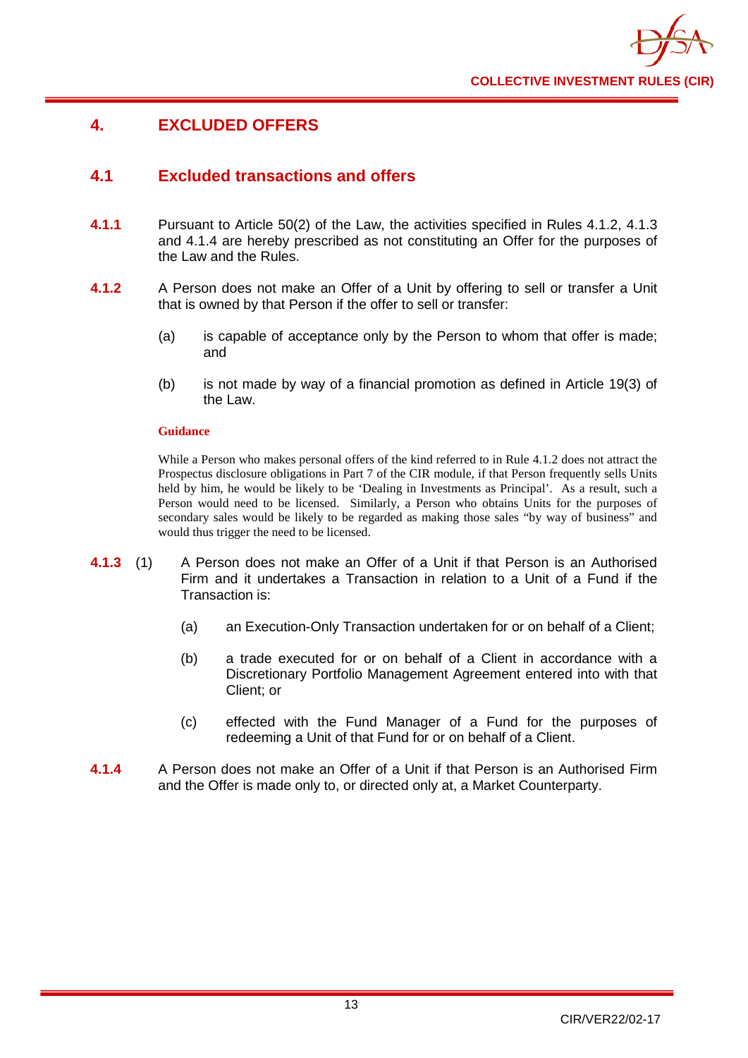# 4. EXCLUDED OFFERS

## 4.1 Excluded transactions and offers

**4.1.1** Pursuant to Article 50(2) of the Law, the activities specified in Rules 4.1.2, 4.1.3 and 4.1.4 are hereby prescribed as not constituting an Offer for the purposes of the Law and the Rules.

**4.1.2** A Person does not make an Offer of a Unit by offering to sell or transfer a Unit that is owned by that Person if the offer to sell or transfer:

(a) is capable of acceptance only by the Person to whom that offer is made; and

(b) is not made by way of a financial promotion as defined in Article 19(3) of the Law.

**Guidance**

While a Person who makes personal offers of the kind referred to in Rule 4.1.2 does not attract the Prospectus disclosure obligations in Part 7 of the CIR module, if that Person frequently sells Units held by him, he would be likely to be 'Dealing in Investments as Principal'. As a result, such a Person would need to be licensed. Similarly, a Person who obtains Units for the purposes of secondary sales would be likely to be regarded as making those sales "by way of business" and would thus trigger the need to be licensed.

**4.1.3** (1) A Person does not make an Offer of a Unit if that Person is an Authorised Firm and it undertakes a Transaction in relation to a Unit of a Fund if the Transaction is:

(a) an Execution-Only Transaction undertaken for or on behalf of a Client;

(b) a trade executed for or on behalf of a Client in accordance with a Discretionary Portfolio Management Agreement entered into with that Client; or

(c) effected with the Fund Manager of a Fund for the purposes of redeeming a Unit of that Fund for or on behalf of a Client.

**4.1.4** A Person does not make an Offer of a Unit if that Person is an Authorised Firm and the Offer is made only to, or directed only at, a Market Counterparty.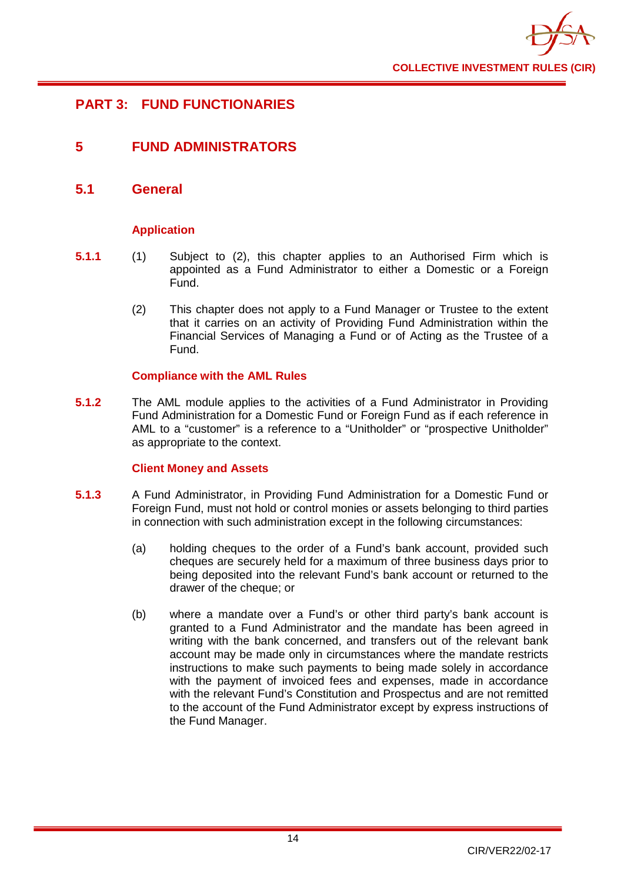# PART 3: FUND FUNCTIONARIES

## 5 FUND ADMINISTRATORS

### 5.1 General

#### Application

**5.1.1** (1) Subject to (2), this chapter applies to an Authorised Firm which is appointed as a Fund Administrator to either a Domestic or a Foreign Fund.

(2) This chapter does not apply to a Fund Manager or Trustee to the extent that it carries on an activity of Providing Fund Administration within the Financial Services of Managing a Fund or of Acting as the Trustee of a Fund.

#### Compliance with the AML Rules

**5.1.2** The AML module applies to the activities of a Fund Administrator in Providing Fund Administration for a Domestic Fund or Foreign Fund as if each reference in AML to a "customer" is a reference to a "Unitholder" or "prospective Unitholder" as appropriate to the context.

#### Client Money and Assets

**5.1.3** A Fund Administrator, in Providing Fund Administration for a Domestic Fund or Foreign Fund, must not hold or control monies or assets belonging to third parties in connection with such administration except in the following circumstances:

(a) holding cheques to the order of a Fund's bank account, provided such cheques are securely held for a maximum of three business days prior to being deposited into the relevant Fund's bank account or returned to the drawer of the cheque; or

(b) where a mandate over a Fund's or other third party's bank account is granted to a Fund Administrator and the mandate has been agreed in writing with the bank concerned, and transfers out of the relevant bank account may be made only in circumstances where the mandate restricts instructions to make such payments to being made solely in accordance with the payment of invoiced fees and expenses, made in accordance with the relevant Fund's Constitution and Prospectus and are not remitted to the account of the Fund Administrator except by express instructions of the Fund Manager.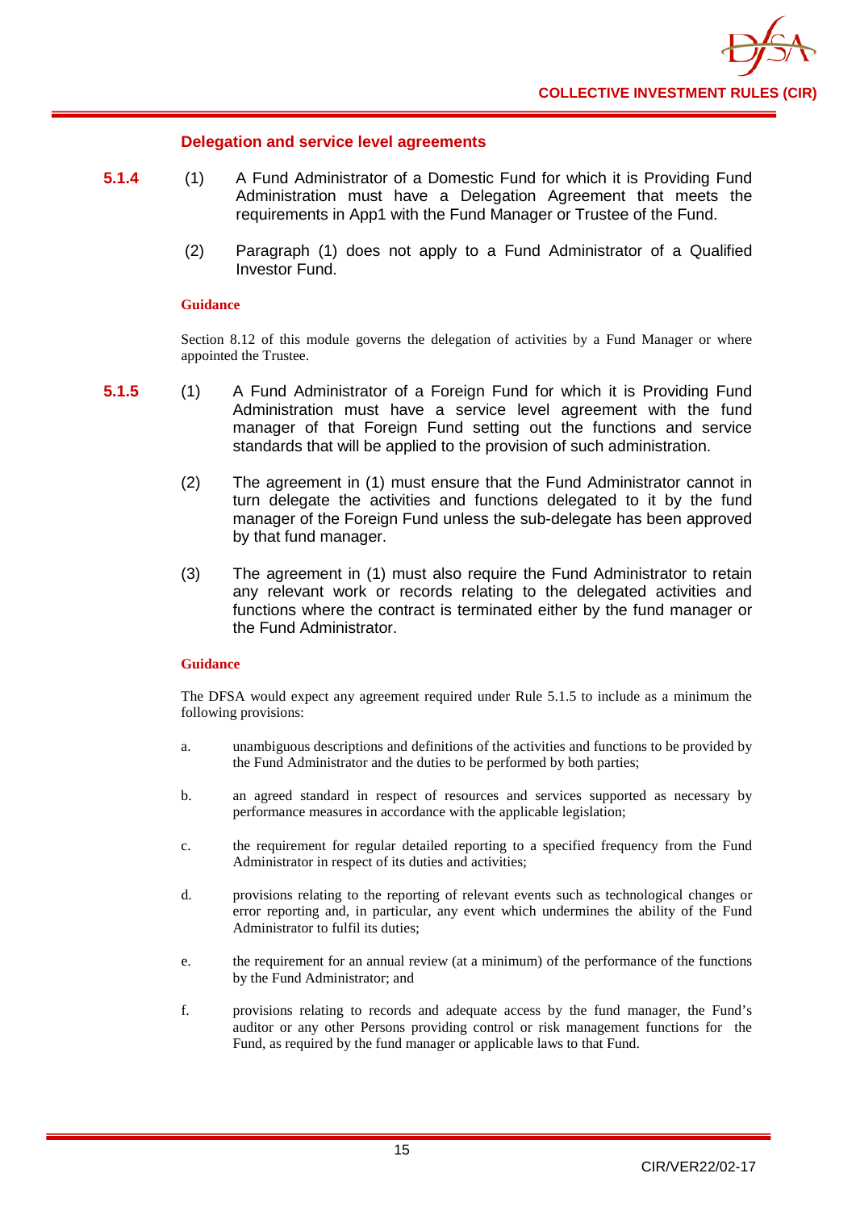### Delegation and service level agreements

**5.1.4** (1) A Fund Administrator of a Domestic Fund for which it is Providing Fund Administration must have a Delegation Agreement that meets the requirements in App1 with the Fund Manager or Trustee of the Fund.

(2) Paragraph (1) does not apply to a Fund Administrator of a Qualified Investor Fund.

**Guidance**

Section 8.12 of this module governs the delegation of activities by a Fund Manager or where appointed the Trustee.

**5.1.5** (1) A Fund Administrator of a Foreign Fund for which it is Providing Fund Administration must have a service level agreement with the fund manager of that Foreign Fund setting out the functions and service standards that will be applied to the provision of such administration.

(2) The agreement in (1) must ensure that the Fund Administrator cannot in turn delegate the activities and functions delegated to it by the fund manager of the Foreign Fund unless the sub-delegate has been approved by that fund manager.

(3) The agreement in (1) must also require the Fund Administrator to retain any relevant work or records relating to the delegated activities and functions where the contract is terminated either by the fund manager or the Fund Administrator.

**Guidance**

The DFSA would expect any agreement required under Rule 5.1.5 to include as a minimum the following provisions:

a. unambiguous descriptions and definitions of the activities and functions to be provided by the Fund Administrator and the duties to be performed by both parties;

b. an agreed standard in respect of resources and services supported as necessary by performance measures in accordance with the applicable legislation;

c. the requirement for regular detailed reporting to a specified frequency from the Fund Administrator in respect of its duties and activities;

d. provisions relating to the reporting of relevant events such as technological changes or error reporting and, in particular, any event which undermines the ability of the Fund Administrator to fulfil its duties;

e. the requirement for an annual review (at a minimum) of the performance of the functions by the Fund Administrator; and

f. provisions relating to records and adequate access by the fund manager, the Fund's auditor or any other Persons providing control or risk management functions for the Fund, as required by the fund manager or applicable laws to that Fund.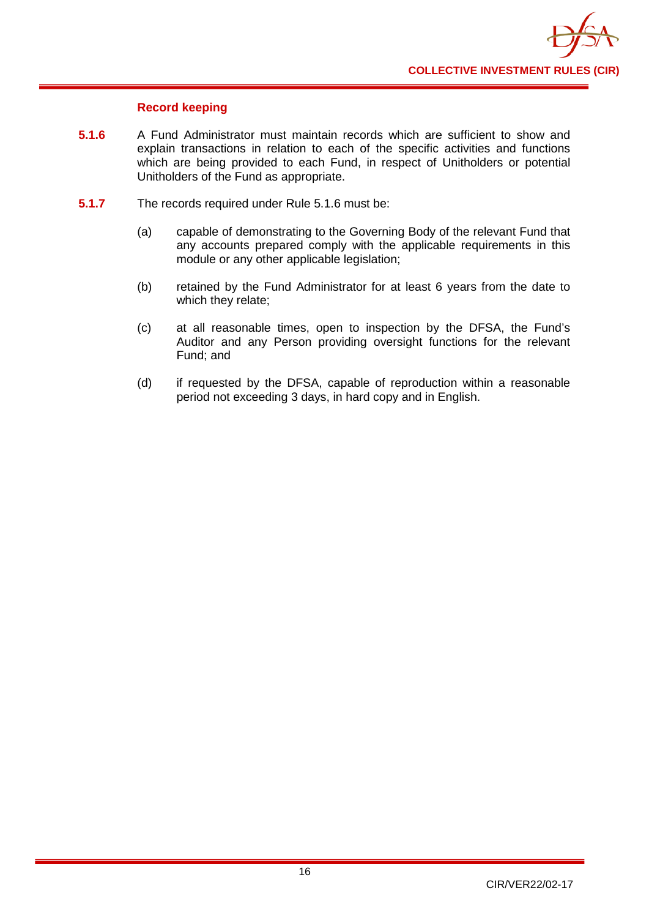### Record keeping

**5.1.6** A Fund Administrator must maintain records which are sufficient to show and explain transactions in relation to each of the specific activities and functions which are being provided to each Fund, in respect of Unitholders or potential Unitholders of the Fund as appropriate.

**5.1.7** The records required under Rule 5.1.6 must be:

(a) capable of demonstrating to the Governing Body of the relevant Fund that any accounts prepared comply with the applicable requirements in this module or any other applicable legislation;

(b) retained by the Fund Administrator for at least 6 years from the date to which they relate;

(c) at all reasonable times, open to inspection by the DFSA, the Fund's Auditor and any Person providing oversight functions for the relevant Fund; and

(d) if requested by the DFSA, capable of reproduction within a reasonable period not exceeding 3 days, in hard copy and in English.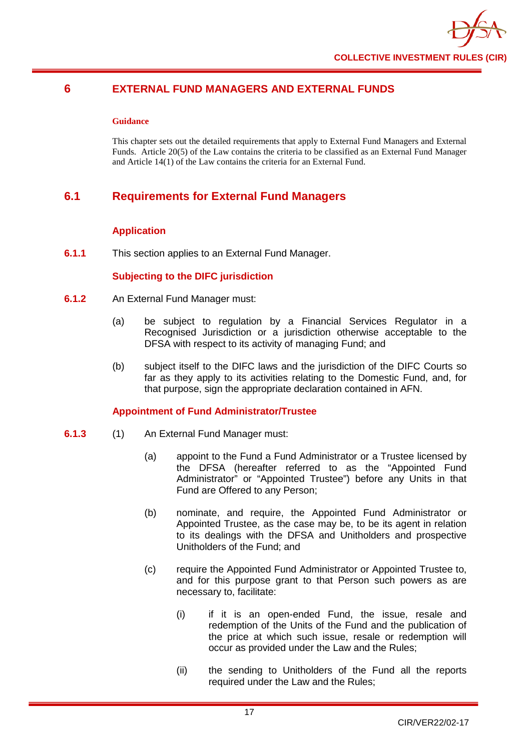# 6 EXTERNAL FUND MANAGERS AND EXTERNAL FUNDS

**Guidance**

This chapter sets out the detailed requirements that apply to External Fund Managers and External Funds. Article 20(5) of the Law contains the criteria to be classified as an External Fund Manager and Article 14(1) of the Law contains the criteria for an External Fund.

## 6.1 Requirements for External Fund Managers

### Application

**6.1.1** This section applies to an External Fund Manager.

### Subjecting to the DIFC jurisdiction

**6.1.2** An External Fund Manager must:

(a) be subject to regulation by a Financial Services Regulator in a Recognised Jurisdiction or a jurisdiction otherwise acceptable to the DFSA with respect to its activity of managing Fund; and

(b) subject itself to the DIFC laws and the jurisdiction of the DIFC Courts so far as they apply to its activities relating to the Domestic Fund, and, for that purpose, sign the appropriate declaration contained in AFN.

### Appointment of Fund Administrator/Trustee

**6.1.3** (1) An External Fund Manager must:

(a) appoint to the Fund a Fund Administrator or a Trustee licensed by the DFSA (hereafter referred to as the "Appointed Fund Administrator" or "Appointed Trustee") before any Units in that Fund are Offered to any Person;

(b) nominate, and require, the Appointed Fund Administrator or Appointed Trustee, as the case may be, to be its agent in relation to its dealings with the DFSA and Unitholders and prospective Unitholders of the Fund; and

(c) require the Appointed Fund Administrator or Appointed Trustee to, and for this purpose grant to that Person such powers as are necessary to, facilitate:

(i) if it is an open-ended Fund, the issue, resale and redemption of the Units of the Fund and the publication of the price at which such issue, resale or redemption will occur as provided under the Law and the Rules;

(ii) the sending to Unitholders of the Fund all the reports required under the Law and the Rules;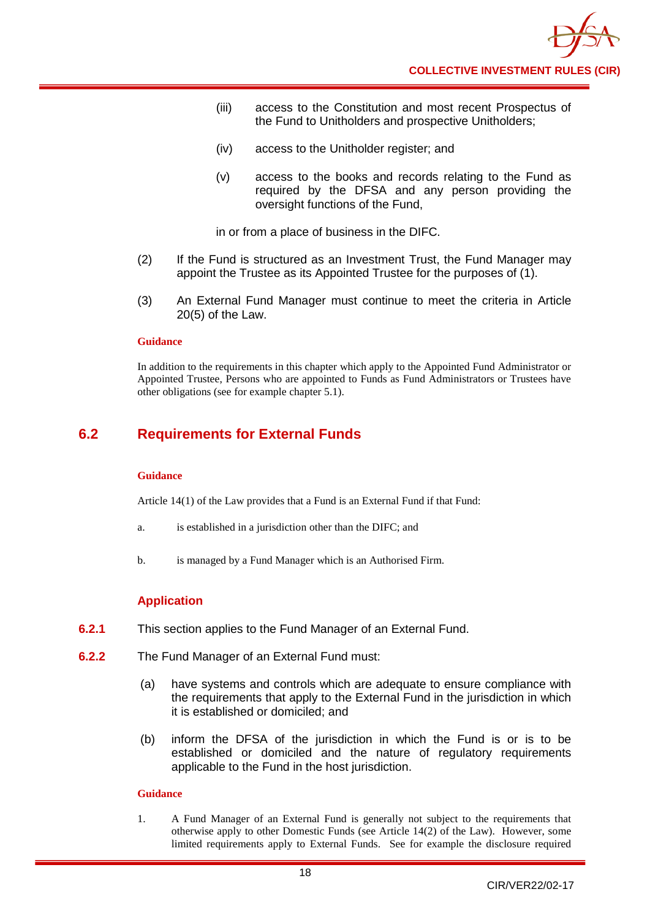(iii) access to the Constitution and most recent Prospectus of the Fund to Unitholders and prospective Unitholders;

(iv) access to the Unitholder register; and

(v) access to the books and records relating to the Fund as required by the DFSA and any person providing the oversight functions of the Fund,

in or from a place of business in the DIFC.

(2) If the Fund is structured as an Investment Trust, the Fund Manager may appoint the Trustee as its Appointed Trustee for the purposes of (1).

(3) An External Fund Manager must continue to meet the criteria in Article 20(5) of the Law.

**Guidance**

In addition to the requirements in this chapter which apply to the Appointed Fund Administrator or Appointed Trustee, Persons who are appointed to Funds as Fund Administrators or Trustees have other obligations (see for example chapter 5.1).

## 6.2 Requirements for External Funds

**Guidance**

Article 14(1) of the Law provides that a Fund is an External Fund if that Fund:

a. is established in a jurisdiction other than the DIFC; and

b. is managed by a Fund Manager which is an Authorised Firm.

### Application

**6.2.1** This section applies to the Fund Manager of an External Fund.

**6.2.2** The Fund Manager of an External Fund must:

(a) have systems and controls which are adequate to ensure compliance with the requirements that apply to the External Fund in the jurisdiction in which it is established or domiciled; and

(b) inform the DFSA of the jurisdiction in which the Fund is or is to be established or domiciled and the nature of regulatory requirements applicable to the Fund in the host jurisdiction.

**Guidance**

1. A Fund Manager of an External Fund is generally not subject to the requirements that otherwise apply to other Domestic Funds (see Article 14(2) of the Law). However, some limited requirements apply to External Funds. See for example the disclosure required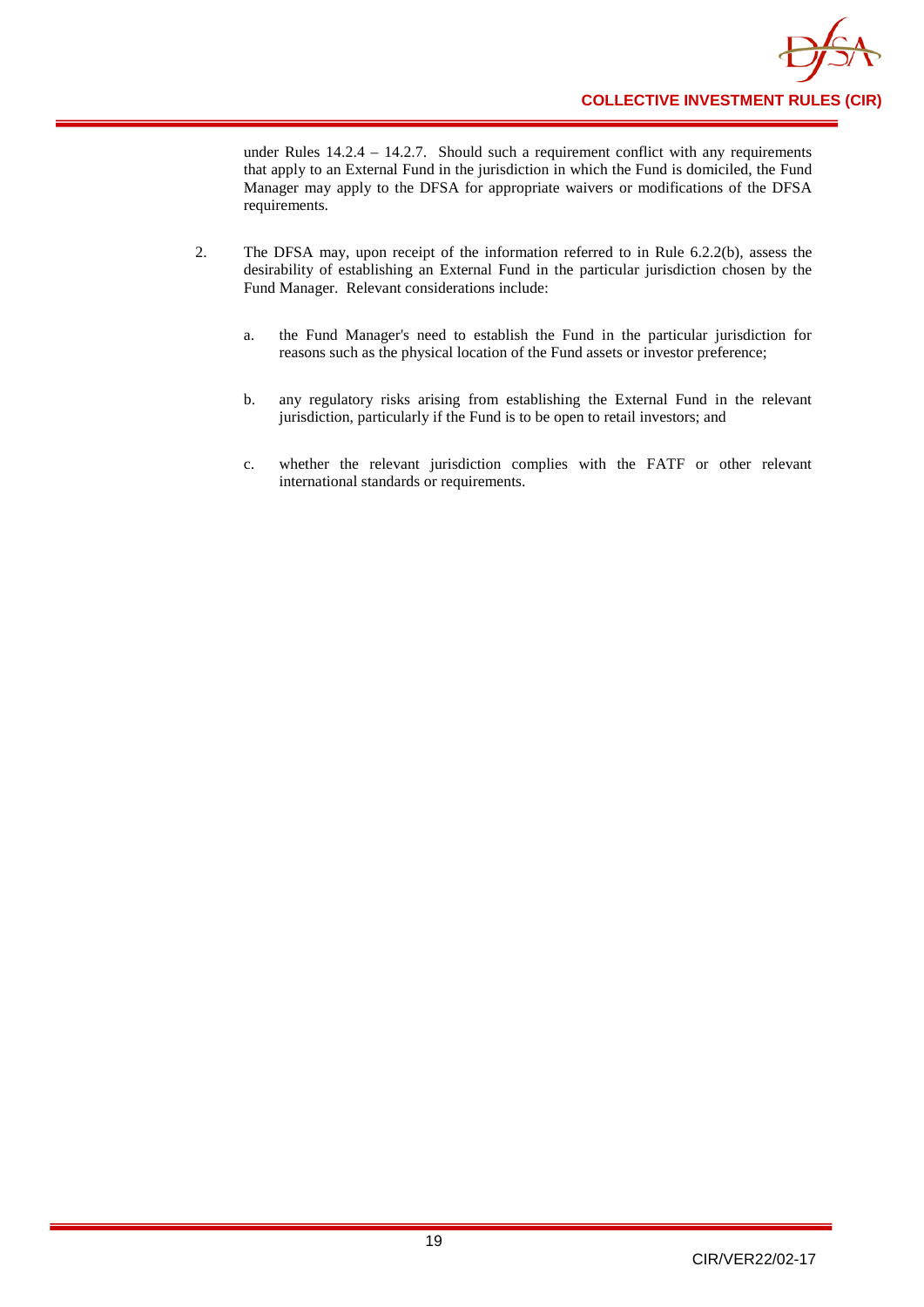under Rules 14.2.4 – 14.2.7. Should such a requirement conflict with any requirements that apply to an External Fund in the jurisdiction in which the Fund is domiciled, the Fund Manager may apply to the DFSA for appropriate waivers or modifications of the DFSA requirements.

2. The DFSA may, upon receipt of the information referred to in Rule 6.2.2(b), assess the desirability of establishing an External Fund in the particular jurisdiction chosen by the Fund Manager. Relevant considerations include:

   a. the Fund Manager's need to establish the Fund in the particular jurisdiction for reasons such as the physical location of the Fund assets or investor preference;

   b. any regulatory risks arising from establishing the External Fund in the relevant jurisdiction, particularly if the Fund is to be open to retail investors; and

   c. whether the relevant jurisdiction complies with the FATF or other relevant international standards or requirements.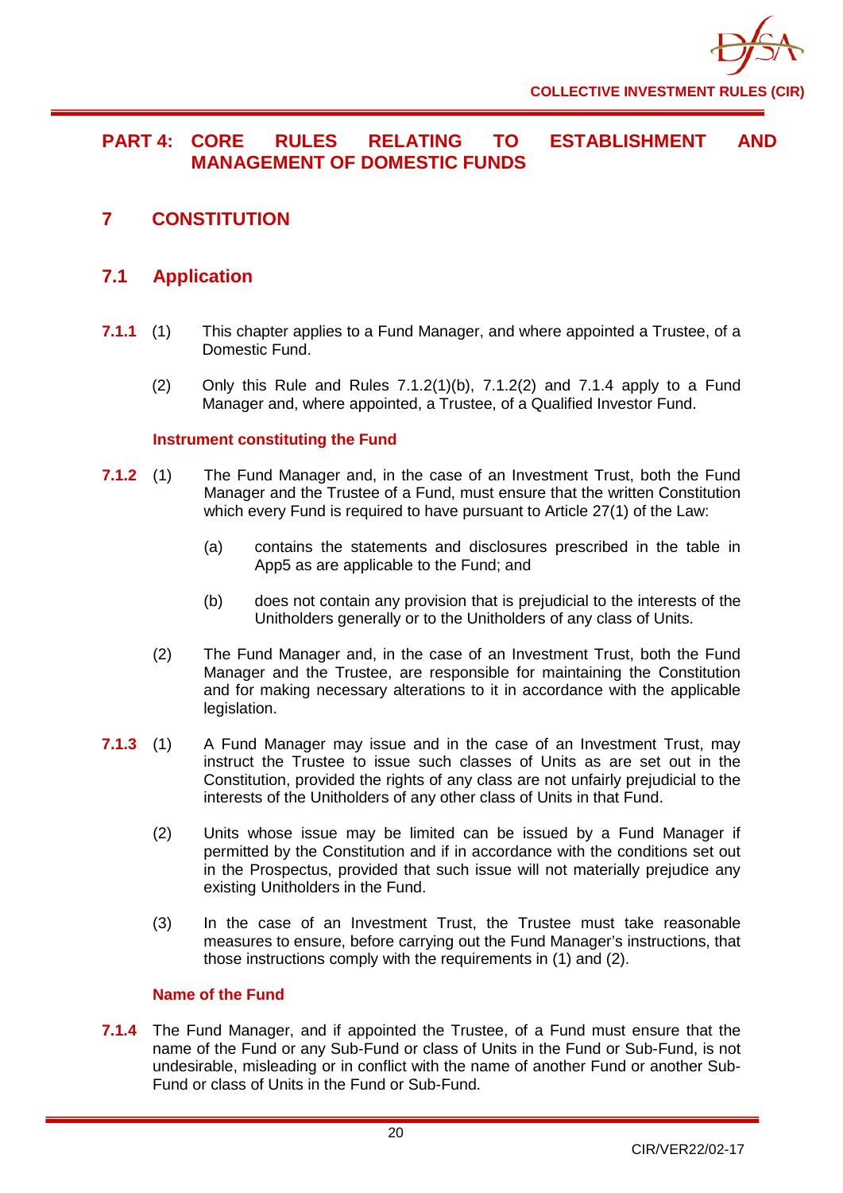# PART 4: CORE RULES RELATING TO ESTABLISHMENT AND MANAGEMENT OF DOMESTIC FUNDS

## 7 CONSTITUTION

### 7.1 Application

**7.1.1** (1) This chapter applies to a Fund Manager, and where appointed a Trustee, of a Domestic Fund.

(2) Only this Rule and Rules 7.1.2(1)(b), 7.1.2(2) and 7.1.4 apply to a Fund Manager and, where appointed, a Trustee, of a Qualified Investor Fund.

**Instrument constituting the Fund**

**7.1.2** (1) The Fund Manager and, in the case of an Investment Trust, both the Fund Manager and the Trustee of a Fund, must ensure that the written Constitution which every Fund is required to have pursuant to Article 27(1) of the Law:

(a) contains the statements and disclosures prescribed in the table in App5 as are applicable to the Fund; and

(b) does not contain any provision that is prejudicial to the interests of the Unitholders generally or to the Unitholders of any class of Units.

(2) The Fund Manager and, in the case of an Investment Trust, both the Fund Manager and the Trustee, are responsible for maintaining the Constitution and for making necessary alterations to it in accordance with the applicable legislation.

**7.1.3** (1) A Fund Manager may issue and in the case of an Investment Trust, may instruct the Trustee to issue such classes of Units as are set out in the Constitution, provided the rights of any class are not unfairly prejudicial to the interests of the Unitholders of any other class of Units in that Fund.

(2) Units whose issue may be limited can be issued by a Fund Manager if permitted by the Constitution and if in accordance with the conditions set out in the Prospectus, provided that such issue will not materially prejudice any existing Unitholders in the Fund.

(3) In the case of an Investment Trust, the Trustee must take reasonable measures to ensure, before carrying out the Fund Manager's instructions, that those instructions comply with the requirements in (1) and (2).

**Name of the Fund**

**7.1.4** The Fund Manager, and if appointed the Trustee, of a Fund must ensure that the name of the Fund or any Sub-Fund or class of Units in the Fund or Sub-Fund, is not undesirable, misleading or in conflict with the name of another Fund or another Sub-Fund or class of Units in the Fund or Sub-Fund.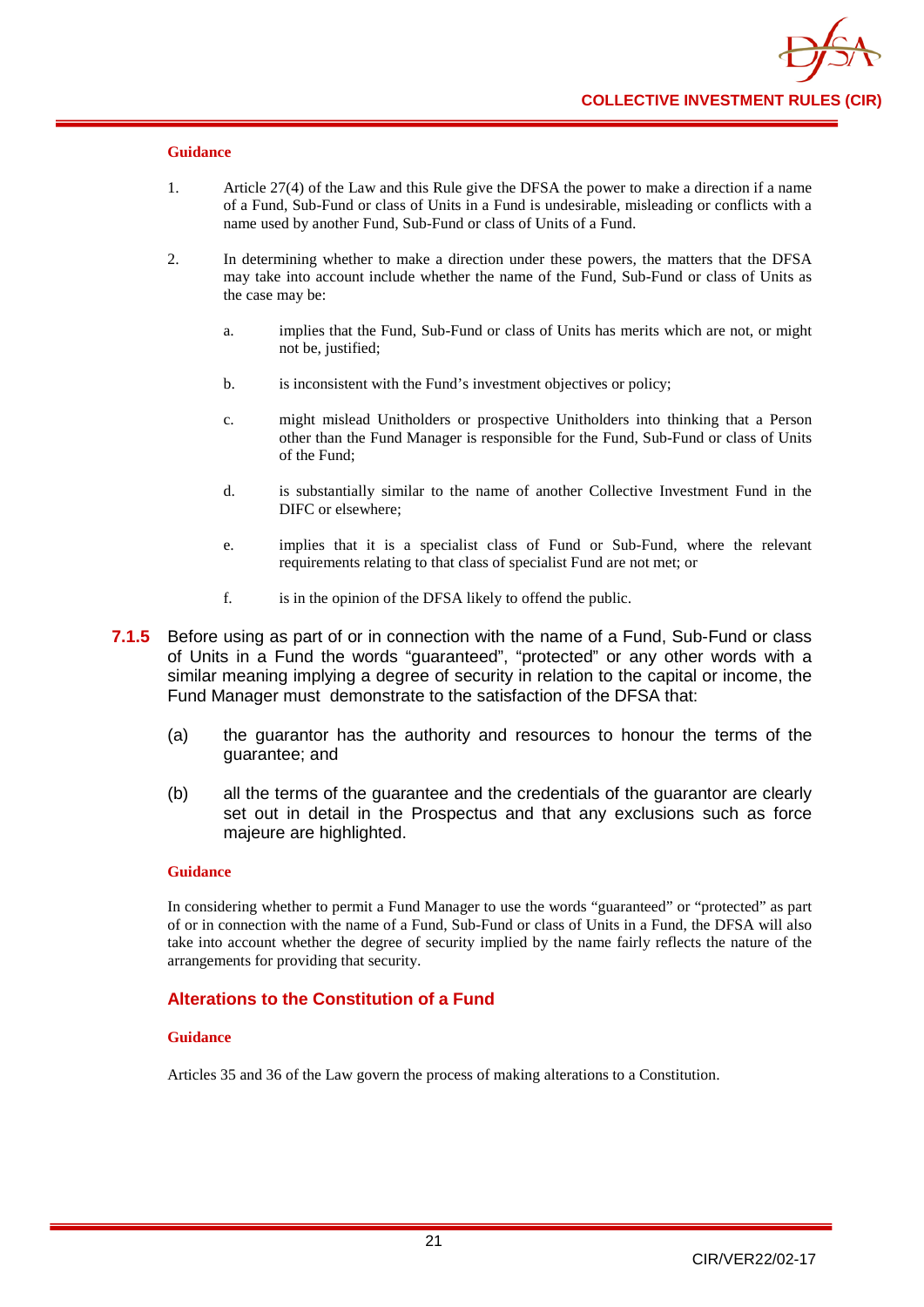**Guidance**

1. Article 27(4) of the Law and this Rule give the DFSA the power to make a direction if a name of a Fund, Sub-Fund or class of Units in a Fund is undesirable, misleading or conflicts with a name used by another Fund, Sub-Fund or class of Units of a Fund.

2. In determining whether to make a direction under these powers, the matters that the DFSA may take into account include whether the name of the Fund, Sub-Fund or class of Units as the case may be:

   a. implies that the Fund, Sub-Fund or class of Units has merits which are not, or might not be, justified;

   b. is inconsistent with the Fund's investment objectives or policy;

   c. might mislead Unitholders or prospective Unitholders into thinking that a Person other than the Fund Manager is responsible for the Fund, Sub-Fund or class of Units of the Fund;

   d. is substantially similar to the name of another Collective Investment Fund in the DIFC or elsewhere;

   e. implies that it is a specialist class of Fund or Sub-Fund, where the relevant requirements relating to that class of specialist Fund are not met; or

   f. is in the opinion of the DFSA likely to offend the public.

**7.1.5** Before using as part of or in connection with the name of a Fund, Sub-Fund or class of Units in a Fund the words "guaranteed", "protected" or any other words with a similar meaning implying a degree of security in relation to the capital or income, the Fund Manager must demonstrate to the satisfaction of the DFSA that:

(a) the guarantor has the authority and resources to honour the terms of the guarantee; and

(b) all the terms of the guarantee and the credentials of the guarantor are clearly set out in detail in the Prospectus and that any exclusions such as force majeure are highlighted.

**Guidance**

In considering whether to permit a Fund Manager to use the words "guaranteed" or "protected" as part of or in connection with the name of a Fund, Sub-Fund or class of Units in a Fund, the DFSA will also take into account whether the degree of security implied by the name fairly reflects the nature of the arrangements for providing that security.

### Alterations to the Constitution of a Fund

**Guidance**

Articles 35 and 36 of the Law govern the process of making alterations to a Constitution.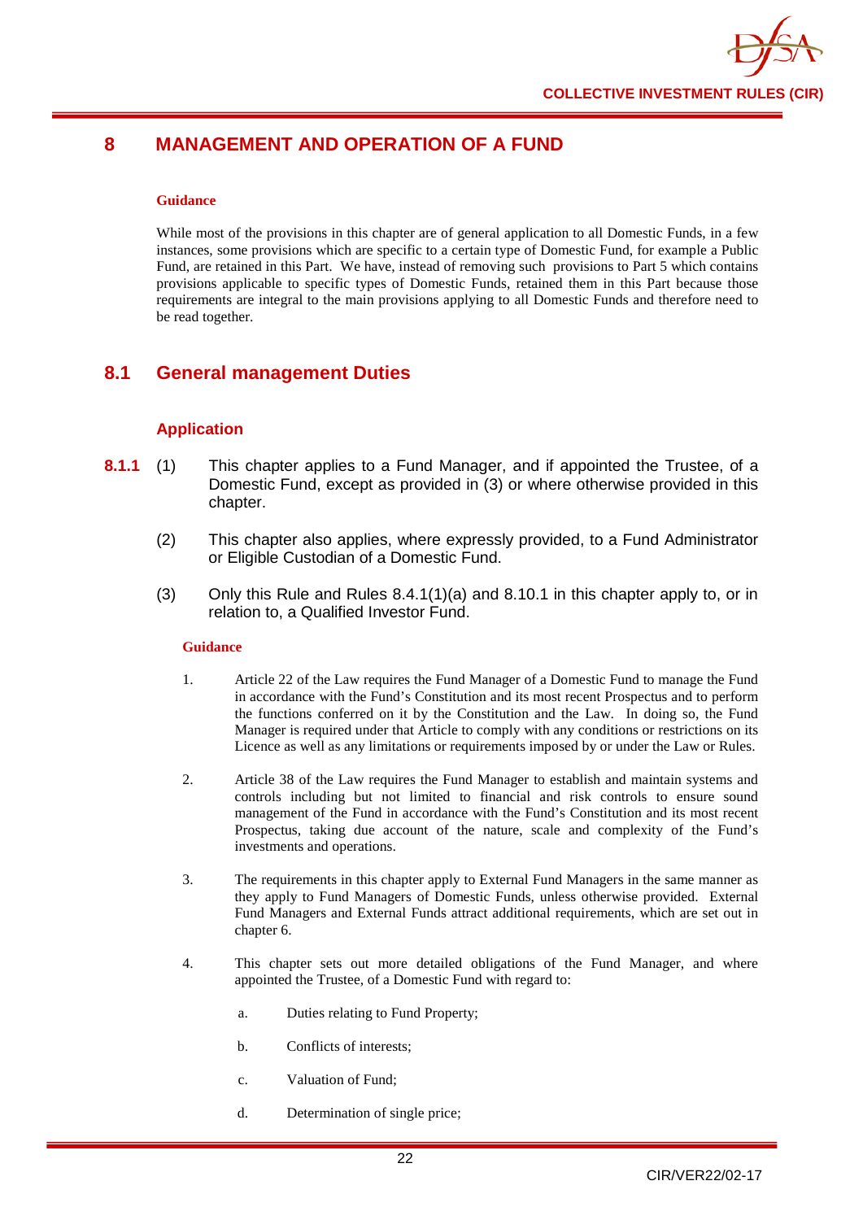# 8 MANAGEMENT AND OPERATION OF A FUND

**Guidance**

While most of the provisions in this chapter are of general application to all Domestic Funds, in a few instances, some provisions which are specific to a certain type of Domestic Fund, for example a Public Fund, are retained in this Part. We have, instead of removing such provisions to Part 5 which contains provisions applicable to specific types of Domestic Funds, retained them in this Part because those requirements are integral to the main provisions applying to all Domestic Funds and therefore need to be read together.

## 8.1 General management Duties

### Application

**8.1.1** (1) This chapter applies to a Fund Manager, and if appointed the Trustee, of a Domestic Fund, except as provided in (3) or where otherwise provided in this chapter.

(2) This chapter also applies, where expressly provided, to a Fund Administrator or Eligible Custodian of a Domestic Fund.

(3) Only this Rule and Rules 8.4.1(1)(a) and 8.10.1 in this chapter apply to, or in relation to, a Qualified Investor Fund.

**Guidance**

1. Article 22 of the Law requires the Fund Manager of a Domestic Fund to manage the Fund in accordance with the Fund's Constitution and its most recent Prospectus and to perform the functions conferred on it by the Constitution and the Law. In doing so, the Fund Manager is required under that Article to comply with any conditions or restrictions on its Licence as well as any limitations or requirements imposed by or under the Law or Rules.

2. Article 38 of the Law requires the Fund Manager to establish and maintain systems and controls including but not limited to financial and risk controls to ensure sound management of the Fund in accordance with the Fund's Constitution and its most recent Prospectus, taking due account of the nature, scale and complexity of the Fund's investments and operations.

3. The requirements in this chapter apply to External Fund Managers in the same manner as they apply to Fund Managers of Domestic Funds, unless otherwise provided. External Fund Managers and External Funds attract additional requirements, which are set out in chapter 6.

4. This chapter sets out more detailed obligations of the Fund Manager, and where appointed the Trustee, of a Domestic Fund with regard to:

   a. Duties relating to Fund Property;

   b. Conflicts of interests;

   c. Valuation of Fund;

   d. Determination of single price;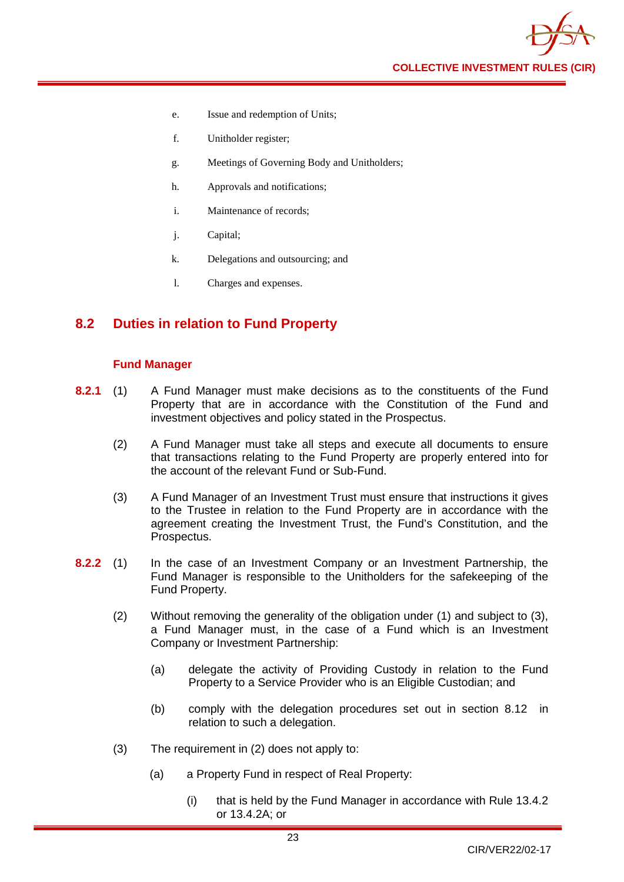e. Issue and redemption of Units;

f. Unitholder register;

g. Meetings of Governing Body and Unitholders;

h. Approvals and notifications;

i. Maintenance of records;

j. Capital;

k. Delegations and outsourcing; and

l. Charges and expenses.

## 8.2 Duties in relation to Fund Property

### Fund Manager

**8.2.1** (1) A Fund Manager must make decisions as to the constituents of the Fund Property that are in accordance with the Constitution of the Fund and investment objectives and policy stated in the Prospectus.

(2) A Fund Manager must take all steps and execute all documents to ensure that transactions relating to the Fund Property are properly entered into for the account of the relevant Fund or Sub-Fund.

(3) A Fund Manager of an Investment Trust must ensure that instructions it gives to the Trustee in relation to the Fund Property are in accordance with the agreement creating the Investment Trust, the Fund's Constitution, and the Prospectus.

**8.2.2** (1) In the case of an Investment Company or an Investment Partnership, the Fund Manager is responsible to the Unitholders for the safekeeping of the Fund Property.

(2) Without removing the generality of the obligation under (1) and subject to (3), a Fund Manager must, in the case of a Fund which is an Investment Company or Investment Partnership:

(a) delegate the activity of Providing Custody in relation to the Fund Property to a Service Provider who is an Eligible Custodian; and

(b) comply with the delegation procedures set out in section 8.12 in relation to such a delegation.

(3) The requirement in (2) does not apply to:

(a) a Property Fund in respect of Real Property:

(i) that is held by the Fund Manager in accordance with Rule 13.4.2 or 13.4.2A; or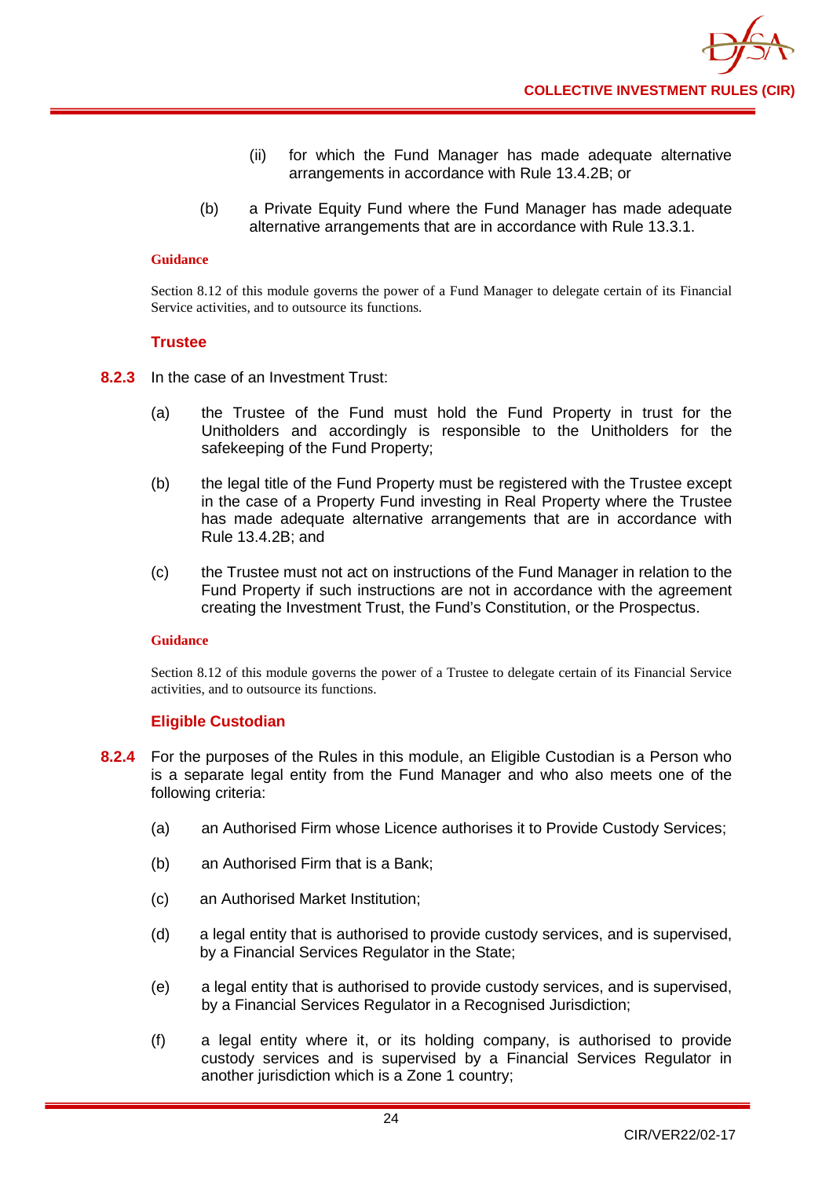(ii) for which the Fund Manager has made adequate alternative arrangements in accordance with Rule 13.4.2B; or

(b) a Private Equity Fund where the Fund Manager has made adequate alternative arrangements that are in accordance with Rule 13.3.1.

**Guidance**

Section 8.12 of this module governs the power of a Fund Manager to delegate certain of its Financial Service activities, and to outsource its functions.

### Trustee

**8.2.3** In the case of an Investment Trust:

(a) the Trustee of the Fund must hold the Fund Property in trust for the Unitholders and accordingly is responsible to the Unitholders for the safekeeping of the Fund Property;

(b) the legal title of the Fund Property must be registered with the Trustee except in the case of a Property Fund investing in Real Property where the Trustee has made adequate alternative arrangements that are in accordance with Rule 13.4.2B; and

(c) the Trustee must not act on instructions of the Fund Manager in relation to the Fund Property if such instructions are not in accordance with the agreement creating the Investment Trust, the Fund's Constitution, or the Prospectus.

**Guidance**

Section 8.12 of this module governs the power of a Trustee to delegate certain of its Financial Service activities, and to outsource its functions.

### Eligible Custodian

**8.2.4** For the purposes of the Rules in this module, an Eligible Custodian is a Person who is a separate legal entity from the Fund Manager and who also meets one of the following criteria:

(a) an Authorised Firm whose Licence authorises it to Provide Custody Services;

(b) an Authorised Firm that is a Bank;

(c) an Authorised Market Institution;

(d) a legal entity that is authorised to provide custody services, and is supervised, by a Financial Services Regulator in the State;

(e) a legal entity that is authorised to provide custody services, and is supervised, by a Financial Services Regulator in a Recognised Jurisdiction;

(f) a legal entity where it, or its holding company, is authorised to provide custody services and is supervised by a Financial Services Regulator in another jurisdiction which is a Zone 1 country;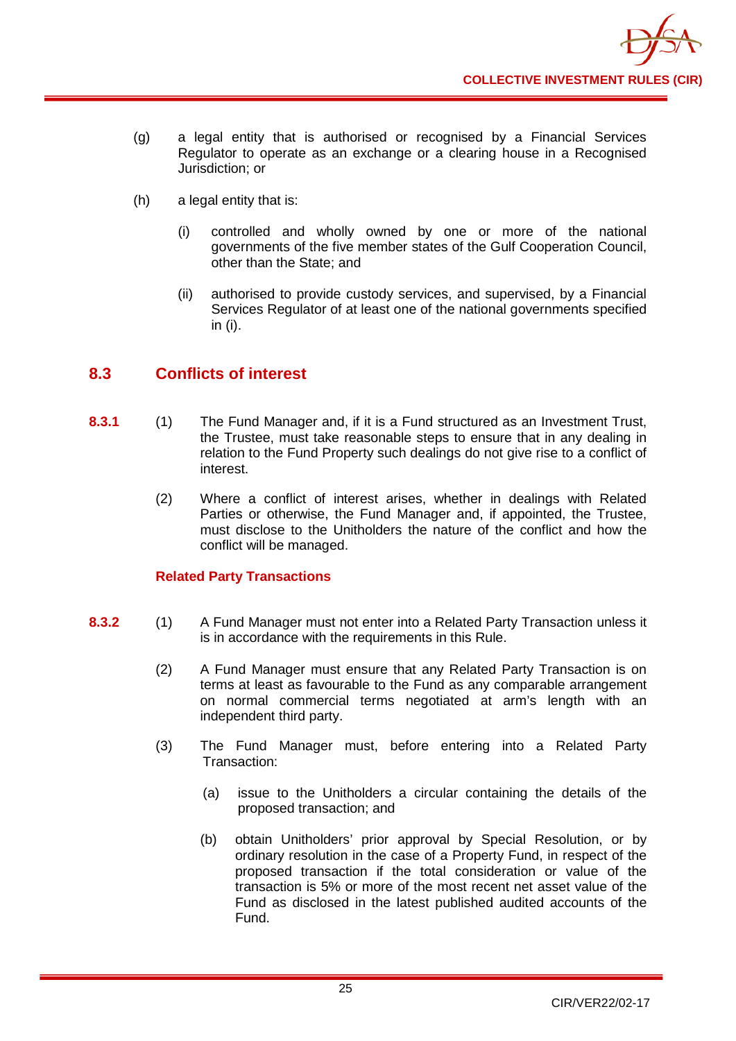(g) a legal entity that is authorised or recognised by a Financial Services Regulator to operate as an exchange or a clearing house in a Recognised Jurisdiction; or

(h) a legal entity that is:

  (i) controlled and wholly owned by one or more of the national governments of the five member states of the Gulf Cooperation Council, other than the State; and

  (ii) authorised to provide custody services, and supervised, by a Financial Services Regulator of at least one of the national governments specified in (i).

## 8.3 Conflicts of interest

**8.3.1** (1) The Fund Manager and, if it is a Fund structured as an Investment Trust, the Trustee, must take reasonable steps to ensure that in any dealing in relation to the Fund Property such dealings do not give rise to a conflict of interest.

(2) Where a conflict of interest arises, whether in dealings with Related Parties or otherwise, the Fund Manager and, if appointed, the Trustee, must disclose to the Unitholders the nature of the conflict and how the conflict will be managed.

### Related Party Transactions

**8.3.2** (1) A Fund Manager must not enter into a Related Party Transaction unless it is in accordance with the requirements in this Rule.

(2) A Fund Manager must ensure that any Related Party Transaction is on terms at least as favourable to the Fund as any comparable arrangement on normal commercial terms negotiated at arm's length with an independent third party.

(3) The Fund Manager must, before entering into a Related Party Transaction:

  (a) issue to the Unitholders a circular containing the details of the proposed transaction; and

  (b) obtain Unitholders' prior approval by Special Resolution, or by ordinary resolution in the case of a Property Fund, in respect of the proposed transaction if the total consideration or value of the transaction is 5% or more of the most recent net asset value of the Fund as disclosed in the latest published audited accounts of the Fund.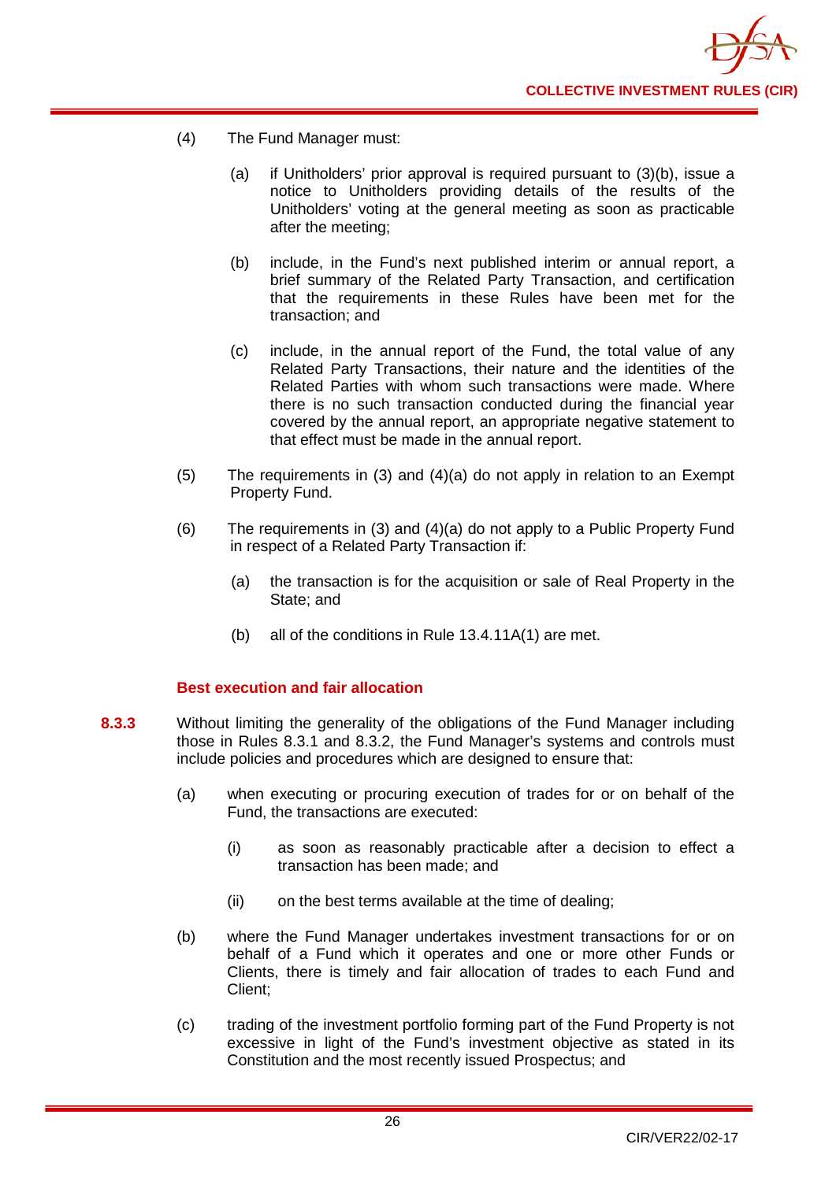(4) The Fund Manager must:

(a) if Unitholders' prior approval is required pursuant to (3)(b), issue a notice to Unitholders providing details of the results of the Unitholders' voting at the general meeting as soon as practicable after the meeting;

(b) include, in the Fund's next published interim or annual report, a brief summary of the Related Party Transaction, and certification that the requirements in these Rules have been met for the transaction; and

(c) include, in the annual report of the Fund, the total value of any Related Party Transactions, their nature and the identities of the Related Parties with whom such transactions were made. Where there is no such transaction conducted during the financial year covered by the annual report, an appropriate negative statement to that effect must be made in the annual report.

(5) The requirements in (3) and (4)(a) do not apply in relation to an Exempt Property Fund.

(6) The requirements in (3) and (4)(a) do not apply to a Public Property Fund in respect of a Related Party Transaction if:

(a) the transaction is for the acquisition or sale of Real Property in the State; and

(b) all of the conditions in Rule 13.4.11A(1) are met.

### Best execution and fair allocation

**8.3.3** Without limiting the generality of the obligations of the Fund Manager including those in Rules 8.3.1 and 8.3.2, the Fund Manager's systems and controls must include policies and procedures which are designed to ensure that:

(a) when executing or procuring execution of trades for or on behalf of the Fund, the transactions are executed:

(i) as soon as reasonably practicable after a decision to effect a transaction has been made; and

(ii) on the best terms available at the time of dealing;

(b) where the Fund Manager undertakes investment transactions for or on behalf of a Fund which it operates and one or more other Funds or Clients, there is timely and fair allocation of trades to each Fund and Client;

(c) trading of the investment portfolio forming part of the Fund Property is not excessive in light of the Fund's investment objective as stated in its Constitution and the most recently issued Prospectus; and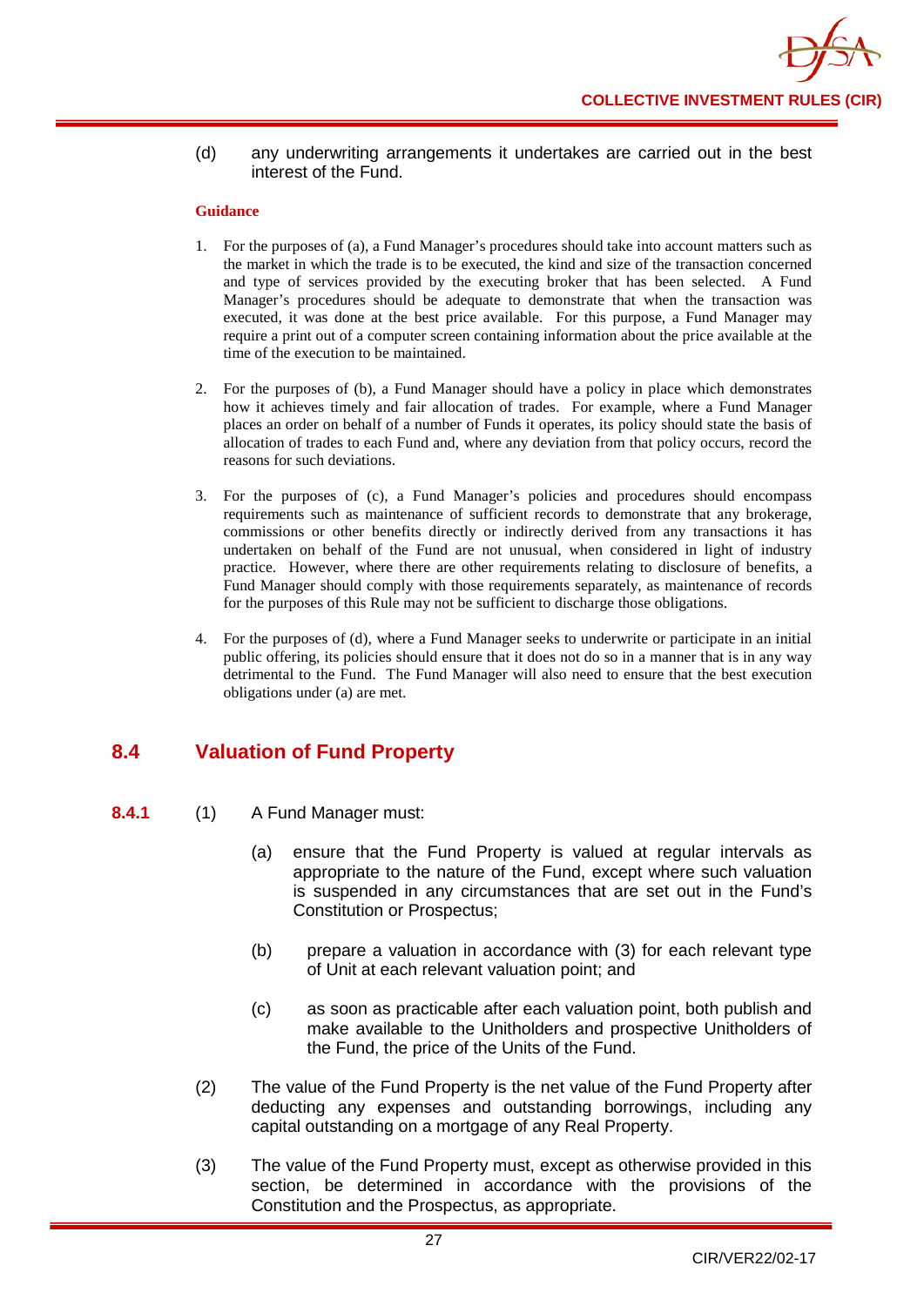(d) any underwriting arrangements it undertakes are carried out in the best interest of the Fund.

**Guidance**

1. For the purposes of (a), a Fund Manager's procedures should take into account matters such as the market in which the trade is to be executed, the kind and size of the transaction concerned and type of services provided by the executing broker that has been selected. A Fund Manager's procedures should be adequate to demonstrate that when the transaction was executed, it was done at the best price available. For this purpose, a Fund Manager may require a print out of a computer screen containing information about the price available at the time of the execution to be maintained.

2. For the purposes of (b), a Fund Manager should have a policy in place which demonstrates how it achieves timely and fair allocation of trades. For example, where a Fund Manager places an order on behalf of a number of Funds it operates, its policy should state the basis of allocation of trades to each Fund and, where any deviation from that policy occurs, record the reasons for such deviations.

3. For the purposes of (c), a Fund Manager's policies and procedures should encompass requirements such as maintenance of sufficient records to demonstrate that any brokerage, commissions or other benefits directly or indirectly derived from any transactions it has undertaken on behalf of the Fund are not unusual, when considered in light of industry practice. However, where there are other requirements relating to disclosure of benefits, a Fund Manager should comply with those requirements separately, as maintenance of records for the purposes of this Rule may not be sufficient to discharge those obligations.

4. For the purposes of (d), where a Fund Manager seeks to underwrite or participate in an initial public offering, its policies should ensure that it does not do so in a manner that is in any way detrimental to the Fund. The Fund Manager will also need to ensure that the best execution obligations under (a) are met.

## 8.4 Valuation of Fund Property

**8.4.1** (1) A Fund Manager must:

(a) ensure that the Fund Property is valued at regular intervals as appropriate to the nature of the Fund, except where such valuation is suspended in any circumstances that are set out in the Fund's Constitution or Prospectus;

(b) prepare a valuation in accordance with (3) for each relevant type of Unit at each relevant valuation point; and

(c) as soon as practicable after each valuation point, both publish and make available to the Unitholders and prospective Unitholders of the Fund, the price of the Units of the Fund.

(2) The value of the Fund Property is the net value of the Fund Property after deducting any expenses and outstanding borrowings, including any capital outstanding on a mortgage of any Real Property.

(3) The value of the Fund Property must, except as otherwise provided in this section, be determined in accordance with the provisions of the Constitution and the Prospectus, as appropriate.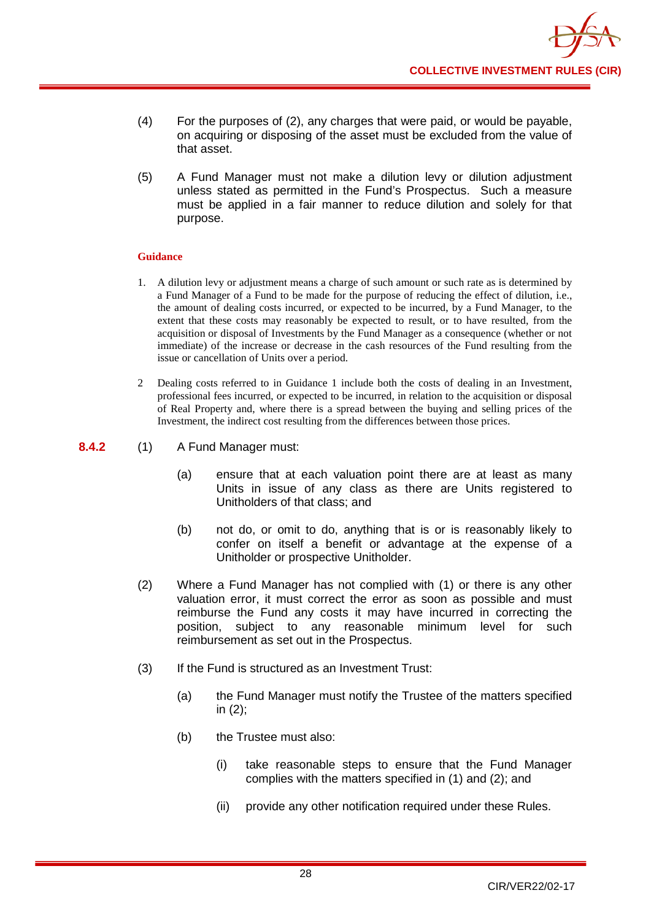(4) For the purposes of (2), any charges that were paid, or would be payable, on acquiring or disposing of the asset must be excluded from the value of that asset.

(5) A Fund Manager must not make a dilution levy or dilution adjustment unless stated as permitted in the Fund's Prospectus. Such a measure must be applied in a fair manner to reduce dilution and solely for that purpose.

**Guidance**

1. A dilution levy or adjustment means a charge of such amount or such rate as is determined by a Fund Manager of a Fund to be made for the purpose of reducing the effect of dilution, i.e., the amount of dealing costs incurred, or expected to be incurred, by a Fund Manager, to the extent that these costs may reasonably be expected to result, or to have resulted, from the acquisition or disposal of Investments by the Fund Manager as a consequence (whether or not immediate) of the increase or decrease in the cash resources of the Fund resulting from the issue or cancellation of Units over a period.

2 Dealing costs referred to in Guidance 1 include both the costs of dealing in an Investment, professional fees incurred, or expected to be incurred, in relation to the acquisition or disposal of Real Property and, where there is a spread between the buying and selling prices of the Investment, the indirect cost resulting from the differences between those prices.

**8.4.2** (1) A Fund Manager must:

(a) ensure that at each valuation point there are at least as many Units in issue of any class as there are Units registered to Unitholders of that class; and

(b) not do, or omit to do, anything that is or is reasonably likely to confer on itself a benefit or advantage at the expense of a Unitholder or prospective Unitholder.

(2) Where a Fund Manager has not complied with (1) or there is any other valuation error, it must correct the error as soon as possible and must reimburse the Fund any costs it may have incurred in correcting the position, subject to any reasonable minimum level for such reimbursement as set out in the Prospectus.

(3) If the Fund is structured as an Investment Trust:

(a) the Fund Manager must notify the Trustee of the matters specified in (2);

(b) the Trustee must also:

(i) take reasonable steps to ensure that the Fund Manager complies with the matters specified in (1) and (2); and

(ii) provide any other notification required under these Rules.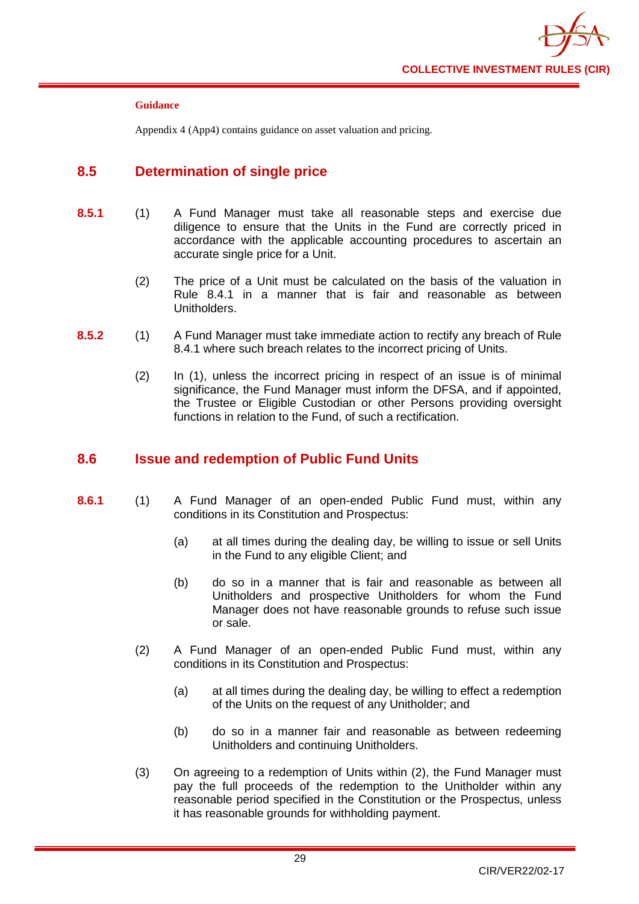**Guidance**

Appendix 4 (App4) contains guidance on asset valuation and pricing.

## 8.5 Determination of single price

**8.5.1** (1) A Fund Manager must take all reasonable steps and exercise due diligence to ensure that the Units in the Fund are correctly priced in accordance with the applicable accounting procedures to ascertain an accurate single price for a Unit.

(2) The price of a Unit must be calculated on the basis of the valuation in Rule 8.4.1 in a manner that is fair and reasonable as between Unitholders.

**8.5.2** (1) A Fund Manager must take immediate action to rectify any breach of Rule 8.4.1 where such breach relates to the incorrect pricing of Units.

(2) In (1), unless the incorrect pricing in respect of an issue is of minimal significance, the Fund Manager must inform the DFSA, and if appointed, the Trustee or Eligible Custodian or other Persons providing oversight functions in relation to the Fund, of such a rectification.

## 8.6 Issue and redemption of Public Fund Units

**8.6.1** (1) A Fund Manager of an open-ended Public Fund must, within any conditions in its Constitution and Prospectus:

(a) at all times during the dealing day, be willing to issue or sell Units in the Fund to any eligible Client; and

(b) do so in a manner that is fair and reasonable as between all Unitholders and prospective Unitholders for whom the Fund Manager does not have reasonable grounds to refuse such issue or sale.

(2) A Fund Manager of an open-ended Public Fund must, within any conditions in its Constitution and Prospectus:

(a) at all times during the dealing day, be willing to effect a redemption of the Units on the request of any Unitholder; and

(b) do so in a manner fair and reasonable as between redeeming Unitholders and continuing Unitholders.

(3) On agreeing to a redemption of Units within (2), the Fund Manager must pay the full proceeds of the redemption to the Unitholder within any reasonable period specified in the Constitution or the Prospectus, unless it has reasonable grounds for withholding payment.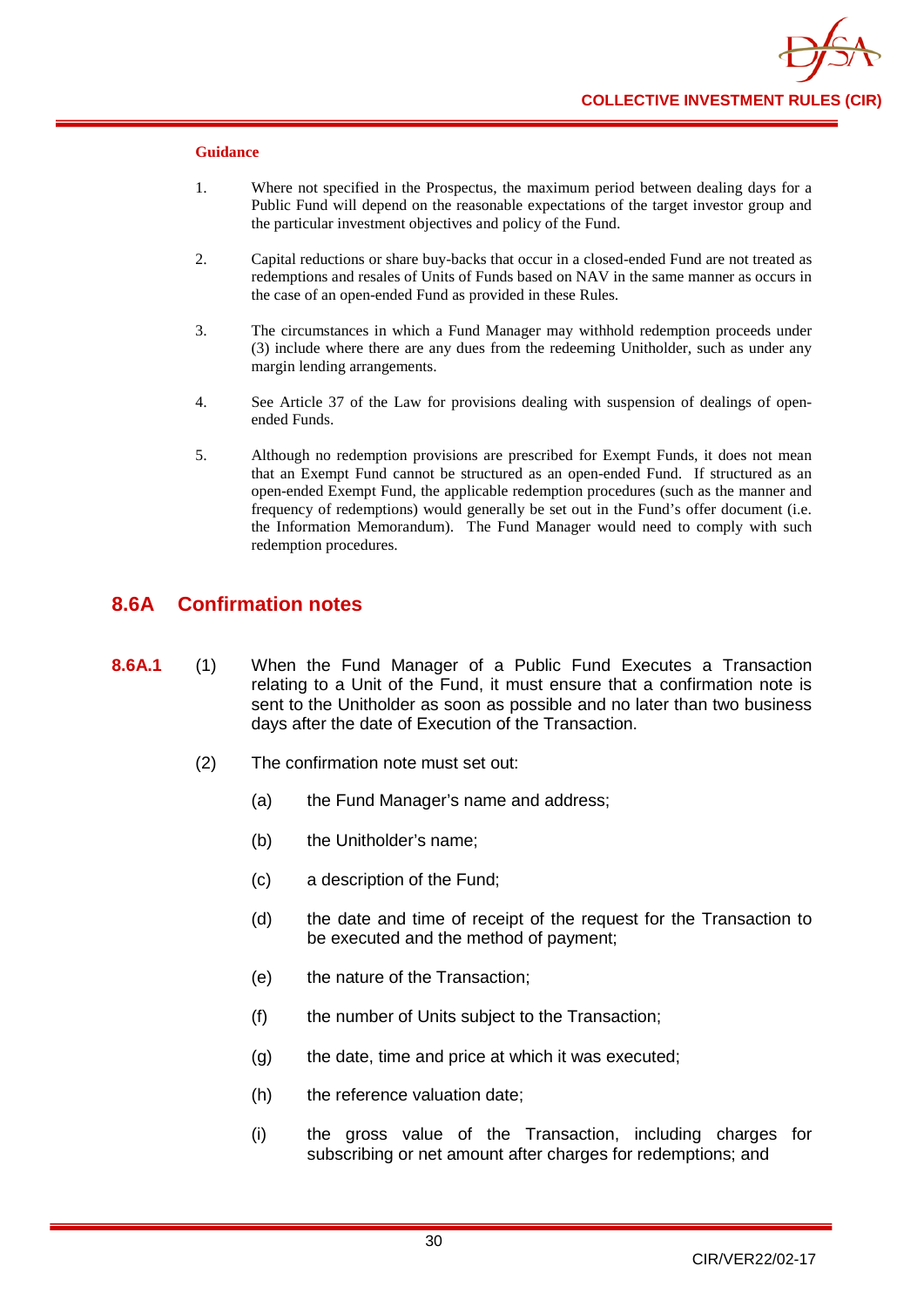**Guidance**

1. Where not specified in the Prospectus, the maximum period between dealing days for a Public Fund will depend on the reasonable expectations of the target investor group and the particular investment objectives and policy of the Fund.

2. Capital reductions or share buy-backs that occur in a closed-ended Fund are not treated as redemptions and resales of Units of Funds based on NAV in the same manner as occurs in the case of an open-ended Fund as provided in these Rules.

3. The circumstances in which a Fund Manager may withhold redemption proceeds under (3) include where there are any dues from the redeeming Unitholder, such as under any margin lending arrangements.

4. See Article 37 of the Law for provisions dealing with suspension of dealings of open-ended Funds.

5. Although no redemption provisions are prescribed for Exempt Funds, it does not mean that an Exempt Fund cannot be structured as an open-ended Fund. If structured as an open-ended Exempt Fund, the applicable redemption procedures (such as the manner and frequency of redemptions) would generally be set out in the Fund's offer document (i.e. the Information Memorandum). The Fund Manager would need to comply with such redemption procedures.

## 8.6A Confirmation notes

**8.6A.1** (1) When the Fund Manager of a Public Fund Executes a Transaction relating to a Unit of the Fund, it must ensure that a confirmation note is sent to the Unitholder as soon as possible and no later than two business days after the date of Execution of the Transaction.

(2) The confirmation note must set out:

(a) the Fund Manager's name and address;

(b) the Unitholder's name;

(c) a description of the Fund;

(d) the date and time of receipt of the request for the Transaction to be executed and the method of payment;

(e) the nature of the Transaction;

(f) the number of Units subject to the Transaction;

(g) the date, time and price at which it was executed;

(h) the reference valuation date;

(i) the gross value of the Transaction, including charges for subscribing or net amount after charges for redemptions; and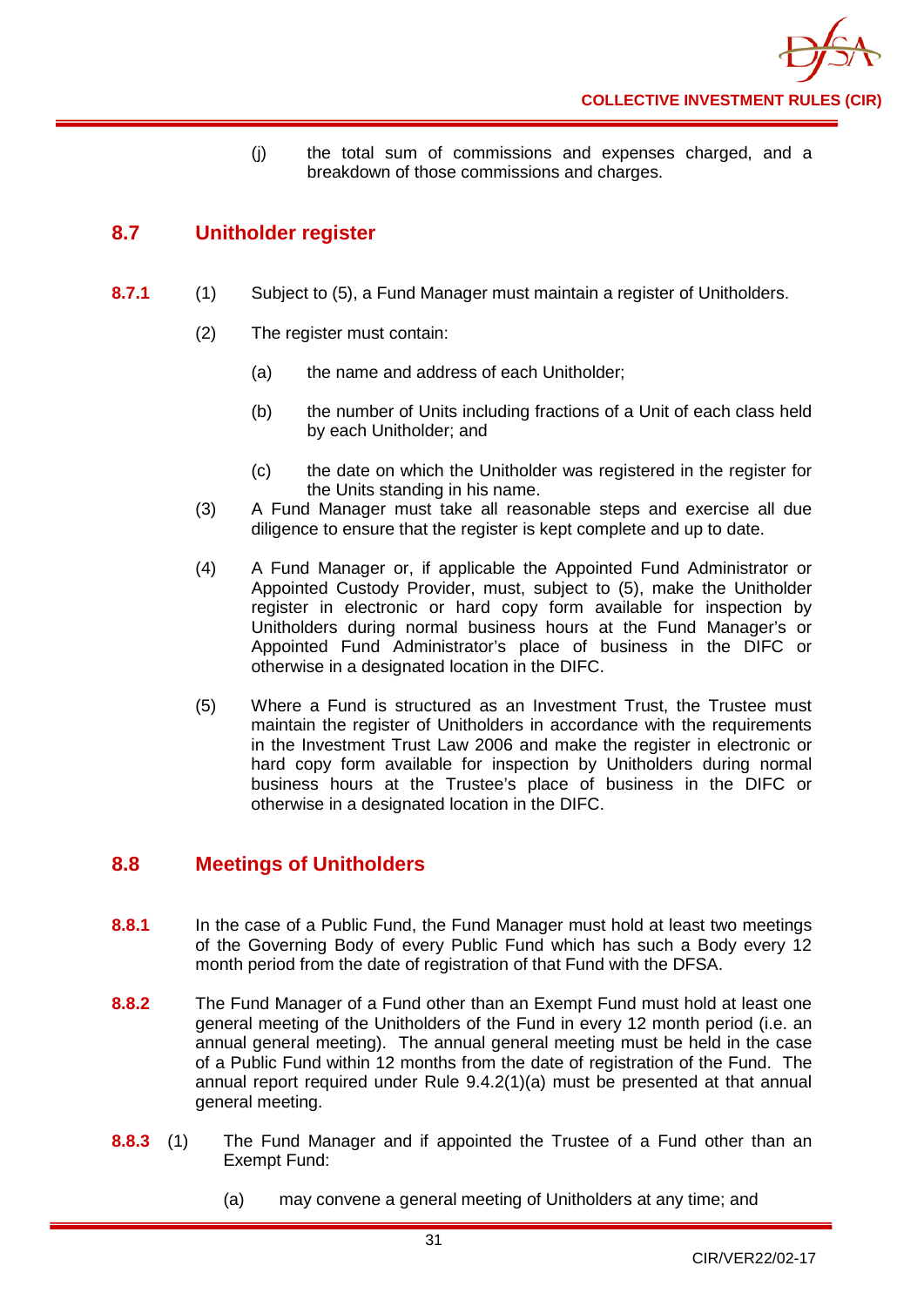(j) the total sum of commissions and expenses charged, and a breakdown of those commissions and charges.

## 8.7 Unitholder register

**8.7.1** (1) Subject to (5), a Fund Manager must maintain a register of Unitholders.

(2) The register must contain:

(a) the name and address of each Unitholder;

(b) the number of Units including fractions of a Unit of each class held by each Unitholder; and

(c) the date on which the Unitholder was registered in the register for the Units standing in his name.

(3) A Fund Manager must take all reasonable steps and exercise all due diligence to ensure that the register is kept complete and up to date.

(4) A Fund Manager or, if applicable the Appointed Fund Administrator or Appointed Custody Provider, must, subject to (5), make the Unitholder register in electronic or hard copy form available for inspection by Unitholders during normal business hours at the Fund Manager's or Appointed Fund Administrator's place of business in the DIFC or otherwise in a designated location in the DIFC.

(5) Where a Fund is structured as an Investment Trust, the Trustee must maintain the register of Unitholders in accordance with the requirements in the Investment Trust Law 2006 and make the register in electronic or hard copy form available for inspection by Unitholders during normal business hours at the Trustee's place of business in the DIFC or otherwise in a designated location in the DIFC.

## 8.8 Meetings of Unitholders

**8.8.1** In the case of a Public Fund, the Fund Manager must hold at least two meetings of the Governing Body of every Public Fund which has such a Body every 12 month period from the date of registration of that Fund with the DFSA.

**8.8.2** The Fund Manager of a Fund other than an Exempt Fund must hold at least one general meeting of the Unitholders of the Fund in every 12 month period (i.e. an annual general meeting). The annual general meeting must be held in the case of a Public Fund within 12 months from the date of registration of the Fund. The annual report required under Rule 9.4.2(1)(a) must be presented at that annual general meeting.

**8.8.3** (1) The Fund Manager and if appointed the Trustee of a Fund other than an Exempt Fund:

(a) may convene a general meeting of Unitholders at any time; and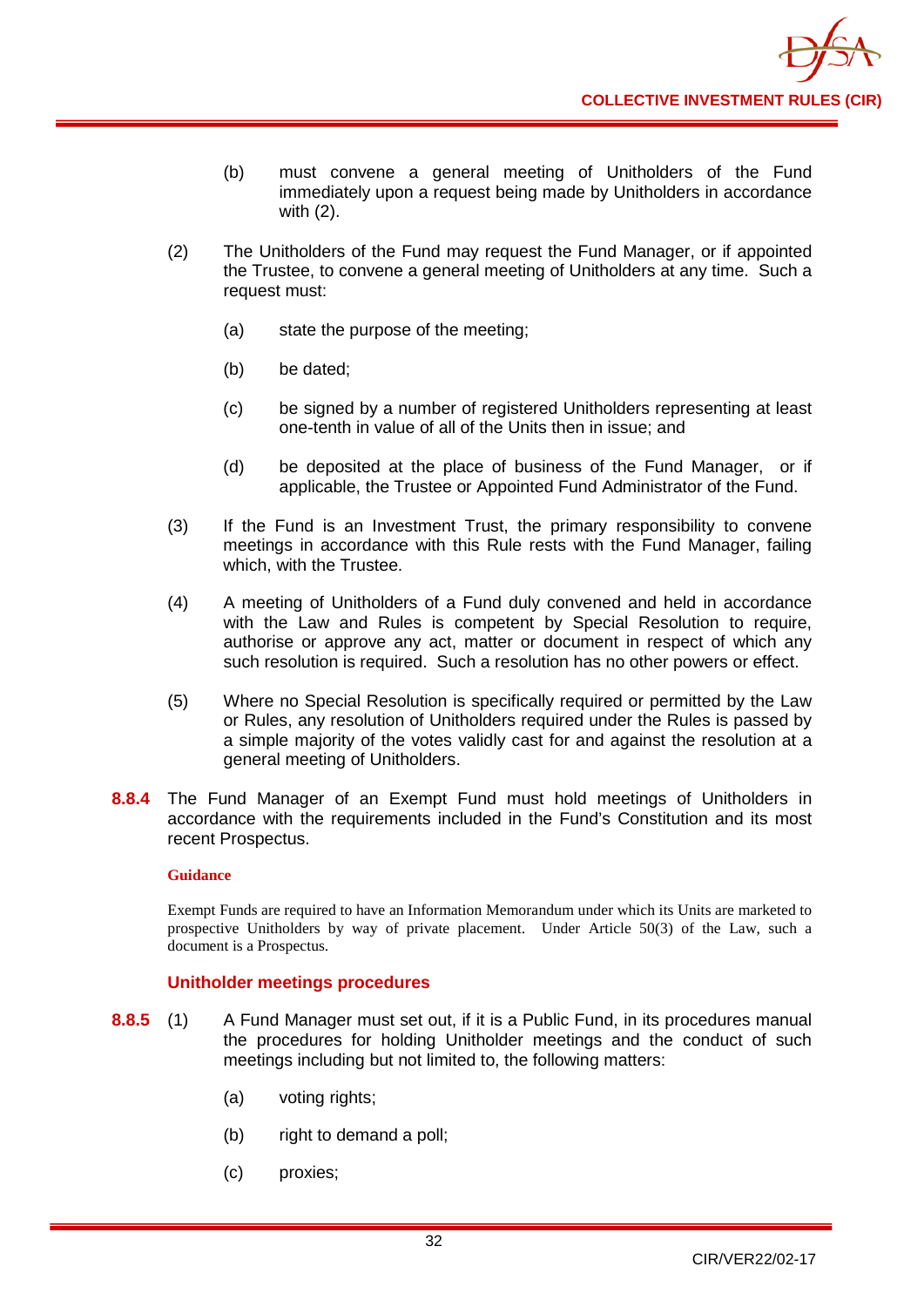(b) must convene a general meeting of Unitholders of the Fund immediately upon a request being made by Unitholders in accordance with (2).

(2) The Unitholders of the Fund may request the Fund Manager, or if appointed the Trustee, to convene a general meeting of Unitholders at any time. Such a request must:

(a) state the purpose of the meeting;

(b) be dated;

(c) be signed by a number of registered Unitholders representing at least one-tenth in value of all of the Units then in issue; and

(d) be deposited at the place of business of the Fund Manager, or if applicable, the Trustee or Appointed Fund Administrator of the Fund.

(3) If the Fund is an Investment Trust, the primary responsibility to convene meetings in accordance with this Rule rests with the Fund Manager, failing which, with the Trustee.

(4) A meeting of Unitholders of a Fund duly convened and held in accordance with the Law and Rules is competent by Special Resolution to require, authorise or approve any act, matter or document in respect of which any such resolution is required. Such a resolution has no other powers or effect.

(5) Where no Special Resolution is specifically required or permitted by the Law or Rules, any resolution of Unitholders required under the Rules is passed by a simple majority of the votes validly cast for and against the resolution at a general meeting of Unitholders.

**8.8.4** The Fund Manager of an Exempt Fund must hold meetings of Unitholders in accordance with the requirements included in the Fund's Constitution and its most recent Prospectus.

**Guidance**

Exempt Funds are required to have an Information Memorandum under which its Units are marketed to prospective Unitholders by way of private placement. Under Article 50(3) of the Law, such a document is a Prospectus.

### Unitholder meetings procedures

**8.8.5** (1) A Fund Manager must set out, if it is a Public Fund, in its procedures manual the procedures for holding Unitholder meetings and the conduct of such meetings including but not limited to, the following matters:

(a) voting rights;

(b) right to demand a poll;

(c) proxies;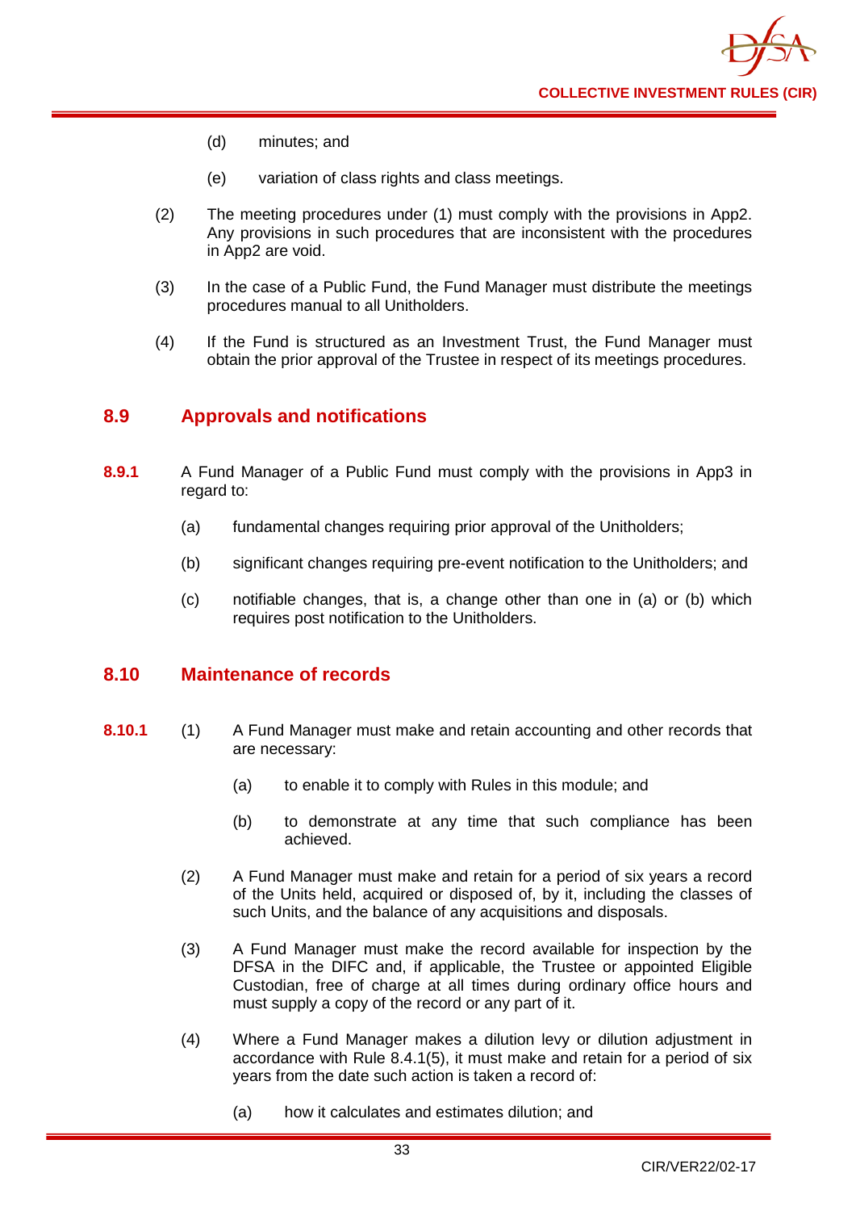(d) minutes; and

(e) variation of class rights and class meetings.

(2) The meeting procedures under (1) must comply with the provisions in App2. Any provisions in such procedures that are inconsistent with the procedures in App2 are void.

(3) In the case of a Public Fund, the Fund Manager must distribute the meetings procedures manual to all Unitholders.

(4) If the Fund is structured as an Investment Trust, the Fund Manager must obtain the prior approval of the Trustee in respect of its meetings procedures.

## 8.9 Approvals and notifications

**8.9.1** A Fund Manager of a Public Fund must comply with the provisions in App3 in regard to:

(a) fundamental changes requiring prior approval of the Unitholders;

(b) significant changes requiring pre-event notification to the Unitholders; and

(c) notifiable changes, that is, a change other than one in (a) or (b) which requires post notification to the Unitholders.

## 8.10 Maintenance of records

**8.10.1** (1) A Fund Manager must make and retain accounting and other records that are necessary:

(a) to enable it to comply with Rules in this module; and

(b) to demonstrate at any time that such compliance has been achieved.

(2) A Fund Manager must make and retain for a period of six years a record of the Units held, acquired or disposed of, by it, including the classes of such Units, and the balance of any acquisitions and disposals.

(3) A Fund Manager must make the record available for inspection by the DFSA in the DIFC and, if applicable, the Trustee or appointed Eligible Custodian, free of charge at all times during ordinary office hours and must supply a copy of the record or any part of it.

(4) Where a Fund Manager makes a dilution levy or dilution adjustment in accordance with Rule 8.4.1(5), it must make and retain for a period of six years from the date such action is taken a record of:

(a) how it calculates and estimates dilution; and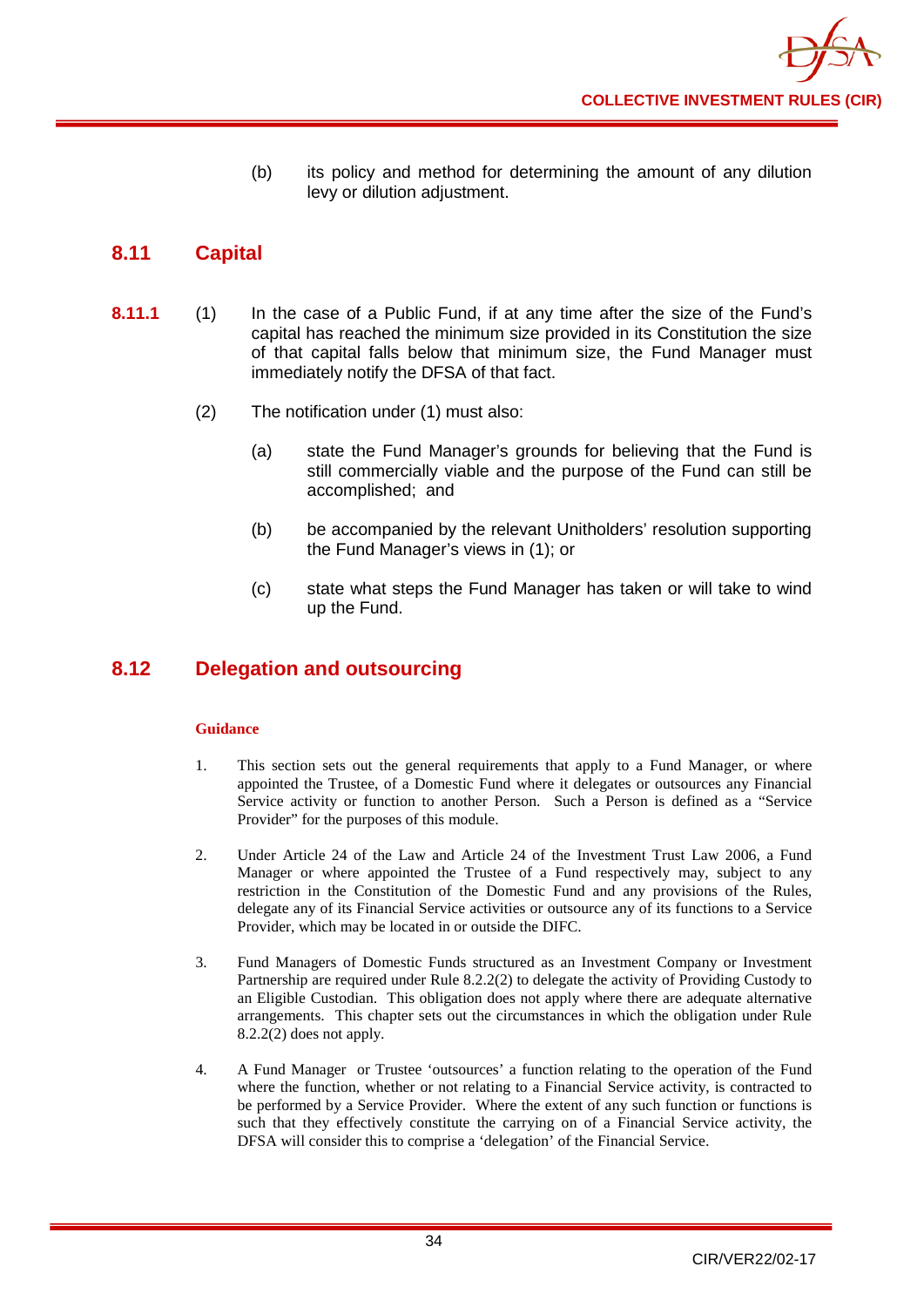(b) its policy and method for determining the amount of any dilution levy or dilution adjustment.

## 8.11 Capital

**8.11.1** (1) In the case of a Public Fund, if at any time after the size of the Fund's capital has reached the minimum size provided in its Constitution the size of that capital falls below that minimum size, the Fund Manager must immediately notify the DFSA of that fact.

(2) The notification under (1) must also:

(a) state the Fund Manager's grounds for believing that the Fund is still commercially viable and the purpose of the Fund can still be accomplished; and

(b) be accompanied by the relevant Unitholders' resolution supporting the Fund Manager's views in (1); or

(c) state what steps the Fund Manager has taken or will take to wind up the Fund.

## 8.12 Delegation and outsourcing

**Guidance**

1. This section sets out the general requirements that apply to a Fund Manager, or where appointed the Trustee, of a Domestic Fund where it delegates or outsources any Financial Service activity or function to another Person. Such a Person is defined as a "Service Provider" for the purposes of this module.

2. Under Article 24 of the Law and Article 24 of the Investment Trust Law 2006, a Fund Manager or where appointed the Trustee of a Fund respectively may, subject to any restriction in the Constitution of the Domestic Fund and any provisions of the Rules, delegate any of its Financial Service activities or outsource any of its functions to a Service Provider, which may be located in or outside the DIFC.

3. Fund Managers of Domestic Funds structured as an Investment Company or Investment Partnership are required under Rule 8.2.2(2) to delegate the activity of Providing Custody to an Eligible Custodian. This obligation does not apply where there are adequate alternative arrangements. This chapter sets out the circumstances in which the obligation under Rule 8.2.2(2) does not apply.

4. A Fund Manager or Trustee 'outsources' a function relating to the operation of the Fund where the function, whether or not relating to a Financial Service activity, is contracted to be performed by a Service Provider. Where the extent of any such function or functions is such that they effectively constitute the carrying on of a Financial Service activity, the DFSA will consider this to comprise a 'delegation' of the Financial Service.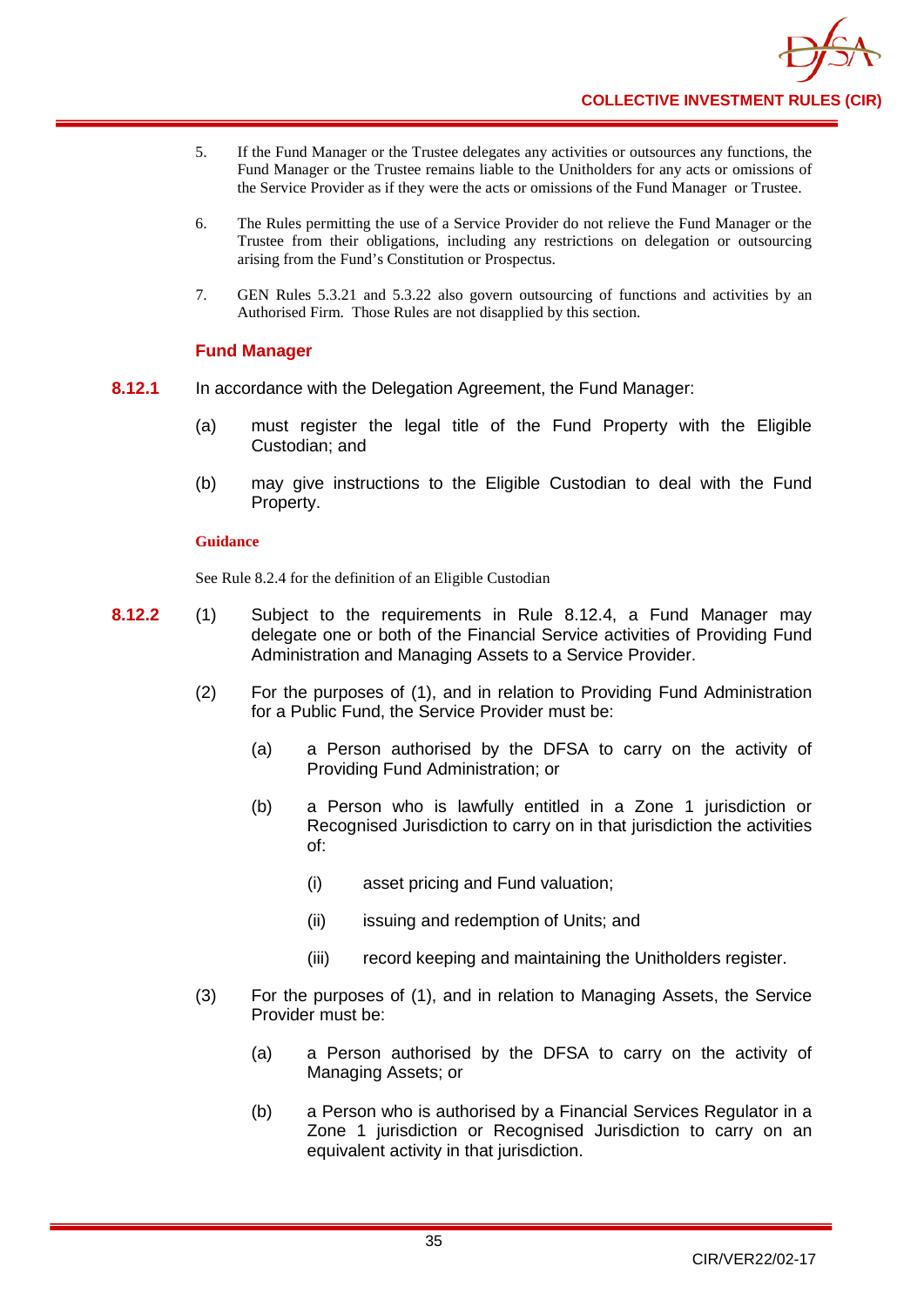5. If the Fund Manager or the Trustee delegates any activities or outsources any functions, the Fund Manager or the Trustee remains liable to the Unitholders for any acts or omissions of the Service Provider as if they were the acts or omissions of the Fund Manager or Trustee.

6. The Rules permitting the use of a Service Provider do not relieve the Fund Manager or the Trustee from their obligations, including any restrictions on delegation or outsourcing arising from the Fund's Constitution or Prospectus.

7. GEN Rules 5.3.21 and 5.3.22 also govern outsourcing of functions and activities by an Authorised Firm. Those Rules are not disapplied by this section.

### Fund Manager

**8.12.1** In accordance with the Delegation Agreement, the Fund Manager:

(a) must register the legal title of the Fund Property with the Eligible Custodian; and

(b) may give instructions to the Eligible Custodian to deal with the Fund Property.

**Guidance**

See Rule 8.2.4 for the definition of an Eligible Custodian

**8.12.2** (1) Subject to the requirements in Rule 8.12.4, a Fund Manager may delegate one or both of the Financial Service activities of Providing Fund Administration and Managing Assets to a Service Provider.

(2) For the purposes of (1), and in relation to Providing Fund Administration for a Public Fund, the Service Provider must be:

(a) a Person authorised by the DFSA to carry on the activity of Providing Fund Administration; or

(b) a Person who is lawfully entitled in a Zone 1 jurisdiction or Recognised Jurisdiction to carry on in that jurisdiction the activities of:

(i) asset pricing and Fund valuation;

(ii) issuing and redemption of Units; and

(iii) record keeping and maintaining the Unitholders register.

(3) For the purposes of (1), and in relation to Managing Assets, the Service Provider must be:

(a) a Person authorised by the DFSA to carry on the activity of Managing Assets; or

(b) a Person who is authorised by a Financial Services Regulator in a Zone 1 jurisdiction or Recognised Jurisdiction to carry on an equivalent activity in that jurisdiction.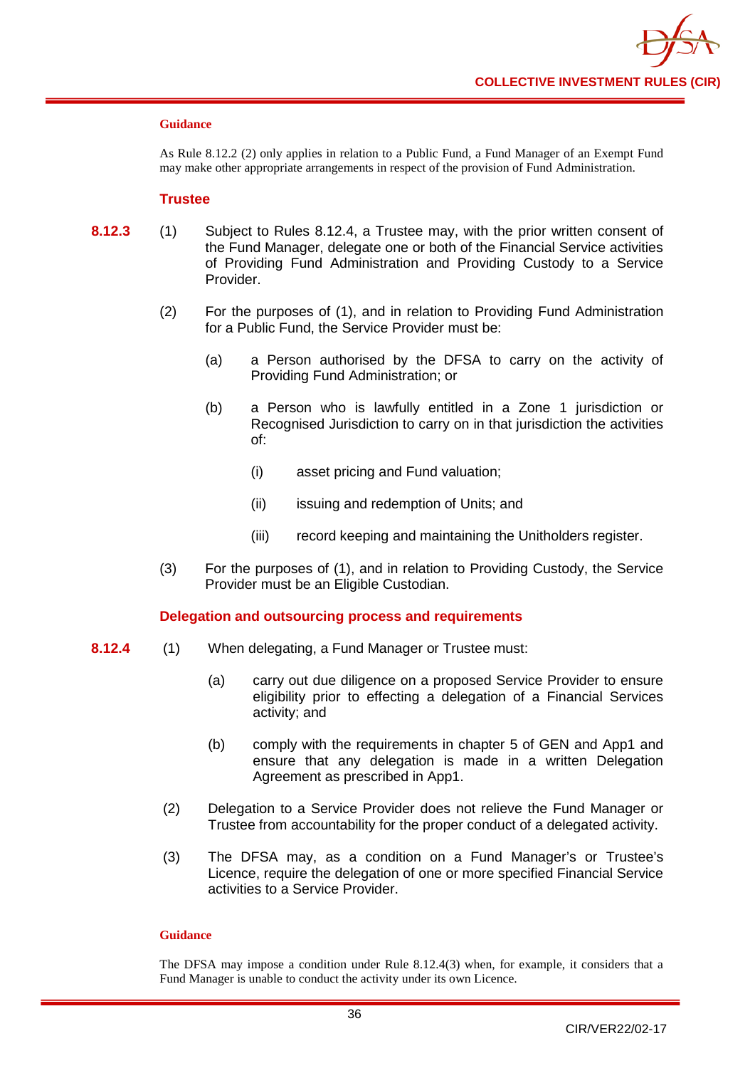**Guidance**

As Rule 8.12.2 (2) only applies in relation to a Public Fund, a Fund Manager of an Exempt Fund may make other appropriate arrangements in respect of the provision of Fund Administration.

### Trustee

**8.12.3** (1) Subject to Rules 8.12.4, a Trustee may, with the prior written consent of the Fund Manager, delegate one or both of the Financial Service activities of Providing Fund Administration and Providing Custody to a Service Provider.

(2) For the purposes of (1), and in relation to Providing Fund Administration for a Public Fund, the Service Provider must be:

(a) a Person authorised by the DFSA to carry on the activity of Providing Fund Administration; or

(b) a Person who is lawfully entitled in a Zone 1 jurisdiction or Recognised Jurisdiction to carry on in that jurisdiction the activities of:

(i) asset pricing and Fund valuation;

(ii) issuing and redemption of Units; and

(iii) record keeping and maintaining the Unitholders register.

(3) For the purposes of (1), and in relation to Providing Custody, the Service Provider must be an Eligible Custodian.

### Delegation and outsourcing process and requirements

**8.12.4** (1) When delegating, a Fund Manager or Trustee must:

(a) carry out due diligence on a proposed Service Provider to ensure eligibility prior to effecting a delegation of a Financial Services activity; and

(b) comply with the requirements in chapter 5 of GEN and App1 and ensure that any delegation is made in a written Delegation Agreement as prescribed in App1.

(2) Delegation to a Service Provider does not relieve the Fund Manager or Trustee from accountability for the proper conduct of a delegated activity.

(3) The DFSA may, as a condition on a Fund Manager's or Trustee's Licence, require the delegation of one or more specified Financial Service activities to a Service Provider.

**Guidance**

The DFSA may impose a condition under Rule 8.12.4(3) when, for example, it considers that a Fund Manager is unable to conduct the activity under its own Licence.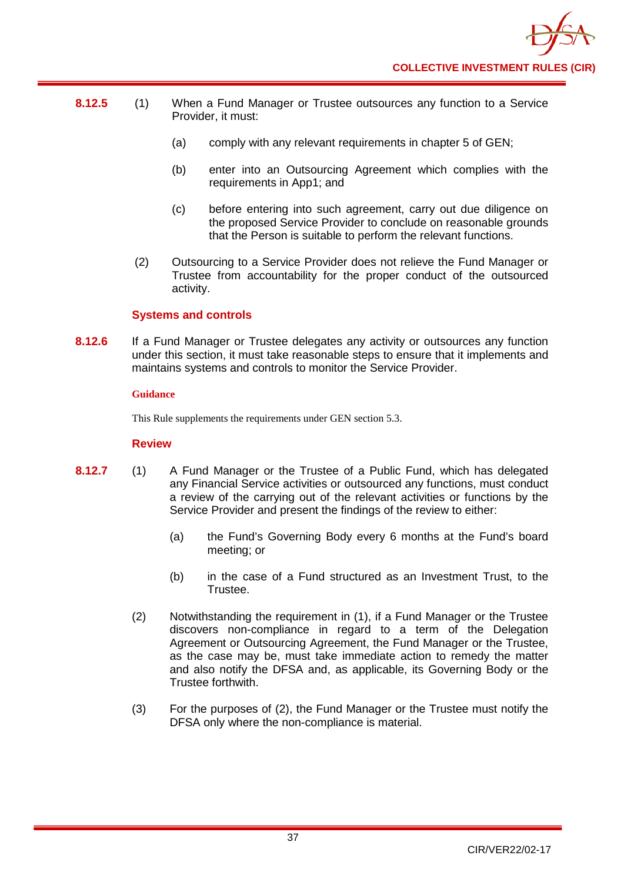**8.12.5** (1) When a Fund Manager or Trustee outsources any function to a Service Provider, it must:

(a) comply with any relevant requirements in chapter 5 of GEN;

(b) enter into an Outsourcing Agreement which complies with the requirements in App1; and

(c) before entering into such agreement, carry out due diligence on the proposed Service Provider to conclude on reasonable grounds that the Person is suitable to perform the relevant functions.

(2) Outsourcing to a Service Provider does not relieve the Fund Manager or Trustee from accountability for the proper conduct of the outsourced activity.

### Systems and controls

**8.12.6** If a Fund Manager or Trustee delegates any activity or outsources any function under this section, it must take reasonable steps to ensure that it implements and maintains systems and controls to monitor the Service Provider.

**Guidance**

This Rule supplements the requirements under GEN section 5.3.

### Review

**8.12.7** (1) A Fund Manager or the Trustee of a Public Fund, which has delegated any Financial Service activities or outsourced any functions, must conduct a review of the carrying out of the relevant activities or functions by the Service Provider and present the findings of the review to either:

(a) the Fund's Governing Body every 6 months at the Fund's board meeting; or

(b) in the case of a Fund structured as an Investment Trust, to the Trustee.

(2) Notwithstanding the requirement in (1), if a Fund Manager or the Trustee discovers non-compliance in regard to a term of the Delegation Agreement or Outsourcing Agreement, the Fund Manager or the Trustee, as the case may be, must take immediate action to remedy the matter and also notify the DFSA and, as applicable, its Governing Body or the Trustee forthwith.

(3) For the purposes of (2), the Fund Manager or the Trustee must notify the DFSA only where the non-compliance is material.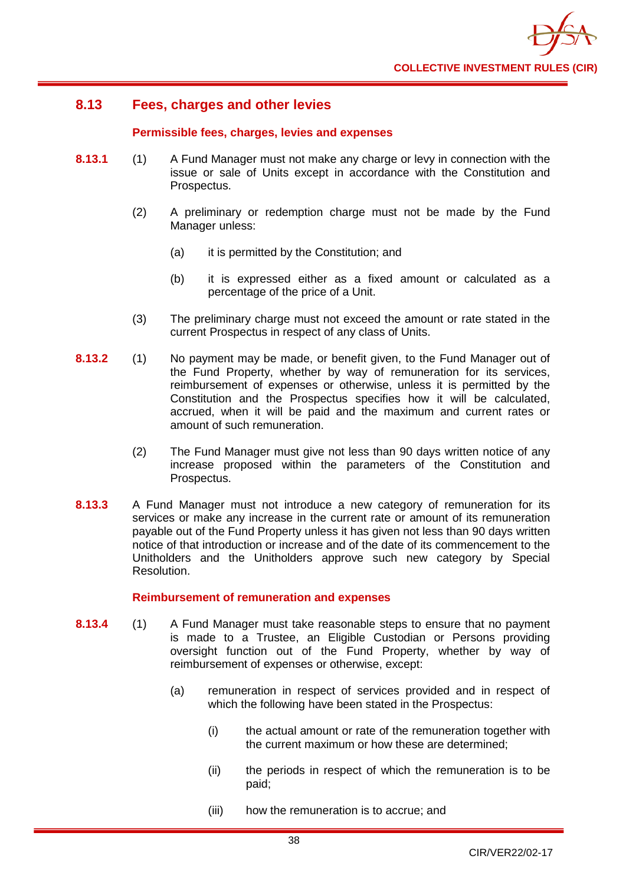## 8.13 Fees, charges and other levies

### Permissible fees, charges, levies and expenses

**8.13.1** (1) A Fund Manager must not make any charge or levy in connection with the issue or sale of Units except in accordance with the Constitution and Prospectus.

(2) A preliminary or redemption charge must not be made by the Fund Manager unless:

(a) it is permitted by the Constitution; and

(b) it is expressed either as a fixed amount or calculated as a percentage of the price of a Unit.

(3) The preliminary charge must not exceed the amount or rate stated in the current Prospectus in respect of any class of Units.

**8.13.2** (1) No payment may be made, or benefit given, to the Fund Manager out of the Fund Property, whether by way of remuneration for its services, reimbursement of expenses or otherwise, unless it is permitted by the Constitution and the Prospectus specifies how it will be calculated, accrued, when it will be paid and the maximum and current rates or amount of such remuneration.

(2) The Fund Manager must give not less than 90 days written notice of any increase proposed within the parameters of the Constitution and Prospectus.

**8.13.3** A Fund Manager must not introduce a new category of remuneration for its services or make any increase in the current rate or amount of its remuneration payable out of the Fund Property unless it has given not less than 90 days written notice of that introduction or increase and of the date of its commencement to the Unitholders and the Unitholders approve such new category by Special Resolution.

### Reimbursement of remuneration and expenses

**8.13.4** (1) A Fund Manager must take reasonable steps to ensure that no payment is made to a Trustee, an Eligible Custodian or Persons providing oversight function out of the Fund Property, whether by way of reimbursement of expenses or otherwise, except:

(a) remuneration in respect of services provided and in respect of which the following have been stated in the Prospectus:

(i) the actual amount or rate of the remuneration together with the current maximum or how these are determined;

(ii) the periods in respect of which the remuneration is to be paid;

(iii) how the remuneration is to accrue; and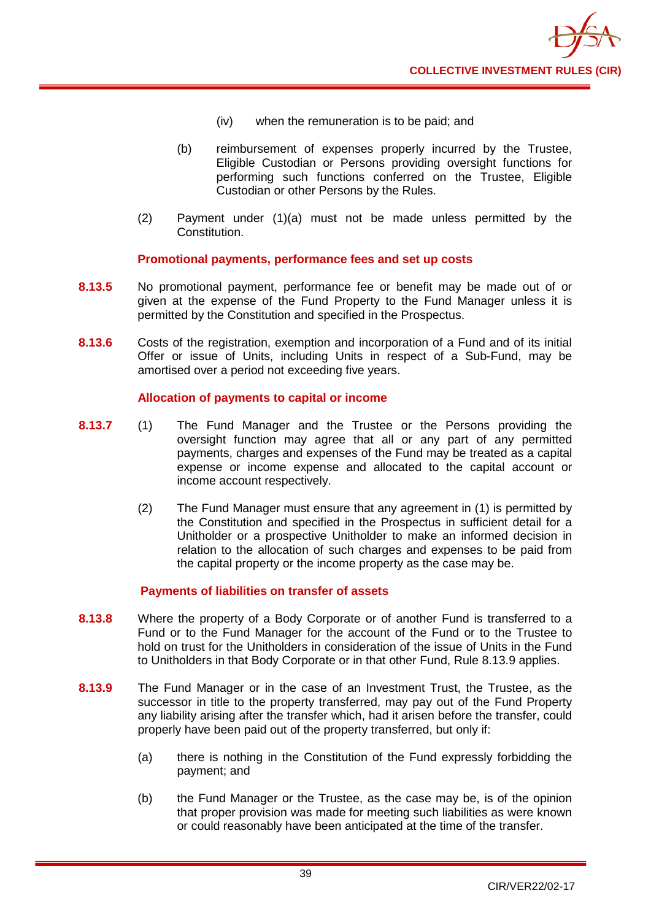(iv) when the remuneration is to be paid; and

(b) reimbursement of expenses properly incurred by the Trustee, Eligible Custodian or Persons providing oversight functions for performing such functions conferred on the Trustee, Eligible Custodian or other Persons by the Rules.

(2) Payment under (1)(a) must not be made unless permitted by the Constitution.

**Promotional payments, performance fees and set up costs**

**8.13.5** No promotional payment, performance fee or benefit may be made out of or given at the expense of the Fund Property to the Fund Manager unless it is permitted by the Constitution and specified in the Prospectus.

**8.13.6** Costs of the registration, exemption and incorporation of a Fund and of its initial Offer or issue of Units, including Units in respect of a Sub-Fund, may be amortised over a period not exceeding five years.

**Allocation of payments to capital or income**

**8.13.7** (1) The Fund Manager and the Trustee or the Persons providing the oversight function may agree that all or any part of any permitted payments, charges and expenses of the Fund may be treated as a capital expense or income expense and allocated to the capital account or income account respectively.

(2) The Fund Manager must ensure that any agreement in (1) is permitted by the Constitution and specified in the Prospectus in sufficient detail for a Unitholder or a prospective Unitholder to make an informed decision in relation to the allocation of such charges and expenses to be paid from the capital property or the income property as the case may be.

**Payments of liabilities on transfer of assets**

**8.13.8** Where the property of a Body Corporate or of another Fund is transferred to a Fund or to the Fund Manager for the account of the Fund or to the Trustee to hold on trust for the Unitholders in consideration of the issue of Units in the Fund to Unitholders in that Body Corporate or in that other Fund, Rule 8.13.9 applies.

**8.13.9** The Fund Manager or in the case of an Investment Trust, the Trustee, as the successor in title to the property transferred, may pay out of the Fund Property any liability arising after the transfer which, had it arisen before the transfer, could properly have been paid out of the property transferred, but only if:

(a) there is nothing in the Constitution of the Fund expressly forbidding the payment; and

(b) the Fund Manager or the Trustee, as the case may be, is of the opinion that proper provision was made for meeting such liabilities as were known or could reasonably have been anticipated at the time of the transfer.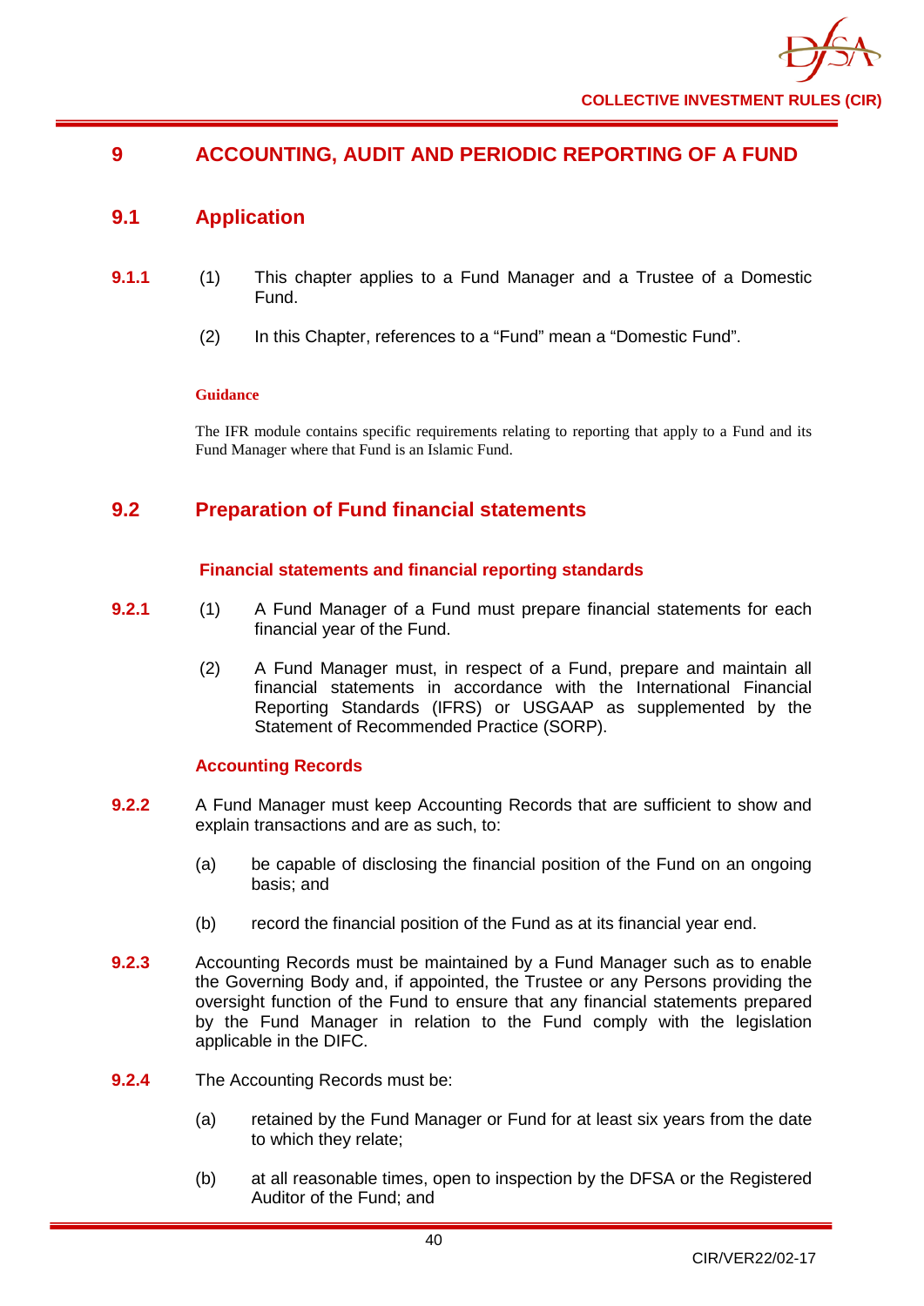# 9 ACCOUNTING, AUDIT AND PERIODIC REPORTING OF A FUND

## 9.1 Application

**9.1.1** (1) This chapter applies to a Fund Manager and a Trustee of a Domestic Fund.

(2) In this Chapter, references to a "Fund" mean a "Domestic Fund".

**Guidance**

The IFR module contains specific requirements relating to reporting that apply to a Fund and its Fund Manager where that Fund is an Islamic Fund.

## 9.2 Preparation of Fund financial statements

### Financial statements and financial reporting standards

**9.2.1** (1) A Fund Manager of a Fund must prepare financial statements for each financial year of the Fund.

(2) A Fund Manager must, in respect of a Fund, prepare and maintain all financial statements in accordance with the International Financial Reporting Standards (IFRS) or USGAAP as supplemented by the Statement of Recommended Practice (SORP).

### Accounting Records

**9.2.2** A Fund Manager must keep Accounting Records that are sufficient to show and explain transactions and are as such, to:

(a) be capable of disclosing the financial position of the Fund on an ongoing basis; and

(b) record the financial position of the Fund as at its financial year end.

**9.2.3** Accounting Records must be maintained by a Fund Manager such as to enable the Governing Body and, if appointed, the Trustee or any Persons providing the oversight function of the Fund to ensure that any financial statements prepared by the Fund Manager in relation to the Fund comply with the legislation applicable in the DIFC.

**9.2.4** The Accounting Records must be:

(a) retained by the Fund Manager or Fund for at least six years from the date to which they relate;

(b) at all reasonable times, open to inspection by the DFSA or the Registered Auditor of the Fund; and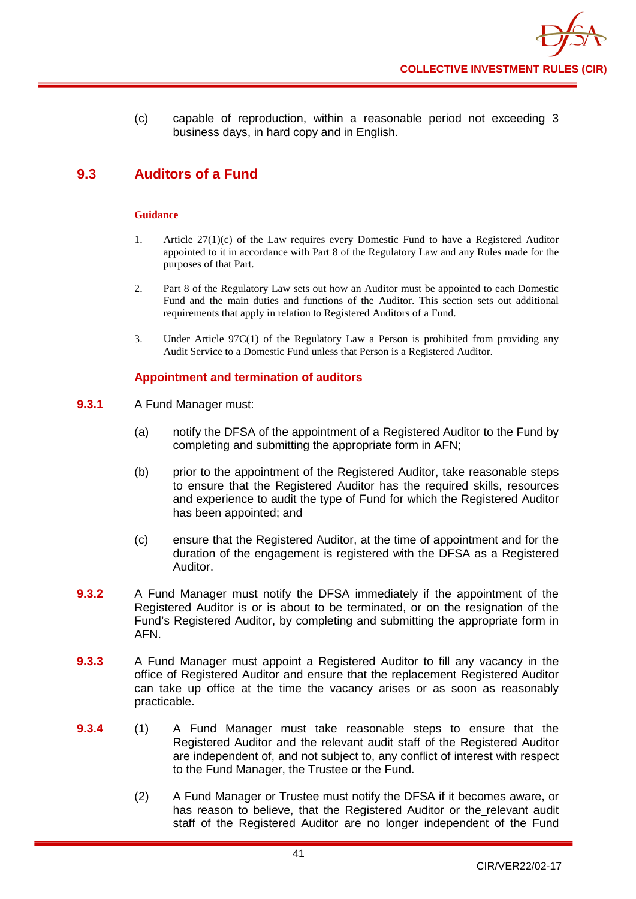(c) capable of reproduction, within a reasonable period not exceeding 3 business days, in hard copy and in English.

## 9.3 Auditors of a Fund

**Guidance**

1. Article 27(1)(c) of the Law requires every Domestic Fund to have a Registered Auditor appointed to it in accordance with Part 8 of the Regulatory Law and any Rules made for the purposes of that Part.

2. Part 8 of the Regulatory Law sets out how an Auditor must be appointed to each Domestic Fund and the main duties and functions of the Auditor. This section sets out additional requirements that apply in relation to Registered Auditors of a Fund.

3. Under Article 97C(1) of the Regulatory Law a Person is prohibited from providing any Audit Service to a Domestic Fund unless that Person is a Registered Auditor.

### Appointment and termination of auditors

**9.3.1** A Fund Manager must:

(a) notify the DFSA of the appointment of a Registered Auditor to the Fund by completing and submitting the appropriate form in AFN;

(b) prior to the appointment of the Registered Auditor, take reasonable steps to ensure that the Registered Auditor has the required skills, resources and experience to audit the type of Fund for which the Registered Auditor has been appointed; and

(c) ensure that the Registered Auditor, at the time of appointment and for the duration of the engagement is registered with the DFSA as a Registered Auditor.

**9.3.2** A Fund Manager must notify the DFSA immediately if the appointment of the Registered Auditor is or is about to be terminated, or on the resignation of the Fund's Registered Auditor, by completing and submitting the appropriate form in AFN.

**9.3.3** A Fund Manager must appoint a Registered Auditor to fill any vacancy in the office of Registered Auditor and ensure that the replacement Registered Auditor can take up office at the time the vacancy arises or as soon as reasonably practicable.

**9.3.4** (1) A Fund Manager must take reasonable steps to ensure that the Registered Auditor and the relevant audit staff of the Registered Auditor are independent of, and not subject to, any conflict of interest with respect to the Fund Manager, the Trustee or the Fund.

(2) A Fund Manager or Trustee must notify the DFSA if it becomes aware, or has reason to believe, that the Registered Auditor or the relevant audit staff of the Registered Auditor are no longer independent of the Fund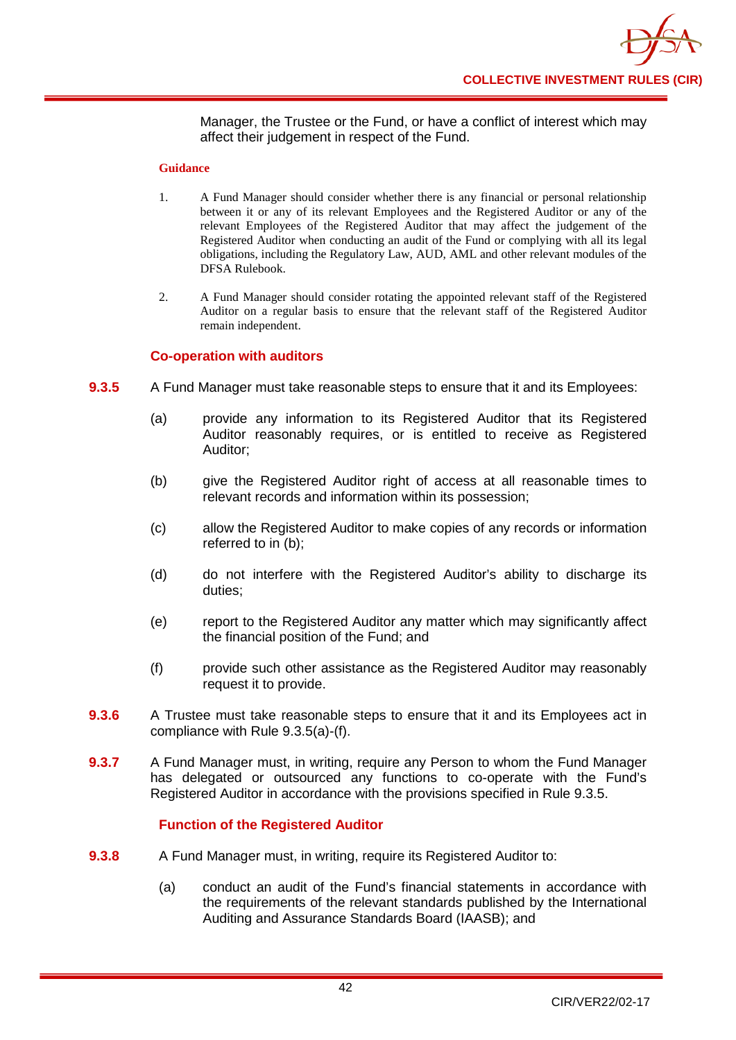Manager, the Trustee or the Fund, or have a conflict of interest which may affect their judgement in respect of the Fund.

**Guidance**

1. A Fund Manager should consider whether there is any financial or personal relationship between it or any of its relevant Employees and the Registered Auditor or any of the relevant Employees of the Registered Auditor that may affect the judgement of the Registered Auditor when conducting an audit of the Fund or complying with all its legal obligations, including the Regulatory Law, AUD, AML and other relevant modules of the DFSA Rulebook.

2. A Fund Manager should consider rotating the appointed relevant staff of the Registered Auditor on a regular basis to ensure that the relevant staff of the Registered Auditor remain independent.

### Co-operation with auditors

**9.3.5** A Fund Manager must take reasonable steps to ensure that it and its Employees:

(a) provide any information to its Registered Auditor that its Registered Auditor reasonably requires, or is entitled to receive as Registered Auditor;

(b) give the Registered Auditor right of access at all reasonable times to relevant records and information within its possession;

(c) allow the Registered Auditor to make copies of any records or information referred to in (b);

(d) do not interfere with the Registered Auditor's ability to discharge its duties;

(e) report to the Registered Auditor any matter which may significantly affect the financial position of the Fund; and

(f) provide such other assistance as the Registered Auditor may reasonably request it to provide.

**9.3.6** A Trustee must take reasonable steps to ensure that it and its Employees act in compliance with Rule 9.3.5(a)-(f).

**9.3.7** A Fund Manager must, in writing, require any Person to whom the Fund Manager has delegated or outsourced any functions to co-operate with the Fund's Registered Auditor in accordance with the provisions specified in Rule 9.3.5.

### Function of the Registered Auditor

**9.3.8** A Fund Manager must, in writing, require its Registered Auditor to:

(a) conduct an audit of the Fund's financial statements in accordance with the requirements of the relevant standards published by the International Auditing and Assurance Standards Board (IAASB); and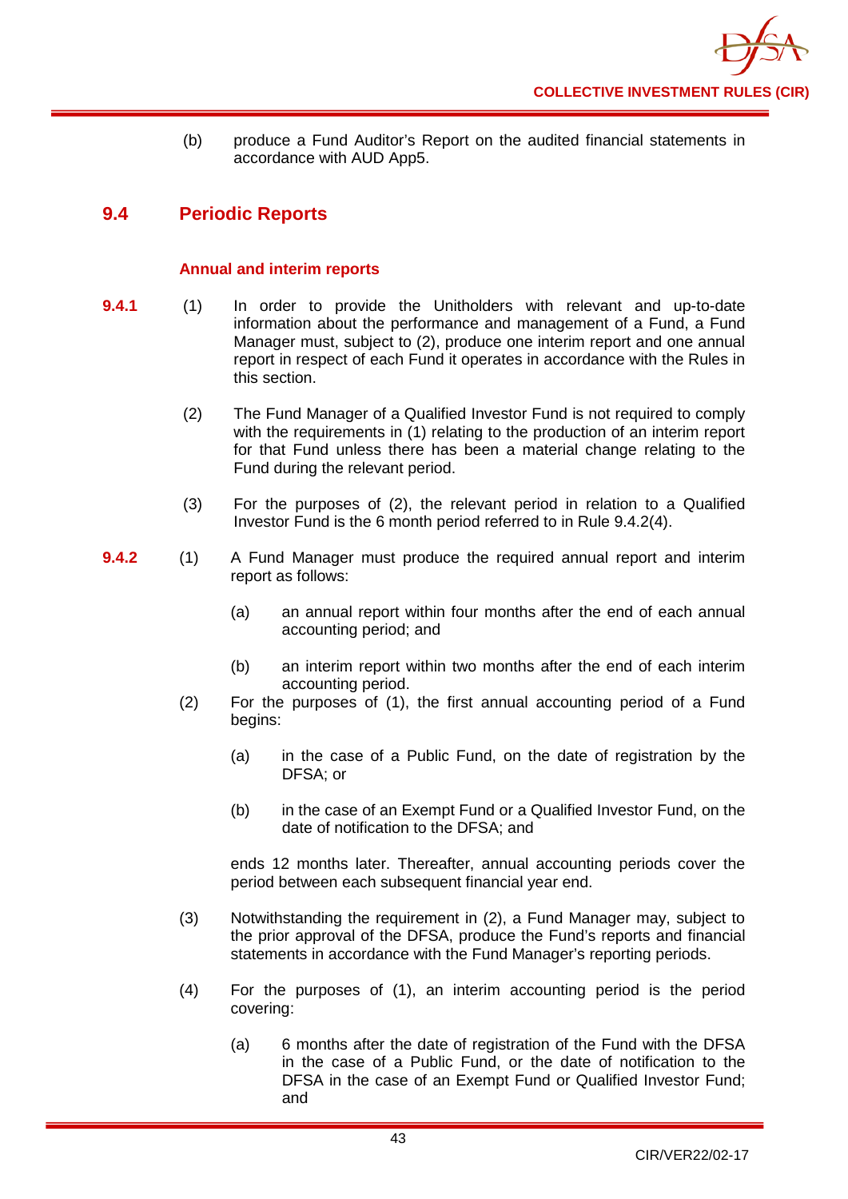(b) produce a Fund Auditor's Report on the audited financial statements in accordance with AUD App5.

## 9.4 Periodic Reports

### Annual and interim reports

**9.4.1** (1) In order to provide the Unitholders with relevant and up-to-date information about the performance and management of a Fund, a Fund Manager must, subject to (2), produce one interim report and one annual report in respect of each Fund it operates in accordance with the Rules in this section.

(2) The Fund Manager of a Qualified Investor Fund is not required to comply with the requirements in (1) relating to the production of an interim report for that Fund unless there has been a material change relating to the Fund during the relevant period.

(3) For the purposes of (2), the relevant period in relation to a Qualified Investor Fund is the 6 month period referred to in Rule 9.4.2(4).

**9.4.2** (1) A Fund Manager must produce the required annual report and interim report as follows:

(a) an annual report within four months after the end of each annual accounting period; and

(b) an interim report within two months after the end of each interim accounting period.

(2) For the purposes of (1), the first annual accounting period of a Fund begins:

(a) in the case of a Public Fund, on the date of registration by the DFSA; or

(b) in the case of an Exempt Fund or a Qualified Investor Fund, on the date of notification to the DFSA; and

ends 12 months later. Thereafter, annual accounting periods cover the period between each subsequent financial year end.

(3) Notwithstanding the requirement in (2), a Fund Manager may, subject to the prior approval of the DFSA, produce the Fund's reports and financial statements in accordance with the Fund Manager's reporting periods.

(4) For the purposes of (1), an interim accounting period is the period covering:

(a) 6 months after the date of registration of the Fund with the DFSA in the case of a Public Fund, or the date of notification to the DFSA in the case of an Exempt Fund or Qualified Investor Fund; and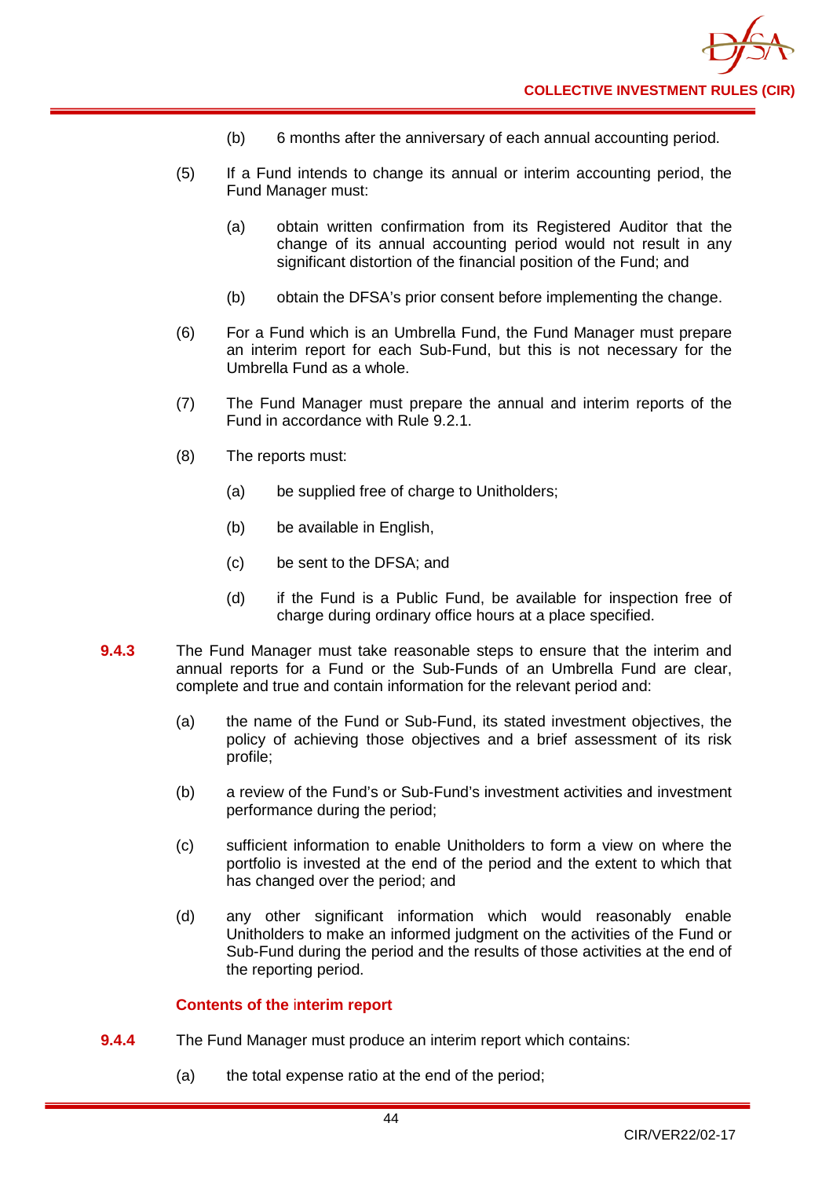(b) 6 months after the anniversary of each annual accounting period.

(5) If a Fund intends to change its annual or interim accounting period, the Fund Manager must:

(a) obtain written confirmation from its Registered Auditor that the change of its annual accounting period would not result in any significant distortion of the financial position of the Fund; and

(b) obtain the DFSA's prior consent before implementing the change.

(6) For a Fund which is an Umbrella Fund, the Fund Manager must prepare an interim report for each Sub-Fund, but this is not necessary for the Umbrella Fund as a whole.

(7) The Fund Manager must prepare the annual and interim reports of the Fund in accordance with Rule 9.2.1.

(8) The reports must:

(a) be supplied free of charge to Unitholders;

(b) be available in English,

(c) be sent to the DFSA; and

(d) if the Fund is a Public Fund, be available for inspection free of charge during ordinary office hours at a place specified.

**9.4.3** The Fund Manager must take reasonable steps to ensure that the interim and annual reports for a Fund or the Sub-Funds of an Umbrella Fund are clear, complete and true and contain information for the relevant period and:

(a) the name of the Fund or Sub-Fund, its stated investment objectives, the policy of achieving those objectives and a brief assessment of its risk profile;

(b) a review of the Fund's or Sub-Fund's investment activities and investment performance during the period;

(c) sufficient information to enable Unitholders to form a view on where the portfolio is invested at the end of the period and the extent to which that has changed over the period; and

(d) any other significant information which would reasonably enable Unitholders to make an informed judgment on the activities of the Fund or Sub-Fund during the period and the results of those activities at the end of the reporting period.

### Contents of the interim report

**9.4.4** The Fund Manager must produce an interim report which contains:

(a) the total expense ratio at the end of the period;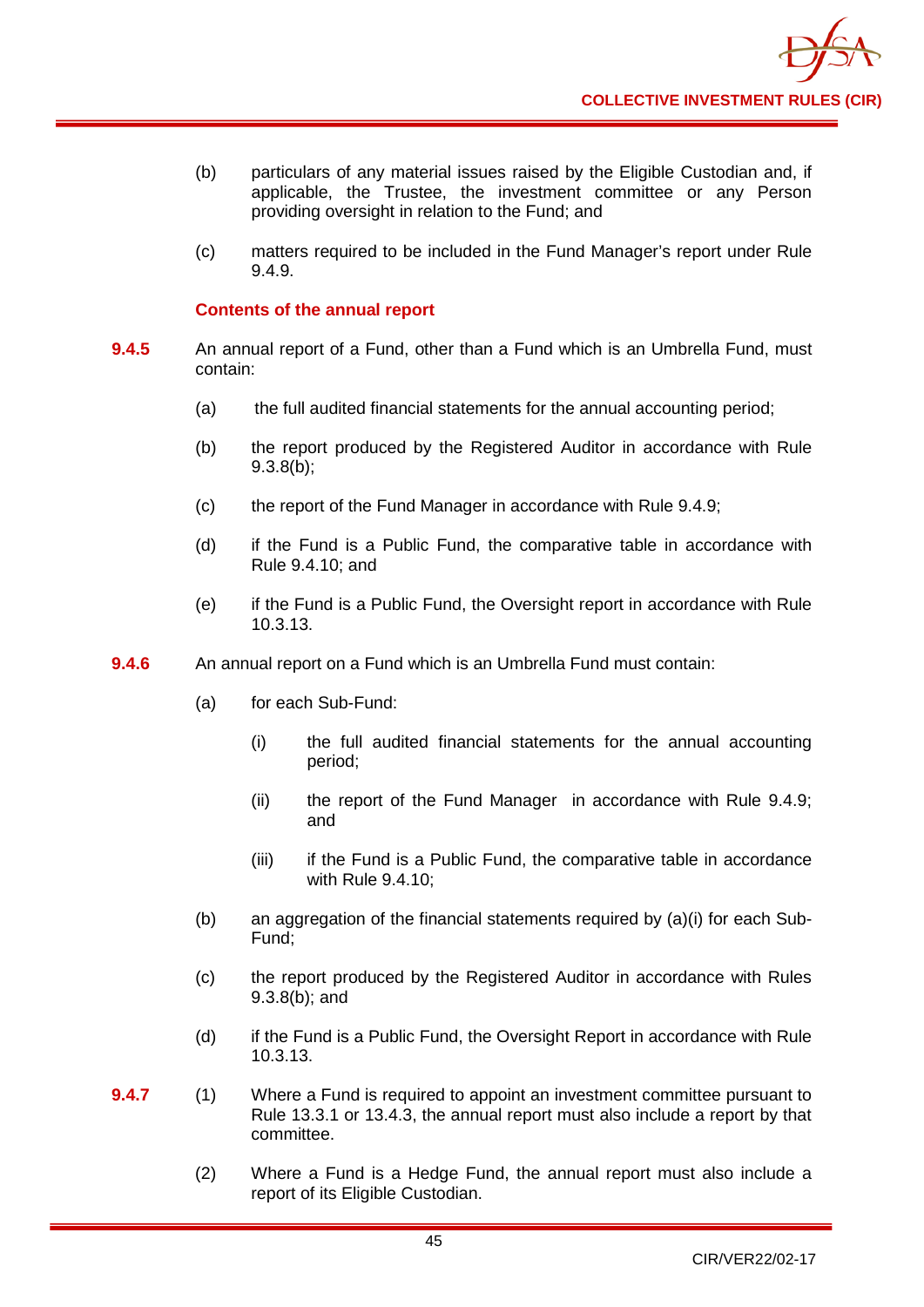(b) particulars of any material issues raised by the Eligible Custodian and, if applicable, the Trustee, the investment committee or any Person providing oversight in relation to the Fund; and

(c) matters required to be included in the Fund Manager's report under Rule 9.4.9.

### Contents of the annual report

**9.4.5** An annual report of a Fund, other than a Fund which is an Umbrella Fund, must contain:

(a) the full audited financial statements for the annual accounting period;

(b) the report produced by the Registered Auditor in accordance with Rule 9.3.8(b);

(c) the report of the Fund Manager in accordance with Rule 9.4.9;

(d) if the Fund is a Public Fund, the comparative table in accordance with Rule 9.4.10; and

(e) if the Fund is a Public Fund, the Oversight report in accordance with Rule 10.3.13.

**9.4.6** An annual report on a Fund which is an Umbrella Fund must contain:

(a) for each Sub-Fund:

(i) the full audited financial statements for the annual accounting period;

(ii) the report of the Fund Manager in accordance with Rule 9.4.9; and

(iii) if the Fund is a Public Fund, the comparative table in accordance with Rule 9.4.10;

(b) an aggregation of the financial statements required by (a)(i) for each Sub-Fund;

(c) the report produced by the Registered Auditor in accordance with Rules 9.3.8(b); and

(d) if the Fund is a Public Fund, the Oversight Report in accordance with Rule 10.3.13.

**9.4.7** (1) Where a Fund is required to appoint an investment committee pursuant to Rule 13.3.1 or 13.4.3, the annual report must also include a report by that committee.

(2) Where a Fund is a Hedge Fund, the annual report must also include a report of its Eligible Custodian.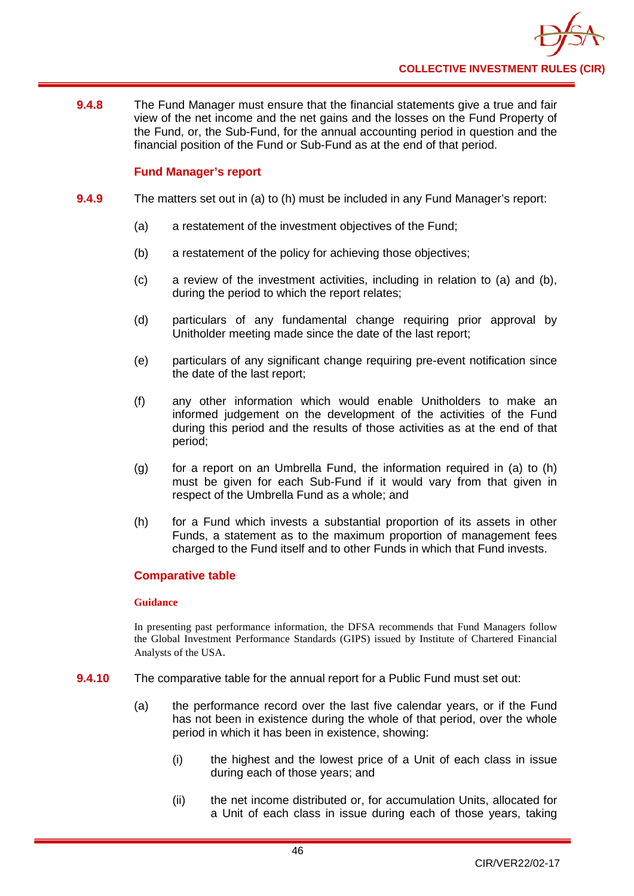**9.4.8** The Fund Manager must ensure that the financial statements give a true and fair view of the net income and the net gains and the losses on the Fund Property of the Fund, or, the Sub-Fund, for the annual accounting period in question and the financial position of the Fund or Sub-Fund as at the end of that period.

### Fund Manager's report

**9.4.9** The matters set out in (a) to (h) must be included in any Fund Manager's report:

(a) a restatement of the investment objectives of the Fund;

(b) a restatement of the policy for achieving those objectives;

(c) a review of the investment activities, including in relation to (a) and (b), during the period to which the report relates;

(d) particulars of any fundamental change requiring prior approval by Unitholder meeting made since the date of the last report;

(e) particulars of any significant change requiring pre-event notification since the date of the last report;

(f) any other information which would enable Unitholders to make an informed judgement on the development of the activities of the Fund during this period and the results of those activities as at the end of that period;

(g) for a report on an Umbrella Fund, the information required in (a) to (h) must be given for each Sub-Fund if it would vary from that given in respect of the Umbrella Fund as a whole; and

(h) for a Fund which invests a substantial proportion of its assets in other Funds, a statement as to the maximum proportion of management fees charged to the Fund itself and to other Funds in which that Fund invests.

### Comparative table

**Guidance**

In presenting past performance information, the DFSA recommends that Fund Managers follow the Global Investment Performance Standards (GIPS) issued by Institute of Chartered Financial Analysts of the USA.

**9.4.10** The comparative table for the annual report for a Public Fund must set out:

(a) the performance record over the last five calendar years, or if the Fund has not been in existence during the whole of that period, over the whole period in which it has been in existence, showing:

(i) the highest and the lowest price of a Unit of each class in issue during each of those years; and

(ii) the net income distributed or, for accumulation Units, allocated for a Unit of each class in issue during each of those years, taking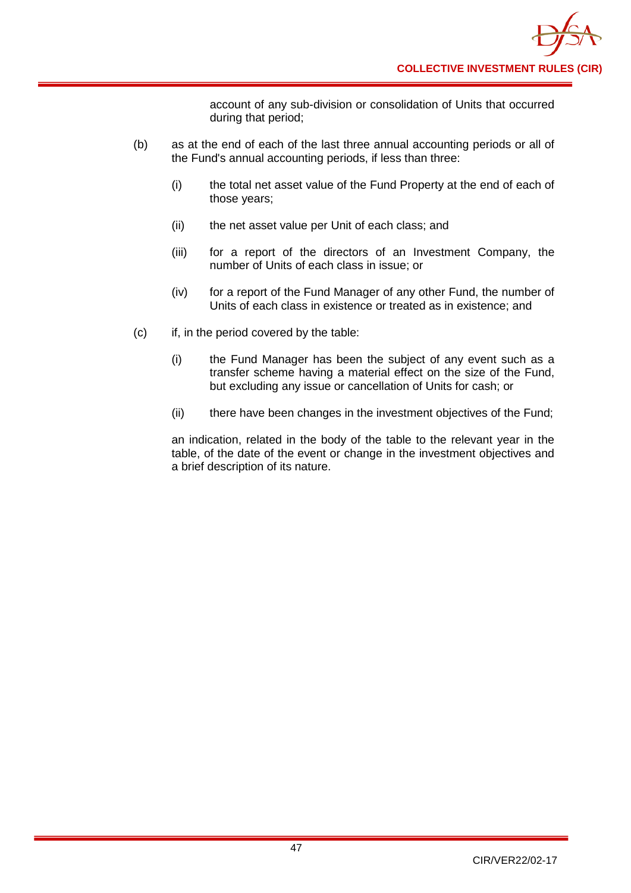account of any sub-division or consolidation of Units that occurred during that period;

(b) as at the end of each of the last three annual accounting periods or all of the Fund's annual accounting periods, if less than three:

(i) the total net asset value of the Fund Property at the end of each of those years;

(ii) the net asset value per Unit of each class; and

(iii) for a report of the directors of an Investment Company, the number of Units of each class in issue; or

(iv) for a report of the Fund Manager of any other Fund, the number of Units of each class in existence or treated as in existence; and

(c) if, in the period covered by the table:

(i) the Fund Manager has been the subject of any event such as a transfer scheme having a material effect on the size of the Fund, but excluding any issue or cancellation of Units for cash; or

(ii) there have been changes in the investment objectives of the Fund;

an indication, related in the body of the table to the relevant year in the table, of the date of the event or change in the investment objectives and a brief description of its nature.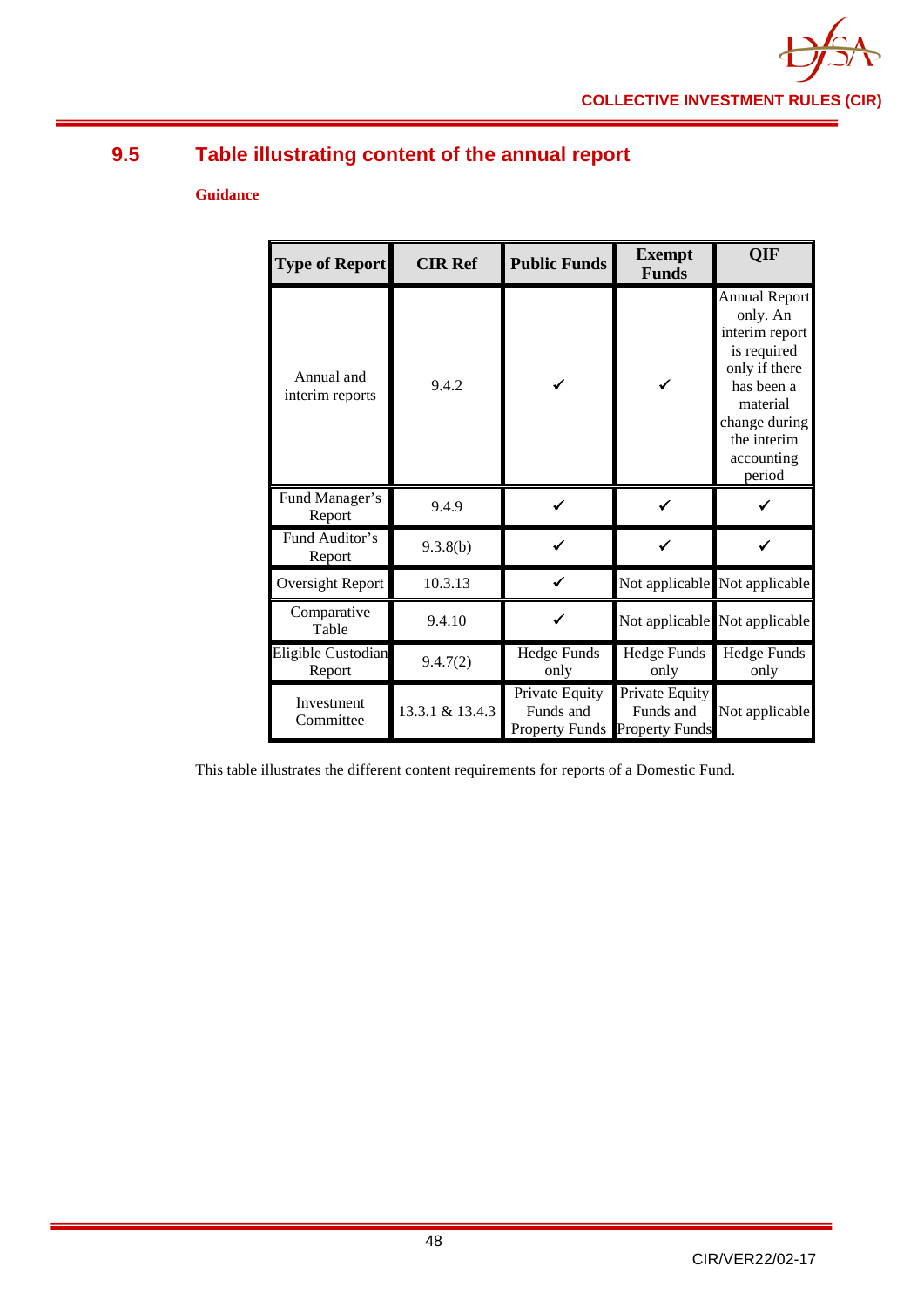## 9.5 Table illustrating content of the annual report

**Guidance**

| Type of Report | CIR Ref | Public Funds | Exempt Funds | QIF |
|---|---|---|---|---|
| Annual and interim reports | 9.4.2 | ✓ | ✓ | Annual Report only. An interim report is required only if there has been a material change during the interim accounting period |
| Fund Manager's Report | 9.4.9 | ✓ | ✓ | ✓ |
| Fund Auditor's Report | 9.3.8(b) | ✓ | ✓ | ✓ |
| Oversight Report | 10.3.13 | ✓ | Not applicable | Not applicable |
| Comparative Table | 9.4.10 | ✓ | Not applicable | Not applicable |
| Eligible Custodian Report | 9.4.7(2) | Hedge Funds only | Hedge Funds only | Hedge Funds only |
| Investment Committee | 13.3.1 & 13.4.3 | Private Equity Funds and Property Funds | Private Equity Funds and Property Funds | Not applicable |

This table illustrates the different content requirements for reports of a Domestic Fund.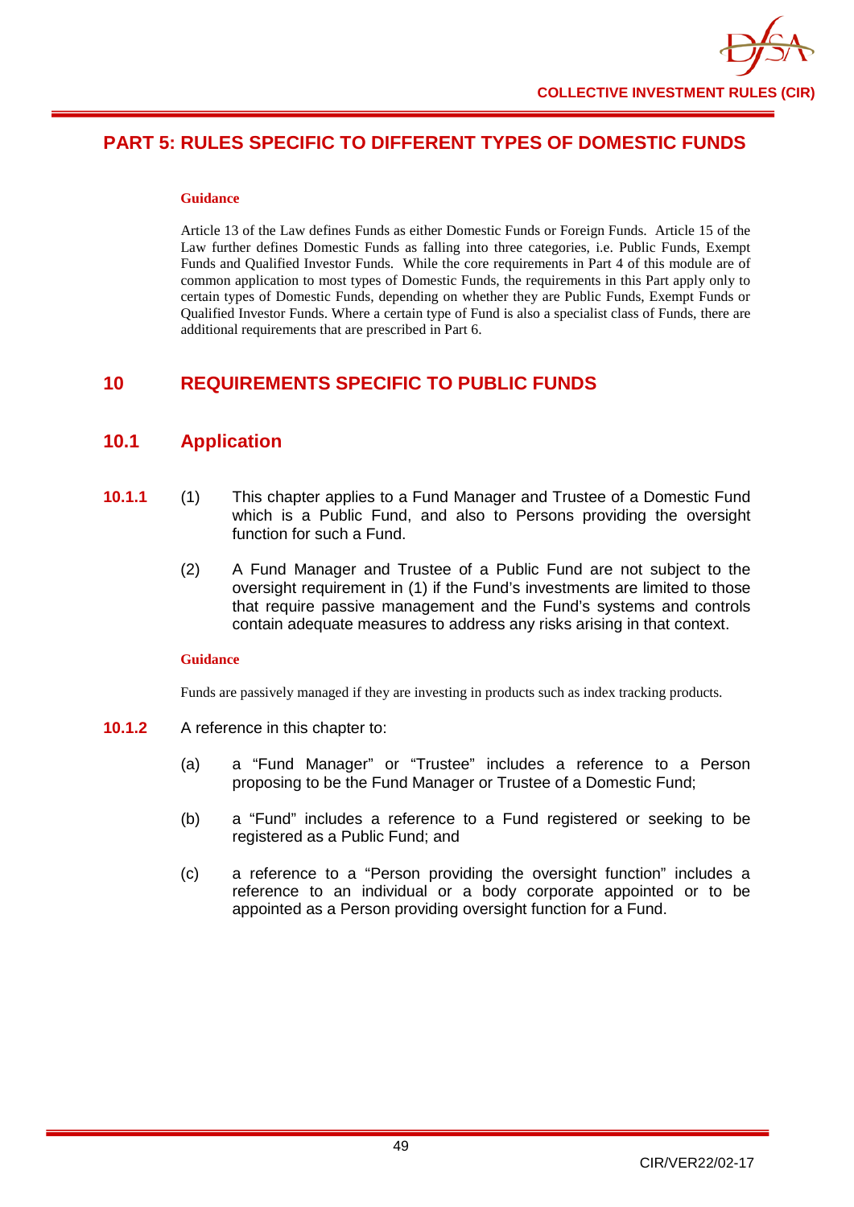## PART 5: RULES SPECIFIC TO DIFFERENT TYPES OF DOMESTIC FUNDS

**Guidance**

Article 13 of the Law defines Funds as either Domestic Funds or Foreign Funds. Article 15 of the Law further defines Domestic Funds as falling into three categories, i.e. Public Funds, Exempt Funds and Qualified Investor Funds. While the core requirements in Part 4 of this module are of common application to most types of Domestic Funds, the requirements in this Part apply only to certain types of Domestic Funds, depending on whether they are Public Funds, Exempt Funds or Qualified Investor Funds. Where a certain type of Fund is also a specialist class of Funds, there are additional requirements that are prescribed in Part 6.

## 10 REQUIREMENTS SPECIFIC TO PUBLIC FUNDS

### 10.1 Application

**10.1.1** (1) This chapter applies to a Fund Manager and Trustee of a Domestic Fund which is a Public Fund, and also to Persons providing the oversight function for such a Fund.

(2) A Fund Manager and Trustee of a Public Fund are not subject to the oversight requirement in (1) if the Fund's investments are limited to those that require passive management and the Fund's systems and controls contain adequate measures to address any risks arising in that context.

**Guidance**

Funds are passively managed if they are investing in products such as index tracking products.

**10.1.2** A reference in this chapter to:

(a) a "Fund Manager" or "Trustee" includes a reference to a Person proposing to be the Fund Manager or Trustee of a Domestic Fund;

(b) a "Fund" includes a reference to a Fund registered or seeking to be registered as a Public Fund; and

(c) a reference to a "Person providing the oversight function" includes a reference to an individual or a body corporate appointed or to be appointed as a Person providing oversight function for a Fund.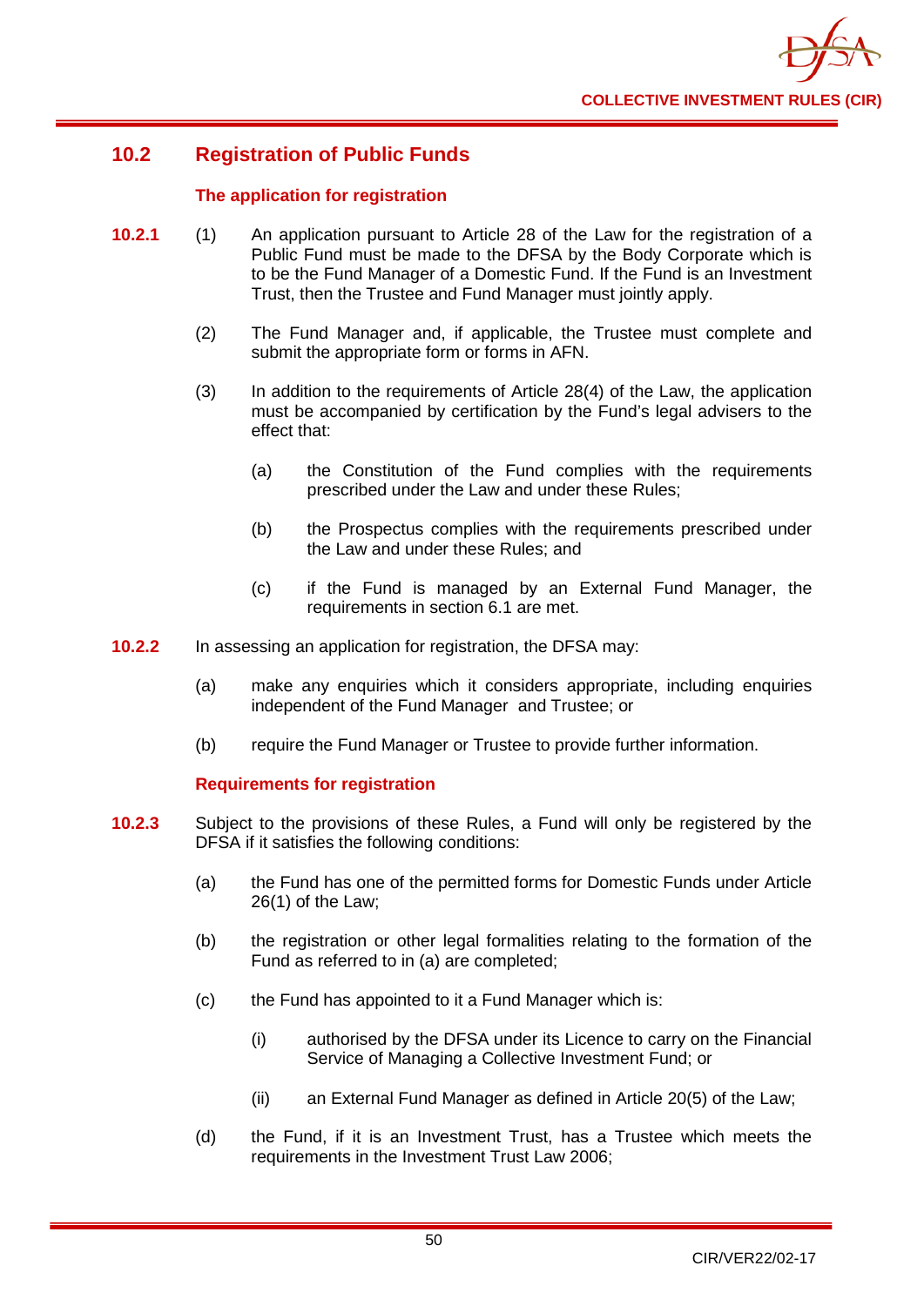## 10.2 Registration of Public Funds

### The application for registration

**10.2.1** (1) An application pursuant to Article 28 of the Law for the registration of a Public Fund must be made to the DFSA by the Body Corporate which is to be the Fund Manager of a Domestic Fund. If the Fund is an Investment Trust, then the Trustee and Fund Manager must jointly apply.

(2) The Fund Manager and, if applicable, the Trustee must complete and submit the appropriate form or forms in AFN.

(3) In addition to the requirements of Article 28(4) of the Law, the application must be accompanied by certification by the Fund's legal advisers to the effect that:

(a) the Constitution of the Fund complies with the requirements prescribed under the Law and under these Rules;

(b) the Prospectus complies with the requirements prescribed under the Law and under these Rules; and

(c) if the Fund is managed by an External Fund Manager, the requirements in section 6.1 are met.

**10.2.2** In assessing an application for registration, the DFSA may:

(a) make any enquiries which it considers appropriate, including enquiries independent of the Fund Manager and Trustee; or

(b) require the Fund Manager or Trustee to provide further information.

### Requirements for registration

**10.2.3** Subject to the provisions of these Rules, a Fund will only be registered by the DFSA if it satisfies the following conditions:

(a) the Fund has one of the permitted forms for Domestic Funds under Article 26(1) of the Law;

(b) the registration or other legal formalities relating to the formation of the Fund as referred to in (a) are completed;

(c) the Fund has appointed to it a Fund Manager which is:

(i) authorised by the DFSA under its Licence to carry on the Financial Service of Managing a Collective Investment Fund; or

(ii) an External Fund Manager as defined in Article 20(5) of the Law;

(d) the Fund, if it is an Investment Trust, has a Trustee which meets the requirements in the Investment Trust Law 2006;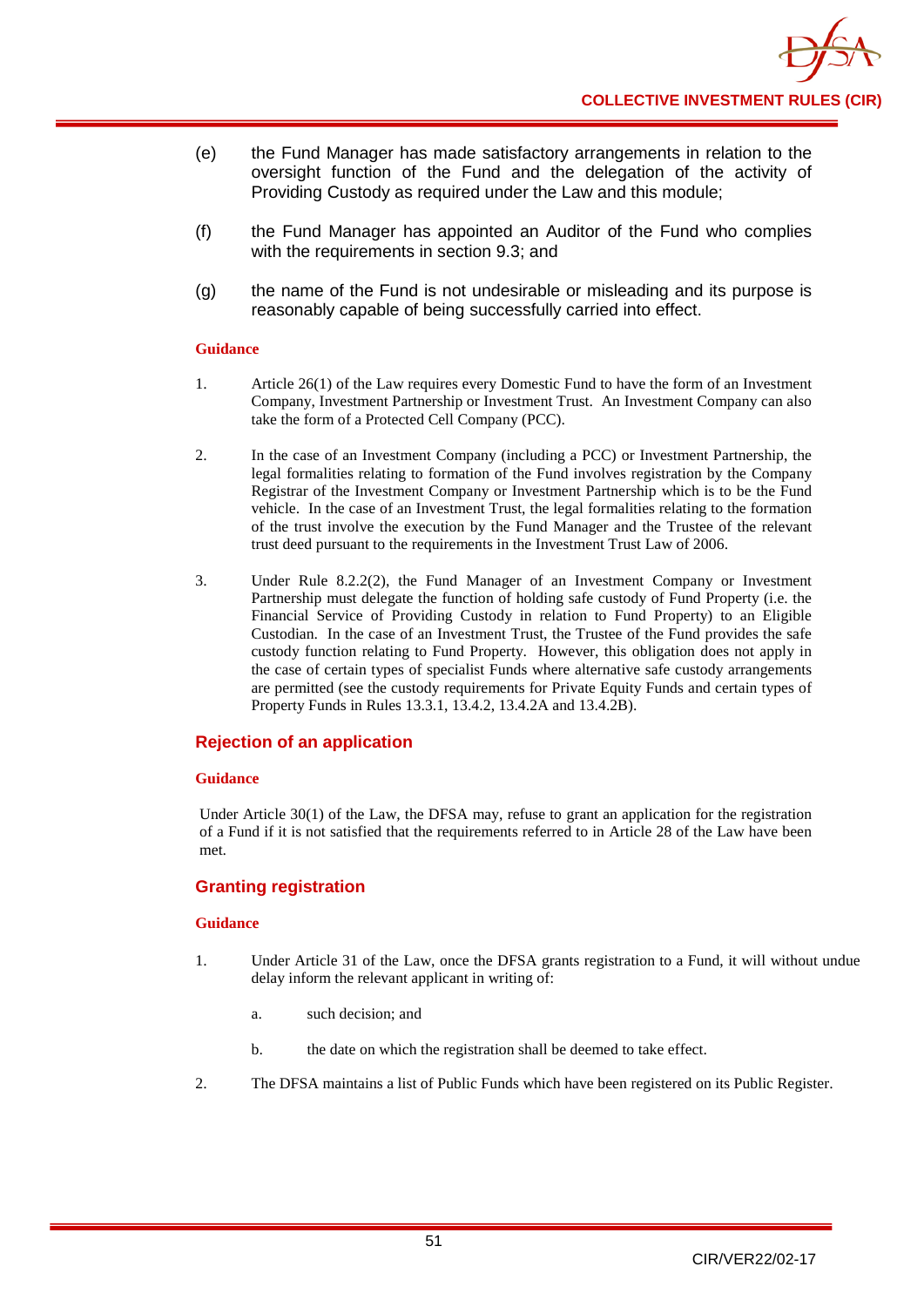(e) the Fund Manager has made satisfactory arrangements in relation to the oversight function of the Fund and the delegation of the activity of Providing Custody as required under the Law and this module;

(f) the Fund Manager has appointed an Auditor of the Fund who complies with the requirements in section 9.3; and

(g) the name of the Fund is not undesirable or misleading and its purpose is reasonably capable of being successfully carried into effect.

**Guidance**

1. Article 26(1) of the Law requires every Domestic Fund to have the form of an Investment Company, Investment Partnership or Investment Trust. An Investment Company can also take the form of a Protected Cell Company (PCC).

2. In the case of an Investment Company (including a PCC) or Investment Partnership, the legal formalities relating to formation of the Fund involves registration by the Company Registrar of the Investment Company or Investment Partnership which is to be the Fund vehicle. In the case of an Investment Trust, the legal formalities relating to the formation of the trust involve the execution by the Fund Manager and the Trustee of the relevant trust deed pursuant to the requirements in the Investment Trust Law of 2006.

3. Under Rule 8.2.2(2), the Fund Manager of an Investment Company or Investment Partnership must delegate the function of holding safe custody of Fund Property (i.e. the Financial Service of Providing Custody in relation to Fund Property) to an Eligible Custodian. In the case of an Investment Trust, the Trustee of the Fund provides the safe custody function relating to Fund Property. However, this obligation does not apply in the case of certain types of specialist Funds where alternative safe custody arrangements are permitted (see the custody requirements for Private Equity Funds and certain types of Property Funds in Rules 13.3.1, 13.4.2, 13.4.2A and 13.4.2B).

## Rejection of an application

**Guidance**

Under Article 30(1) of the Law, the DFSA may, refuse to grant an application for the registration of a Fund if it is not satisfied that the requirements referred to in Article 28 of the Law have been met.

## Granting registration

**Guidance**

1. Under Article 31 of the Law, once the DFSA grants registration to a Fund, it will without undue delay inform the relevant applicant in writing of:

   a. such decision; and

   b. the date on which the registration shall be deemed to take effect.

2. The DFSA maintains a list of Public Funds which have been registered on its Public Register.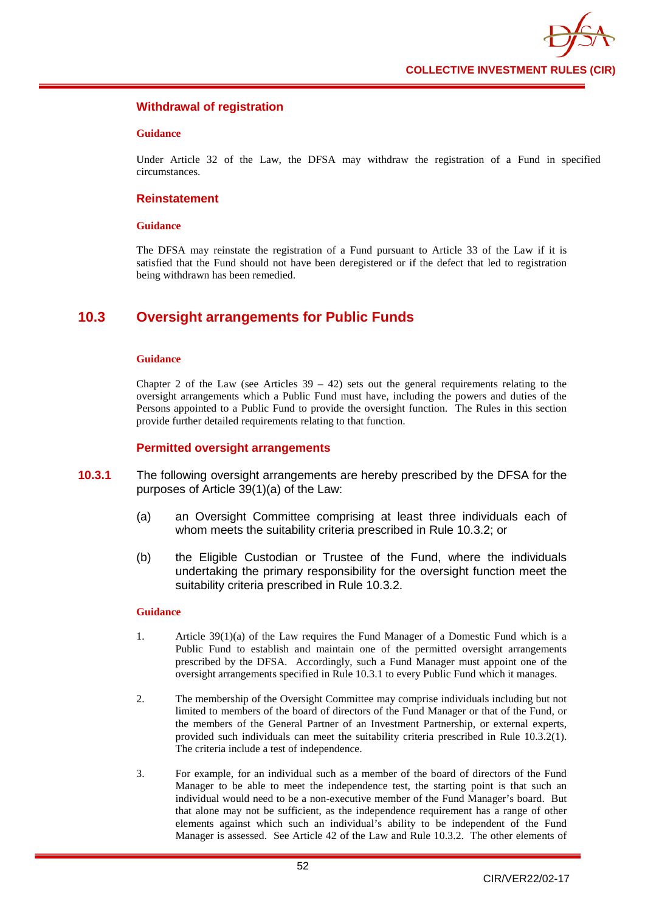### Withdrawal of registration

**Guidance**

Under Article 32 of the Law, the DFSA may withdraw the registration of a Fund in specified circumstances.

### Reinstatement

**Guidance**

The DFSA may reinstate the registration of a Fund pursuant to Article 33 of the Law if it is satisfied that the Fund should not have been deregistered or if the defect that led to registration being withdrawn has been remedied.

## 10.3 Oversight arrangements for Public Funds

**Guidance**

Chapter 2 of the Law (see Articles 39 – 42) sets out the general requirements relating to the oversight arrangements which a Public Fund must have, including the powers and duties of the Persons appointed to a Public Fund to provide the oversight function. The Rules in this section provide further detailed requirements relating to that function.

### Permitted oversight arrangements

**10.3.1** The following oversight arrangements are hereby prescribed by the DFSA for the purposes of Article 39(1)(a) of the Law:

(a) an Oversight Committee comprising at least three individuals each of whom meets the suitability criteria prescribed in Rule 10.3.2; or

(b) the Eligible Custodian or Trustee of the Fund, where the individuals undertaking the primary responsibility for the oversight function meet the suitability criteria prescribed in Rule 10.3.2.

**Guidance**

1. Article 39(1)(a) of the Law requires the Fund Manager of a Domestic Fund which is a Public Fund to establish and maintain one of the permitted oversight arrangements prescribed by the DFSA. Accordingly, such a Fund Manager must appoint one of the oversight arrangements specified in Rule 10.3.1 to every Public Fund which it manages.

2. The membership of the Oversight Committee may comprise individuals including but not limited to members of the board of directors of the Fund Manager or that of the Fund, or the members of the General Partner of an Investment Partnership, or external experts, provided such individuals can meet the suitability criteria prescribed in Rule 10.3.2(1). The criteria include a test of independence.

3. For example, for an individual such as a member of the board of directors of the Fund Manager to be able to meet the independence test, the starting point is that such an individual would need to be a non-executive member of the Fund Manager's board. But that alone may not be sufficient, as the independence requirement has a range of other elements against which such an individual's ability to be independent of the Fund Manager is assessed. See Article 42 of the Law and Rule 10.3.2. The other elements of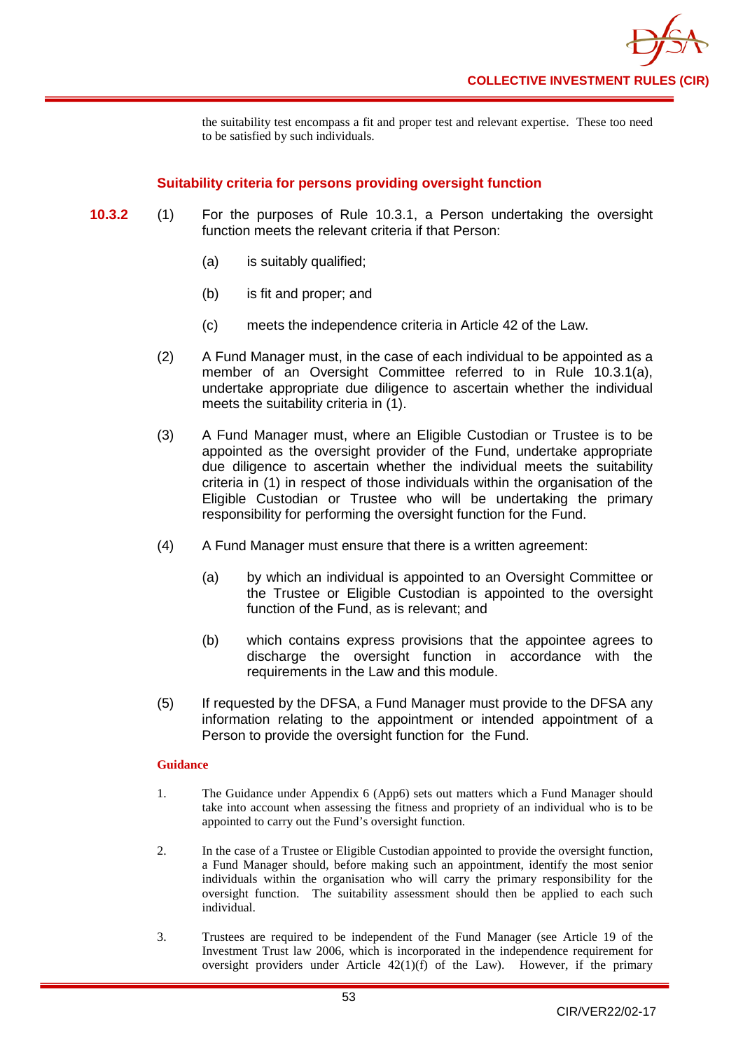the suitability test encompass a fit and proper test and relevant expertise. These too need to be satisfied by such individuals.

### Suitability criteria for persons providing oversight function

**10.3.2** (1) For the purposes of Rule 10.3.1, a Person undertaking the oversight function meets the relevant criteria if that Person:

(a) is suitably qualified;

(b) is fit and proper; and

(c) meets the independence criteria in Article 42 of the Law.

(2) A Fund Manager must, in the case of each individual to be appointed as a member of an Oversight Committee referred to in Rule 10.3.1(a), undertake appropriate due diligence to ascertain whether the individual meets the suitability criteria in (1).

(3) A Fund Manager must, where an Eligible Custodian or Trustee is to be appointed as the oversight provider of the Fund, undertake appropriate due diligence to ascertain whether the individual meets the suitability criteria in (1) in respect of those individuals within the organisation of the Eligible Custodian or Trustee who will be undertaking the primary responsibility for performing the oversight function for the Fund.

(4) A Fund Manager must ensure that there is a written agreement:

(a) by which an individual is appointed to an Oversight Committee or the Trustee or Eligible Custodian is appointed to the oversight function of the Fund, as is relevant; and

(b) which contains express provisions that the appointee agrees to discharge the oversight function in accordance with the requirements in the Law and this module.

(5) If requested by the DFSA, a Fund Manager must provide to the DFSA any information relating to the appointment or intended appointment of a Person to provide the oversight function for the Fund.

**Guidance**

1. The Guidance under Appendix 6 (App6) sets out matters which a Fund Manager should take into account when assessing the fitness and propriety of an individual who is to be appointed to carry out the Fund's oversight function.

2. In the case of a Trustee or Eligible Custodian appointed to provide the oversight function, a Fund Manager should, before making such an appointment, identify the most senior individuals within the organisation who will carry the primary responsibility for the oversight function. The suitability assessment should then be applied to each such individual.

3. Trustees are required to be independent of the Fund Manager (see Article 19 of the Investment Trust law 2006, which is incorporated in the independence requirement for oversight providers under Article 42(1)(f) of the Law). However, if the primary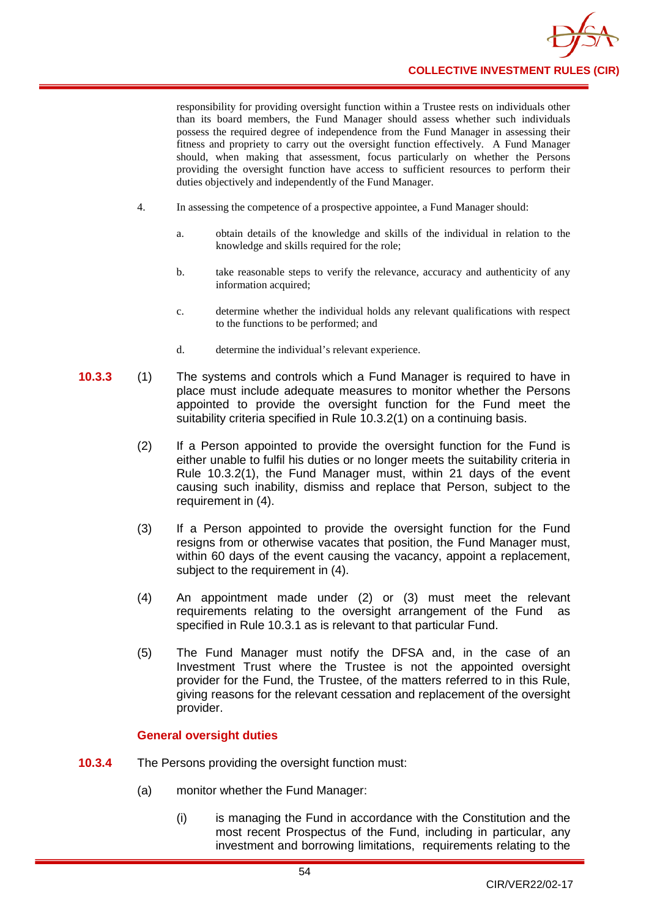responsibility for providing oversight function within a Trustee rests on individuals other than its board members, the Fund Manager should assess whether such individuals possess the required degree of independence from the Fund Manager in assessing their fitness and propriety to carry out the oversight function effectively. A Fund Manager should, when making that assessment, focus particularly on whether the Persons providing the oversight function have access to sufficient resources to perform their duties objectively and independently of the Fund Manager.

4. In assessing the competence of a prospective appointee, a Fund Manager should:

   a. obtain details of the knowledge and skills of the individual in relation to the knowledge and skills required for the role;

   b. take reasonable steps to verify the relevance, accuracy and authenticity of any information acquired;

   c. determine whether the individual holds any relevant qualifications with respect to the functions to be performed; and

   d. determine the individual's relevant experience.

**10.3.3** (1) The systems and controls which a Fund Manager is required to have in place must include adequate measures to monitor whether the Persons appointed to provide the oversight function for the Fund meet the suitability criteria specified in Rule 10.3.2(1) on a continuing basis.

(2) If a Person appointed to provide the oversight function for the Fund is either unable to fulfil his duties or no longer meets the suitability criteria in Rule 10.3.2(1), the Fund Manager must, within 21 days of the event causing such inability, dismiss and replace that Person, subject to the requirement in (4).

(3) If a Person appointed to provide the oversight function for the Fund resigns from or otherwise vacates that position, the Fund Manager must, within 60 days of the event causing the vacancy, appoint a replacement, subject to the requirement in (4).

(4) An appointment made under (2) or (3) must meet the relevant requirements relating to the oversight arrangement of the Fund as specified in Rule 10.3.1 as is relevant to that particular Fund.

(5) The Fund Manager must notify the DFSA and, in the case of an Investment Trust where the Trustee is not the appointed oversight provider for the Fund, the Trustee, of the matters referred to in this Rule, giving reasons for the relevant cessation and replacement of the oversight provider.

### General oversight duties

**10.3.4** The Persons providing the oversight function must:

(a) monitor whether the Fund Manager:

   (i) is managing the Fund in accordance with the Constitution and the most recent Prospectus of the Fund, including in particular, any investment and borrowing limitations, requirements relating to the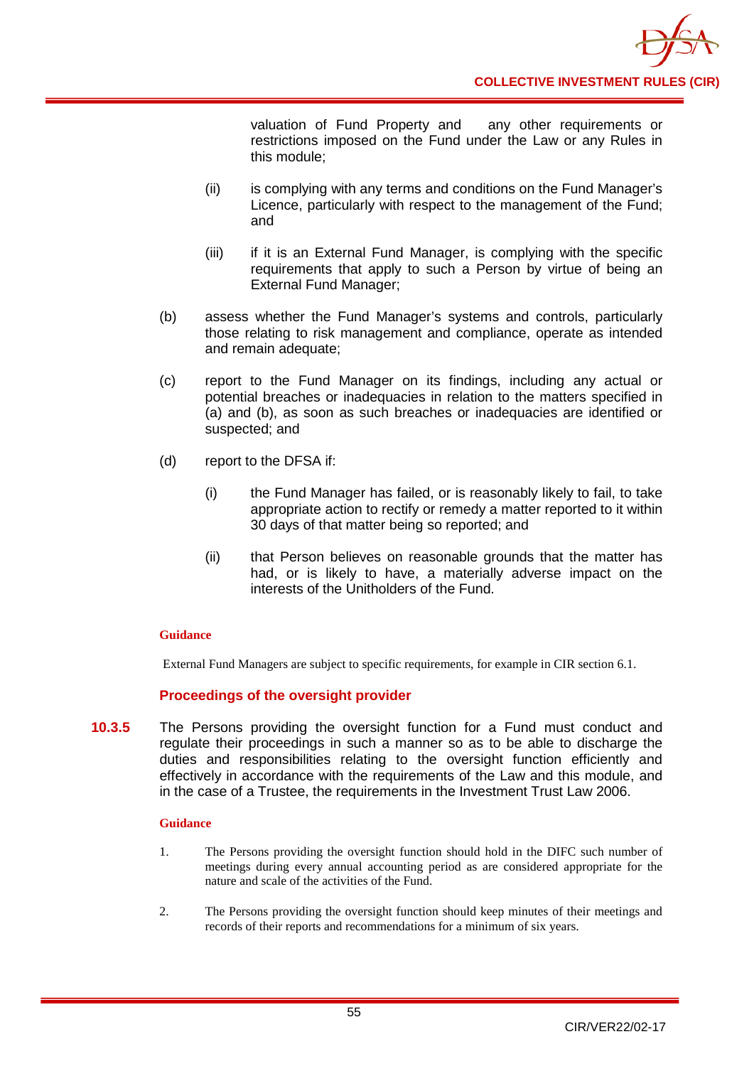valuation of Fund Property and any other requirements or restrictions imposed on the Fund under the Law or any Rules in this module;

(ii) is complying with any terms and conditions on the Fund Manager's Licence, particularly with respect to the management of the Fund; and

(iii) if it is an External Fund Manager, is complying with the specific requirements that apply to such a Person by virtue of being an External Fund Manager;

(b) assess whether the Fund Manager's systems and controls, particularly those relating to risk management and compliance, operate as intended and remain adequate;

(c) report to the Fund Manager on its findings, including any actual or potential breaches or inadequacies in relation to the matters specified in (a) and (b), as soon as such breaches or inadequacies are identified or suspected; and

(d) report to the DFSA if:

(i) the Fund Manager has failed, or is reasonably likely to fail, to take appropriate action to rectify or remedy a matter reported to it within 30 days of that matter being so reported; and

(ii) that Person believes on reasonable grounds that the matter has had, or is likely to have, a materially adverse impact on the interests of the Unitholders of the Fund.

**Guidance**

External Fund Managers are subject to specific requirements, for example in CIR section 6.1.

### Proceedings of the oversight provider

**10.3.5** The Persons providing the oversight function for a Fund must conduct and regulate their proceedings in such a manner so as to be able to discharge the duties and responsibilities relating to the oversight function efficiently and effectively in accordance with the requirements of the Law and this module, and in the case of a Trustee, the requirements in the Investment Trust Law 2006.

**Guidance**

1. The Persons providing the oversight function should hold in the DIFC such number of meetings during every annual accounting period as are considered appropriate for the nature and scale of the activities of the Fund.

2. The Persons providing the oversight function should keep minutes of their meetings and records of their reports and recommendations for a minimum of six years.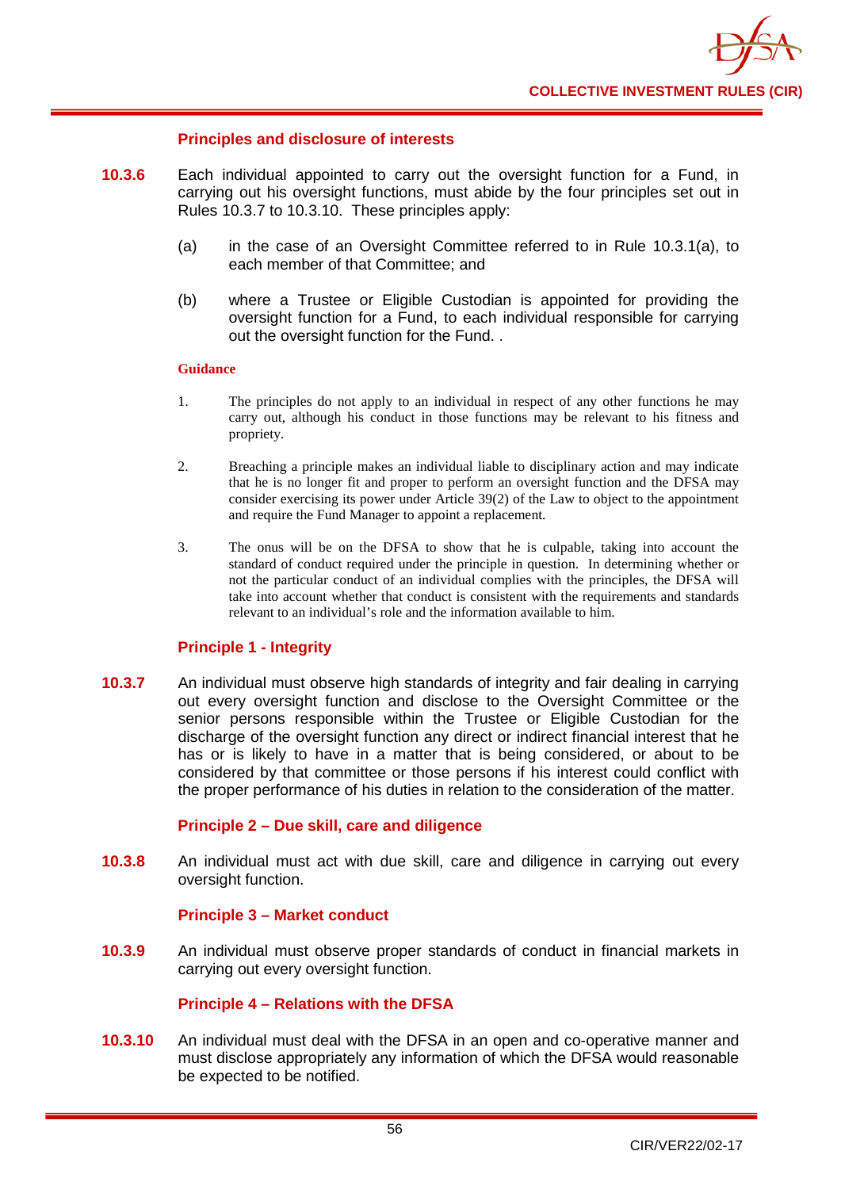### Principles and disclosure of interests

**10.3.6** Each individual appointed to carry out the oversight function for a Fund, in carrying out his oversight functions, must abide by the four principles set out in Rules 10.3.7 to 10.3.10. These principles apply:

(a) in the case of an Oversight Committee referred to in Rule 10.3.1(a), to each member of that Committee; and

(b) where a Trustee or Eligible Custodian is appointed for providing the oversight function for a Fund, to each individual responsible for carrying out the oversight function for the Fund. .

#### Guidance

1. The principles do not apply to an individual in respect of any other functions he may carry out, although his conduct in those functions may be relevant to his fitness and propriety.

2. Breaching a principle makes an individual liable to disciplinary action and may indicate that he is no longer fit and proper to perform an oversight function and the DFSA may consider exercising its power under Article 39(2) of the Law to object to the appointment and require the Fund Manager to appoint a replacement.

3. The onus will be on the DFSA to show that he is culpable, taking into account the standard of conduct required under the principle in question. In determining whether or not the particular conduct of an individual complies with the principles, the DFSA will take into account whether that conduct is consistent with the requirements and standards relevant to an individual's role and the information available to him.

### Principle 1 - Integrity

**10.3.7** An individual must observe high standards of integrity and fair dealing in carrying out every oversight function and disclose to the Oversight Committee or the senior persons responsible within the Trustee or Eligible Custodian for the discharge of the oversight function any direct or indirect financial interest that he has or is likely to have in a matter that is being considered, or about to be considered by that committee or those persons if his interest could conflict with the proper performance of his duties in relation to the consideration of the matter.

### Principle 2 – Due skill, care and diligence

**10.3.8** An individual must act with due skill, care and diligence in carrying out every oversight function.

### Principle 3 – Market conduct

**10.3.9** An individual must observe proper standards of conduct in financial markets in carrying out every oversight function.

### Principle 4 – Relations with the DFSA

**10.3.10** An individual must deal with the DFSA in an open and co-operative manner and must disclose appropriately any information of which the DFSA would reasonable be expected to be notified.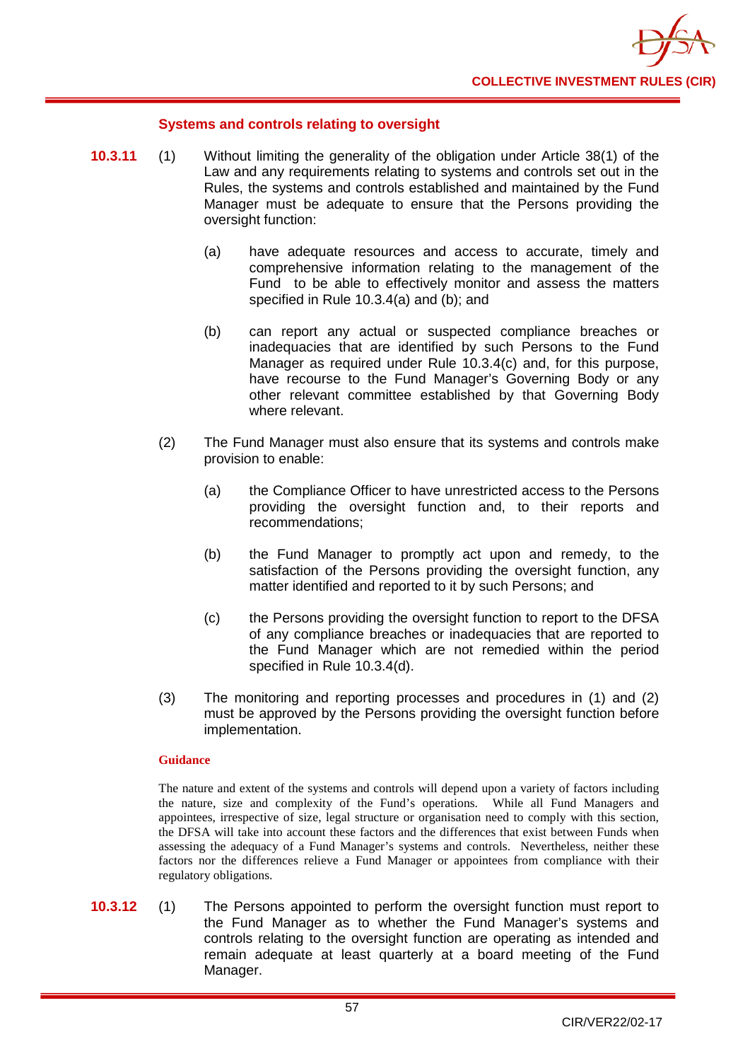### Systems and controls relating to oversight

**10.3.11** (1) Without limiting the generality of the obligation under Article 38(1) of the Law and any requirements relating to systems and controls set out in the Rules, the systems and controls established and maintained by the Fund Manager must be adequate to ensure that the Persons providing the oversight function:

(a) have adequate resources and access to accurate, timely and comprehensive information relating to the management of the Fund to be able to effectively monitor and assess the matters specified in Rule 10.3.4(a) and (b); and

(b) can report any actual or suspected compliance breaches or inadequacies that are identified by such Persons to the Fund Manager as required under Rule 10.3.4(c) and, for this purpose, have recourse to the Fund Manager's Governing Body or any other relevant committee established by that Governing Body where relevant.

(2) The Fund Manager must also ensure that its systems and controls make provision to enable:

(a) the Compliance Officer to have unrestricted access to the Persons providing the oversight function and, to their reports and recommendations;

(b) the Fund Manager to promptly act upon and remedy, to the satisfaction of the Persons providing the oversight function, any matter identified and reported to it by such Persons; and

(c) the Persons providing the oversight function to report to the DFSA of any compliance breaches or inadequacies that are reported to the Fund Manager which are not remedied within the period specified in Rule 10.3.4(d).

(3) The monitoring and reporting processes and procedures in (1) and (2) must be approved by the Persons providing the oversight function before implementation.

**Guidance**

The nature and extent of the systems and controls will depend upon a variety of factors including the nature, size and complexity of the Fund's operations. While all Fund Managers and appointees, irrespective of size, legal structure or organisation need to comply with this section, the DFSA will take into account these factors and the differences that exist between Funds when assessing the adequacy of a Fund Manager's systems and controls. Nevertheless, neither these factors nor the differences relieve a Fund Manager or appointees from compliance with their regulatory obligations.

**10.3.12** (1) The Persons appointed to perform the oversight function must report to the Fund Manager as to whether the Fund Manager's systems and controls relating to the oversight function are operating as intended and remain adequate at least quarterly at a board meeting of the Fund Manager.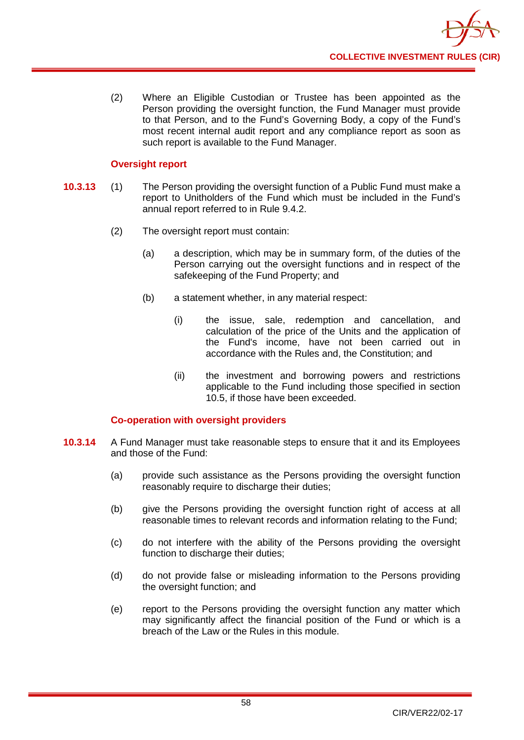(2) Where an Eligible Custodian or Trustee has been appointed as the Person providing the oversight function, the Fund Manager must provide to that Person, and to the Fund's Governing Body, a copy of the Fund's most recent internal audit report and any compliance report as soon as such report is available to the Fund Manager.

### Oversight report

**10.3.13** (1) The Person providing the oversight function of a Public Fund must make a report to Unitholders of the Fund which must be included in the Fund's annual report referred to in Rule 9.4.2.

(2) The oversight report must contain:

(a) a description, which may be in summary form, of the duties of the Person carrying out the oversight functions and in respect of the safekeeping of the Fund Property; and

(b) a statement whether, in any material respect:

(i) the issue, sale, redemption and cancellation, and calculation of the price of the Units and the application of the Fund's income, have not been carried out in accordance with the Rules and, the Constitution; and

(ii) the investment and borrowing powers and restrictions applicable to the Fund including those specified in section 10.5, if those have been exceeded.

### Co-operation with oversight providers

**10.3.14** A Fund Manager must take reasonable steps to ensure that it and its Employees and those of the Fund:

(a) provide such assistance as the Persons providing the oversight function reasonably require to discharge their duties;

(b) give the Persons providing the oversight function right of access at all reasonable times to relevant records and information relating to the Fund;

(c) do not interfere with the ability of the Persons providing the oversight function to discharge their duties;

(d) do not provide false or misleading information to the Persons providing the oversight function; and

(e) report to the Persons providing the oversight function any matter which may significantly affect the financial position of the Fund or which is a breach of the Law or the Rules in this module.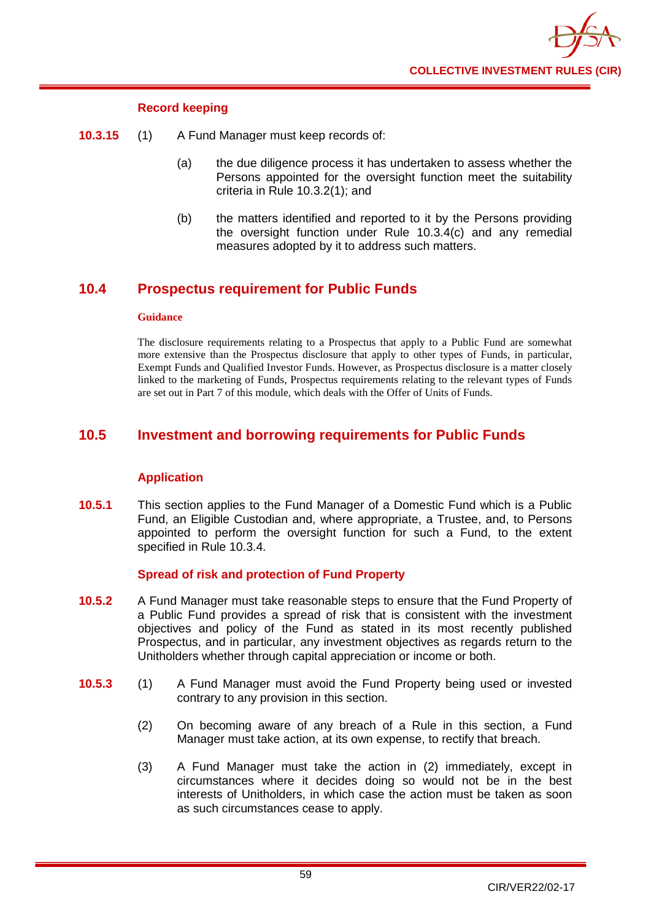### Record keeping

**10.3.15** (1) A Fund Manager must keep records of:

(a) the due diligence process it has undertaken to assess whether the Persons appointed for the oversight function meet the suitability criteria in Rule 10.3.2(1); and

(b) the matters identified and reported to it by the Persons providing the oversight function under Rule 10.3.4(c) and any remedial measures adopted by it to address such matters.

## 10.4 Prospectus requirement for Public Funds

**Guidance**

The disclosure requirements relating to a Prospectus that apply to a Public Fund are somewhat more extensive than the Prospectus disclosure that apply to other types of Funds, in particular, Exempt Funds and Qualified Investor Funds. However, as Prospectus disclosure is a matter closely linked to the marketing of Funds, Prospectus requirements relating to the relevant types of Funds are set out in Part 7 of this module, which deals with the Offer of Units of Funds.

## 10.5 Investment and borrowing requirements for Public Funds

### Application

**10.5.1** This section applies to the Fund Manager of a Domestic Fund which is a Public Fund, an Eligible Custodian and, where appropriate, a Trustee, and, to Persons appointed to perform the oversight function for such a Fund, to the extent specified in Rule 10.3.4.

### Spread of risk and protection of Fund Property

**10.5.2** A Fund Manager must take reasonable steps to ensure that the Fund Property of a Public Fund provides a spread of risk that is consistent with the investment objectives and policy of the Fund as stated in its most recently published Prospectus, and in particular, any investment objectives as regards return to the Unitholders whether through capital appreciation or income or both.

**10.5.3** (1) A Fund Manager must avoid the Fund Property being used or invested contrary to any provision in this section.

(2) On becoming aware of any breach of a Rule in this section, a Fund Manager must take action, at its own expense, to rectify that breach.

(3) A Fund Manager must take the action in (2) immediately, except in circumstances where it decides doing so would not be in the best interests of Unitholders, in which case the action must be taken as soon as such circumstances cease to apply.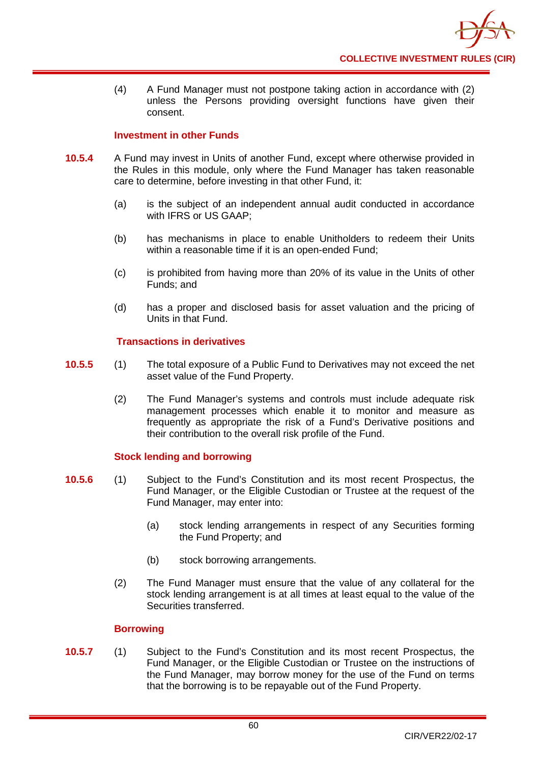(4) A Fund Manager must not postpone taking action in accordance with (2) unless the Persons providing oversight functions have given their consent.

### Investment in other Funds

**10.5.4** A Fund may invest in Units of another Fund, except where otherwise provided in the Rules in this module, only where the Fund Manager has taken reasonable care to determine, before investing in that other Fund, it:

(a) is the subject of an independent annual audit conducted in accordance with IFRS or US GAAP;

(b) has mechanisms in place to enable Unitholders to redeem their Units within a reasonable time if it is an open-ended Fund;

(c) is prohibited from having more than 20% of its value in the Units of other Funds; and

(d) has a proper and disclosed basis for asset valuation and the pricing of Units in that Fund.

### Transactions in derivatives

**10.5.5** (1) The total exposure of a Public Fund to Derivatives may not exceed the net asset value of the Fund Property.

(2) The Fund Manager's systems and controls must include adequate risk management processes which enable it to monitor and measure as frequently as appropriate the risk of a Fund's Derivative positions and their contribution to the overall risk profile of the Fund.

### Stock lending and borrowing

**10.5.6** (1) Subject to the Fund's Constitution and its most recent Prospectus, the Fund Manager, or the Eligible Custodian or Trustee at the request of the Fund Manager, may enter into:

(a) stock lending arrangements in respect of any Securities forming the Fund Property; and

(b) stock borrowing arrangements.

(2) The Fund Manager must ensure that the value of any collateral for the stock lending arrangement is at all times at least equal to the value of the Securities transferred.

### Borrowing

**10.5.7** (1) Subject to the Fund's Constitution and its most recent Prospectus, the Fund Manager, or the Eligible Custodian or Trustee on the instructions of the Fund Manager, may borrow money for the use of the Fund on terms that the borrowing is to be repayable out of the Fund Property.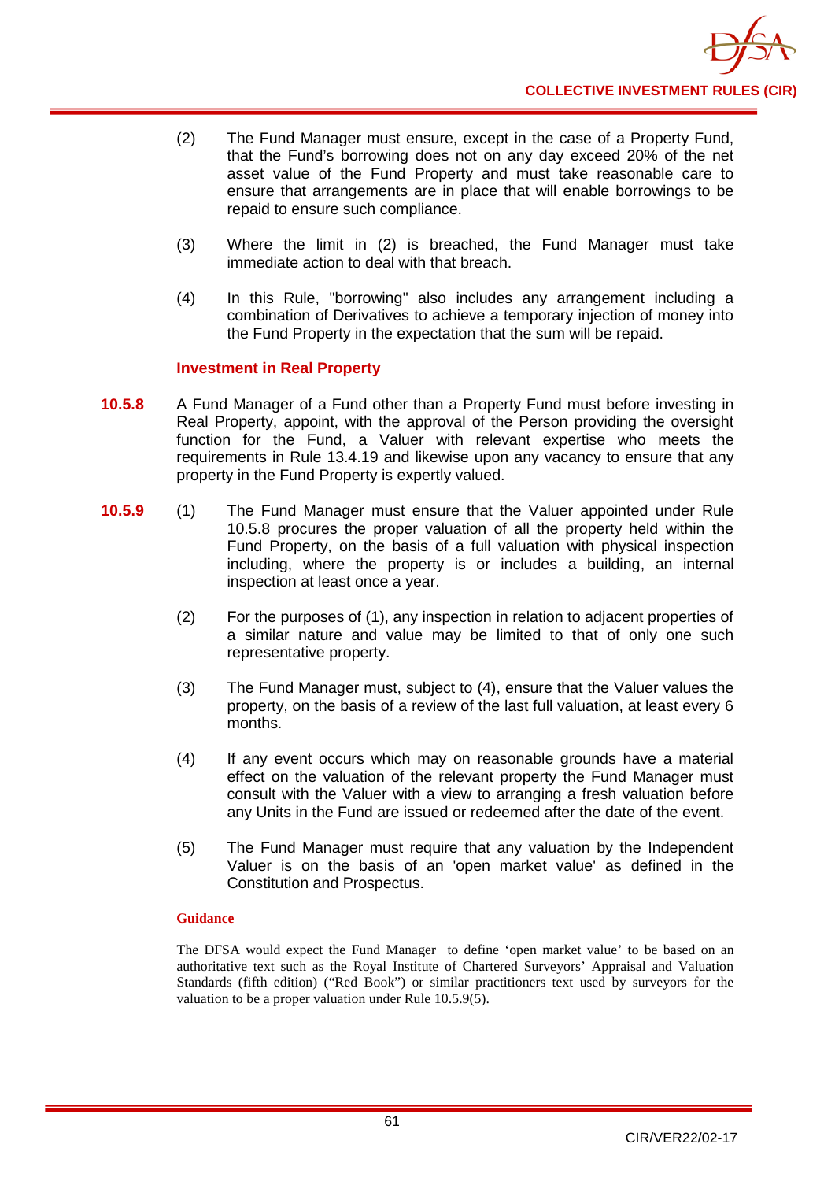(2) The Fund Manager must ensure, except in the case of a Property Fund, that the Fund's borrowing does not on any day exceed 20% of the net asset value of the Fund Property and must take reasonable care to ensure that arrangements are in place that will enable borrowings to be repaid to ensure such compliance.

(3) Where the limit in (2) is breached, the Fund Manager must take immediate action to deal with that breach.

(4) In this Rule, "borrowing" also includes any arrangement including a combination of Derivatives to achieve a temporary injection of money into the Fund Property in the expectation that the sum will be repaid.

### Investment in Real Property

**10.5.8** A Fund Manager of a Fund other than a Property Fund must before investing in Real Property, appoint, with the approval of the Person providing the oversight function for the Fund, a Valuer with relevant expertise who meets the requirements in Rule 13.4.19 and likewise upon any vacancy to ensure that any property in the Fund Property is expertly valued.

**10.5.9** (1) The Fund Manager must ensure that the Valuer appointed under Rule 10.5.8 procures the proper valuation of all the property held within the Fund Property, on the basis of a full valuation with physical inspection including, where the property is or includes a building, an internal inspection at least once a year.

(2) For the purposes of (1), any inspection in relation to adjacent properties of a similar nature and value may be limited to that of only one such representative property.

(3) The Fund Manager must, subject to (4), ensure that the Valuer values the property, on the basis of a review of the last full valuation, at least every 6 months.

(4) If any event occurs which may on reasonable grounds have a material effect on the valuation of the relevant property the Fund Manager must consult with the Valuer with a view to arranging a fresh valuation before any Units in the Fund are issued or redeemed after the date of the event.

(5) The Fund Manager must require that any valuation by the Independent Valuer is on the basis of an 'open market value' as defined in the Constitution and Prospectus.

#### Guidance

The DFSA would expect the Fund Manager to define 'open market value' to be based on an authoritative text such as the Royal Institute of Chartered Surveyors' Appraisal and Valuation Standards (fifth edition) ("Red Book") or similar practitioners text used by surveyors for the valuation to be a proper valuation under Rule 10.5.9(5).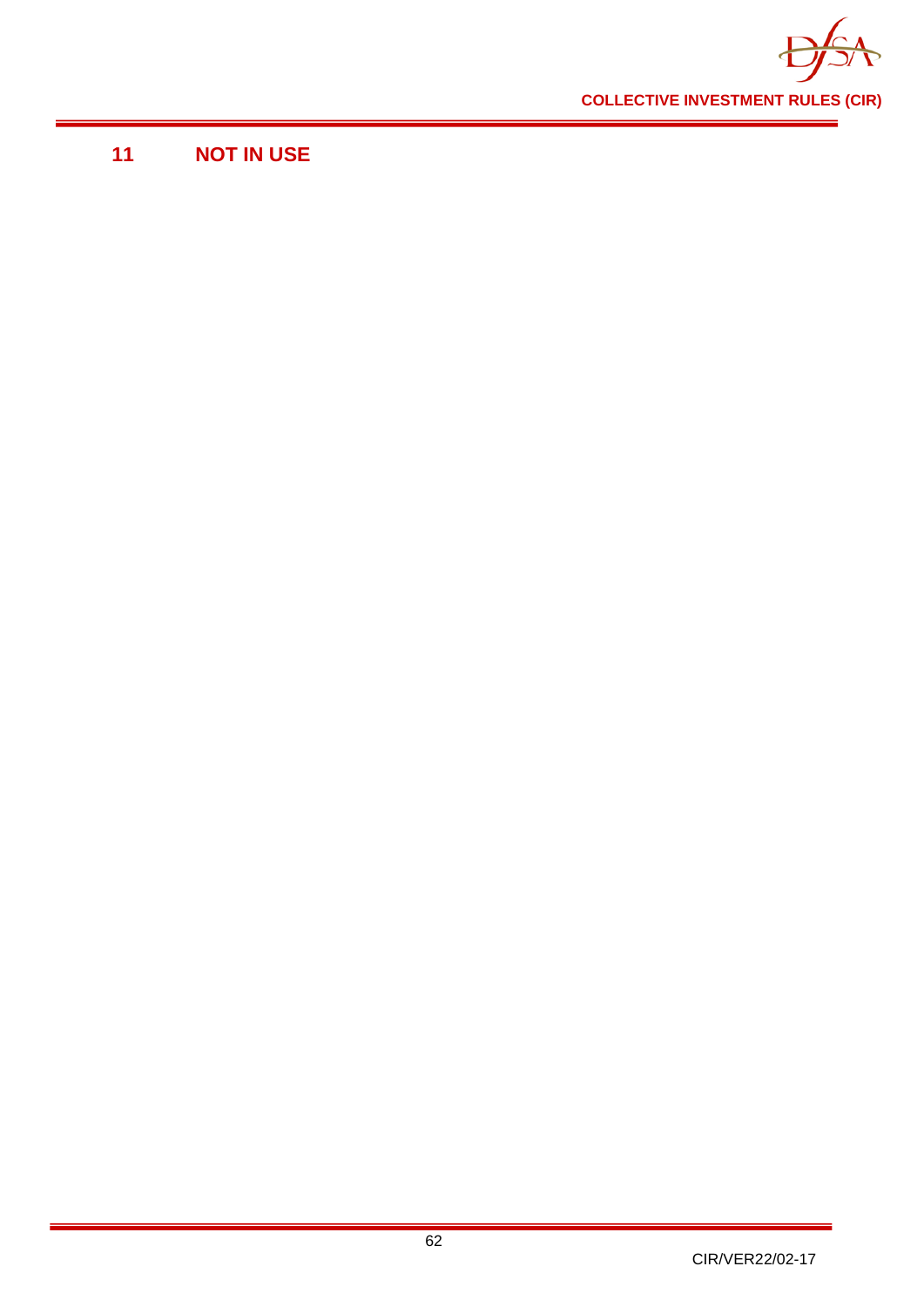# 11 NOT IN USE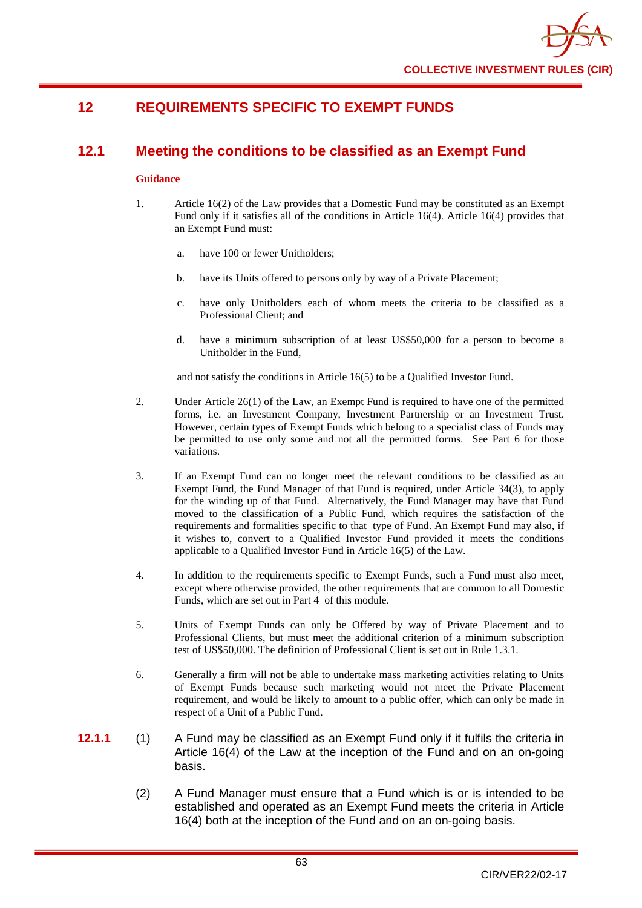# 12 REQUIREMENTS SPECIFIC TO EXEMPT FUNDS

## 12.1 Meeting the conditions to be classified as an Exempt Fund

**Guidance**

1. Article 16(2) of the Law provides that a Domestic Fund may be constituted as an Exempt Fund only if it satisfies all of the conditions in Article 16(4). Article 16(4) provides that an Exempt Fund must:

   a. have 100 or fewer Unitholders;

   b. have its Units offered to persons only by way of a Private Placement;

   c. have only Unitholders each of whom meets the criteria to be classified as a Professional Client; and

   d. have a minimum subscription of at least US$50,000 for a person to become a Unitholder in the Fund,

   and not satisfy the conditions in Article 16(5) to be a Qualified Investor Fund.

2. Under Article 26(1) of the Law, an Exempt Fund is required to have one of the permitted forms, i.e. an Investment Company, Investment Partnership or an Investment Trust. However, certain types of Exempt Funds which belong to a specialist class of Funds may be permitted to use only some and not all the permitted forms. See Part 6 for those variations.

3. If an Exempt Fund can no longer meet the relevant conditions to be classified as an Exempt Fund, the Fund Manager of that Fund is required, under Article 34(3), to apply for the winding up of that Fund. Alternatively, the Fund Manager may have that Fund moved to the classification of a Public Fund, which requires the satisfaction of the requirements and formalities specific to that type of Fund. An Exempt Fund may also, if it wishes to, convert to a Qualified Investor Fund provided it meets the conditions applicable to a Qualified Investor Fund in Article 16(5) of the Law.

4. In addition to the requirements specific to Exempt Funds, such a Fund must also meet, except where otherwise provided, the other requirements that are common to all Domestic Funds, which are set out in Part 4 of this module.

5. Units of Exempt Funds can only be Offered by way of Private Placement and to Professional Clients, but must meet the additional criterion of a minimum subscription test of US$50,000. The definition of Professional Client is set out in Rule 1.3.1.

6. Generally a firm will not be able to undertake mass marketing activities relating to Units of Exempt Funds because such marketing would not meet the Private Placement requirement, and would be likely to amount to a public offer, which can only be made in respect of a Unit of a Public Fund.

**12.1.1** (1) A Fund may be classified as an Exempt Fund only if it fulfils the criteria in Article 16(4) of the Law at the inception of the Fund and on an on-going basis.

(2) A Fund Manager must ensure that a Fund which is or is intended to be established and operated as an Exempt Fund meets the criteria in Article 16(4) both at the inception of the Fund and on an on-going basis.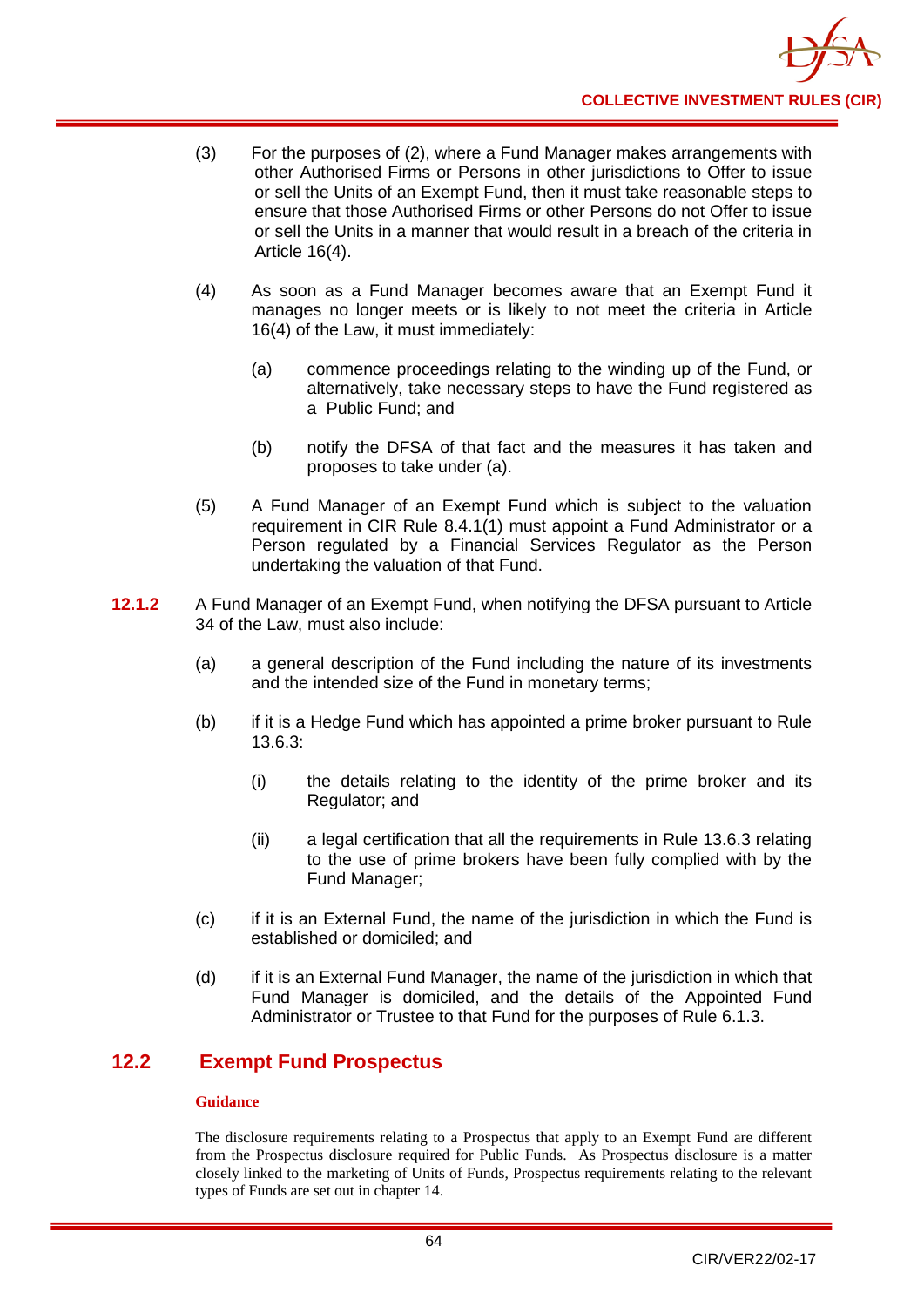(3) For the purposes of (2), where a Fund Manager makes arrangements with other Authorised Firms or Persons in other jurisdictions to Offer to issue or sell the Units of an Exempt Fund, then it must take reasonable steps to ensure that those Authorised Firms or other Persons do not Offer to issue or sell the Units in a manner that would result in a breach of the criteria in Article 16(4).

(4) As soon as a Fund Manager becomes aware that an Exempt Fund it manages no longer meets or is likely to not meet the criteria in Article 16(4) of the Law, it must immediately:

(a) commence proceedings relating to the winding up of the Fund, or alternatively, take necessary steps to have the Fund registered as a Public Fund; and

(b) notify the DFSA of that fact and the measures it has taken and proposes to take under (a).

(5) A Fund Manager of an Exempt Fund which is subject to the valuation requirement in CIR Rule 8.4.1(1) must appoint a Fund Administrator or a Person regulated by a Financial Services Regulator as the Person undertaking the valuation of that Fund.

**12.1.2** A Fund Manager of an Exempt Fund, when notifying the DFSA pursuant to Article 34 of the Law, must also include:

(a) a general description of the Fund including the nature of its investments and the intended size of the Fund in monetary terms;

(b) if it is a Hedge Fund which has appointed a prime broker pursuant to Rule 13.6.3:

(i) the details relating to the identity of the prime broker and its Regulator; and

(ii) a legal certification that all the requirements in Rule 13.6.3 relating to the use of prime brokers have been fully complied with by the Fund Manager;

(c) if it is an External Fund, the name of the jurisdiction in which the Fund is established or domiciled; and

(d) if it is an External Fund Manager, the name of the jurisdiction in which that Fund Manager is domiciled, and the details of the Appointed Fund Administrator or Trustee to that Fund for the purposes of Rule 6.1.3.

## 12.2 Exempt Fund Prospectus

**Guidance**

The disclosure requirements relating to a Prospectus that apply to an Exempt Fund are different from the Prospectus disclosure required for Public Funds. As Prospectus disclosure is a matter closely linked to the marketing of Units of Funds, Prospectus requirements relating to the relevant types of Funds are set out in chapter 14.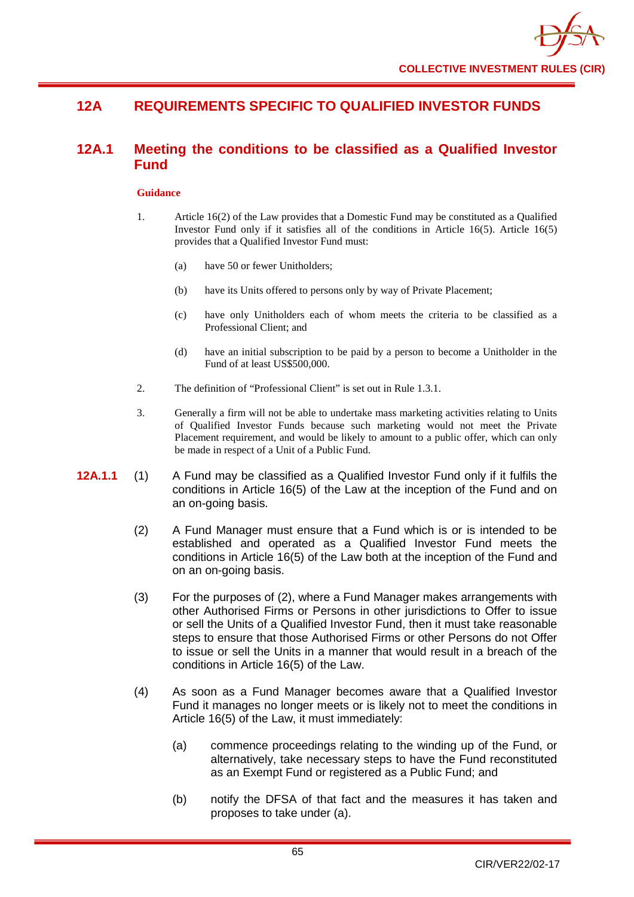## 12A REQUIREMENTS SPECIFIC TO QUALIFIED INVESTOR FUNDS

### 12A.1 Meeting the conditions to be classified as a Qualified Investor Fund

**Guidance**

1. Article 16(2) of the Law provides that a Domestic Fund may be constituted as a Qualified Investor Fund only if it satisfies all of the conditions in Article 16(5). Article 16(5) provides that a Qualified Investor Fund must:

   (a) have 50 or fewer Unitholders;

   (b) have its Units offered to persons only by way of Private Placement;

   (c) have only Unitholders each of whom meets the criteria to be classified as a Professional Client; and

   (d) have an initial subscription to be paid by a person to become a Unitholder in the Fund of at least US$500,000.

2. The definition of "Professional Client" is set out in Rule 1.3.1.

3. Generally a firm will not be able to undertake mass marketing activities relating to Units of Qualified Investor Funds because such marketing would not meet the Private Placement requirement, and would be likely to amount to a public offer, which can only be made in respect of a Unit of a Public Fund.

**12A.1.1** (1) A Fund may be classified as a Qualified Investor Fund only if it fulfils the conditions in Article 16(5) of the Law at the inception of the Fund and on an on-going basis.

(2) A Fund Manager must ensure that a Fund which is or is intended to be established and operated as a Qualified Investor Fund meets the conditions in Article 16(5) of the Law both at the inception of the Fund and on an on-going basis.

(3) For the purposes of (2), where a Fund Manager makes arrangements with other Authorised Firms or Persons in other jurisdictions to Offer to issue or sell the Units of a Qualified Investor Fund, then it must take reasonable steps to ensure that those Authorised Firms or other Persons do not Offer to issue or sell the Units in a manner that would result in a breach of the conditions in Article 16(5) of the Law.

(4) As soon as a Fund Manager becomes aware that a Qualified Investor Fund it manages no longer meets or is likely not to meet the conditions in Article 16(5) of the Law, it must immediately:

   (a) commence proceedings relating to the winding up of the Fund, or alternatively, take necessary steps to have the Fund reconstituted as an Exempt Fund or registered as a Public Fund; and

   (b) notify the DFSA of that fact and the measures it has taken and proposes to take under (a).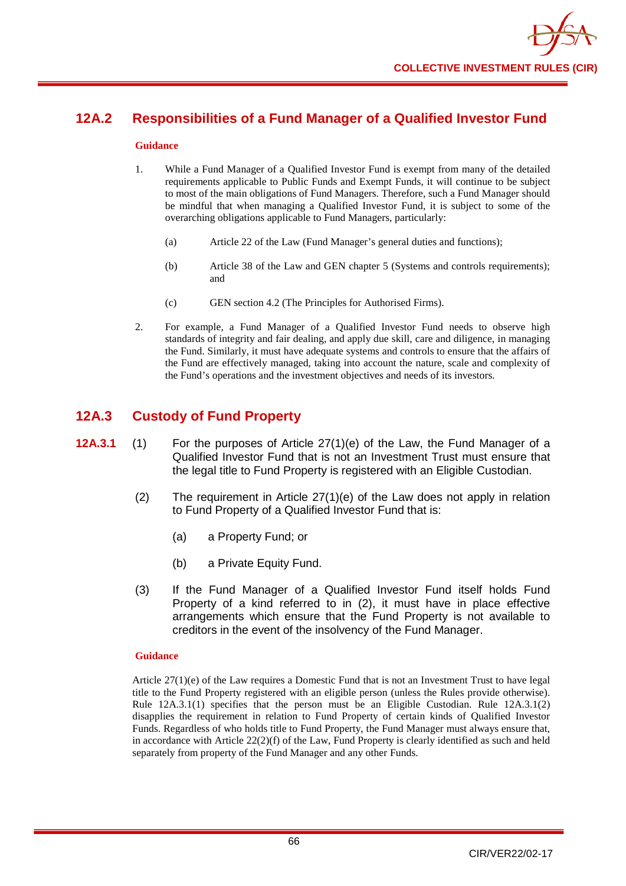## 12A.2 Responsibilities of a Fund Manager of a Qualified Investor Fund

**Guidance**

1. While a Fund Manager of a Qualified Investor Fund is exempt from many of the detailed requirements applicable to Public Funds and Exempt Funds, it will continue to be subject to most of the main obligations of Fund Managers. Therefore, such a Fund Manager should be mindful that when managing a Qualified Investor Fund, it is subject to some of the overarching obligations applicable to Fund Managers, particularly:

   (a) Article 22 of the Law (Fund Manager's general duties and functions);

   (b) Article 38 of the Law and GEN chapter 5 (Systems and controls requirements); and

   (c) GEN section 4.2 (The Principles for Authorised Firms).

2. For example, a Fund Manager of a Qualified Investor Fund needs to observe high standards of integrity and fair dealing, and apply due skill, care and diligence, in managing the Fund. Similarly, it must have adequate systems and controls to ensure that the affairs of the Fund are effectively managed, taking into account the nature, scale and complexity of the Fund's operations and the investment objectives and needs of its investors.

## 12A.3 Custody of Fund Property

**12A.3.1** (1) For the purposes of Article 27(1)(e) of the Law, the Fund Manager of a Qualified Investor Fund that is not an Investment Trust must ensure that the legal title to Fund Property is registered with an Eligible Custodian.

(2) The requirement in Article 27(1)(e) of the Law does not apply in relation to Fund Property of a Qualified Investor Fund that is:

   (a) a Property Fund; or

   (b) a Private Equity Fund.

(3) If the Fund Manager of a Qualified Investor Fund itself holds Fund Property of a kind referred to in (2), it must have in place effective arrangements which ensure that the Fund Property is not available to creditors in the event of the insolvency of the Fund Manager.

**Guidance**

Article 27(1)(e) of the Law requires a Domestic Fund that is not an Investment Trust to have legal title to the Fund Property registered with an eligible person (unless the Rules provide otherwise). Rule 12A.3.1(1) specifies that the person must be an Eligible Custodian. Rule 12A.3.1(2) disapplies the requirement in relation to Fund Property of certain kinds of Qualified Investor Funds. Regardless of who holds title to Fund Property, the Fund Manager must always ensure that, in accordance with Article 22(2)(f) of the Law, Fund Property is clearly identified as such and held separately from property of the Fund Manager and any other Funds.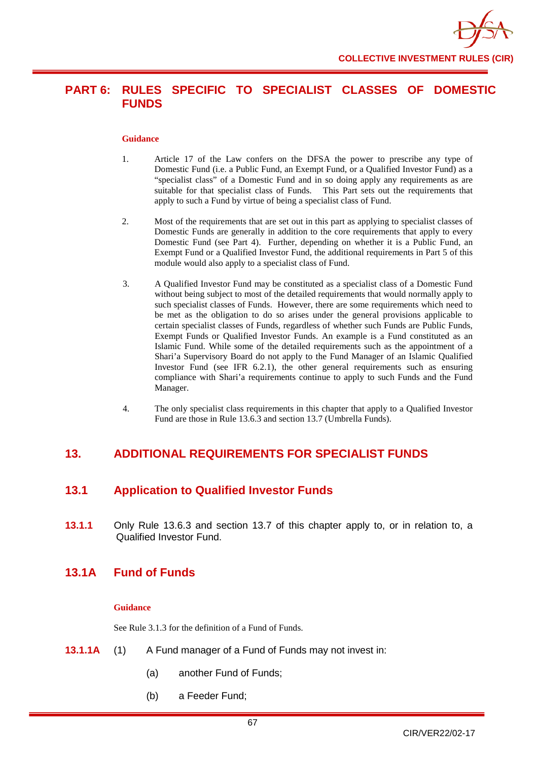# PART 6: RULES SPECIFIC TO SPECIALIST CLASSES OF DOMESTIC FUNDS

**Guidance**

1. Article 17 of the Law confers on the DFSA the power to prescribe any type of Domestic Fund (i.e. a Public Fund, an Exempt Fund, or a Qualified Investor Fund) as a "specialist class" of a Domestic Fund and in so doing apply any requirements as are suitable for that specialist class of Funds. This Part sets out the requirements that apply to such a Fund by virtue of being a specialist class of Fund.

2. Most of the requirements that are set out in this part as applying to specialist classes of Domestic Funds are generally in addition to the core requirements that apply to every Domestic Fund (see Part 4). Further, depending on whether it is a Public Fund, an Exempt Fund or a Qualified Investor Fund, the additional requirements in Part 5 of this module would also apply to a specialist class of Fund.

3. A Qualified Investor Fund may be constituted as a specialist class of a Domestic Fund without being subject to most of the detailed requirements that would normally apply to such specialist classes of Funds. However, there are some requirements which need to be met as the obligation to do so arises under the general provisions applicable to certain specialist classes of Funds, regardless of whether such Funds are Public Funds, Exempt Funds or Qualified Investor Funds. An example is a Fund constituted as an Islamic Fund. While some of the detailed requirements such as the appointment of a Shari'a Supervisory Board do not apply to the Fund Manager of an Islamic Qualified Investor Fund (see IFR 6.2.1), the other general requirements such as ensuring compliance with Shari'a requirements continue to apply to such Funds and the Fund Manager.

4. The only specialist class requirements in this chapter that apply to a Qualified Investor Fund are those in Rule 13.6.3 and section 13.7 (Umbrella Funds).

## 13. ADDITIONAL REQUIREMENTS FOR SPECIALIST FUNDS

### 13.1 Application to Qualified Investor Funds

**13.1.1** Only Rule 13.6.3 and section 13.7 of this chapter apply to, or in relation to, a Qualified Investor Fund.

### 13.1A Fund of Funds

**Guidance**

See Rule 3.1.3 for the definition of a Fund of Funds.

**13.1.1A** (1) A Fund manager of a Fund of Funds may not invest in:

(a) another Fund of Funds;

(b) a Feeder Fund;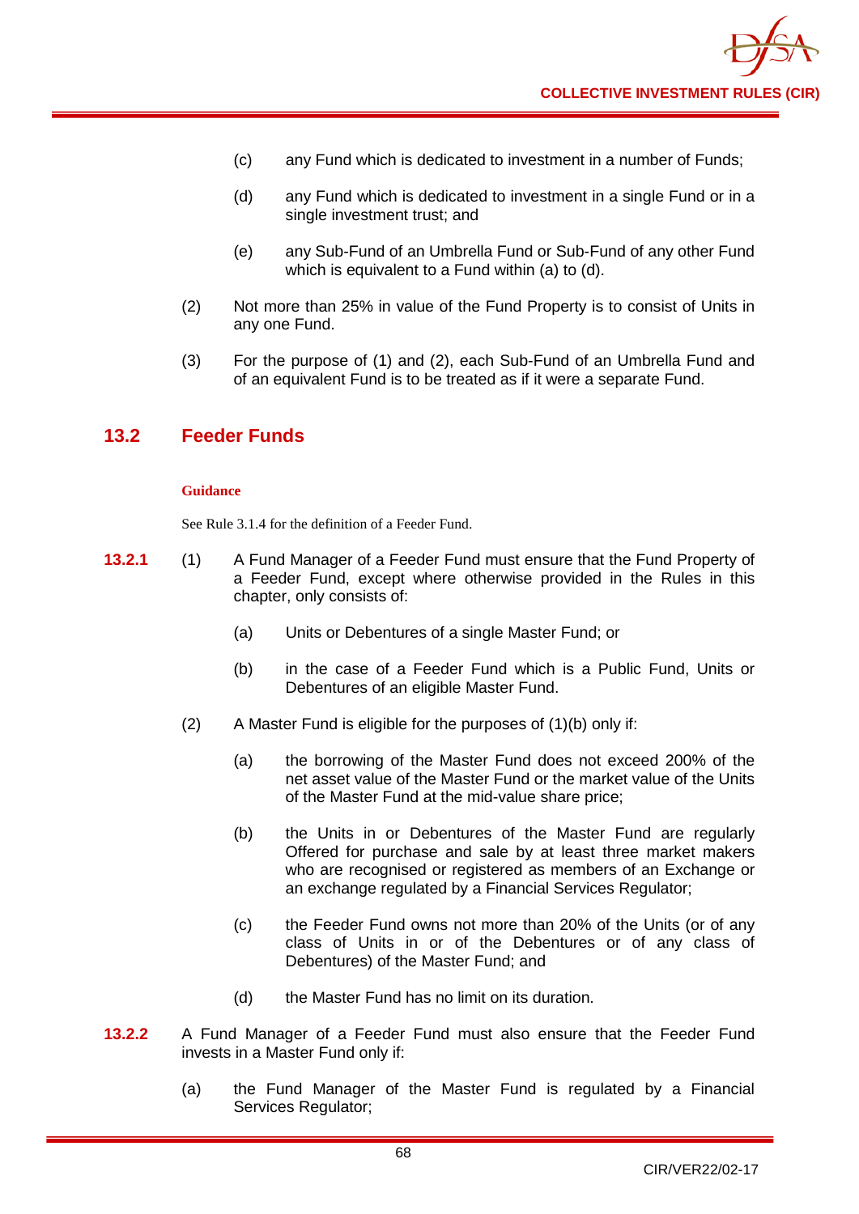(c) any Fund which is dedicated to investment in a number of Funds;

(d) any Fund which is dedicated to investment in a single Fund or in a single investment trust; and

(e) any Sub-Fund of an Umbrella Fund or Sub-Fund of any other Fund which is equivalent to a Fund within (a) to (d).

(2) Not more than 25% in value of the Fund Property is to consist of Units in any one Fund.

(3) For the purpose of (1) and (2), each Sub-Fund of an Umbrella Fund and of an equivalent Fund is to be treated as if it were a separate Fund.

## 13.2 Feeder Funds

**Guidance**

See Rule 3.1.4 for the definition of a Feeder Fund.

**13.2.1** (1) A Fund Manager of a Feeder Fund must ensure that the Fund Property of a Feeder Fund, except where otherwise provided in the Rules in this chapter, only consists of:

(a) Units or Debentures of a single Master Fund; or

(b) in the case of a Feeder Fund which is a Public Fund, Units or Debentures of an eligible Master Fund.

(2) A Master Fund is eligible for the purposes of (1)(b) only if:

(a) the borrowing of the Master Fund does not exceed 200% of the net asset value of the Master Fund or the market value of the Units of the Master Fund at the mid-value share price;

(b) the Units in or Debentures of the Master Fund are regularly Offered for purchase and sale by at least three market makers who are recognised or registered as members of an Exchange or an exchange regulated by a Financial Services Regulator;

(c) the Feeder Fund owns not more than 20% of the Units (or of any class of Units in or of the Debentures or of any class of Debentures) of the Master Fund; and

(d) the Master Fund has no limit on its duration.

**13.2.2** A Fund Manager of a Feeder Fund must also ensure that the Feeder Fund invests in a Master Fund only if:

(a) the Fund Manager of the Master Fund is regulated by a Financial Services Regulator;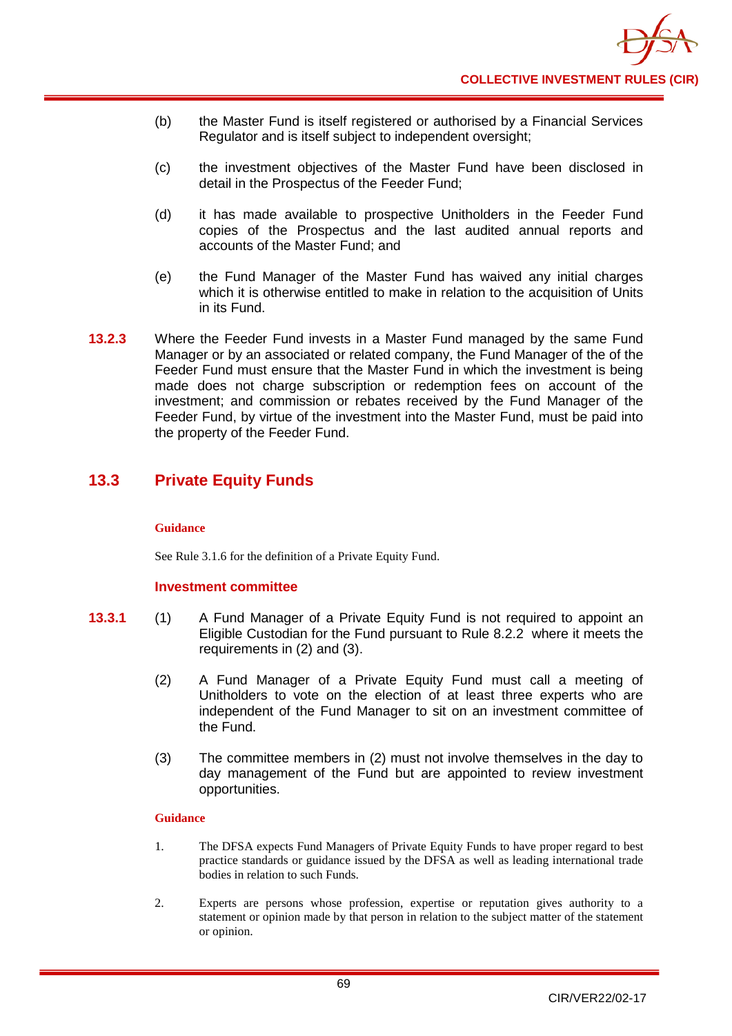(b) the Master Fund is itself registered or authorised by a Financial Services Regulator and is itself subject to independent oversight;

(c) the investment objectives of the Master Fund have been disclosed in detail in the Prospectus of the Feeder Fund;

(d) it has made available to prospective Unitholders in the Feeder Fund copies of the Prospectus and the last audited annual reports and accounts of the Master Fund; and

(e) the Fund Manager of the Master Fund has waived any initial charges which it is otherwise entitled to make in relation to the acquisition of Units in its Fund.

**13.2.3** Where the Feeder Fund invests in a Master Fund managed by the same Fund Manager or by an associated or related company, the Fund Manager of the of the Feeder Fund must ensure that the Master Fund in which the investment is being made does not charge subscription or redemption fees on account of the investment; and commission or rebates received by the Fund Manager of the Feeder Fund, by virtue of the investment into the Master Fund, must be paid into the property of the Feeder Fund.

## 13.3 Private Equity Funds

**Guidance**

See Rule 3.1.6 for the definition of a Private Equity Fund.

### Investment committee

**13.3.1** (1) A Fund Manager of a Private Equity Fund is not required to appoint an Eligible Custodian for the Fund pursuant to Rule 8.2.2 where it meets the requirements in (2) and (3).

(2) A Fund Manager of a Private Equity Fund must call a meeting of Unitholders to vote on the election of at least three experts who are independent of the Fund Manager to sit on an investment committee of the Fund.

(3) The committee members in (2) must not involve themselves in the day to day management of the Fund but are appointed to review investment opportunities.

**Guidance**

1. The DFSA expects Fund Managers of Private Equity Funds to have proper regard to best practice standards or guidance issued by the DFSA as well as leading international trade bodies in relation to such Funds.

2. Experts are persons whose profession, expertise or reputation gives authority to a statement or opinion made by that person in relation to the subject matter of the statement or opinion.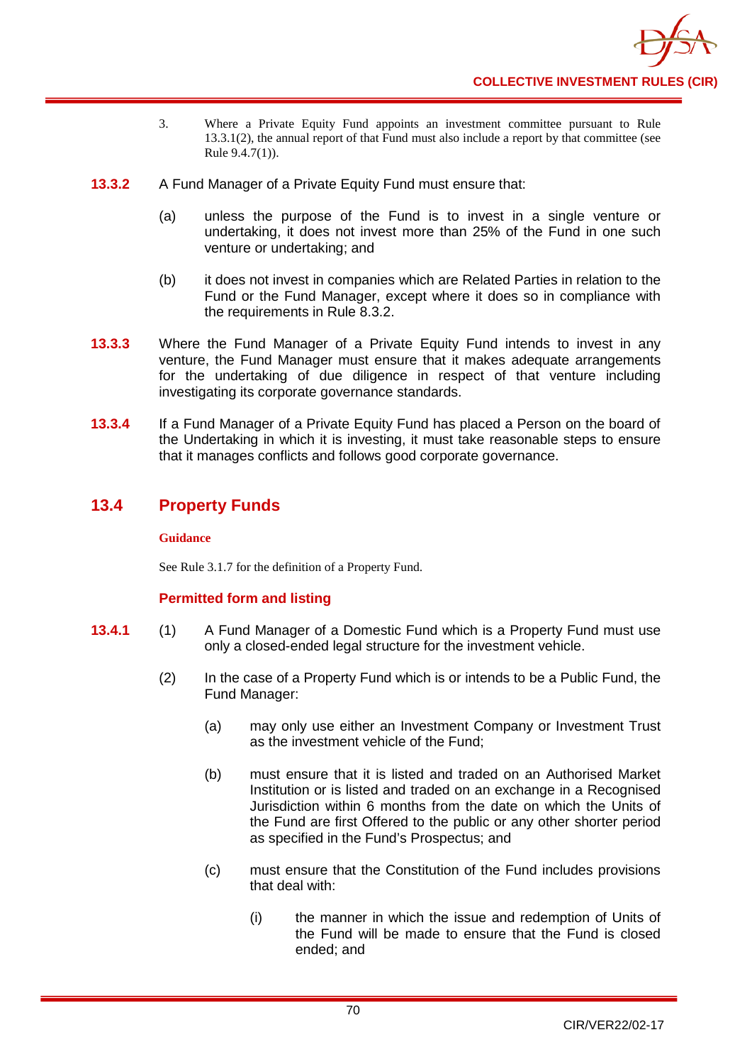3. Where a Private Equity Fund appoints an investment committee pursuant to Rule 13.3.1(2), the annual report of that Fund must also include a report by that committee (see Rule 9.4.7(1)).

**13.3.2** A Fund Manager of a Private Equity Fund must ensure that:

(a) unless the purpose of the Fund is to invest in a single venture or undertaking, it does not invest more than 25% of the Fund in one such venture or undertaking; and

(b) it does not invest in companies which are Related Parties in relation to the Fund or the Fund Manager, except where it does so in compliance with the requirements in Rule 8.3.2.

**13.3.3** Where the Fund Manager of a Private Equity Fund intends to invest in any venture, the Fund Manager must ensure that it makes adequate arrangements for the undertaking of due diligence in respect of that venture including investigating its corporate governance standards.

**13.3.4** If a Fund Manager of a Private Equity Fund has placed a Person on the board of the Undertaking in which it is investing, it must take reasonable steps to ensure that it manages conflicts and follows good corporate governance.

## 13.4 Property Funds

**Guidance**

See Rule 3.1.7 for the definition of a Property Fund.

### Permitted form and listing

**13.4.1** (1) A Fund Manager of a Domestic Fund which is a Property Fund must use only a closed-ended legal structure for the investment vehicle.

(2) In the case of a Property Fund which is or intends to be a Public Fund, the Fund Manager:

(a) may only use either an Investment Company or Investment Trust as the investment vehicle of the Fund;

(b) must ensure that it is listed and traded on an Authorised Market Institution or is listed and traded on an exchange in a Recognised Jurisdiction within 6 months from the date on which the Units of the Fund are first Offered to the public or any other shorter period as specified in the Fund's Prospectus; and

(c) must ensure that the Constitution of the Fund includes provisions that deal with:

(i) the manner in which the issue and redemption of Units of the Fund will be made to ensure that the Fund is closed ended; and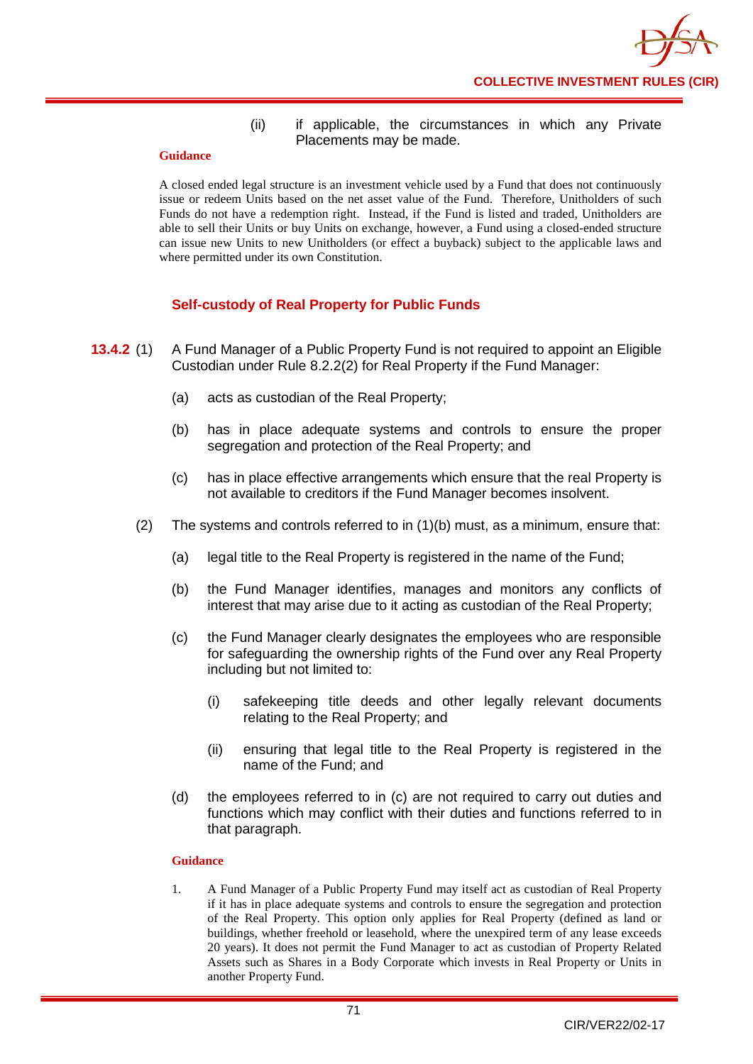(ii) if applicable, the circumstances in which any Private Placements may be made.

**Guidance**

A closed ended legal structure is an investment vehicle used by a Fund that does not continuously issue or redeem Units based on the net asset value of the Fund. Therefore, Unitholders of such Funds do not have a redemption right. Instead, if the Fund is listed and traded, Unitholders are able to sell their Units or buy Units on exchange, however, a Fund using a closed-ended structure can issue new Units to new Unitholders (or effect a buyback) subject to the applicable laws and where permitted under its own Constitution.

### Self-custody of Real Property for Public Funds

**13.4.2** (1) A Fund Manager of a Public Property Fund is not required to appoint an Eligible Custodian under Rule 8.2.2(2) for Real Property if the Fund Manager:

(a) acts as custodian of the Real Property;

(b) has in place adequate systems and controls to ensure the proper segregation and protection of the Real Property; and

(c) has in place effective arrangements which ensure that the real Property is not available to creditors if the Fund Manager becomes insolvent.

(2) The systems and controls referred to in (1)(b) must, as a minimum, ensure that:

(a) legal title to the Real Property is registered in the name of the Fund;

(b) the Fund Manager identifies, manages and monitors any conflicts of interest that may arise due to it acting as custodian of the Real Property;

(c) the Fund Manager clearly designates the employees who are responsible for safeguarding the ownership rights of the Fund over any Real Property including but not limited to:

(i) safekeeping title deeds and other legally relevant documents relating to the Real Property; and

(ii) ensuring that legal title to the Real Property is registered in the name of the Fund; and

(d) the employees referred to in (c) are not required to carry out duties and functions which may conflict with their duties and functions referred to in that paragraph.

**Guidance**

1. A Fund Manager of a Public Property Fund may itself act as custodian of Real Property if it has in place adequate systems and controls to ensure the segregation and protection of the Real Property. This option only applies for Real Property (defined as land or buildings, whether freehold or leasehold, where the unexpired term of any lease exceeds 20 years). It does not permit the Fund Manager to act as custodian of Property Related Assets such as Shares in a Body Corporate which invests in Real Property or Units in another Property Fund.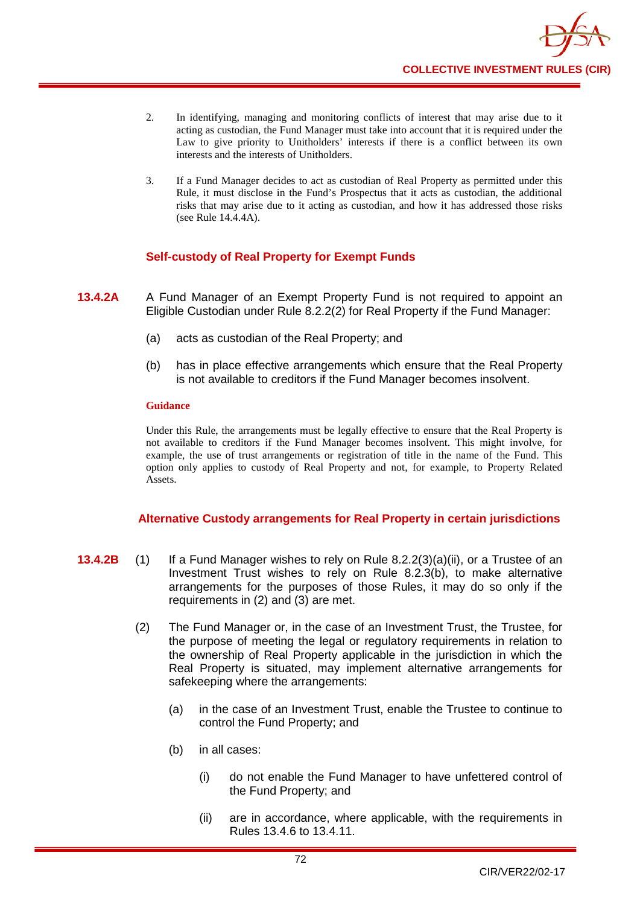2. In identifying, managing and monitoring conflicts of interest that may arise due to it acting as custodian, the Fund Manager must take into account that it is required under the Law to give priority to Unitholders' interests if there is a conflict between its own interests and the interests of Unitholders.

3. If a Fund Manager decides to act as custodian of Real Property as permitted under this Rule, it must disclose in the Fund's Prospectus that it acts as custodian, the additional risks that may arise due to it acting as custodian, and how it has addressed those risks (see Rule 14.4.4A).

### Self-custody of Real Property for Exempt Funds

**13.4.2A** A Fund Manager of an Exempt Property Fund is not required to appoint an Eligible Custodian under Rule 8.2.2(2) for Real Property if the Fund Manager:

(a) acts as custodian of the Real Property; and

(b) has in place effective arrangements which ensure that the Real Property is not available to creditors if the Fund Manager becomes insolvent.

**Guidance**

Under this Rule, the arrangements must be legally effective to ensure that the Real Property is not available to creditors if the Fund Manager becomes insolvent. This might involve, for example, the use of trust arrangements or registration of title in the name of the Fund. This option only applies to custody of Real Property and not, for example, to Property Related Assets.

### Alternative Custody arrangements for Real Property in certain jurisdictions

**13.4.2B** (1) If a Fund Manager wishes to rely on Rule 8.2.2(3)(a)(ii), or a Trustee of an Investment Trust wishes to rely on Rule 8.2.3(b), to make alternative arrangements for the purposes of those Rules, it may do so only if the requirements in (2) and (3) are met.

(2) The Fund Manager or, in the case of an Investment Trust, the Trustee, for the purpose of meeting the legal or regulatory requirements in relation to the ownership of Real Property applicable in the jurisdiction in which the Real Property is situated, may implement alternative arrangements for safekeeping where the arrangements:

(a) in the case of an Investment Trust, enable the Trustee to continue to control the Fund Property; and

(b) in all cases:

(i) do not enable the Fund Manager to have unfettered control of the Fund Property; and

(ii) are in accordance, where applicable, with the requirements in Rules 13.4.6 to 13.4.11.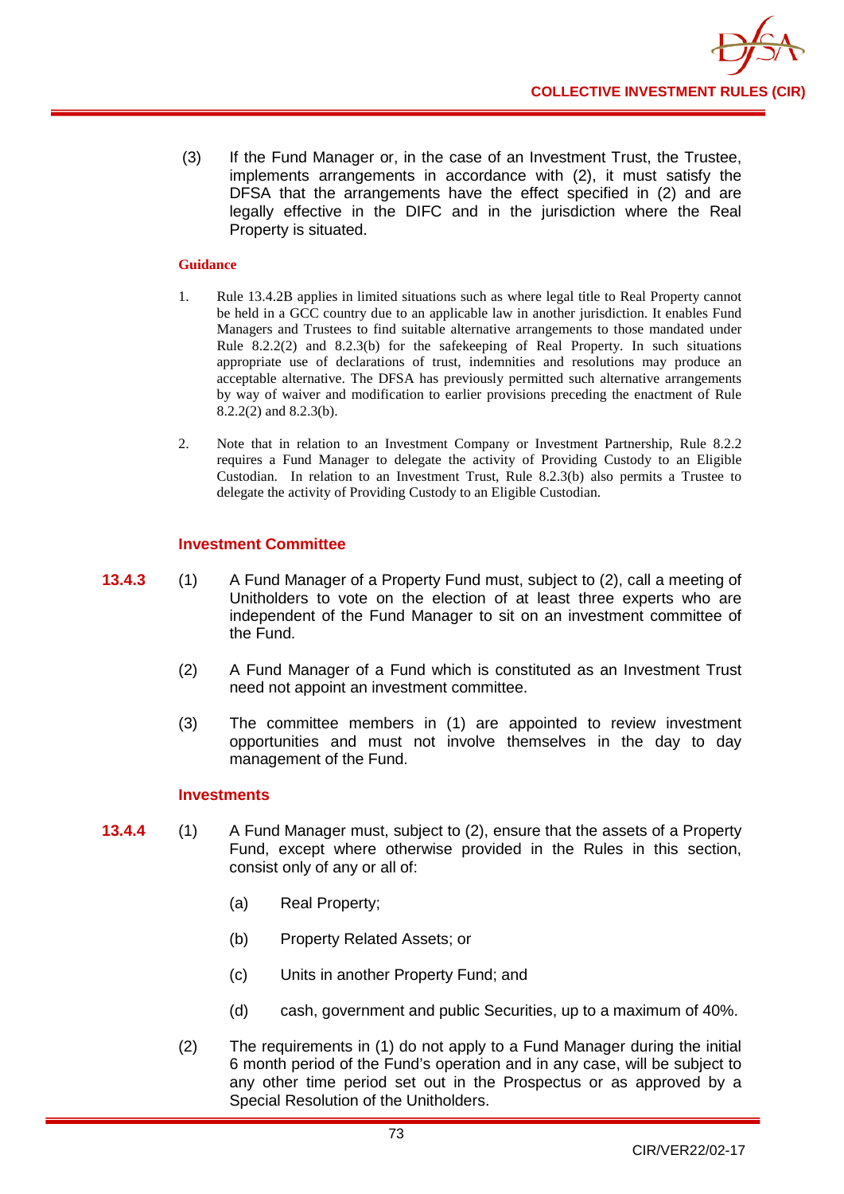(3) If the Fund Manager or, in the case of an Investment Trust, the Trustee, implements arrangements in accordance with (2), it must satisfy the DFSA that the arrangements have the effect specified in (2) and are legally effective in the DIFC and in the jurisdiction where the Real Property is situated.

**Guidance**

1. Rule 13.4.2B applies in limited situations such as where legal title to Real Property cannot be held in a GCC country due to an applicable law in another jurisdiction. It enables Fund Managers and Trustees to find suitable alternative arrangements to those mandated under Rule 8.2.2(2) and 8.2.3(b) for the safekeeping of Real Property. In such situations appropriate use of declarations of trust, indemnities and resolutions may produce an acceptable alternative. The DFSA has previously permitted such alternative arrangements by way of waiver and modification to earlier provisions preceding the enactment of Rule 8.2.2(2) and 8.2.3(b).

2. Note that in relation to an Investment Company or Investment Partnership, Rule 8.2.2 requires a Fund Manager to delegate the activity of Providing Custody to an Eligible Custodian. In relation to an Investment Trust, Rule 8.2.3(b) also permits a Trustee to delegate the activity of Providing Custody to an Eligible Custodian.

### Investment Committee

**13.4.3** (1) A Fund Manager of a Property Fund must, subject to (2), call a meeting of Unitholders to vote on the election of at least three experts who are independent of the Fund Manager to sit on an investment committee of the Fund.

(2) A Fund Manager of a Fund which is constituted as an Investment Trust need not appoint an investment committee.

(3) The committee members in (1) are appointed to review investment opportunities and must not involve themselves in the day to day management of the Fund.

### Investments

**13.4.4** (1) A Fund Manager must, subject to (2), ensure that the assets of a Property Fund, except where otherwise provided in the Rules in this section, consist only of any or all of:

(a) Real Property;

(b) Property Related Assets; or

(c) Units in another Property Fund; and

(d) cash, government and public Securities, up to a maximum of 40%.

(2) The requirements in (1) do not apply to a Fund Manager during the initial 6 month period of the Fund's operation and in any case, will be subject to any other time period set out in the Prospectus or as approved by a Special Resolution of the Unitholders.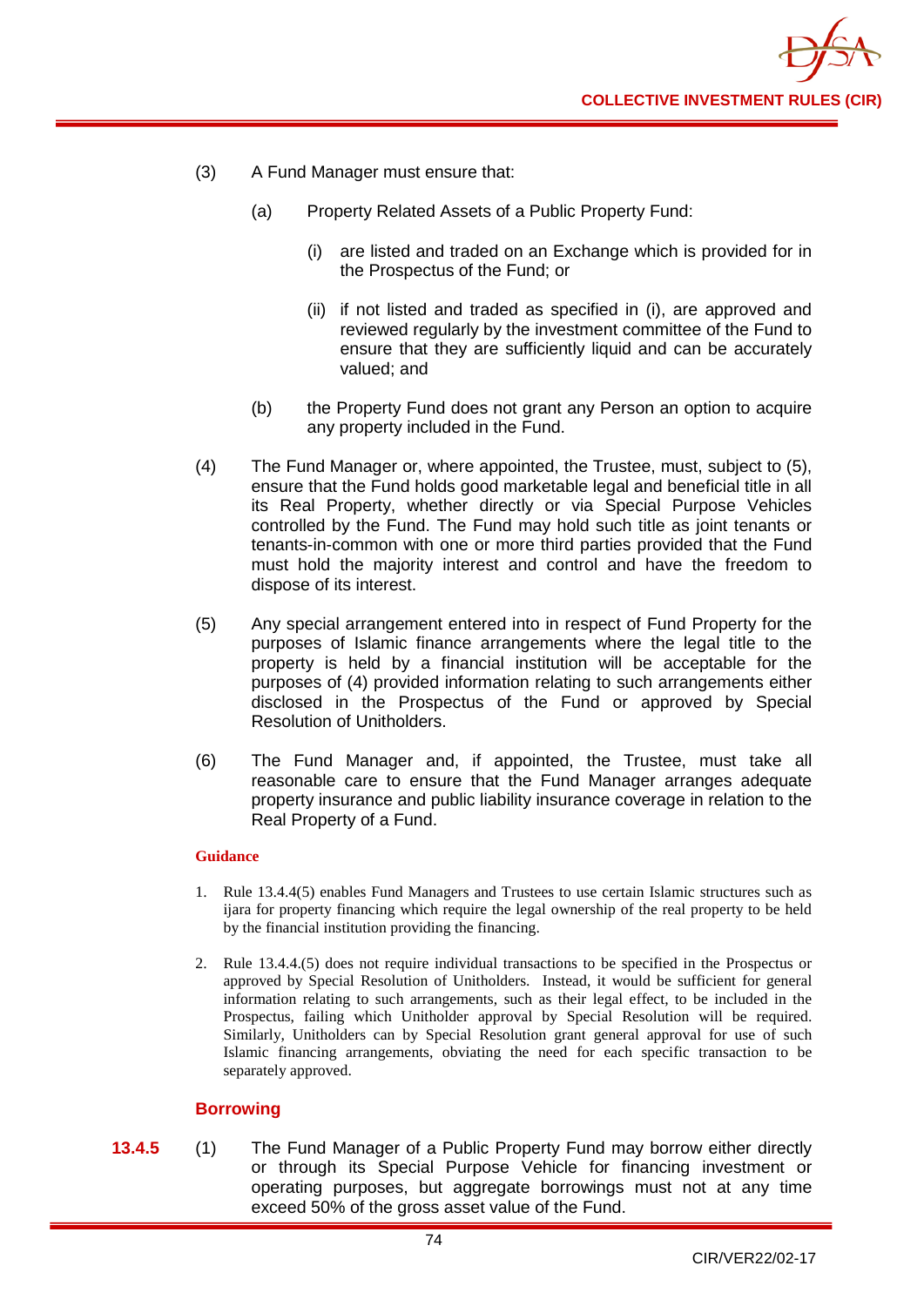(3) A Fund Manager must ensure that:

(a) Property Related Assets of a Public Property Fund:

(i) are listed and traded on an Exchange which is provided for in the Prospectus of the Fund; or

(ii) if not listed and traded as specified in (i), are approved and reviewed regularly by the investment committee of the Fund to ensure that they are sufficiently liquid and can be accurately valued; and

(b) the Property Fund does not grant any Person an option to acquire any property included in the Fund.

(4) The Fund Manager or, where appointed, the Trustee, must, subject to (5), ensure that the Fund holds good marketable legal and beneficial title in all its Real Property, whether directly or via Special Purpose Vehicles controlled by the Fund. The Fund may hold such title as joint tenants or tenants-in-common with one or more third parties provided that the Fund must hold the majority interest and control and have the freedom to dispose of its interest.

(5) Any special arrangement entered into in respect of Fund Property for the purposes of Islamic finance arrangements where the legal title to the property is held by a financial institution will be acceptable for the purposes of (4) provided information relating to such arrangements either disclosed in the Prospectus of the Fund or approved by Special Resolution of Unitholders.

(6) The Fund Manager and, if appointed, the Trustee, must take all reasonable care to ensure that the Fund Manager arranges adequate property insurance and public liability insurance coverage in relation to the Real Property of a Fund.

**Guidance**

1. Rule 13.4.4(5) enables Fund Managers and Trustees to use certain Islamic structures such as ijara for property financing which require the legal ownership of the real property to be held by the financial institution providing the financing.

2. Rule 13.4.4.(5) does not require individual transactions to be specified in the Prospectus or approved by Special Resolution of Unitholders. Instead, it would be sufficient for general information relating to such arrangements, such as their legal effect, to be included in the Prospectus, failing which Unitholder approval by Special Resolution will be required. Similarly, Unitholders can by Special Resolution grant general approval for use of such Islamic financing arrangements, obviating the need for each specific transaction to be separately approved.

### Borrowing

**13.4.5** (1) The Fund Manager of a Public Property Fund may borrow either directly or through its Special Purpose Vehicle for financing investment or operating purposes, but aggregate borrowings must not at any time exceed 50% of the gross asset value of the Fund.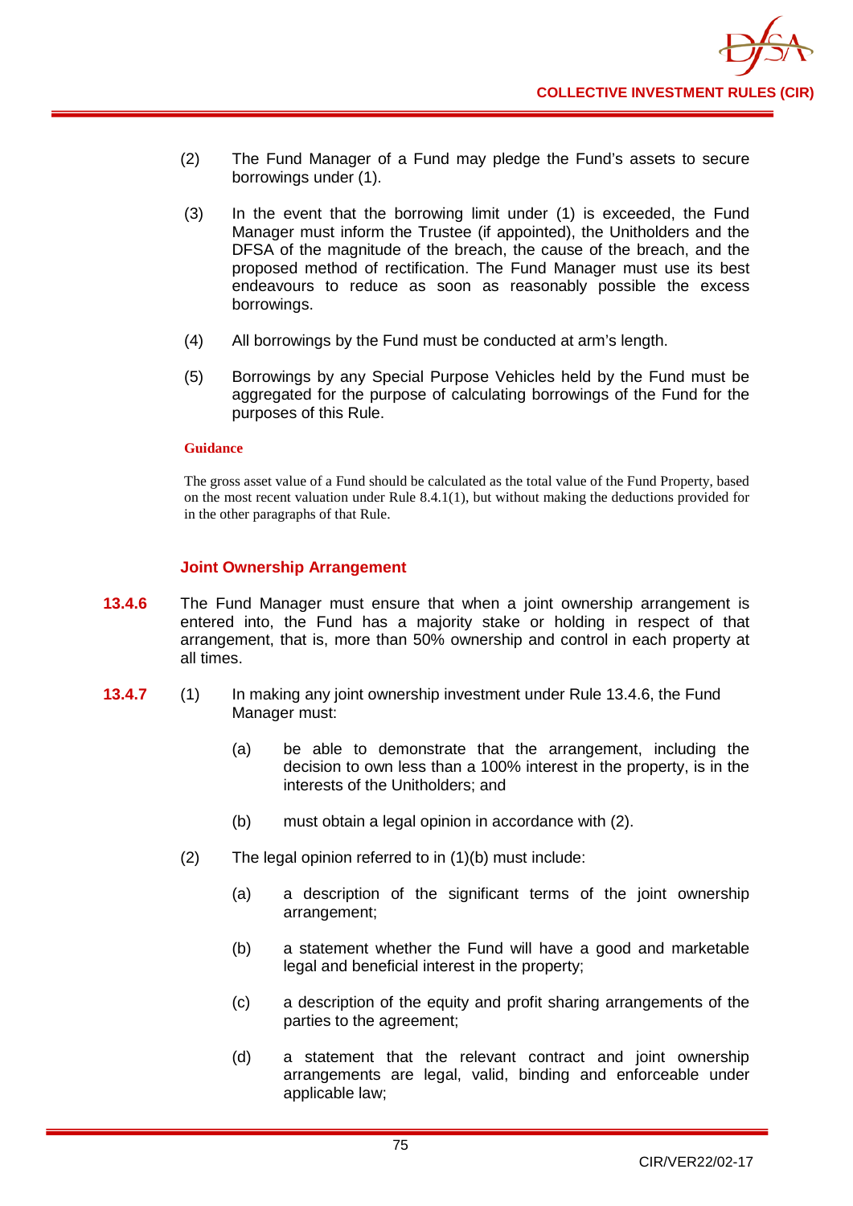(2) The Fund Manager of a Fund may pledge the Fund's assets to secure borrowings under (1).

(3) In the event that the borrowing limit under (1) is exceeded, the Fund Manager must inform the Trustee (if appointed), the Unitholders and the DFSA of the magnitude of the breach, the cause of the breach, and the proposed method of rectification. The Fund Manager must use its best endeavours to reduce as soon as reasonably possible the excess borrowings.

(4) All borrowings by the Fund must be conducted at arm's length.

(5) Borrowings by any Special Purpose Vehicles held by the Fund must be aggregated for the purpose of calculating borrowings of the Fund for the purposes of this Rule.

**Guidance**

The gross asset value of a Fund should be calculated as the total value of the Fund Property, based on the most recent valuation under Rule 8.4.1(1), but without making the deductions provided for in the other paragraphs of that Rule.

### Joint Ownership Arrangement

**13.4.6** The Fund Manager must ensure that when a joint ownership arrangement is entered into, the Fund has a majority stake or holding in respect of that arrangement, that is, more than 50% ownership and control in each property at all times.

**13.4.7** (1) In making any joint ownership investment under Rule 13.4.6, the Fund Manager must:

(a) be able to demonstrate that the arrangement, including the decision to own less than a 100% interest in the property, is in the interests of the Unitholders; and

(b) must obtain a legal opinion in accordance with (2).

(2) The legal opinion referred to in (1)(b) must include:

(a) a description of the significant terms of the joint ownership arrangement;

(b) a statement whether the Fund will have a good and marketable legal and beneficial interest in the property;

(c) a description of the equity and profit sharing arrangements of the parties to the agreement;

(d) a statement that the relevant contract and joint ownership arrangements are legal, valid, binding and enforceable under applicable law;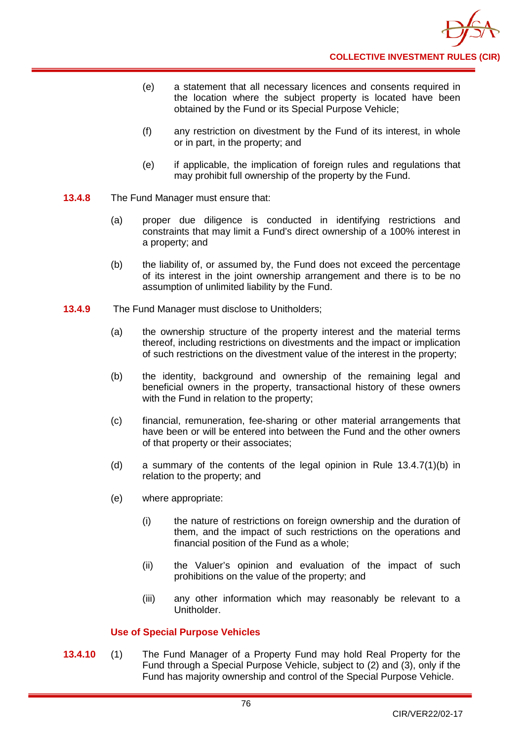(e) a statement that all necessary licences and consents required in the location where the subject property is located have been obtained by the Fund or its Special Purpose Vehicle;

(f) any restriction on divestment by the Fund of its interest, in whole or in part, in the property; and

(e) if applicable, the implication of foreign rules and regulations that may prohibit full ownership of the property by the Fund.

**13.4.8** The Fund Manager must ensure that:

(a) proper due diligence is conducted in identifying restrictions and constraints that may limit a Fund's direct ownership of a 100% interest in a property; and

(b) the liability of, or assumed by, the Fund does not exceed the percentage of its interest in the joint ownership arrangement and there is to be no assumption of unlimited liability by the Fund.

**13.4.9** The Fund Manager must disclose to Unitholders;

(a) the ownership structure of the property interest and the material terms thereof, including restrictions on divestments and the impact or implication of such restrictions on the divestment value of the interest in the property;

(b) the identity, background and ownership of the remaining legal and beneficial owners in the property, transactional history of these owners with the Fund in relation to the property;

(c) financial, remuneration, fee-sharing or other material arrangements that have been or will be entered into between the Fund and the other owners of that property or their associates;

(d) a summary of the contents of the legal opinion in Rule 13.4.7(1)(b) in relation to the property; and

(e) where appropriate:

(i) the nature of restrictions on foreign ownership and the duration of them, and the impact of such restrictions on the operations and financial position of the Fund as a whole;

(ii) the Valuer's opinion and evaluation of the impact of such prohibitions on the value of the property; and

(iii) any other information which may reasonably be relevant to a Unitholder.

### Use of Special Purpose Vehicles

**13.4.10** (1) The Fund Manager of a Property Fund may hold Real Property for the Fund through a Special Purpose Vehicle, subject to (2) and (3), only if the Fund has majority ownership and control of the Special Purpose Vehicle.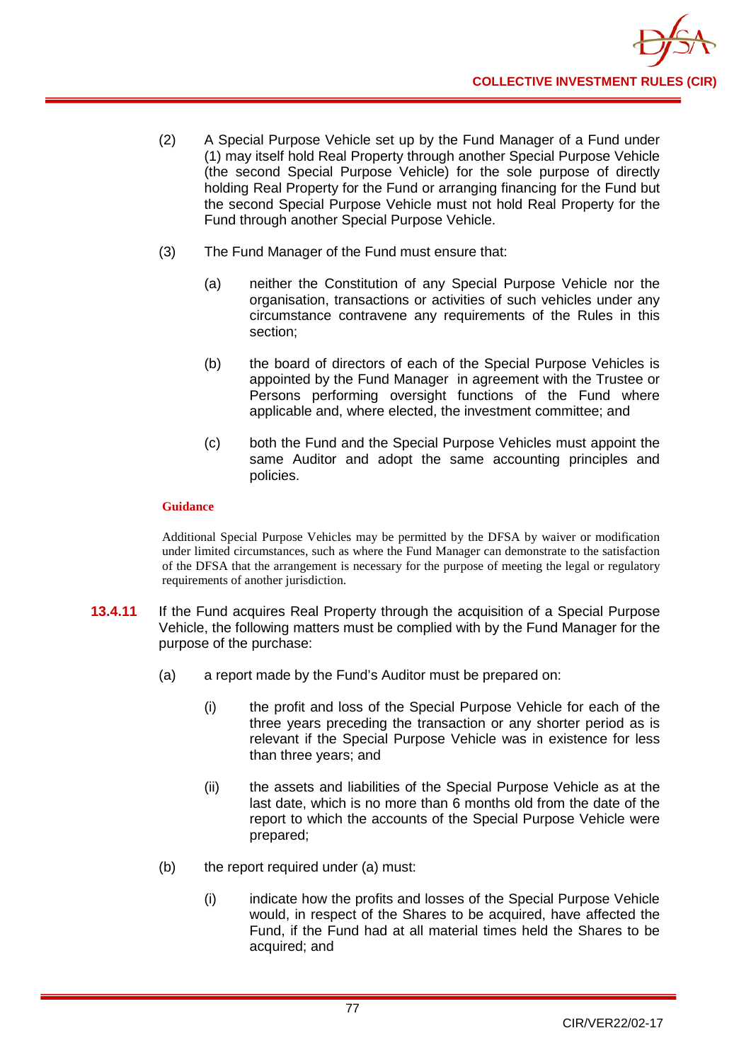(2) A Special Purpose Vehicle set up by the Fund Manager of a Fund under (1) may itself hold Real Property through another Special Purpose Vehicle (the second Special Purpose Vehicle) for the sole purpose of directly holding Real Property for the Fund or arranging financing for the Fund but the second Special Purpose Vehicle must not hold Real Property for the Fund through another Special Purpose Vehicle.

(3) The Fund Manager of the Fund must ensure that:

(a) neither the Constitution of any Special Purpose Vehicle nor the organisation, transactions or activities of such vehicles under any circumstance contravene any requirements of the Rules in this section;

(b) the board of directors of each of the Special Purpose Vehicles is appointed by the Fund Manager in agreement with the Trustee or Persons performing oversight functions of the Fund where applicable and, where elected, the investment committee; and

(c) both the Fund and the Special Purpose Vehicles must appoint the same Auditor and adopt the same accounting principles and policies.

**Guidance**

Additional Special Purpose Vehicles may be permitted by the DFSA by waiver or modification under limited circumstances, such as where the Fund Manager can demonstrate to the satisfaction of the DFSA that the arrangement is necessary for the purpose of meeting the legal or regulatory requirements of another jurisdiction.

**13.4.11** If the Fund acquires Real Property through the acquisition of a Special Purpose Vehicle, the following matters must be complied with by the Fund Manager for the purpose of the purchase:

(a) a report made by the Fund's Auditor must be prepared on:

(i) the profit and loss of the Special Purpose Vehicle for each of the three years preceding the transaction or any shorter period as is relevant if the Special Purpose Vehicle was in existence for less than three years; and

(ii) the assets and liabilities of the Special Purpose Vehicle as at the last date, which is no more than 6 months old from the date of the report to which the accounts of the Special Purpose Vehicle were prepared;

(b) the report required under (a) must:

(i) indicate how the profits and losses of the Special Purpose Vehicle would, in respect of the Shares to be acquired, have affected the Fund, if the Fund had at all material times held the Shares to be acquired; and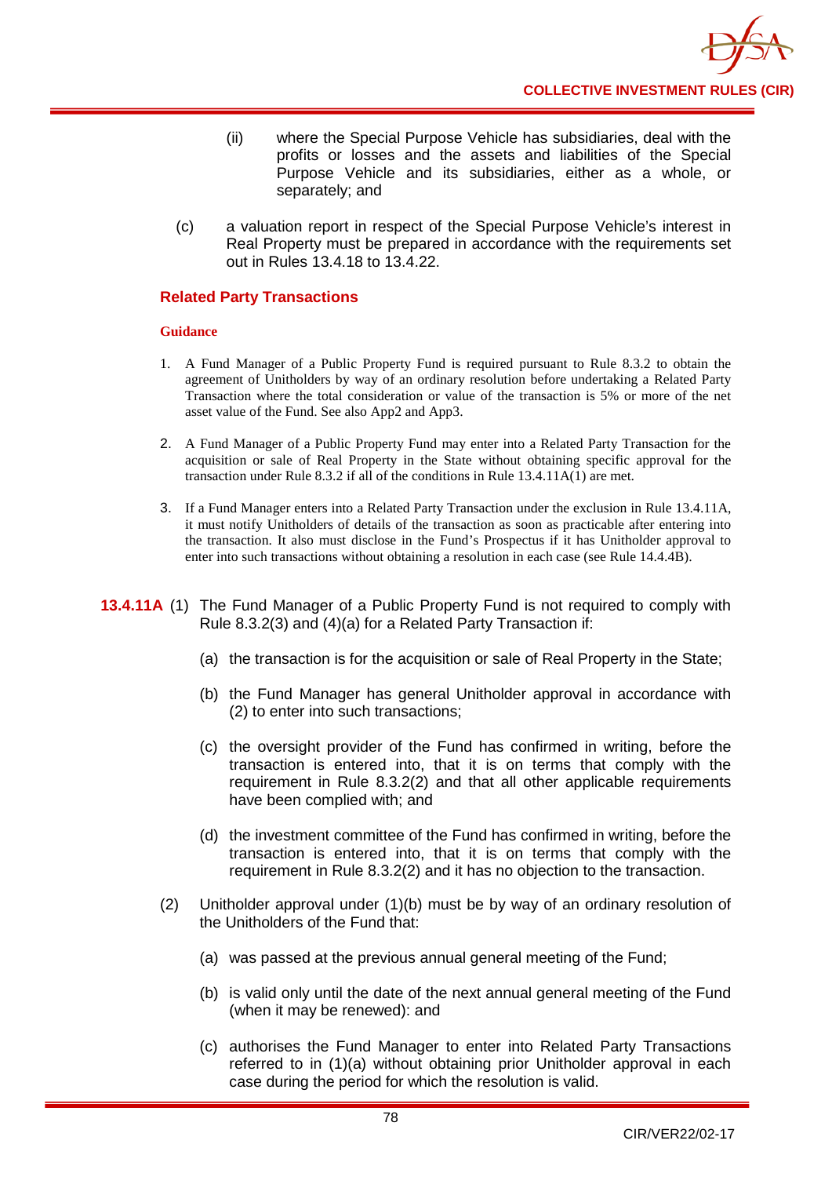(ii) where the Special Purpose Vehicle has subsidiaries, deal with the profits or losses and the assets and liabilities of the Special Purpose Vehicle and its subsidiaries, either as a whole, or separately; and

(c) a valuation report in respect of the Special Purpose Vehicle's interest in Real Property must be prepared in accordance with the requirements set out in Rules 13.4.18 to 13.4.22.

### Related Party Transactions

**Guidance**

1. A Fund Manager of a Public Property Fund is required pursuant to Rule 8.3.2 to obtain the agreement of Unitholders by way of an ordinary resolution before undertaking a Related Party Transaction where the total consideration or value of the transaction is 5% or more of the net asset value of the Fund. See also App2 and App3.

2. A Fund Manager of a Public Property Fund may enter into a Related Party Transaction for the acquisition or sale of Real Property in the State without obtaining specific approval for the transaction under Rule 8.3.2 if all of the conditions in Rule 13.4.11A(1) are met.

3. If a Fund Manager enters into a Related Party Transaction under the exclusion in Rule 13.4.11A, it must notify Unitholders of details of the transaction as soon as practicable after entering into the transaction. It also must disclose in the Fund's Prospectus if it has Unitholder approval to enter into such transactions without obtaining a resolution in each case (see Rule 14.4.4B).

**13.4.11A** (1) The Fund Manager of a Public Property Fund is not required to comply with Rule 8.3.2(3) and (4)(a) for a Related Party Transaction if:

(a) the transaction is for the acquisition or sale of Real Property in the State;

(b) the Fund Manager has general Unitholder approval in accordance with (2) to enter into such transactions;

(c) the oversight provider of the Fund has confirmed in writing, before the transaction is entered into, that it is on terms that comply with the requirement in Rule 8.3.2(2) and that all other applicable requirements have been complied with; and

(d) the investment committee of the Fund has confirmed in writing, before the transaction is entered into, that it is on terms that comply with the requirement in Rule 8.3.2(2) and it has no objection to the transaction.

(2) Unitholder approval under (1)(b) must be by way of an ordinary resolution of the Unitholders of the Fund that:

(a) was passed at the previous annual general meeting of the Fund;

(b) is valid only until the date of the next annual general meeting of the Fund (when it may be renewed): and

(c) authorises the Fund Manager to enter into Related Party Transactions referred to in (1)(a) without obtaining prior Unitholder approval in each case during the period for which the resolution is valid.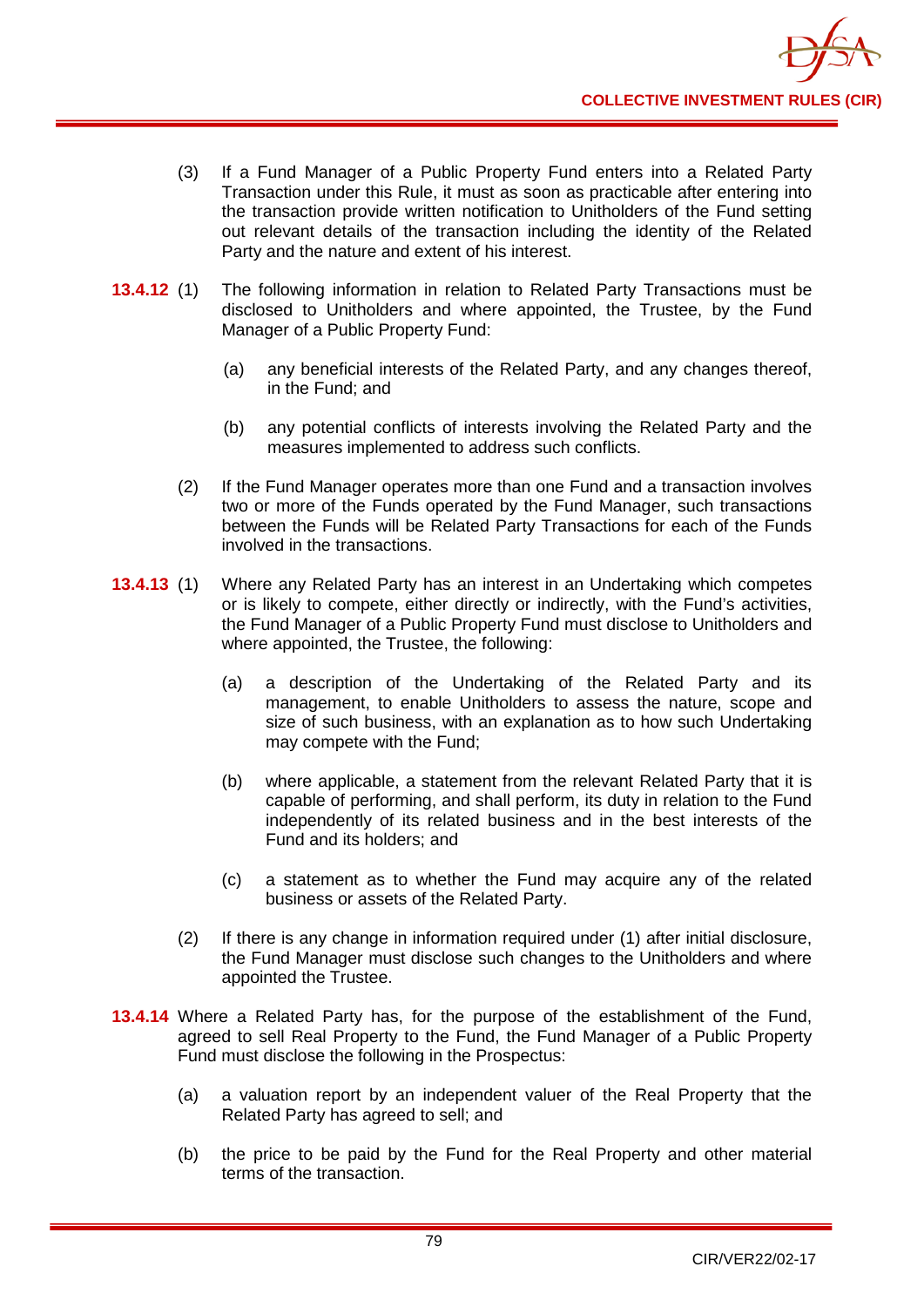(3) If a Fund Manager of a Public Property Fund enters into a Related Party Transaction under this Rule, it must as soon as practicable after entering into the transaction provide written notification to Unitholders of the Fund setting out relevant details of the transaction including the identity of the Related Party and the nature and extent of his interest.

**13.4.12** (1) The following information in relation to Related Party Transactions must be disclosed to Unitholders and where appointed, the Trustee, by the Fund Manager of a Public Property Fund:

(a) any beneficial interests of the Related Party, and any changes thereof, in the Fund; and

(b) any potential conflicts of interests involving the Related Party and the measures implemented to address such conflicts.

(2) If the Fund Manager operates more than one Fund and a transaction involves two or more of the Funds operated by the Fund Manager, such transactions between the Funds will be Related Party Transactions for each of the Funds involved in the transactions.

**13.4.13** (1) Where any Related Party has an interest in an Undertaking which competes or is likely to compete, either directly or indirectly, with the Fund's activities, the Fund Manager of a Public Property Fund must disclose to Unitholders and where appointed, the Trustee, the following:

(a) a description of the Undertaking of the Related Party and its management, to enable Unitholders to assess the nature, scope and size of such business, with an explanation as to how such Undertaking may compete with the Fund;

(b) where applicable, a statement from the relevant Related Party that it is capable of performing, and shall perform, its duty in relation to the Fund independently of its related business and in the best interests of the Fund and its holders; and

(c) a statement as to whether the Fund may acquire any of the related business or assets of the Related Party.

(2) If there is any change in information required under (1) after initial disclosure, the Fund Manager must disclose such changes to the Unitholders and where appointed the Trustee.

**13.4.14** Where a Related Party has, for the purpose of the establishment of the Fund, agreed to sell Real Property to the Fund, the Fund Manager of a Public Property Fund must disclose the following in the Prospectus:

(a) a valuation report by an independent valuer of the Real Property that the Related Party has agreed to sell; and

(b) the price to be paid by the Fund for the Real Property and other material terms of the transaction.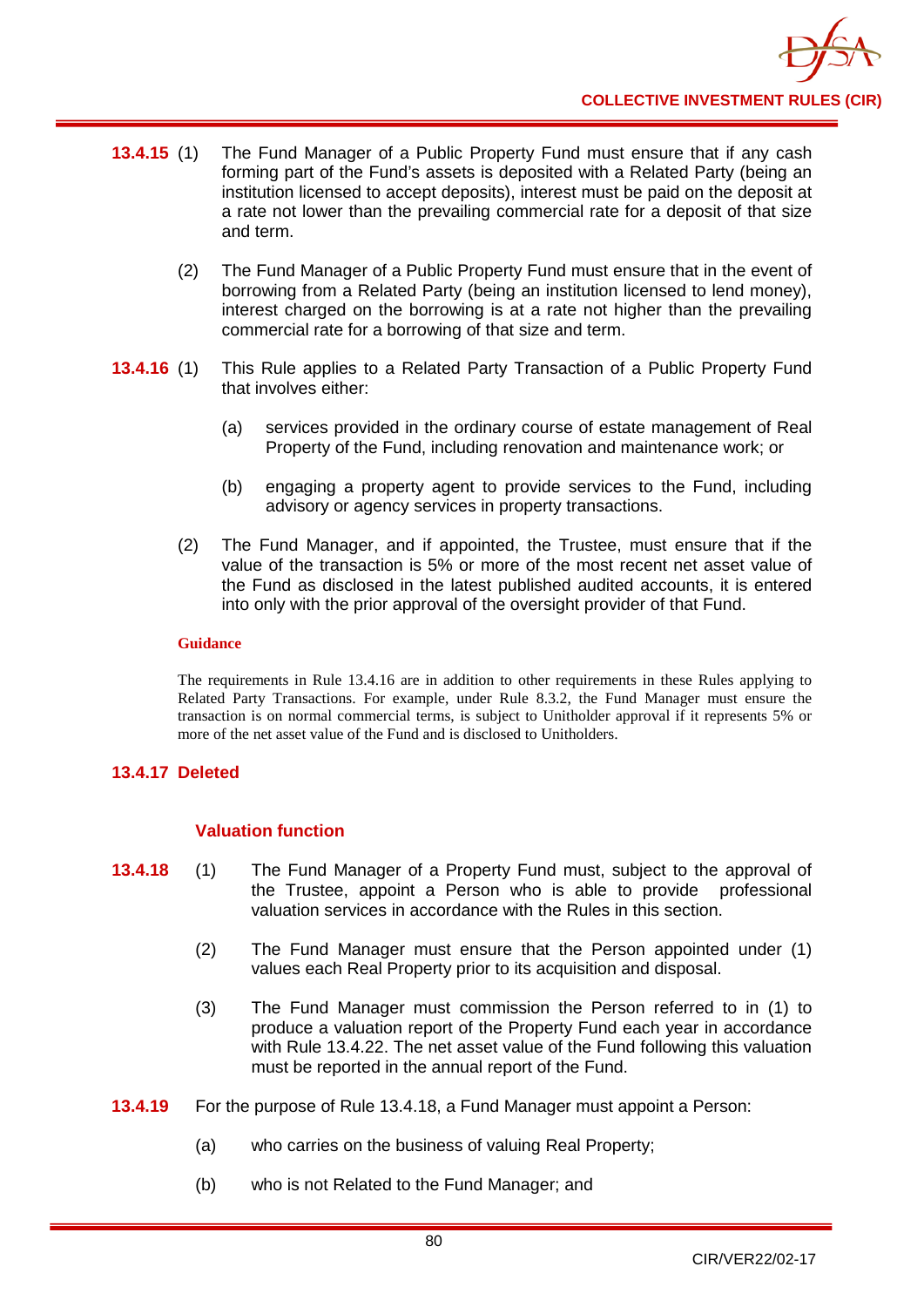**13.4.15** (1) The Fund Manager of a Public Property Fund must ensure that if any cash forming part of the Fund's assets is deposited with a Related Party (being an institution licensed to accept deposits), interest must be paid on the deposit at a rate not lower than the prevailing commercial rate for a deposit of that size and term.

(2) The Fund Manager of a Public Property Fund must ensure that in the event of borrowing from a Related Party (being an institution licensed to lend money), interest charged on the borrowing is at a rate not higher than the prevailing commercial rate for a borrowing of that size and term.

**13.4.16** (1) This Rule applies to a Related Party Transaction of a Public Property Fund that involves either:

(a) services provided in the ordinary course of estate management of Real Property of the Fund, including renovation and maintenance work; or

(b) engaging a property agent to provide services to the Fund, including advisory or agency services in property transactions.

(2) The Fund Manager, and if appointed, the Trustee, must ensure that if the value of the transaction is 5% or more of the most recent net asset value of the Fund as disclosed in the latest published audited accounts, it is entered into only with the prior approval of the oversight provider of that Fund.

**Guidance**

The requirements in Rule 13.4.16 are in addition to other requirements in these Rules applying to Related Party Transactions. For example, under Rule 8.3.2, the Fund Manager must ensure the transaction is on normal commercial terms, is subject to Unitholder approval if it represents 5% or more of the net asset value of the Fund and is disclosed to Unitholders.

**13.4.17 Deleted**

### Valuation function

**13.4.18** (1) The Fund Manager of a Property Fund must, subject to the approval of the Trustee, appoint a Person who is able to provide professional valuation services in accordance with the Rules in this section.

(2) The Fund Manager must ensure that the Person appointed under (1) values each Real Property prior to its acquisition and disposal.

(3) The Fund Manager must commission the Person referred to in (1) to produce a valuation report of the Property Fund each year in accordance with Rule 13.4.22. The net asset value of the Fund following this valuation must be reported in the annual report of the Fund.

**13.4.19** For the purpose of Rule 13.4.18, a Fund Manager must appoint a Person:

(a) who carries on the business of valuing Real Property;

(b) who is not Related to the Fund Manager; and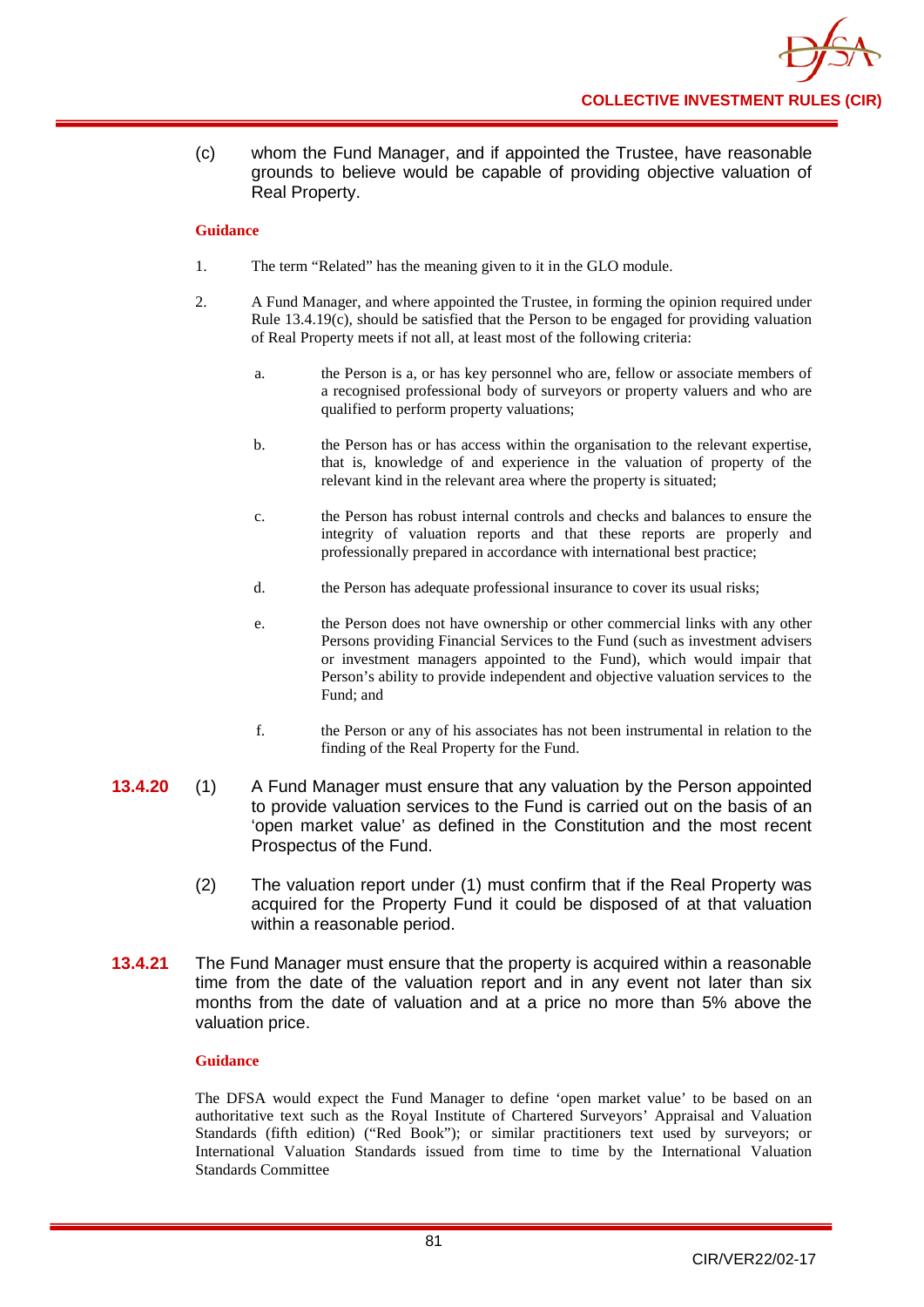(c) whom the Fund Manager, and if appointed the Trustee, have reasonable grounds to believe would be capable of providing objective valuation of Real Property.

**Guidance**

1. The term "Related" has the meaning given to it in the GLO module.

2. A Fund Manager, and where appointed the Trustee, in forming the opinion required under Rule 13.4.19(c), should be satisfied that the Person to be engaged for providing valuation of Real Property meets if not all, at least most of the following criteria:

   a. the Person is a, or has key personnel who are, fellow or associate members of a recognised professional body of surveyors or property valuers and who are qualified to perform property valuations;

   b. the Person has or has access within the organisation to the relevant expertise, that is, knowledge of and experience in the valuation of property of the relevant kind in the relevant area where the property is situated;

   c. the Person has robust internal controls and checks and balances to ensure the integrity of valuation reports and that these reports are properly and professionally prepared in accordance with international best practice;

   d. the Person has adequate professional insurance to cover its usual risks;

   e. the Person does not have ownership or other commercial links with any other Persons providing Financial Services to the Fund (such as investment advisers or investment managers appointed to the Fund), which would impair that Person's ability to provide independent and objective valuation services to the Fund; and

   f. the Person or any of his associates has not been instrumental in relation to the finding of the Real Property for the Fund.

**13.4.20** (1) A Fund Manager must ensure that any valuation by the Person appointed to provide valuation services to the Fund is carried out on the basis of an 'open market value' as defined in the Constitution and the most recent Prospectus of the Fund.

(2) The valuation report under (1) must confirm that if the Real Property was acquired for the Property Fund it could be disposed of at that valuation within a reasonable period.

**13.4.21** The Fund Manager must ensure that the property is acquired within a reasonable time from the date of the valuation report and in any event not later than six months from the date of valuation and at a price no more than 5% above the valuation price.

**Guidance**

The DFSA would expect the Fund Manager to define 'open market value' to be based on an authoritative text such as the Royal Institute of Chartered Surveyors' Appraisal and Valuation Standards (fifth edition) ("Red Book"); or similar practitioners text used by surveyors; or International Valuation Standards issued from time to time by the International Valuation Standards Committee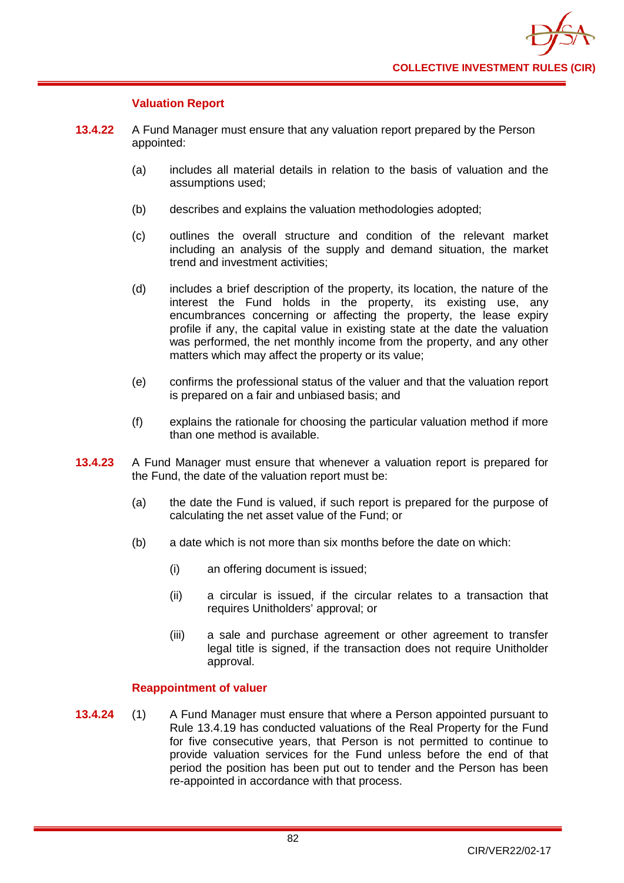### Valuation Report

**13.4.22** A Fund Manager must ensure that any valuation report prepared by the Person appointed:

(a) includes all material details in relation to the basis of valuation and the assumptions used;

(b) describes and explains the valuation methodologies adopted;

(c) outlines the overall structure and condition of the relevant market including an analysis of the supply and demand situation, the market trend and investment activities;

(d) includes a brief description of the property, its location, the nature of the interest the Fund holds in the property, its existing use, any encumbrances concerning or affecting the property, the lease expiry profile if any, the capital value in existing state at the date the valuation was performed, the net monthly income from the property, and any other matters which may affect the property or its value;

(e) confirms the professional status of the valuer and that the valuation report is prepared on a fair and unbiased basis; and

(f) explains the rationale for choosing the particular valuation method if more than one method is available.

**13.4.23** A Fund Manager must ensure that whenever a valuation report is prepared for the Fund, the date of the valuation report must be:

(a) the date the Fund is valued, if such report is prepared for the purpose of calculating the net asset value of the Fund; or

(b) a date which is not more than six months before the date on which:

(i) an offering document is issued;

(ii) a circular is issued, if the circular relates to a transaction that requires Unitholders' approval; or

(iii) a sale and purchase agreement or other agreement to transfer legal title is signed, if the transaction does not require Unitholder approval.

### Reappointment of valuer

**13.4.24** (1) A Fund Manager must ensure that where a Person appointed pursuant to Rule 13.4.19 has conducted valuations of the Real Property for the Fund for five consecutive years, that Person is not permitted to continue to provide valuation services for the Fund unless before the end of that period the position has been put out to tender and the Person has been re-appointed in accordance with that process.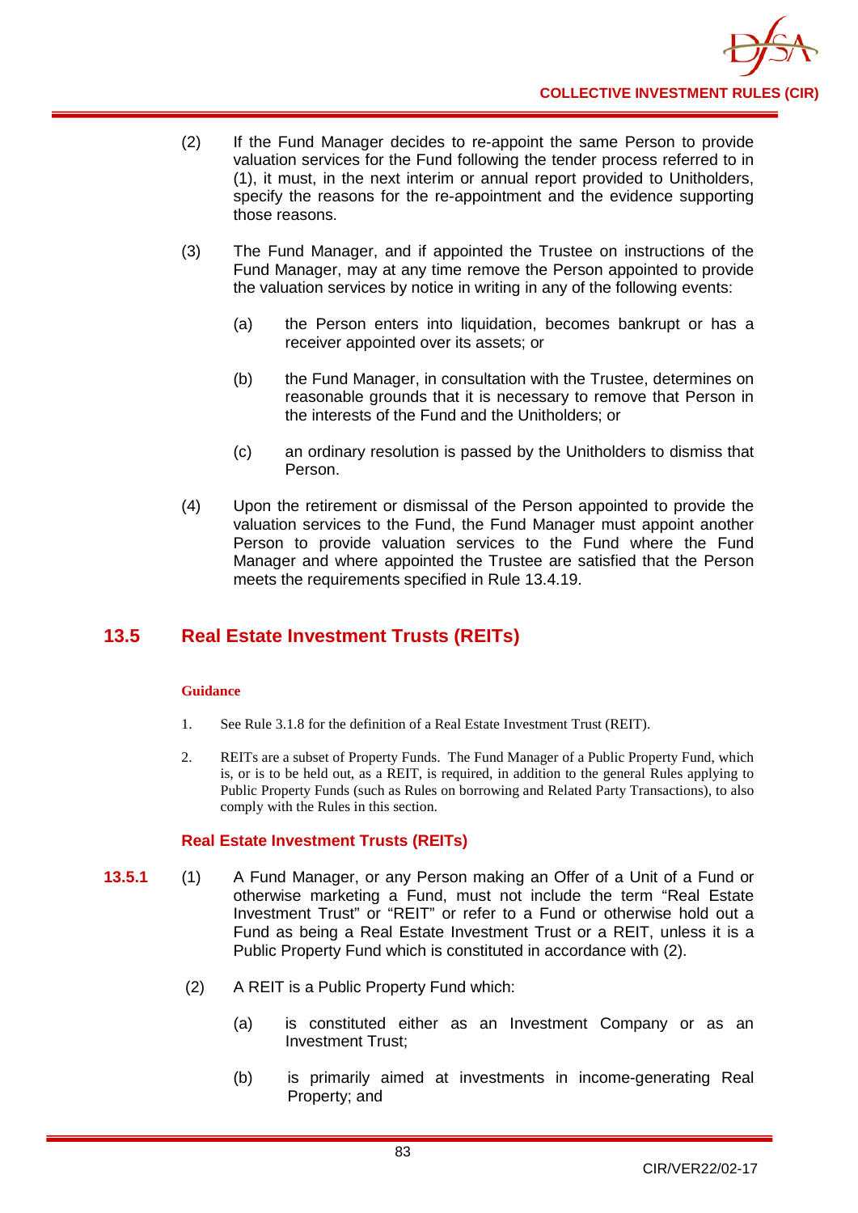(2) If the Fund Manager decides to re-appoint the same Person to provide valuation services for the Fund following the tender process referred to in (1), it must, in the next interim or annual report provided to Unitholders, specify the reasons for the re-appointment and the evidence supporting those reasons.

(3) The Fund Manager, and if appointed the Trustee on instructions of the Fund Manager, may at any time remove the Person appointed to provide the valuation services by notice in writing in any of the following events:

(a) the Person enters into liquidation, becomes bankrupt or has a receiver appointed over its assets; or

(b) the Fund Manager, in consultation with the Trustee, determines on reasonable grounds that it is necessary to remove that Person in the interests of the Fund and the Unitholders; or

(c) an ordinary resolution is passed by the Unitholders to dismiss that Person.

(4) Upon the retirement or dismissal of the Person appointed to provide the valuation services to the Fund, the Fund Manager must appoint another Person to provide valuation services to the Fund where the Fund Manager and where appointed the Trustee are satisfied that the Person meets the requirements specified in Rule 13.4.19.

## 13.5 Real Estate Investment Trusts (REITs)

**Guidance**

1. See Rule 3.1.8 for the definition of a Real Estate Investment Trust (REIT).

2. REITs are a subset of Property Funds. The Fund Manager of a Public Property Fund, which is, or is to be held out, as a REIT, is required, in addition to the general Rules applying to Public Property Funds (such as Rules on borrowing and Related Party Transactions), to also comply with the Rules in this section.

### Real Estate Investment Trusts (REITs)

**13.5.1** (1) A Fund Manager, or any Person making an Offer of a Unit of a Fund or otherwise marketing a Fund, must not include the term "Real Estate Investment Trust" or "REIT" or refer to a Fund or otherwise hold out a Fund as being a Real Estate Investment Trust or a REIT, unless it is a Public Property Fund which is constituted in accordance with (2).

(2) A REIT is a Public Property Fund which:

(a) is constituted either as an Investment Company or as an Investment Trust;

(b) is primarily aimed at investments in income-generating Real Property; and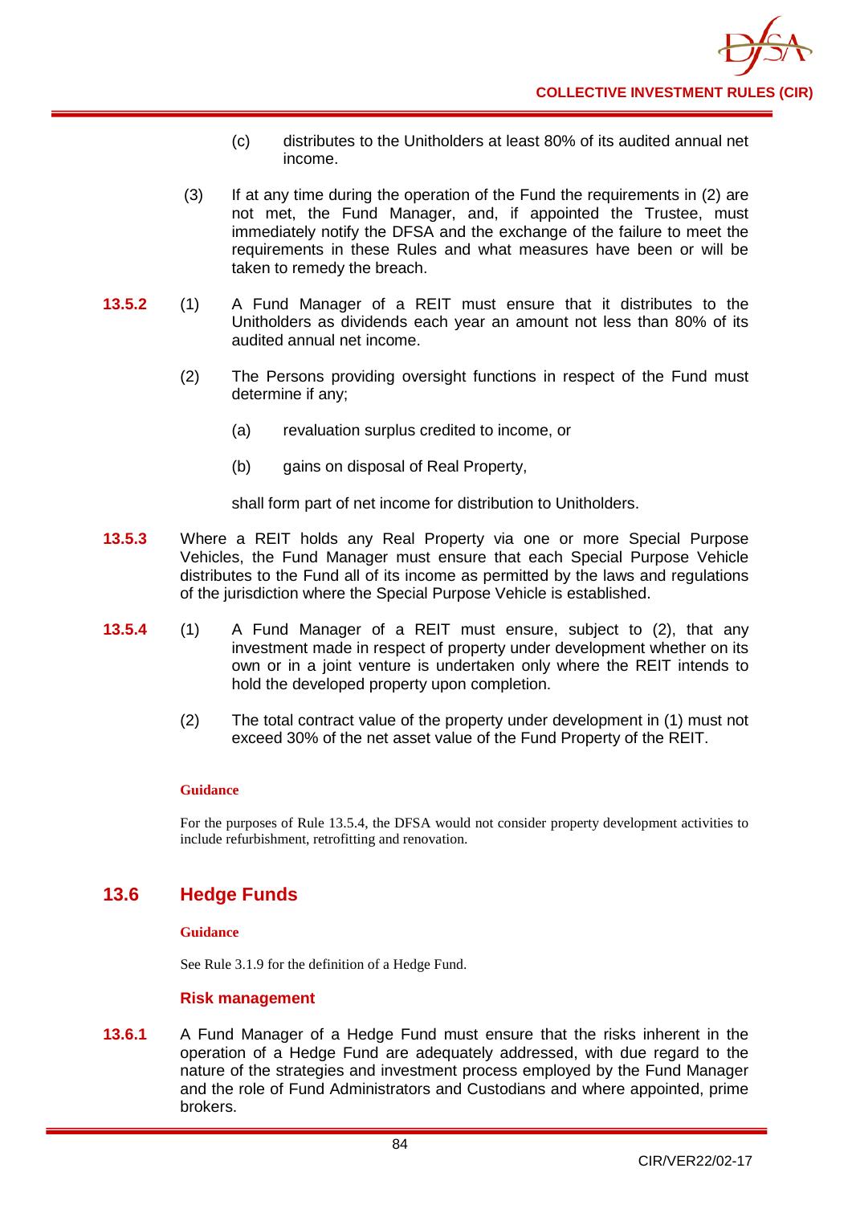(c) distributes to the Unitholders at least 80% of its audited annual net income.

(3) If at any time during the operation of the Fund the requirements in (2) are not met, the Fund Manager, and, if appointed the Trustee, must immediately notify the DFSA and the exchange of the failure to meet the requirements in these Rules and what measures have been or will be taken to remedy the breach.

**13.5.2** (1) A Fund Manager of a REIT must ensure that it distributes to the Unitholders as dividends each year an amount not less than 80% of its audited annual net income.

(2) The Persons providing oversight functions in respect of the Fund must determine if any;

(a) revaluation surplus credited to income, or

(b) gains on disposal of Real Property,

shall form part of net income for distribution to Unitholders.

**13.5.3** Where a REIT holds any Real Property via one or more Special Purpose Vehicles, the Fund Manager must ensure that each Special Purpose Vehicle distributes to the Fund all of its income as permitted by the laws and regulations of the jurisdiction where the Special Purpose Vehicle is established.

**13.5.4** (1) A Fund Manager of a REIT must ensure, subject to (2), that any investment made in respect of property under development whether on its own or in a joint venture is undertaken only where the REIT intends to hold the developed property upon completion.

(2) The total contract value of the property under development in (1) must not exceed 30% of the net asset value of the Fund Property of the REIT.

**Guidance**

For the purposes of Rule 13.5.4, the DFSA would not consider property development activities to include refurbishment, retrofitting and renovation.

## 13.6 Hedge Funds

**Guidance**

See Rule 3.1.9 for the definition of a Hedge Fund.

### Risk management

**13.6.1** A Fund Manager of a Hedge Fund must ensure that the risks inherent in the operation of a Hedge Fund are adequately addressed, with due regard to the nature of the strategies and investment process employed by the Fund Manager and the role of Fund Administrators and Custodians and where appointed, prime brokers.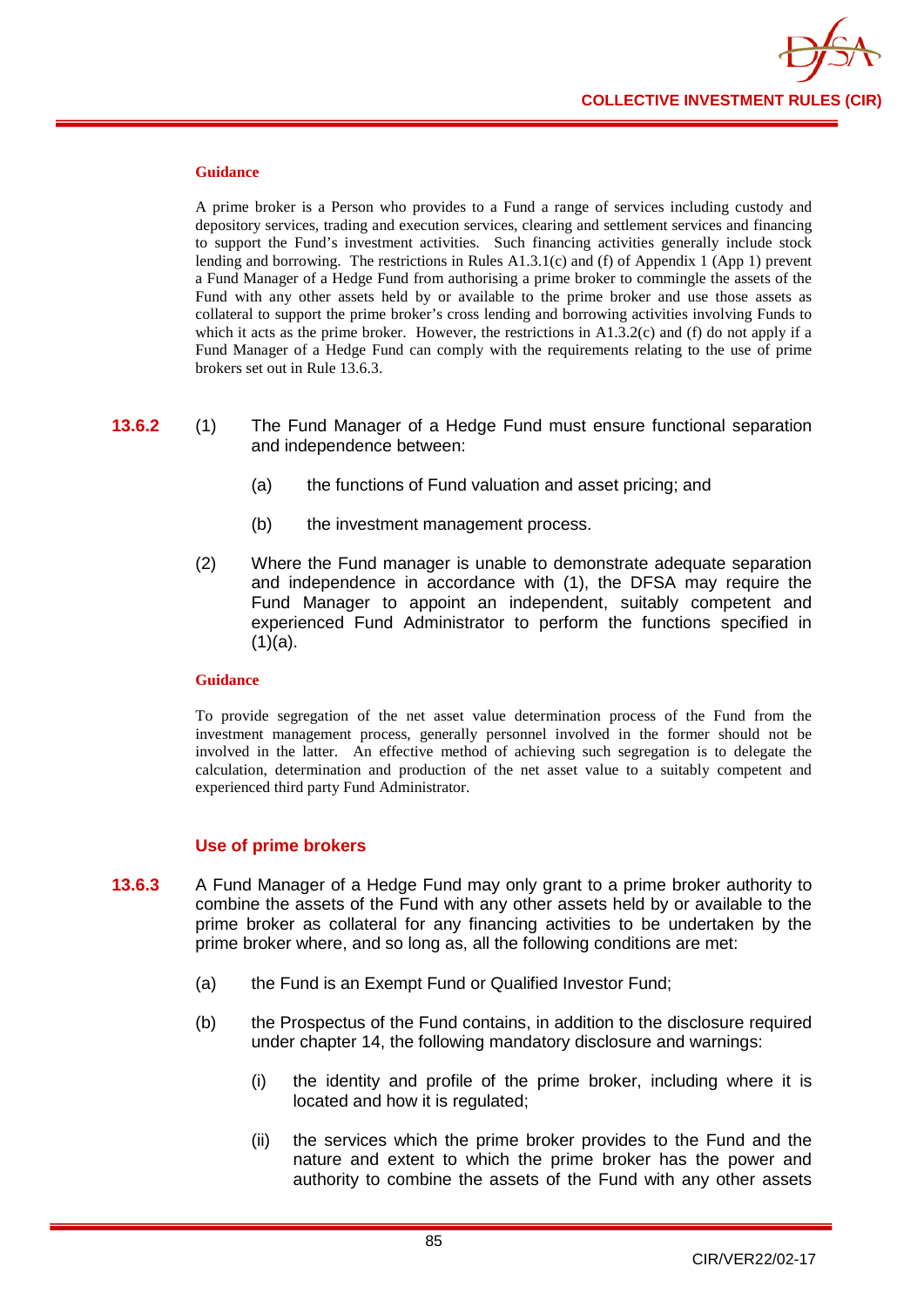#### Guidance

A prime broker is a Person who provides to a Fund a range of services including custody and depository services, trading and execution services, clearing and settlement services and financing to support the Fund's investment activities. Such financing activities generally include stock lending and borrowing. The restrictions in Rules A1.3.1(c) and (f) of Appendix 1 (App 1) prevent a Fund Manager of a Hedge Fund from authorising a prime broker to commingle the assets of the Fund with any other assets held by or available to the prime broker and use those assets as collateral to support the prime broker's cross lending and borrowing activities involving Funds to which it acts as the prime broker. However, the restrictions in A1.3.2(c) and (f) do not apply if a Fund Manager of a Hedge Fund can comply with the requirements relating to the use of prime brokers set out in Rule 13.6.3.

**13.6.2** (1) The Fund Manager of a Hedge Fund must ensure functional separation and independence between:

(a) the functions of Fund valuation and asset pricing; and

(b) the investment management process.

(2) Where the Fund manager is unable to demonstrate adequate separation and independence in accordance with (1), the DFSA may require the Fund Manager to appoint an independent, suitably competent and experienced Fund Administrator to perform the functions specified in (1)(a).

#### Guidance

To provide segregation of the net asset value determination process of the Fund from the investment management process, generally personnel involved in the former should not be involved in the latter. An effective method of achieving such segregation is to delegate the calculation, determination and production of the net asset value to a suitably competent and experienced third party Fund Administrator.

### Use of prime brokers

**13.6.3** A Fund Manager of a Hedge Fund may only grant to a prime broker authority to combine the assets of the Fund with any other assets held by or available to the prime broker as collateral for any financing activities to be undertaken by the prime broker where, and so long as, all the following conditions are met:

(a) the Fund is an Exempt Fund or Qualified Investor Fund;

(b) the Prospectus of the Fund contains, in addition to the disclosure required under chapter 14, the following mandatory disclosure and warnings:

(i) the identity and profile of the prime broker, including where it is located and how it is regulated;

(ii) the services which the prime broker provides to the Fund and the nature and extent to which the prime broker has the power and authority to combine the assets of the Fund with any other assets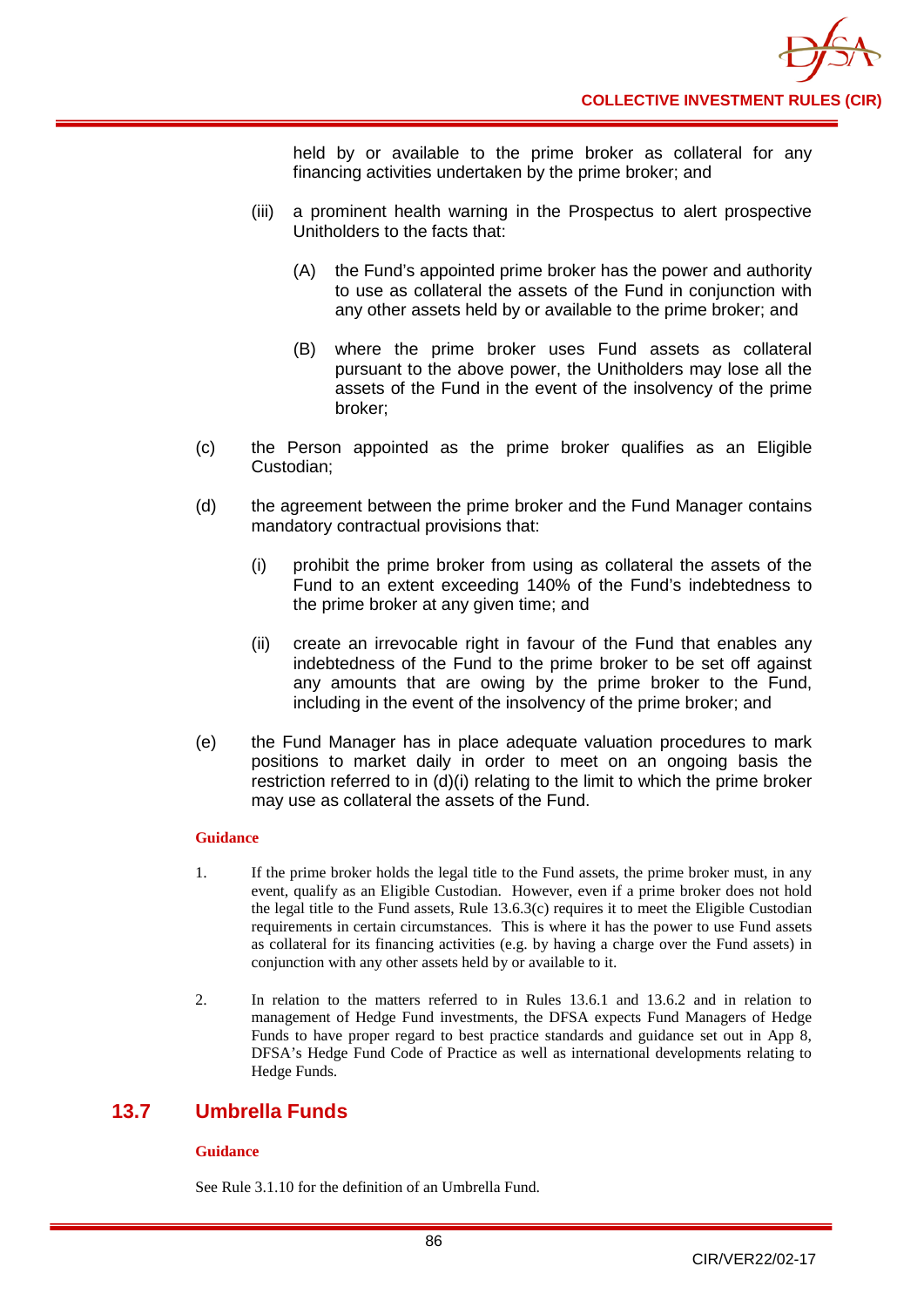held by or available to the prime broker as collateral for any financing activities undertaken by the prime broker; and

(iii) a prominent health warning in the Prospectus to alert prospective Unitholders to the facts that:

(A) the Fund's appointed prime broker has the power and authority to use as collateral the assets of the Fund in conjunction with any other assets held by or available to the prime broker; and

(B) where the prime broker uses Fund assets as collateral pursuant to the above power, the Unitholders may lose all the assets of the Fund in the event of the insolvency of the prime broker;

(c) the Person appointed as the prime broker qualifies as an Eligible Custodian;

(d) the agreement between the prime broker and the Fund Manager contains mandatory contractual provisions that:

(i) prohibit the prime broker from using as collateral the assets of the Fund to an extent exceeding 140% of the Fund's indebtedness to the prime broker at any given time; and

(ii) create an irrevocable right in favour of the Fund that enables any indebtedness of the Fund to the prime broker to be set off against any amounts that are owing by the prime broker to the Fund, including in the event of the insolvency of the prime broker; and

(e) the Fund Manager has in place adequate valuation procedures to mark positions to market daily in order to meet on an ongoing basis the restriction referred to in (d)(i) relating to the limit to which the prime broker may use as collateral the assets of the Fund.

**Guidance**

1. If the prime broker holds the legal title to the Fund assets, the prime broker must, in any event, qualify as an Eligible Custodian. However, even if a prime broker does not hold the legal title to the Fund assets, Rule 13.6.3(c) requires it to meet the Eligible Custodian requirements in certain circumstances. This is where it has the power to use Fund assets as collateral for its financing activities (e.g. by having a charge over the Fund assets) in conjunction with any other assets held by or available to it.

2. In relation to the matters referred to in Rules 13.6.1 and 13.6.2 and in relation to management of Hedge Fund investments, the DFSA expects Fund Managers of Hedge Funds to have proper regard to best practice standards and guidance set out in App 8, DFSA's Hedge Fund Code of Practice as well as international developments relating to Hedge Funds.

## 13.7 Umbrella Funds

**Guidance**

See Rule 3.1.10 for the definition of an Umbrella Fund.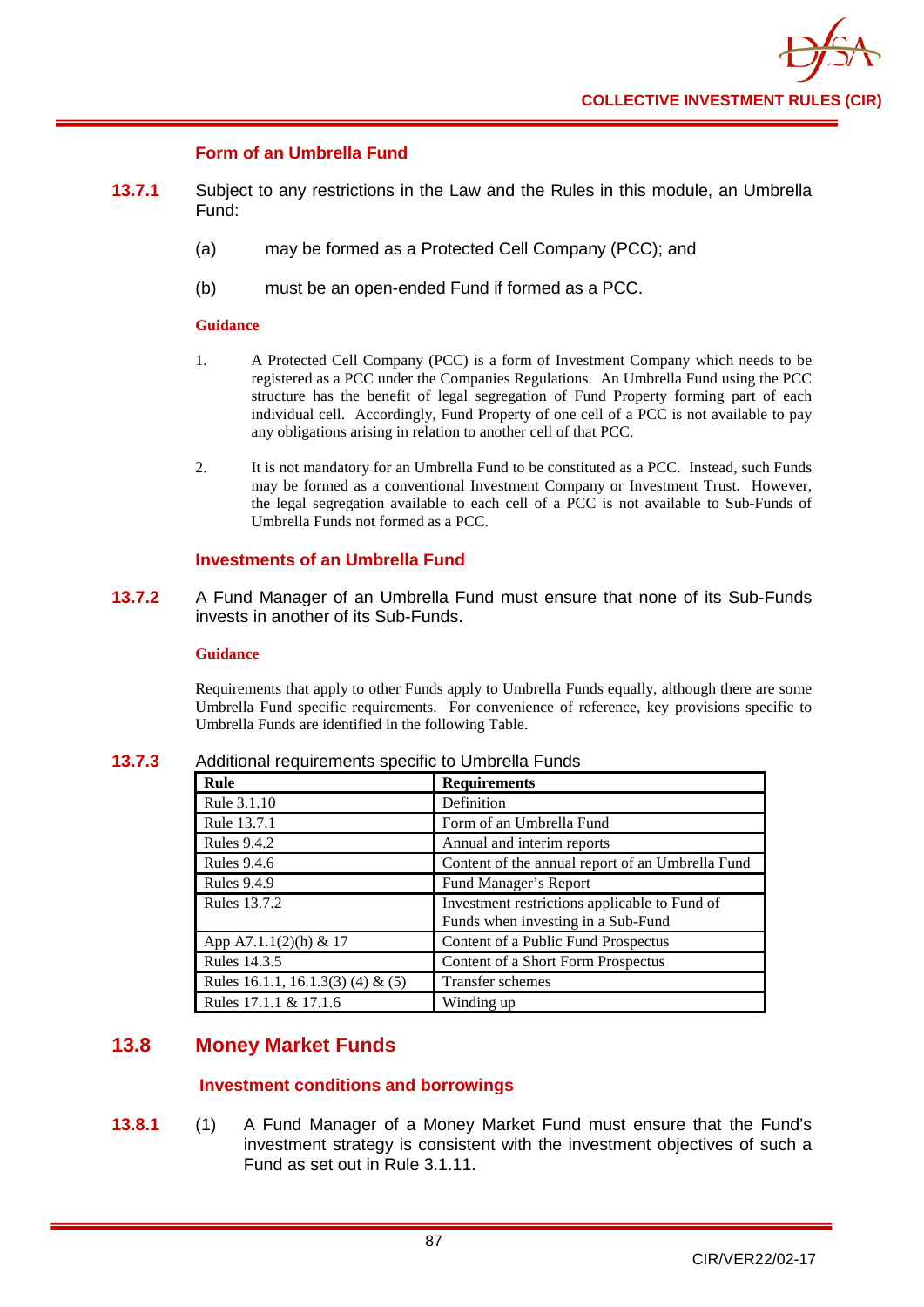### Form of an Umbrella Fund

**13.7.1** Subject to any restrictions in the Law and the Rules in this module, an Umbrella Fund:

(a) may be formed as a Protected Cell Company (PCC); and

(b) must be an open-ended Fund if formed as a PCC.

**Guidance**

1. A Protected Cell Company (PCC) is a form of Investment Company which needs to be registered as a PCC under the Companies Regulations. An Umbrella Fund using the PCC structure has the benefit of legal segregation of Fund Property forming part of each individual cell. Accordingly, Fund Property of one cell of a PCC is not available to pay any obligations arising in relation to another cell of that PCC.

2. It is not mandatory for an Umbrella Fund to be constituted as a PCC. Instead, such Funds may be formed as a conventional Investment Company or Investment Trust. However, the legal segregation available to each cell of a PCC is not available to Sub-Funds of Umbrella Funds not formed as a PCC.

### Investments of an Umbrella Fund

**13.7.2** A Fund Manager of an Umbrella Fund must ensure that none of its Sub-Funds invests in another of its Sub-Funds.

**Guidance**

Requirements that apply to other Funds apply to Umbrella Funds equally, although there are some Umbrella Fund specific requirements. For convenience of reference, key provisions specific to Umbrella Funds are identified in the following Table.

**13.7.3** Additional requirements specific to Umbrella Funds

| Rule | Requirements |
|---|---|
| Rule 3.1.10 | Definition |
| Rule 13.7.1 | Form of an Umbrella Fund |
| Rules 9.4.2 | Annual and interim reports |
| Rules 9.4.6 | Content of the annual report of an Umbrella Fund |
| Rules 9.4.9 | Fund Manager's Report |
| Rules 13.7.2 | Investment restrictions applicable to Fund of Funds when investing in a Sub-Fund |
| App A7.1.1(2)(h) & 17 | Content of a Public Fund Prospectus |
| Rules 14.3.5 | Content of a Short Form Prospectus |
| Rules 16.1.1, 16.1.3(3) (4) & (5) | Transfer schemes |
| Rules 17.1.1 & 17.1.6 | Winding up |

## 13.8 Money Market Funds

### Investment conditions and borrowings

**13.8.1** (1) A Fund Manager of a Money Market Fund must ensure that the Fund's investment strategy is consistent with the investment objectives of such a Fund as set out in Rule 3.1.11.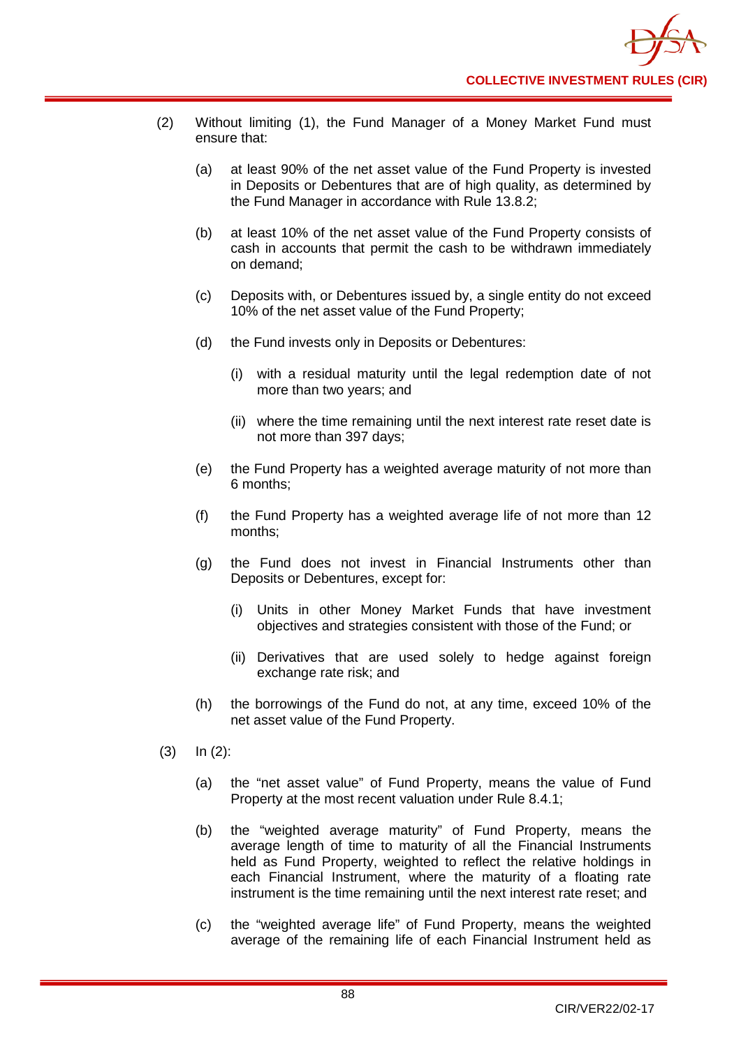(2) Without limiting (1), the Fund Manager of a Money Market Fund must ensure that:

   (a) at least 90% of the net asset value of the Fund Property is invested in Deposits or Debentures that are of high quality, as determined by the Fund Manager in accordance with Rule 13.8.2;

   (b) at least 10% of the net asset value of the Fund Property consists of cash in accounts that permit the cash to be withdrawn immediately on demand;

   (c) Deposits with, or Debentures issued by, a single entity do not exceed 10% of the net asset value of the Fund Property;

   (d) the Fund invests only in Deposits or Debentures:

      (i) with a residual maturity until the legal redemption date of not more than two years; and

      (ii) where the time remaining until the next interest rate reset date is not more than 397 days;

   (e) the Fund Property has a weighted average maturity of not more than 6 months;

   (f) the Fund Property has a weighted average life of not more than 12 months;

   (g) the Fund does not invest in Financial Instruments other than Deposits or Debentures, except for:

      (i) Units in other Money Market Funds that have investment objectives and strategies consistent with those of the Fund; or

      (ii) Derivatives that are used solely to hedge against foreign exchange rate risk; and

   (h) the borrowings of the Fund do not, at any time, exceed 10% of the net asset value of the Fund Property.

(3) In (2):

   (a) the “net asset value” of Fund Property, means the value of Fund Property at the most recent valuation under Rule 8.4.1;

   (b) the “weighted average maturity” of Fund Property, means the average length of time to maturity of all the Financial Instruments held as Fund Property, weighted to reflect the relative holdings in each Financial Instrument, where the maturity of a floating rate instrument is the time remaining until the next interest rate reset; and

   (c) the “weighted average life” of Fund Property, means the weighted average of the remaining life of each Financial Instrument held as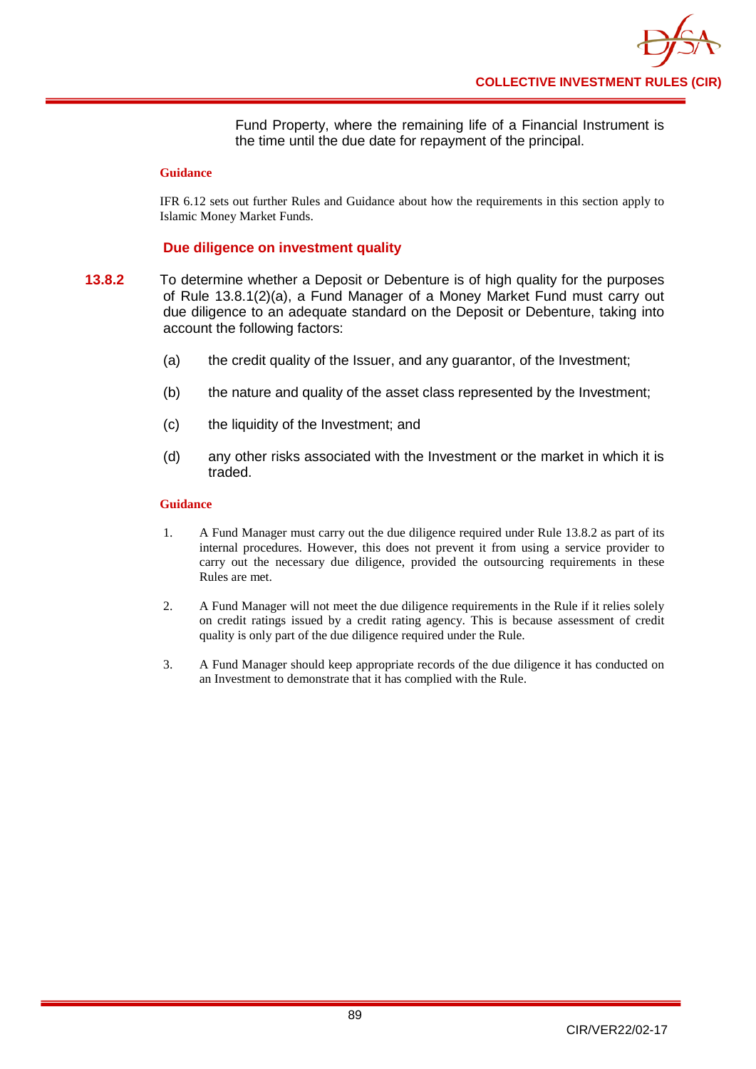Fund Property, where the remaining life of a Financial Instrument is the time until the due date for repayment of the principal.

**Guidance**

IFR 6.12 sets out further Rules and Guidance about how the requirements in this section apply to Islamic Money Market Funds.

### Due diligence on investment quality

**13.8.2** To determine whether a Deposit or Debenture is of high quality for the purposes of Rule 13.8.1(2)(a), a Fund Manager of a Money Market Fund must carry out due diligence to an adequate standard on the Deposit or Debenture, taking into account the following factors:

(a) the credit quality of the Issuer, and any guarantor, of the Investment;

(b) the nature and quality of the asset class represented by the Investment;

(c) the liquidity of the Investment; and

(d) any other risks associated with the Investment or the market in which it is traded.

**Guidance**

1. A Fund Manager must carry out the due diligence required under Rule 13.8.2 as part of its internal procedures. However, this does not prevent it from using a service provider to carry out the necessary due diligence, provided the outsourcing requirements in these Rules are met.

2. A Fund Manager will not meet the due diligence requirements in the Rule if it relies solely on credit ratings issued by a credit rating agency. This is because assessment of credit quality is only part of the due diligence required under the Rule.

3. A Fund Manager should keep appropriate records of the due diligence it has conducted on an Investment to demonstrate that it has complied with the Rule.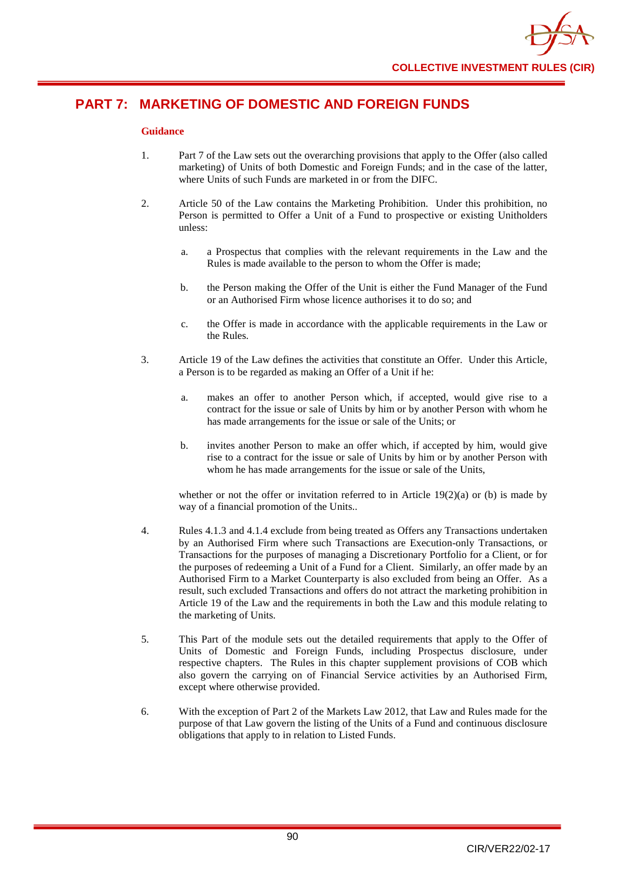# PART 7: MARKETING OF DOMESTIC AND FOREIGN FUNDS

**Guidance**

1. Part 7 of the Law sets out the overarching provisions that apply to the Offer (also called marketing) of Units of both Domestic and Foreign Funds; and in the case of the latter, where Units of such Funds are marketed in or from the DIFC.

2. Article 50 of the Law contains the Marketing Prohibition. Under this prohibition, no Person is permitted to Offer a Unit of a Fund to prospective or existing Unitholders unless:

   a. a Prospectus that complies with the relevant requirements in the Law and the Rules is made available to the person to whom the Offer is made;

   b. the Person making the Offer of the Unit is either the Fund Manager of the Fund or an Authorised Firm whose licence authorises it to do so; and

   c. the Offer is made in accordance with the applicable requirements in the Law or the Rules.

3. Article 19 of the Law defines the activities that constitute an Offer. Under this Article, a Person is to be regarded as making an Offer of a Unit if he:

   a. makes an offer to another Person which, if accepted, would give rise to a contract for the issue or sale of Units by him or by another Person with whom he has made arrangements for the issue or sale of the Units; or

   b. invites another Person to make an offer which, if accepted by him, would give rise to a contract for the issue or sale of Units by him or by another Person with whom he has made arrangements for the issue or sale of the Units,

   whether or not the offer or invitation referred to in Article 19(2)(a) or (b) is made by way of a financial promotion of the Units..

4. Rules 4.1.3 and 4.1.4 exclude from being treated as Offers any Transactions undertaken by an Authorised Firm where such Transactions are Execution-only Transactions, or Transactions for the purposes of managing a Discretionary Portfolio for a Client, or for the purposes of redeeming a Unit of a Fund for a Client. Similarly, an offer made by an Authorised Firm to a Market Counterparty is also excluded from being an Offer. As a result, such excluded Transactions and offers do not attract the marketing prohibition in Article 19 of the Law and the requirements in both the Law and this module relating to the marketing of Units.

5. This Part of the module sets out the detailed requirements that apply to the Offer of Units of Domestic and Foreign Funds, including Prospectus disclosure, under respective chapters. The Rules in this chapter supplement provisions of COB which also govern the carrying on of Financial Service activities by an Authorised Firm, except where otherwise provided.

6. With the exception of Part 2 of the Markets Law 2012, that Law and Rules made for the purpose of that Law govern the listing of the Units of a Fund and continuous disclosure obligations that apply to in relation to Listed Funds.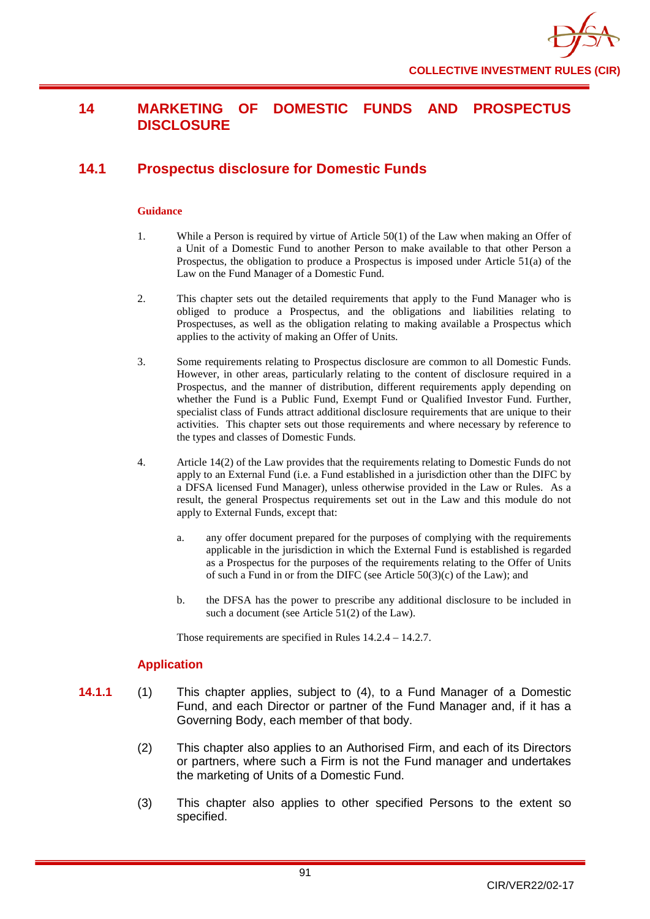# 14 MARKETING OF DOMESTIC FUNDS AND PROSPECTUS DISCLOSURE

## 14.1 Prospectus disclosure for Domestic Funds

**Guidance**

1. While a Person is required by virtue of Article 50(1) of the Law when making an Offer of a Unit of a Domestic Fund to another Person to make available to that other Person a Prospectus, the obligation to produce a Prospectus is imposed under Article 51(a) of the Law on the Fund Manager of a Domestic Fund.

2. This chapter sets out the detailed requirements that apply to the Fund Manager who is obliged to produce a Prospectus, and the obligations and liabilities relating to Prospectuses, as well as the obligation relating to making available a Prospectus which applies to the activity of making an Offer of Units.

3. Some requirements relating to Prospectus disclosure are common to all Domestic Funds. However, in other areas, particularly relating to the content of disclosure required in a Prospectus, and the manner of distribution, different requirements apply depending on whether the Fund is a Public Fund, Exempt Fund or Qualified Investor Fund. Further, specialist class of Funds attract additional disclosure requirements that are unique to their activities. This chapter sets out those requirements and where necessary by reference to the types and classes of Domestic Funds.

4. Article 14(2) of the Law provides that the requirements relating to Domestic Funds do not apply to an External Fund (i.e. a Fund established in a jurisdiction other than the DIFC by a DFSA licensed Fund Manager), unless otherwise provided in the Law or Rules. As a result, the general Prospectus requirements set out in the Law and this module do not apply to External Funds, except that:

   a. any offer document prepared for the purposes of complying with the requirements applicable in the jurisdiction in which the External Fund is established is regarded as a Prospectus for the purposes of the requirements relating to the Offer of Units of such a Fund in or from the DIFC (see Article 50(3)(c) of the Law); and

   b. the DFSA has the power to prescribe any additional disclosure to be included in such a document (see Article 51(2) of the Law).

   Those requirements are specified in Rules 14.2.4 – 14.2.7.

### Application

**14.1.1** (1) This chapter applies, subject to (4), to a Fund Manager of a Domestic Fund, and each Director or partner of the Fund Manager and, if it has a Governing Body, each member of that body.

(2) This chapter also applies to an Authorised Firm, and each of its Directors or partners, where such a Firm is not the Fund manager and undertakes the marketing of Units of a Domestic Fund.

(3) This chapter also applies to other specified Persons to the extent so specified.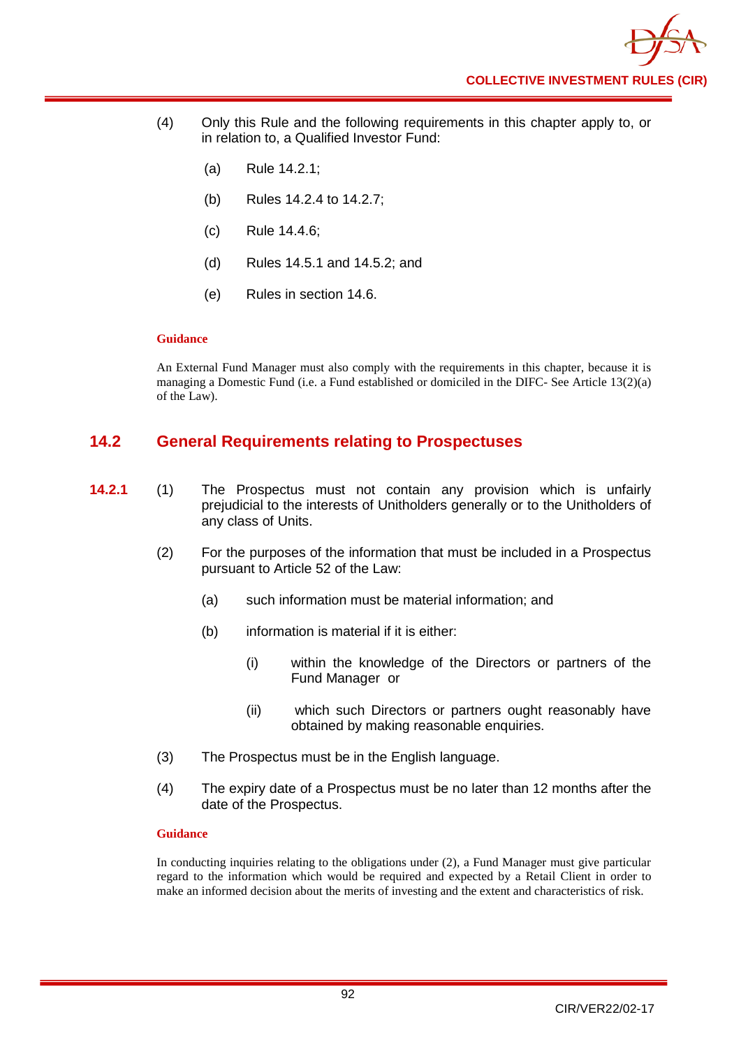(4) Only this Rule and the following requirements in this chapter apply to, or in relation to, a Qualified Investor Fund:

(a) Rule 14.2.1;

(b) Rules 14.2.4 to 14.2.7;

(c) Rule 14.4.6;

(d) Rules 14.5.1 and 14.5.2; and

(e) Rules in section 14.6.

**Guidance**

An External Fund Manager must also comply with the requirements in this chapter, because it is managing a Domestic Fund (i.e. a Fund established or domiciled in the DIFC- See Article 13(2)(a) of the Law).

## 14.2 General Requirements relating to Prospectuses

**14.2.1** (1) The Prospectus must not contain any provision which is unfairly prejudicial to the interests of Unitholders generally or to the Unitholders of any class of Units.

(2) For the purposes of the information that must be included in a Prospectus pursuant to Article 52 of the Law:

(a) such information must be material information; and

(b) information is material if it is either:

(i) within the knowledge of the Directors or partners of the Fund Manager or

(ii) which such Directors or partners ought reasonably have obtained by making reasonable enquiries.

(3) The Prospectus must be in the English language.

(4) The expiry date of a Prospectus must be no later than 12 months after the date of the Prospectus.

**Guidance**

In conducting inquiries relating to the obligations under (2), a Fund Manager must give particular regard to the information which would be required and expected by a Retail Client in order to make an informed decision about the merits of investing and the extent and characteristics of risk.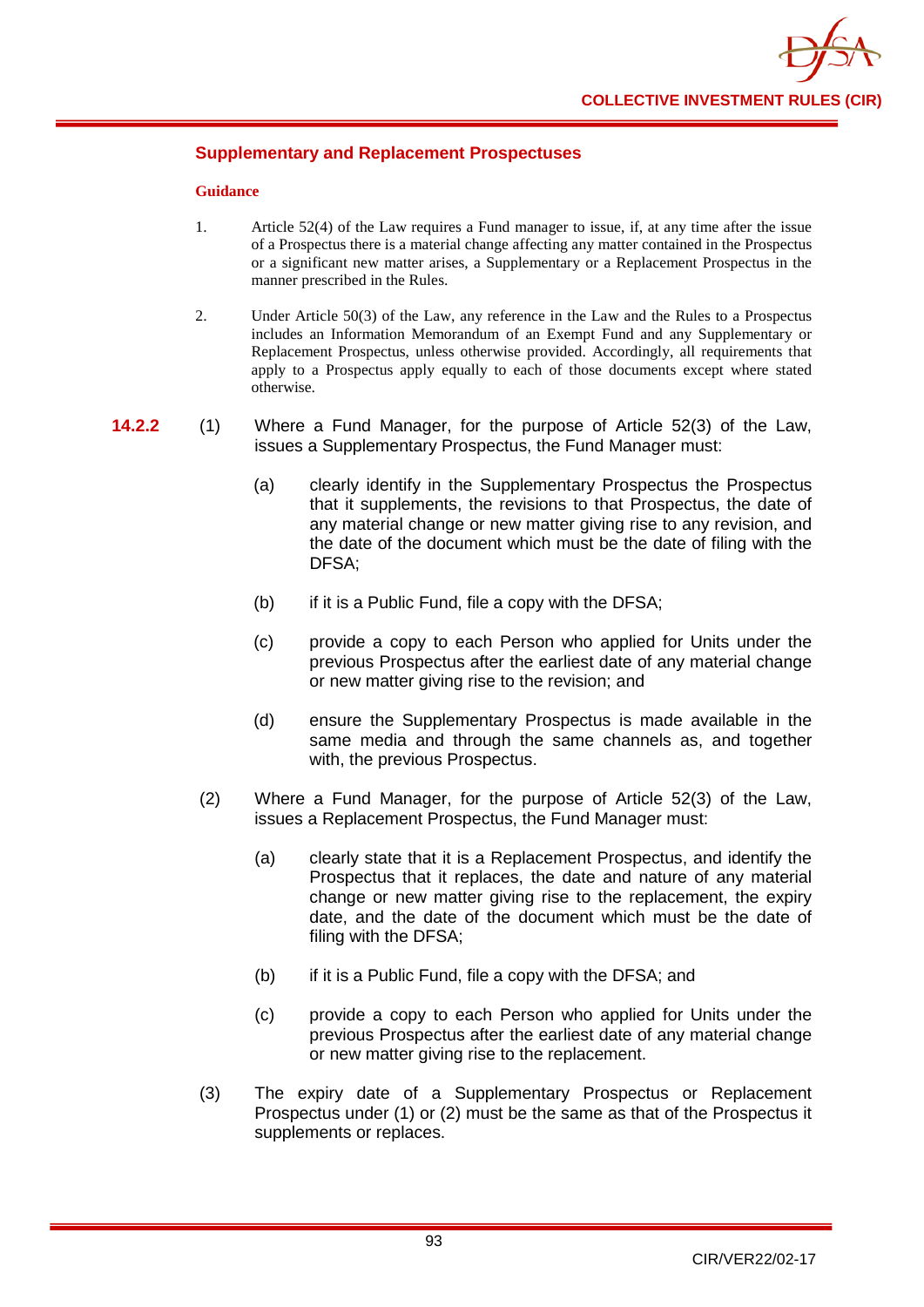### Supplementary and Replacement Prospectuses

**Guidance**

1. Article 52(4) of the Law requires a Fund manager to issue, if, at any time after the issue of a Prospectus there is a material change affecting any matter contained in the Prospectus or a significant new matter arises, a Supplementary or a Replacement Prospectus in the manner prescribed in the Rules.

2. Under Article 50(3) of the Law, any reference in the Law and the Rules to a Prospectus includes an Information Memorandum of an Exempt Fund and any Supplementary or Replacement Prospectus, unless otherwise provided. Accordingly, all requirements that apply to a Prospectus apply equally to each of those documents except where stated otherwise.

**14.2.2** (1) Where a Fund Manager, for the purpose of Article 52(3) of the Law, issues a Supplementary Prospectus, the Fund Manager must:

(a) clearly identify in the Supplementary Prospectus the Prospectus that it supplements, the revisions to that Prospectus, the date of any material change or new matter giving rise to any revision, and the date of the document which must be the date of filing with the DFSA;

(b) if it is a Public Fund, file a copy with the DFSA;

(c) provide a copy to each Person who applied for Units under the previous Prospectus after the earliest date of any material change or new matter giving rise to the revision; and

(d) ensure the Supplementary Prospectus is made available in the same media and through the same channels as, and together with, the previous Prospectus.

(2) Where a Fund Manager, for the purpose of Article 52(3) of the Law, issues a Replacement Prospectus, the Fund Manager must:

(a) clearly state that it is a Replacement Prospectus, and identify the Prospectus that it replaces, the date and nature of any material change or new matter giving rise to the replacement, the expiry date, and the date of the document which must be the date of filing with the DFSA;

(b) if it is a Public Fund, file a copy with the DFSA; and

(c) provide a copy to each Person who applied for Units under the previous Prospectus after the earliest date of any material change or new matter giving rise to the replacement.

(3) The expiry date of a Supplementary Prospectus or Replacement Prospectus under (1) or (2) must be the same as that of the Prospectus it supplements or replaces.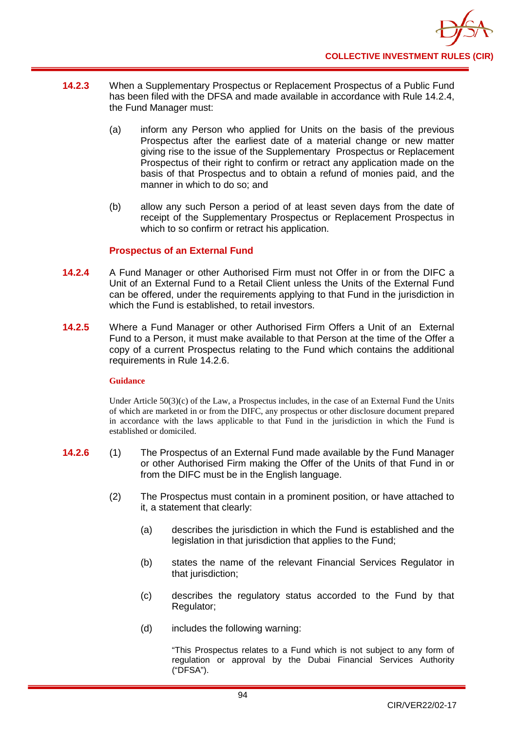**14.2.3** When a Supplementary Prospectus or Replacement Prospectus of a Public Fund has been filed with the DFSA and made available in accordance with Rule 14.2.4, the Fund Manager must:

(a) inform any Person who applied for Units on the basis of the previous Prospectus after the earliest date of a material change or new matter giving rise to the issue of the Supplementary Prospectus or Replacement Prospectus of their right to confirm or retract any application made on the basis of that Prospectus and to obtain a refund of monies paid, and the manner in which to do so; and

(b) allow any such Person a period of at least seven days from the date of receipt of the Supplementary Prospectus or Replacement Prospectus in which to so confirm or retract his application.

### Prospectus of an External Fund

**14.2.4** A Fund Manager or other Authorised Firm must not Offer in or from the DIFC a Unit of an External Fund to a Retail Client unless the Units of the External Fund can be offered, under the requirements applying to that Fund in the jurisdiction in which the Fund is established, to retail investors.

**14.2.5** Where a Fund Manager or other Authorised Firm Offers a Unit of an External Fund to a Person, it must make available to that Person at the time of the Offer a copy of a current Prospectus relating to the Fund which contains the additional requirements in Rule 14.2.6.

**Guidance**

Under Article 50(3)(c) of the Law, a Prospectus includes, in the case of an External Fund the Units of which are marketed in or from the DIFC, any prospectus or other disclosure document prepared in accordance with the laws applicable to that Fund in the jurisdiction in which the Fund is established or domiciled.

**14.2.6** (1) The Prospectus of an External Fund made available by the Fund Manager or other Authorised Firm making the Offer of the Units of that Fund in or from the DIFC must be in the English language.

(2) The Prospectus must contain in a prominent position, or have attached to it, a statement that clearly:

(a) describes the jurisdiction in which the Fund is established and the legislation in that jurisdiction that applies to the Fund;

(b) states the name of the relevant Financial Services Regulator in that jurisdiction;

(c) describes the regulatory status accorded to the Fund by that Regulator;

(d) includes the following warning:

"This Prospectus relates to a Fund which is not subject to any form of regulation or approval by the Dubai Financial Services Authority ("DFSA").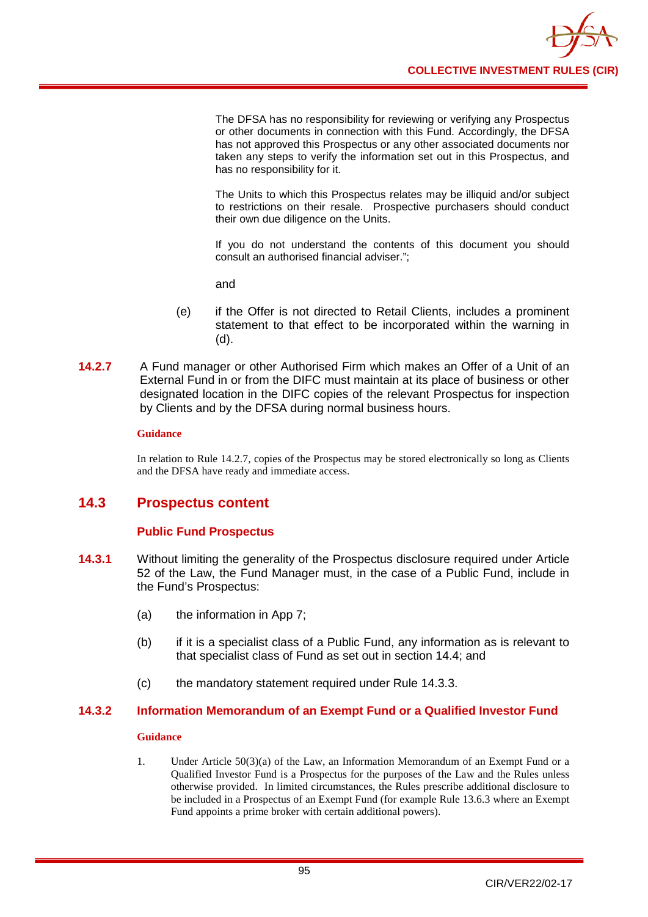The DFSA has no responsibility for reviewing or verifying any Prospectus or other documents in connection with this Fund. Accordingly, the DFSA has not approved this Prospectus or any other associated documents nor taken any steps to verify the information set out in this Prospectus, and has no responsibility for it.

The Units to which this Prospectus relates may be illiquid and/or subject to restrictions on their resale. Prospective purchasers should conduct their own due diligence on the Units.

If you do not understand the contents of this document you should consult an authorised financial adviser.";

and

(e) if the Offer is not directed to Retail Clients, includes a prominent statement to that effect to be incorporated within the warning in (d).

**14.2.7** A Fund manager or other Authorised Firm which makes an Offer of a Unit of an External Fund in or from the DIFC must maintain at its place of business or other designated location in the DIFC copies of the relevant Prospectus for inspection by Clients and by the DFSA during normal business hours.

**Guidance**

In relation to Rule 14.2.7, copies of the Prospectus may be stored electronically so long as Clients and the DFSA have ready and immediate access.

## 14.3 Prospectus content

### Public Fund Prospectus

**14.3.1** Without limiting the generality of the Prospectus disclosure required under Article 52 of the Law, the Fund Manager must, in the case of a Public Fund, include in the Fund's Prospectus:

(a) the information in App 7;

(b) if it is a specialist class of a Public Fund, any information as is relevant to that specialist class of Fund as set out in section 14.4; and

(c) the mandatory statement required under Rule 14.3.3.

### 14.3.2 Information Memorandum of an Exempt Fund or a Qualified Investor Fund

**Guidance**

1. Under Article 50(3)(a) of the Law, an Information Memorandum of an Exempt Fund or a Qualified Investor Fund is a Prospectus for the purposes of the Law and the Rules unless otherwise provided. In limited circumstances, the Rules prescribe additional disclosure to be included in a Prospectus of an Exempt Fund (for example Rule 13.6.3 where an Exempt Fund appoints a prime broker with certain additional powers).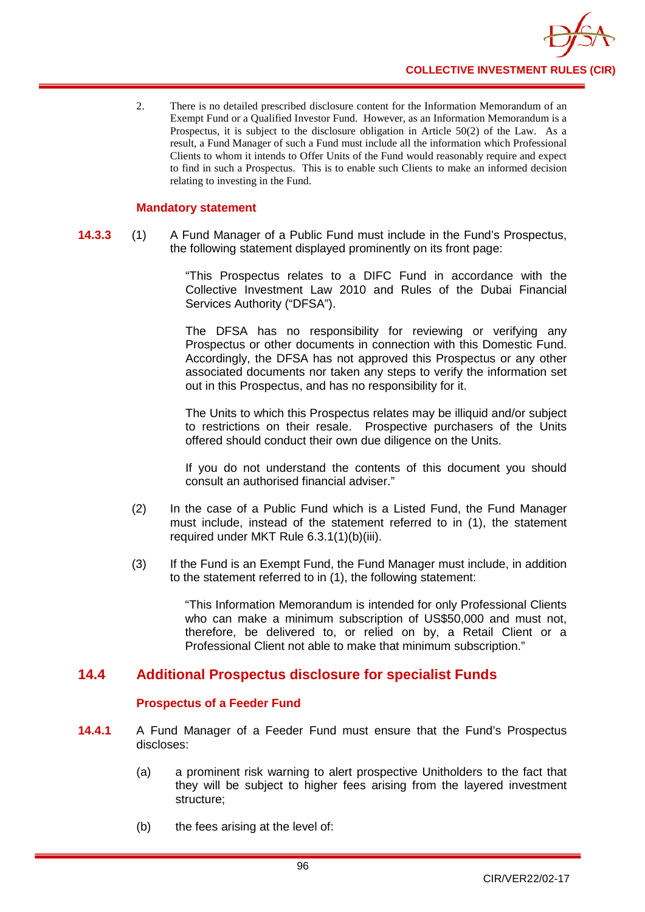2. There is no detailed prescribed disclosure content for the Information Memorandum of an Exempt Fund or a Qualified Investor Fund. However, as an Information Memorandum is a Prospectus, it is subject to the disclosure obligation in Article 50(2) of the Law. As a result, a Fund Manager of such a Fund must include all the information which Professional Clients to whom it intends to Offer Units of the Fund would reasonably require and expect to find in such a Prospectus. This is to enable such Clients to make an informed decision relating to investing in the Fund.

### Mandatory statement

**14.3.3** (1) A Fund Manager of a Public Fund must include in the Fund's Prospectus, the following statement displayed prominently on its front page:

> "This Prospectus relates to a DIFC Fund in accordance with the Collective Investment Law 2010 and Rules of the Dubai Financial Services Authority ("DFSA").
>
> The DFSA has no responsibility for reviewing or verifying any Prospectus or other documents in connection with this Domestic Fund. Accordingly, the DFSA has not approved this Prospectus or any other associated documents nor taken any steps to verify the information set out in this Prospectus, and has no responsibility for it.
>
> The Units to which this Prospectus relates may be illiquid and/or subject to restrictions on their resale. Prospective purchasers of the Units offered should conduct their own due diligence on the Units.
>
> If you do not understand the contents of this document you should consult an authorised financial adviser."

(2) In the case of a Public Fund which is a Listed Fund, the Fund Manager must include, instead of the statement referred to in (1), the statement required under MKT Rule 6.3.1(1)(b)(iii).

(3) If the Fund is an Exempt Fund, the Fund Manager must include, in addition to the statement referred to in (1), the following statement:

> "This Information Memorandum is intended for only Professional Clients who can make a minimum subscription of US$50,000 and must not, therefore, be delivered to, or relied on by, a Retail Client or a Professional Client not able to make that minimum subscription."

## 14.4 Additional Prospectus disclosure for specialist Funds

### Prospectus of a Feeder Fund

**14.4.1** A Fund Manager of a Feeder Fund must ensure that the Fund's Prospectus discloses:

(a) a prominent risk warning to alert prospective Unitholders to the fact that they will be subject to higher fees arising from the layered investment structure;

(b) the fees arising at the level of: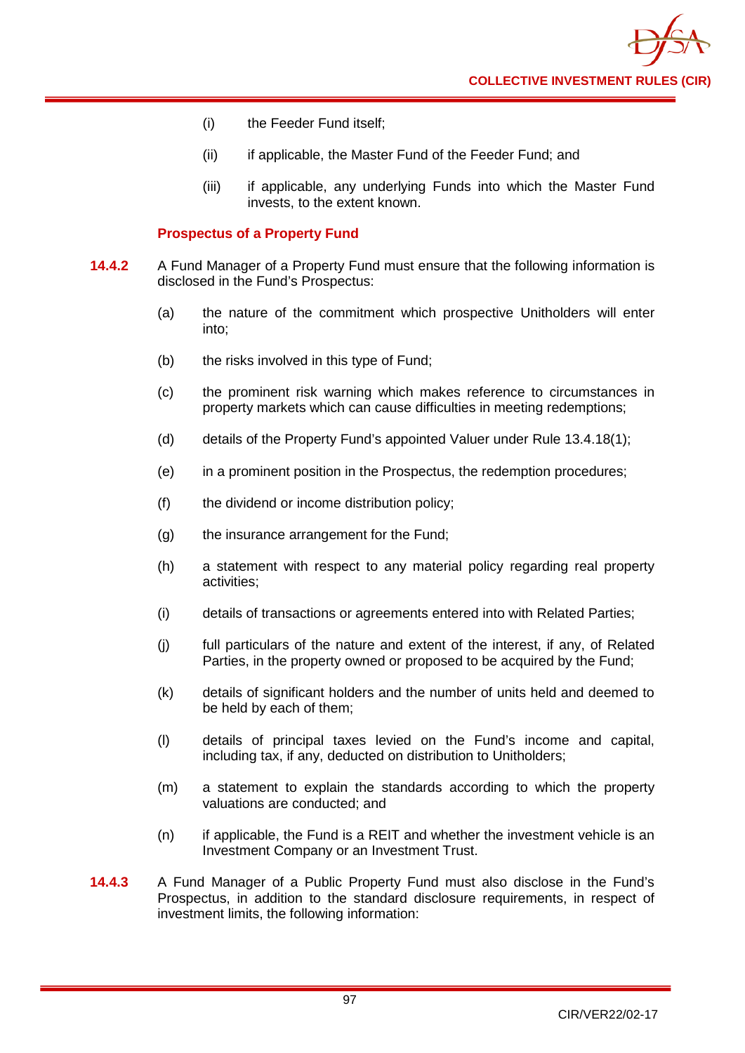(i) the Feeder Fund itself;

(ii) if applicable, the Master Fund of the Feeder Fund; and

(iii) if applicable, any underlying Funds into which the Master Fund invests, to the extent known.

**Prospectus of a Property Fund**

**14.4.2** A Fund Manager of a Property Fund must ensure that the following information is disclosed in the Fund's Prospectus:

(a) the nature of the commitment which prospective Unitholders will enter into;

(b) the risks involved in this type of Fund;

(c) the prominent risk warning which makes reference to circumstances in property markets which can cause difficulties in meeting redemptions;

(d) details of the Property Fund's appointed Valuer under Rule 13.4.18(1);

(e) in a prominent position in the Prospectus, the redemption procedures;

(f) the dividend or income distribution policy;

(g) the insurance arrangement for the Fund;

(h) a statement with respect to any material policy regarding real property activities;

(i) details of transactions or agreements entered into with Related Parties;

(j) full particulars of the nature and extent of the interest, if any, of Related Parties, in the property owned or proposed to be acquired by the Fund;

(k) details of significant holders and the number of units held and deemed to be held by each of them;

(l) details of principal taxes levied on the Fund's income and capital, including tax, if any, deducted on distribution to Unitholders;

(m) a statement to explain the standards according to which the property valuations are conducted; and

(n) if applicable, the Fund is a REIT and whether the investment vehicle is an Investment Company or an Investment Trust.

**14.4.3** A Fund Manager of a Public Property Fund must also disclose in the Fund's Prospectus, in addition to the standard disclosure requirements, in respect of investment limits, the following information: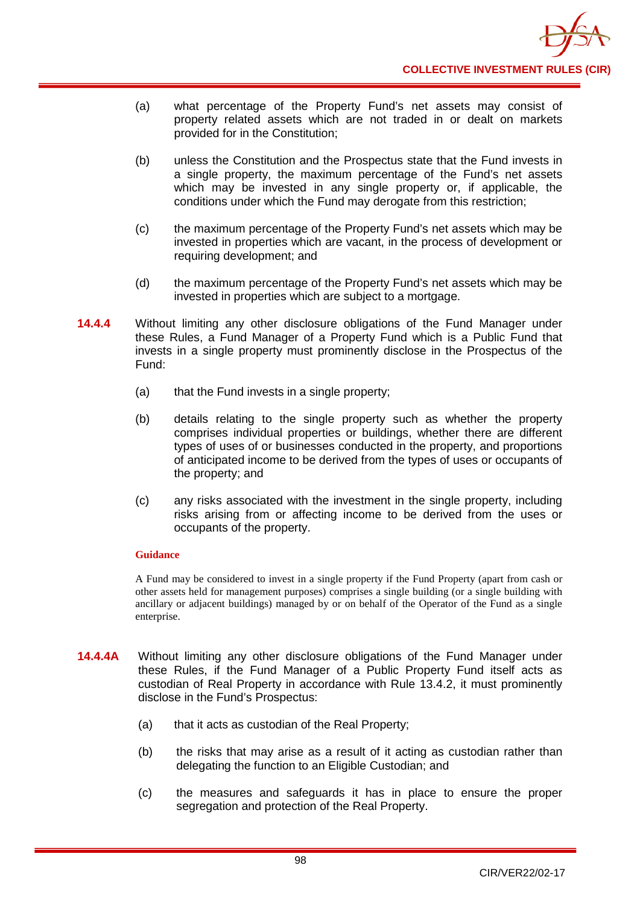(a) what percentage of the Property Fund's net assets may consist of property related assets which are not traded in or dealt on markets provided for in the Constitution;

(b) unless the Constitution and the Prospectus state that the Fund invests in a single property, the maximum percentage of the Fund's net assets which may be invested in any single property or, if applicable, the conditions under which the Fund may derogate from this restriction;

(c) the maximum percentage of the Property Fund's net assets which may be invested in properties which are vacant, in the process of development or requiring development; and

(d) the maximum percentage of the Property Fund's net assets which may be invested in properties which are subject to a mortgage.

**14.4.4** Without limiting any other disclosure obligations of the Fund Manager under these Rules, a Fund Manager of a Property Fund which is a Public Fund that invests in a single property must prominently disclose in the Prospectus of the Fund:

(a) that the Fund invests in a single property;

(b) details relating to the single property such as whether the property comprises individual properties or buildings, whether there are different types of uses of or businesses conducted in the property, and proportions of anticipated income to be derived from the types of uses or occupants of the property; and

(c) any risks associated with the investment in the single property, including risks arising from or affecting income to be derived from the uses or occupants of the property.

**Guidance**

A Fund may be considered to invest in a single property if the Fund Property (apart from cash or other assets held for management purposes) comprises a single building (or a single building with ancillary or adjacent buildings) managed by or on behalf of the Operator of the Fund as a single enterprise.

**14.4.4A** Without limiting any other disclosure obligations of the Fund Manager under these Rules, if the Fund Manager of a Public Property Fund itself acts as custodian of Real Property in accordance with Rule 13.4.2, it must prominently disclose in the Fund's Prospectus:

(a) that it acts as custodian of the Real Property;

(b) the risks that may arise as a result of it acting as custodian rather than delegating the function to an Eligible Custodian; and

(c) the measures and safeguards it has in place to ensure the proper segregation and protection of the Real Property.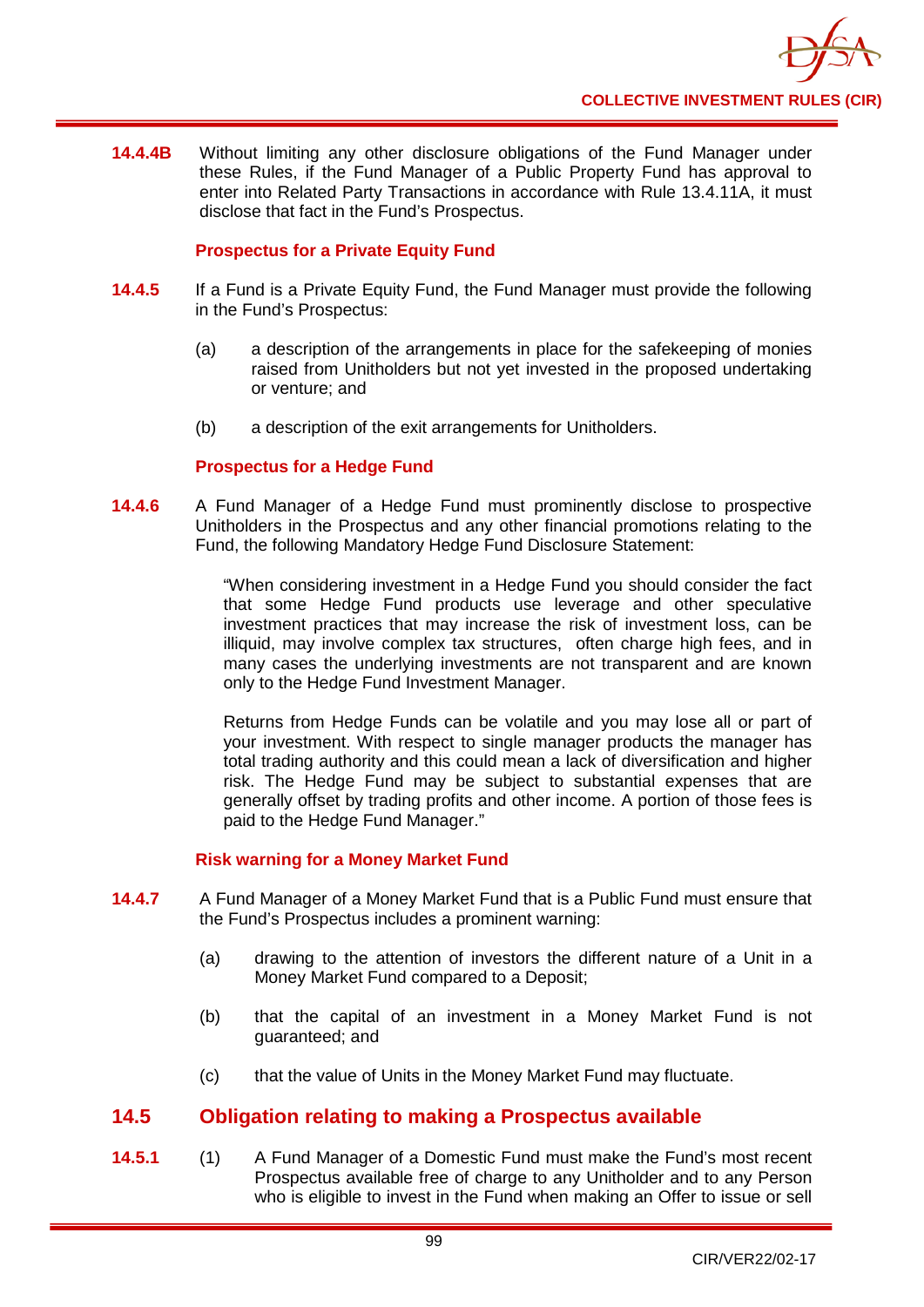**14.4.4B** Without limiting any other disclosure obligations of the Fund Manager under these Rules, if the Fund Manager of a Public Property Fund has approval to enter into Related Party Transactions in accordance with Rule 13.4.11A, it must disclose that fact in the Fund's Prospectus.

### Prospectus for a Private Equity Fund

**14.4.5** If a Fund is a Private Equity Fund, the Fund Manager must provide the following in the Fund's Prospectus:

(a) a description of the arrangements in place for the safekeeping of monies raised from Unitholders but not yet invested in the proposed undertaking or venture; and

(b) a description of the exit arrangements for Unitholders.

### Prospectus for a Hedge Fund

**14.4.6** A Fund Manager of a Hedge Fund must prominently disclose to prospective Unitholders in the Prospectus and any other financial promotions relating to the Fund, the following Mandatory Hedge Fund Disclosure Statement:

> "When considering investment in a Hedge Fund you should consider the fact that some Hedge Fund products use leverage and other speculative investment practices that may increase the risk of investment loss, can be illiquid, may involve complex tax structures, often charge high fees, and in many cases the underlying investments are not transparent and are known only to the Hedge Fund Investment Manager.
>
> Returns from Hedge Funds can be volatile and you may lose all or part of your investment. With respect to single manager products the manager has total trading authority and this could mean a lack of diversification and higher risk. The Hedge Fund may be subject to substantial expenses that are generally offset by trading profits and other income. A portion of those fees is paid to the Hedge Fund Manager."

### Risk warning for a Money Market Fund

**14.4.7** A Fund Manager of a Money Market Fund that is a Public Fund must ensure that the Fund's Prospectus includes a prominent warning:

(a) drawing to the attention of investors the different nature of a Unit in a Money Market Fund compared to a Deposit;

(b) that the capital of an investment in a Money Market Fund is not guaranteed; and

(c) that the value of Units in the Money Market Fund may fluctuate.

## 14.5 Obligation relating to making a Prospectus available

**14.5.1** (1) A Fund Manager of a Domestic Fund must make the Fund's most recent Prospectus available free of charge to any Unitholder and to any Person who is eligible to invest in the Fund when making an Offer to issue or sell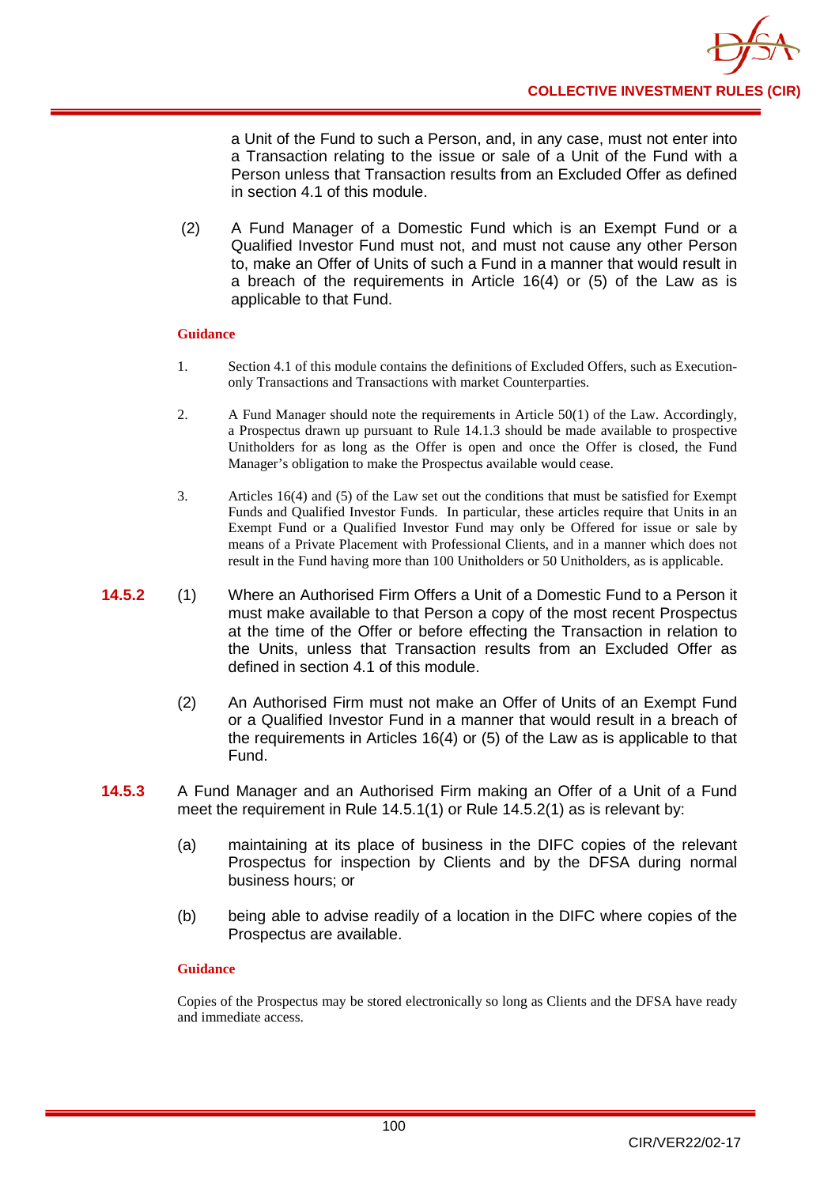a Unit of the Fund to such a Person, and, in any case, must not enter into a Transaction relating to the issue or sale of a Unit of the Fund with a Person unless that Transaction results from an Excluded Offer as defined in section 4.1 of this module.

(2) A Fund Manager of a Domestic Fund which is an Exempt Fund or a Qualified Investor Fund must not, and must not cause any other Person to, make an Offer of Units of such a Fund in a manner that would result in a breach of the requirements in Article 16(4) or (5) of the Law as is applicable to that Fund.

**Guidance**

1. Section 4.1 of this module contains the definitions of Excluded Offers, such as Execution-only Transactions and Transactions with market Counterparties.

2. A Fund Manager should note the requirements in Article 50(1) of the Law. Accordingly, a Prospectus drawn up pursuant to Rule 14.1.3 should be made available to prospective Unitholders for as long as the Offer is open and once the Offer is closed, the Fund Manager's obligation to make the Prospectus available would cease.

3. Articles 16(4) and (5) of the Law set out the conditions that must be satisfied for Exempt Funds and Qualified Investor Funds. In particular, these articles require that Units in an Exempt Fund or a Qualified Investor Fund may only be Offered for issue or sale by means of a Private Placement with Professional Clients, and in a manner which does not result in the Fund having more than 100 Unitholders or 50 Unitholders, as is applicable.

**14.5.2** (1) Where an Authorised Firm Offers a Unit of a Domestic Fund to a Person it must make available to that Person a copy of the most recent Prospectus at the time of the Offer or before effecting the Transaction in relation to the Units, unless that Transaction results from an Excluded Offer as defined in section 4.1 of this module.

(2) An Authorised Firm must not make an Offer of Units of an Exempt Fund or a Qualified Investor Fund in a manner that would result in a breach of the requirements in Articles 16(4) or (5) of the Law as is applicable to that Fund.

**14.5.3** A Fund Manager and an Authorised Firm making an Offer of a Unit of a Fund meet the requirement in Rule 14.5.1(1) or Rule 14.5.2(1) as is relevant by:

(a) maintaining at its place of business in the DIFC copies of the relevant Prospectus for inspection by Clients and by the DFSA during normal business hours; or

(b) being able to advise readily of a location in the DIFC where copies of the Prospectus are available.

**Guidance**

Copies of the Prospectus may be stored electronically so long as Clients and the DFSA have ready and immediate access.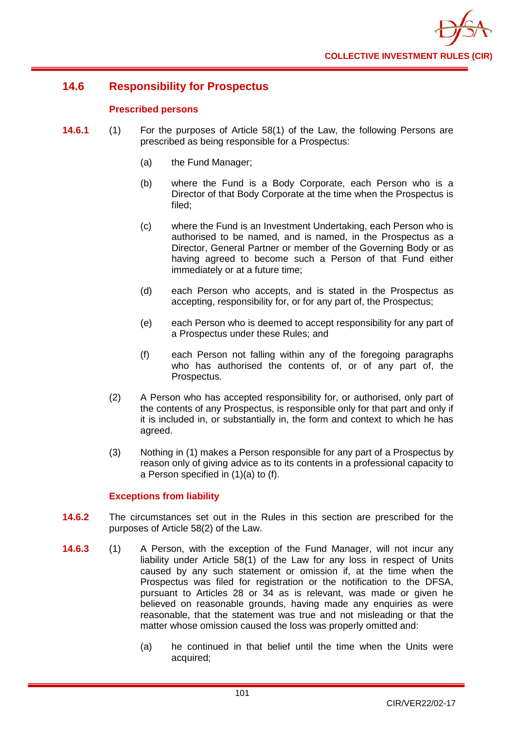## 14.6 Responsibility for Prospectus

### Prescribed persons

**14.6.1** (1) For the purposes of Article 58(1) of the Law, the following Persons are prescribed as being responsible for a Prospectus:

(a) the Fund Manager;

(b) where the Fund is a Body Corporate, each Person who is a Director of that Body Corporate at the time when the Prospectus is filed;

(c) where the Fund is an Investment Undertaking, each Person who is authorised to be named, and is named, in the Prospectus as a Director, General Partner or member of the Governing Body or as having agreed to become such a Person of that Fund either immediately or at a future time;

(d) each Person who accepts, and is stated in the Prospectus as accepting, responsibility for, or for any part of, the Prospectus;

(e) each Person who is deemed to accept responsibility for any part of a Prospectus under these Rules; and

(f) each Person not falling within any of the foregoing paragraphs who has authorised the contents of, or of any part of, the Prospectus.

(2) A Person who has accepted responsibility for, or authorised, only part of the contents of any Prospectus, is responsible only for that part and only if it is included in, or substantially in, the form and context to which he has agreed.

(3) Nothing in (1) makes a Person responsible for any part of a Prospectus by reason only of giving advice as to its contents in a professional capacity to a Person specified in (1)(a) to (f).

### Exceptions from liability

**14.6.2** The circumstances set out in the Rules in this section are prescribed for the purposes of Article 58(2) of the Law.

**14.6.3** (1) A Person, with the exception of the Fund Manager, will not incur any liability under Article 58(1) of the Law for any loss in respect of Units caused by any such statement or omission if, at the time when the Prospectus was filed for registration or the notification to the DFSA, pursuant to Articles 28 or 34 as is relevant, was made or given he believed on reasonable grounds, having made any enquiries as were reasonable, that the statement was true and not misleading or that the matter whose omission caused the loss was properly omitted and:

(a) he continued in that belief until the time when the Units were acquired;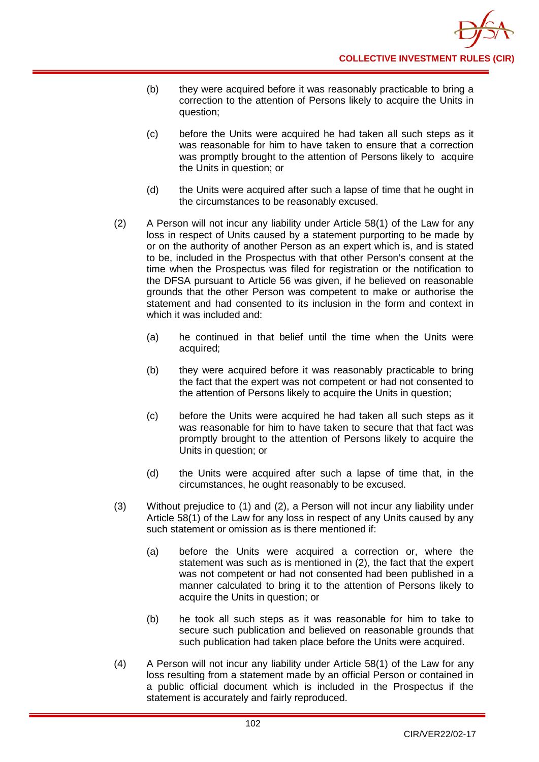(b) they were acquired before it was reasonably practicable to bring a correction to the attention of Persons likely to acquire the Units in question;

(c) before the Units were acquired he had taken all such steps as it was reasonable for him to have taken to ensure that a correction was promptly brought to the attention of Persons likely to acquire the Units in question; or

(d) the Units were acquired after such a lapse of time that he ought in the circumstances to be reasonably excused.

(2) A Person will not incur any liability under Article 58(1) of the Law for any loss in respect of Units caused by a statement purporting to be made by or on the authority of another Person as an expert which is, and is stated to be, included in the Prospectus with that other Person's consent at the time when the Prospectus was filed for registration or the notification to the DFSA pursuant to Article 56 was given, if he believed on reasonable grounds that the other Person was competent to make or authorise the statement and had consented to its inclusion in the form and context in which it was included and:

(a) he continued in that belief until the time when the Units were acquired;

(b) they were acquired before it was reasonably practicable to bring the fact that the expert was not competent or had not consented to the attention of Persons likely to acquire the Units in question;

(c) before the Units were acquired he had taken all such steps as it was reasonable for him to have taken to secure that that fact was promptly brought to the attention of Persons likely to acquire the Units in question; or

(d) the Units were acquired after such a lapse of time that, in the circumstances, he ought reasonably to be excused.

(3) Without prejudice to (1) and (2), a Person will not incur any liability under Article 58(1) of the Law for any loss in respect of any Units caused by any such statement or omission as is there mentioned if:

(a) before the Units were acquired a correction or, where the statement was such as is mentioned in (2), the fact that the expert was not competent or had not consented had been published in a manner calculated to bring it to the attention of Persons likely to acquire the Units in question; or

(b) he took all such steps as it was reasonable for him to take to secure such publication and believed on reasonable grounds that such publication had taken place before the Units were acquired.

(4) A Person will not incur any liability under Article 58(1) of the Law for any loss resulting from a statement made by an official Person or contained in a public official document which is included in the Prospectus if the statement is accurately and fairly reproduced.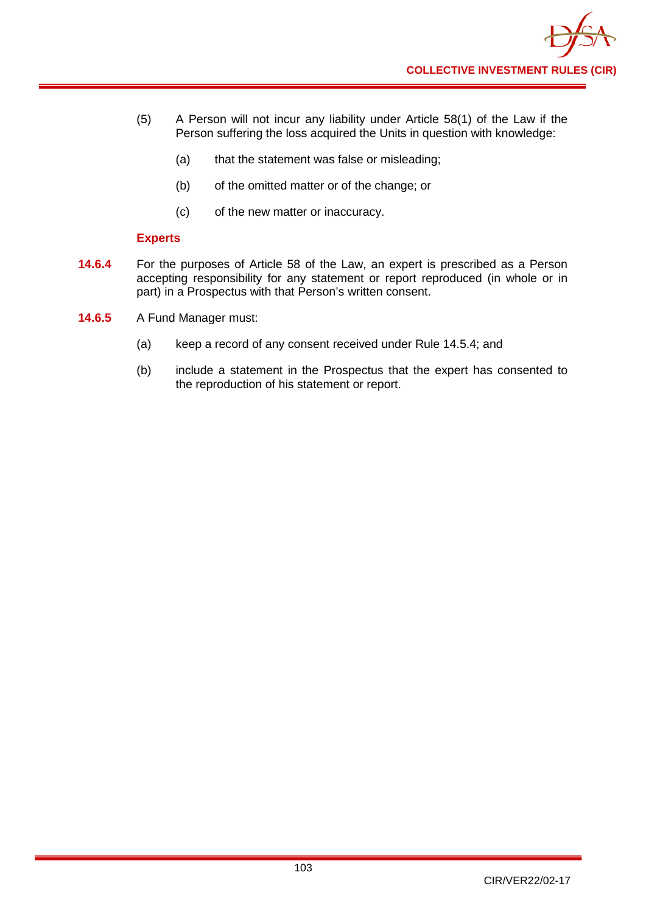(5) A Person will not incur any liability under Article 58(1) of the Law if the Person suffering the loss acquired the Units in question with knowledge:

   (a) that the statement was false or misleading;

   (b) of the omitted matter or of the change; or

   (c) of the new matter or inaccuracy.

### Experts

**14.6.4** For the purposes of Article 58 of the Law, an expert is prescribed as a Person accepting responsibility for any statement or report reproduced (in whole or in part) in a Prospectus with that Person's written consent.

**14.6.5** A Fund Manager must:

   (a) keep a record of any consent received under Rule 14.5.4; and

   (b) include a statement in the Prospectus that the expert has consented to the reproduction of his statement or report.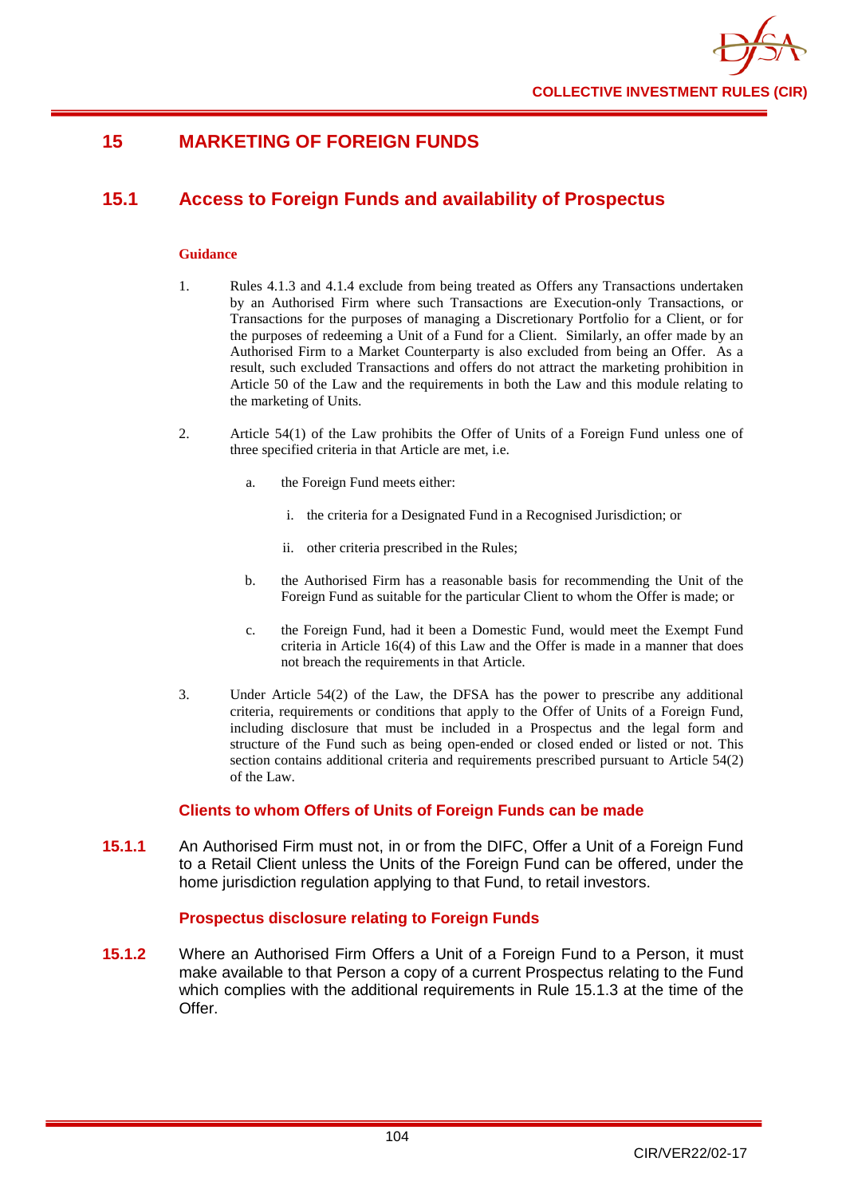## 15 MARKETING OF FOREIGN FUNDS

### 15.1 Access to Foreign Funds and availability of Prospectus

**Guidance**

1. Rules 4.1.3 and 4.1.4 exclude from being treated as Offers any Transactions undertaken by an Authorised Firm where such Transactions are Execution-only Transactions, or Transactions for the purposes of managing a Discretionary Portfolio for a Client, or for the purposes of redeeming a Unit of a Fund for a Client. Similarly, an offer made by an Authorised Firm to a Market Counterparty is also excluded from being an Offer. As a result, such excluded Transactions and offers do not attract the marketing prohibition in Article 50 of the Law and the requirements in both the Law and this module relating to the marketing of Units.

2. Article 54(1) of the Law prohibits the Offer of Units of a Foreign Fund unless one of three specified criteria in that Article are met, i.e.

   a. the Foreign Fund meets either:

      i. the criteria for a Designated Fund in a Recognised Jurisdiction; or

      ii. other criteria prescribed in the Rules;

   b. the Authorised Firm has a reasonable basis for recommending the Unit of the Foreign Fund as suitable for the particular Client to whom the Offer is made; or

   c. the Foreign Fund, had it been a Domestic Fund, would meet the Exempt Fund criteria in Article 16(4) of this Law and the Offer is made in a manner that does not breach the requirements in that Article.

3. Under Article 54(2) of the Law, the DFSA has the power to prescribe any additional criteria, requirements or conditions that apply to the Offer of Units of a Foreign Fund, including disclosure that must be included in a Prospectus and the legal form and structure of the Fund such as being open-ended or closed ended or listed or not. This section contains additional criteria and requirements prescribed pursuant to Article 54(2) of the Law.

#### Clients to whom Offers of Units of Foreign Funds can be made

**15.1.1** An Authorised Firm must not, in or from the DIFC, Offer a Unit of a Foreign Fund to a Retail Client unless the Units of the Foreign Fund can be offered, under the home jurisdiction regulation applying to that Fund, to retail investors.

#### Prospectus disclosure relating to Foreign Funds

**15.1.2** Where an Authorised Firm Offers a Unit of a Foreign Fund to a Person, it must make available to that Person a copy of a current Prospectus relating to the Fund which complies with the additional requirements in Rule 15.1.3 at the time of the Offer.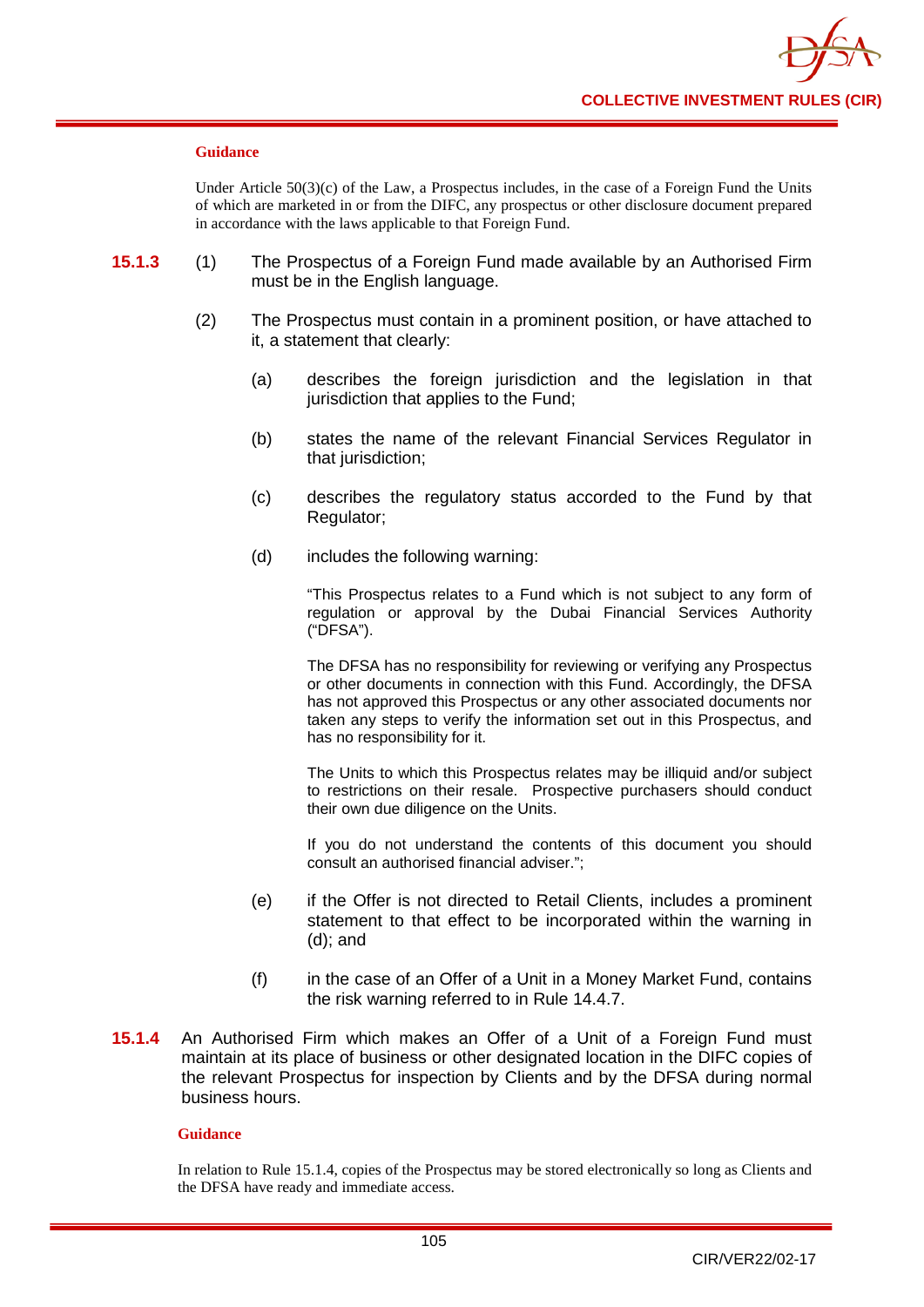**Guidance**

Under Article 50(3)(c) of the Law, a Prospectus includes, in the case of a Foreign Fund the Units of which are marketed in or from the DIFC, any prospectus or other disclosure document prepared in accordance with the laws applicable to that Foreign Fund.

**15.1.3** (1) The Prospectus of a Foreign Fund made available by an Authorised Firm must be in the English language.

(2) The Prospectus must contain in a prominent position, or have attached to it, a statement that clearly:

(a) describes the foreign jurisdiction and the legislation in that jurisdiction that applies to the Fund;

(b) states the name of the relevant Financial Services Regulator in that jurisdiction;

(c) describes the regulatory status accorded to the Fund by that Regulator;

(d) includes the following warning:

"This Prospectus relates to a Fund which is not subject to any form of regulation or approval by the Dubai Financial Services Authority ("DFSA").

The DFSA has no responsibility for reviewing or verifying any Prospectus or other documents in connection with this Fund. Accordingly, the DFSA has not approved this Prospectus or any other associated documents nor taken any steps to verify the information set out in this Prospectus, and has no responsibility for it.

The Units to which this Prospectus relates may be illiquid and/or subject to restrictions on their resale. Prospective purchasers should conduct their own due diligence on the Units.

If you do not understand the contents of this document you should consult an authorised financial adviser.";

(e) if the Offer is not directed to Retail Clients, includes a prominent statement to that effect to be incorporated within the warning in (d); and

(f) in the case of an Offer of a Unit in a Money Market Fund, contains the risk warning referred to in Rule 14.4.7.

**15.1.4** An Authorised Firm which makes an Offer of a Unit of a Foreign Fund must maintain at its place of business or other designated location in the DIFC copies of the relevant Prospectus for inspection by Clients and by the DFSA during normal business hours.

**Guidance**

In relation to Rule 15.1.4, copies of the Prospectus may be stored electronically so long as Clients and the DFSA have ready and immediate access.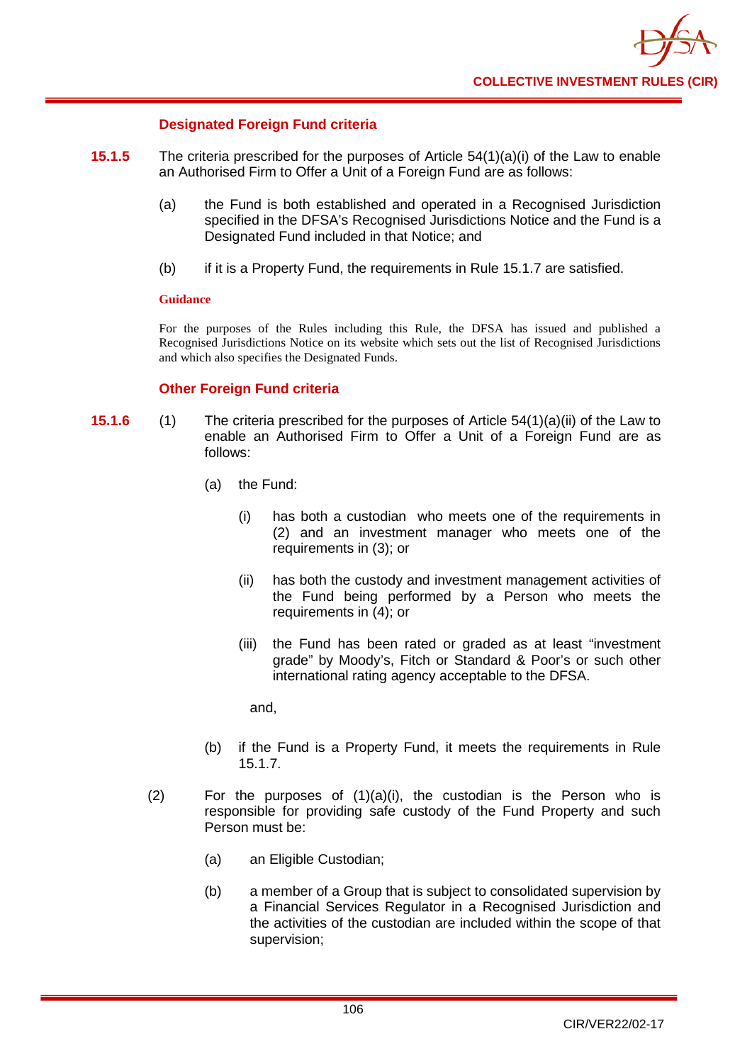### Designated Foreign Fund criteria

**15.1.5** The criteria prescribed for the purposes of Article 54(1)(a)(i) of the Law to enable an Authorised Firm to Offer a Unit of a Foreign Fund are as follows:

(a) the Fund is both established and operated in a Recognised Jurisdiction specified in the DFSA's Recognised Jurisdictions Notice and the Fund is a Designated Fund included in that Notice; and

(b) if it is a Property Fund, the requirements in Rule 15.1.7 are satisfied.

**Guidance**

For the purposes of the Rules including this Rule, the DFSA has issued and published a Recognised Jurisdictions Notice on its website which sets out the list of Recognised Jurisdictions and which also specifies the Designated Funds.

### Other Foreign Fund criteria

**15.1.6** (1) The criteria prescribed for the purposes of Article 54(1)(a)(ii) of the Law to enable an Authorised Firm to Offer a Unit of a Foreign Fund are as follows:

(a) the Fund:

(i) has both a custodian who meets one of the requirements in (2) and an investment manager who meets one of the requirements in (3); or

(ii) has both the custody and investment management activities of the Fund being performed by a Person who meets the requirements in (4); or

(iii) the Fund has been rated or graded as at least "investment grade" by Moody's, Fitch or Standard & Poor's or such other international rating agency acceptable to the DFSA.

and,

(b) if the Fund is a Property Fund, it meets the requirements in Rule 15.1.7.

(2) For the purposes of (1)(a)(i), the custodian is the Person who is responsible for providing safe custody of the Fund Property and such Person must be:

(a) an Eligible Custodian;

(b) a member of a Group that is subject to consolidated supervision by a Financial Services Regulator in a Recognised Jurisdiction and the activities of the custodian are included within the scope of that supervision;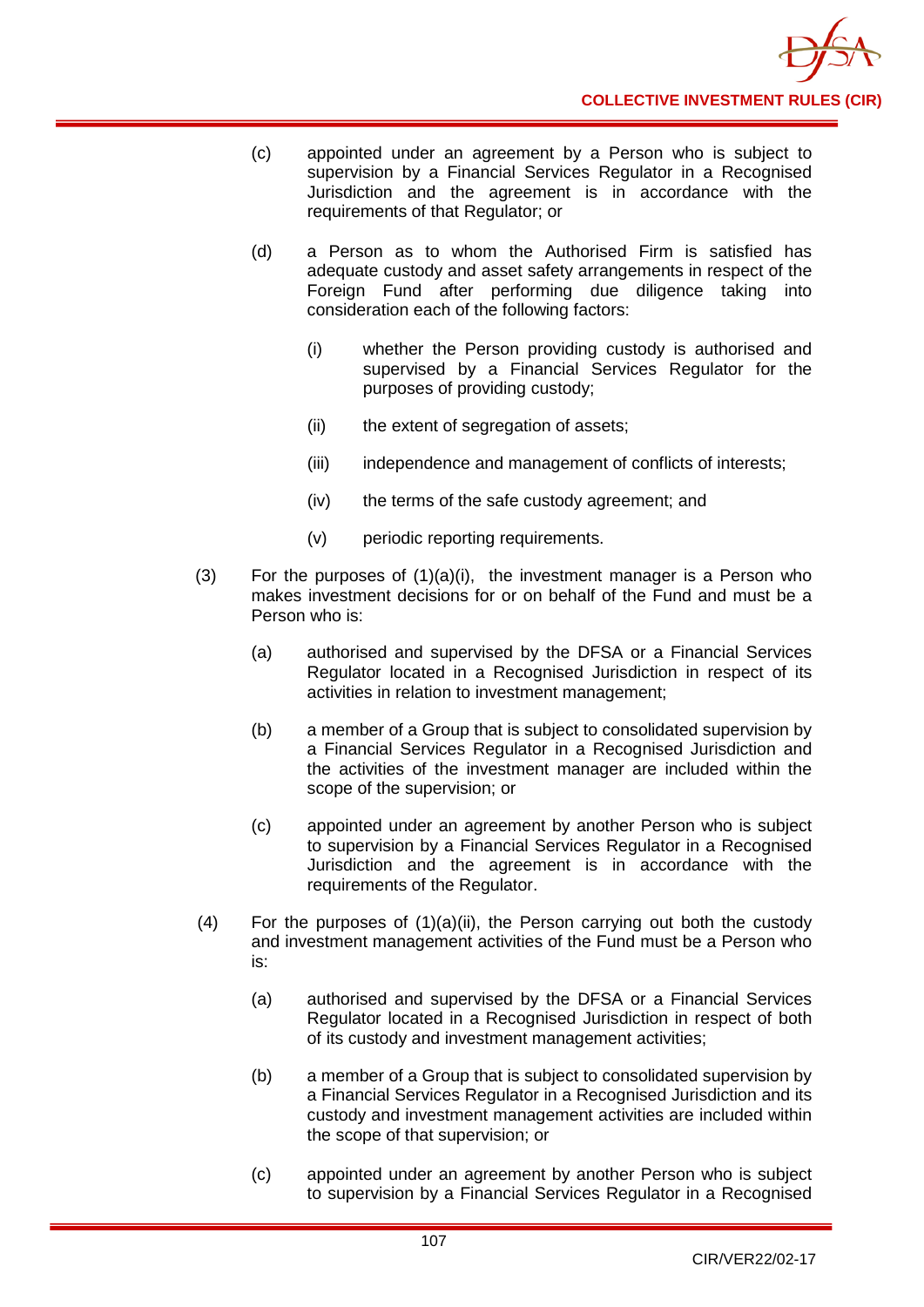(c) appointed under an agreement by a Person who is subject to supervision by a Financial Services Regulator in a Recognised Jurisdiction and the agreement is in accordance with the requirements of that Regulator; or

(d) a Person as to whom the Authorised Firm is satisfied has adequate custody and asset safety arrangements in respect of the Foreign Fund after performing due diligence taking into consideration each of the following factors:

(i) whether the Person providing custody is authorised and supervised by a Financial Services Regulator for the purposes of providing custody;

(ii) the extent of segregation of assets;

(iii) independence and management of conflicts of interests;

(iv) the terms of the safe custody agreement; and

(v) periodic reporting requirements.

(3) For the purposes of (1)(a)(i), the investment manager is a Person who makes investment decisions for or on behalf of the Fund and must be a Person who is:

(a) authorised and supervised by the DFSA or a Financial Services Regulator located in a Recognised Jurisdiction in respect of its activities in relation to investment management;

(b) a member of a Group that is subject to consolidated supervision by a Financial Services Regulator in a Recognised Jurisdiction and the activities of the investment manager are included within the scope of the supervision; or

(c) appointed under an agreement by another Person who is subject to supervision by a Financial Services Regulator in a Recognised Jurisdiction and the agreement is in accordance with the requirements of the Regulator.

(4) For the purposes of (1)(a)(ii), the Person carrying out both the custody and investment management activities of the Fund must be a Person who is:

(a) authorised and supervised by the DFSA or a Financial Services Regulator located in a Recognised Jurisdiction in respect of both of its custody and investment management activities;

(b) a member of a Group that is subject to consolidated supervision by a Financial Services Regulator in a Recognised Jurisdiction and its custody and investment management activities are included within the scope of that supervision; or

(c) appointed under an agreement by another Person who is subject to supervision by a Financial Services Regulator in a Recognised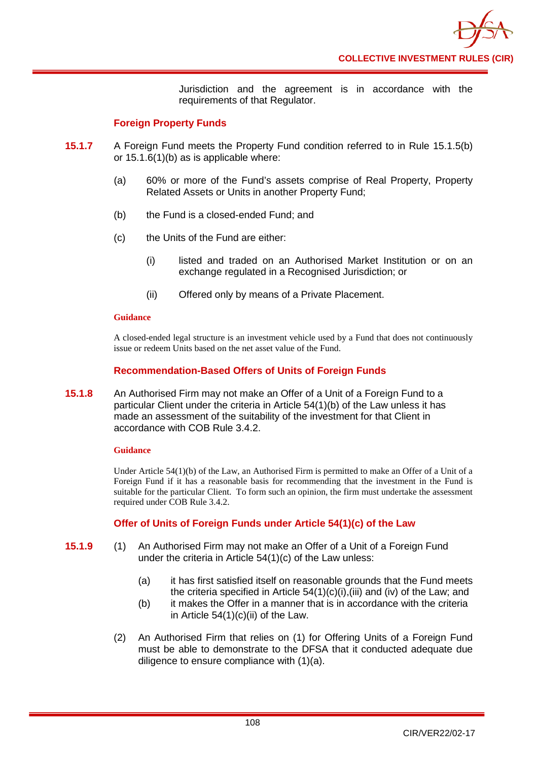Jurisdiction and the agreement is in accordance with the requirements of that Regulator.

### Foreign Property Funds

**15.1.7** A Foreign Fund meets the Property Fund condition referred to in Rule 15.1.5(b) or 15.1.6(1)(b) as is applicable where:

(a) 60% or more of the Fund's assets comprise of Real Property, Property Related Assets or Units in another Property Fund;

(b) the Fund is a closed-ended Fund; and

(c) the Units of the Fund are either:

(i) listed and traded on an Authorised Market Institution or on an exchange regulated in a Recognised Jurisdiction; or

(ii) Offered only by means of a Private Placement.

**Guidance**

A closed-ended legal structure is an investment vehicle used by a Fund that does not continuously issue or redeem Units based on the net asset value of the Fund.

### Recommendation-Based Offers of Units of Foreign Funds

**15.1.8** An Authorised Firm may not make an Offer of a Unit of a Foreign Fund to a particular Client under the criteria in Article 54(1)(b) of the Law unless it has made an assessment of the suitability of the investment for that Client in accordance with COB Rule 3.4.2.

**Guidance**

Under Article 54(1)(b) of the Law, an Authorised Firm is permitted to make an Offer of a Unit of a Foreign Fund if it has a reasonable basis for recommending that the investment in the Fund is suitable for the particular Client. To form such an opinion, the firm must undertake the assessment required under COB Rule 3.4.2.

### Offer of Units of Foreign Funds under Article 54(1)(c) of the Law

**15.1.9** (1) An Authorised Firm may not make an Offer of a Unit of a Foreign Fund under the criteria in Article 54(1)(c) of the Law unless:

(a) it has first satisfied itself on reasonable grounds that the Fund meets the criteria specified in Article 54(1)(c)(i),(iii) and (iv) of the Law; and

(b) it makes the Offer in a manner that is in accordance with the criteria in Article 54(1)(c)(ii) of the Law.

(2) An Authorised Firm that relies on (1) for Offering Units of a Foreign Fund must be able to demonstrate to the DFSA that it conducted adequate due diligence to ensure compliance with (1)(a).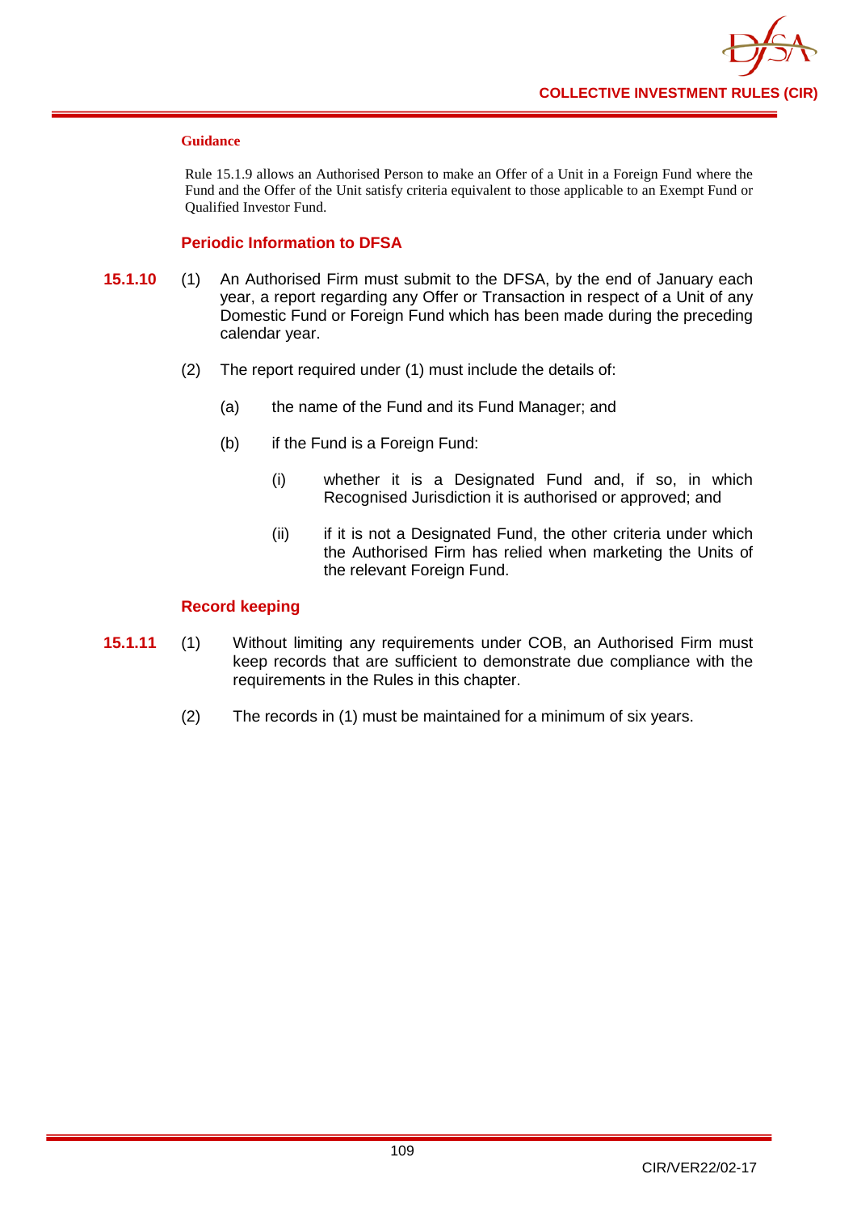**Guidance**

Rule 15.1.9 allows an Authorised Person to make an Offer of a Unit in a Foreign Fund where the Fund and the Offer of the Unit satisfy criteria equivalent to those applicable to an Exempt Fund or Qualified Investor Fund.

### Periodic Information to DFSA

**15.1.10** (1) An Authorised Firm must submit to the DFSA, by the end of January each year, a report regarding any Offer or Transaction in respect of a Unit of any Domestic Fund or Foreign Fund which has been made during the preceding calendar year.

(2) The report required under (1) must include the details of:

(a) the name of the Fund and its Fund Manager; and

(b) if the Fund is a Foreign Fund:

(i) whether it is a Designated Fund and, if so, in which Recognised Jurisdiction it is authorised or approved; and

(ii) if it is not a Designated Fund, the other criteria under which the Authorised Firm has relied when marketing the Units of the relevant Foreign Fund.

### Record keeping

**15.1.11** (1) Without limiting any requirements under COB, an Authorised Firm must keep records that are sufficient to demonstrate due compliance with the requirements in the Rules in this chapter.

(2) The records in (1) must be maintained for a minimum of six years.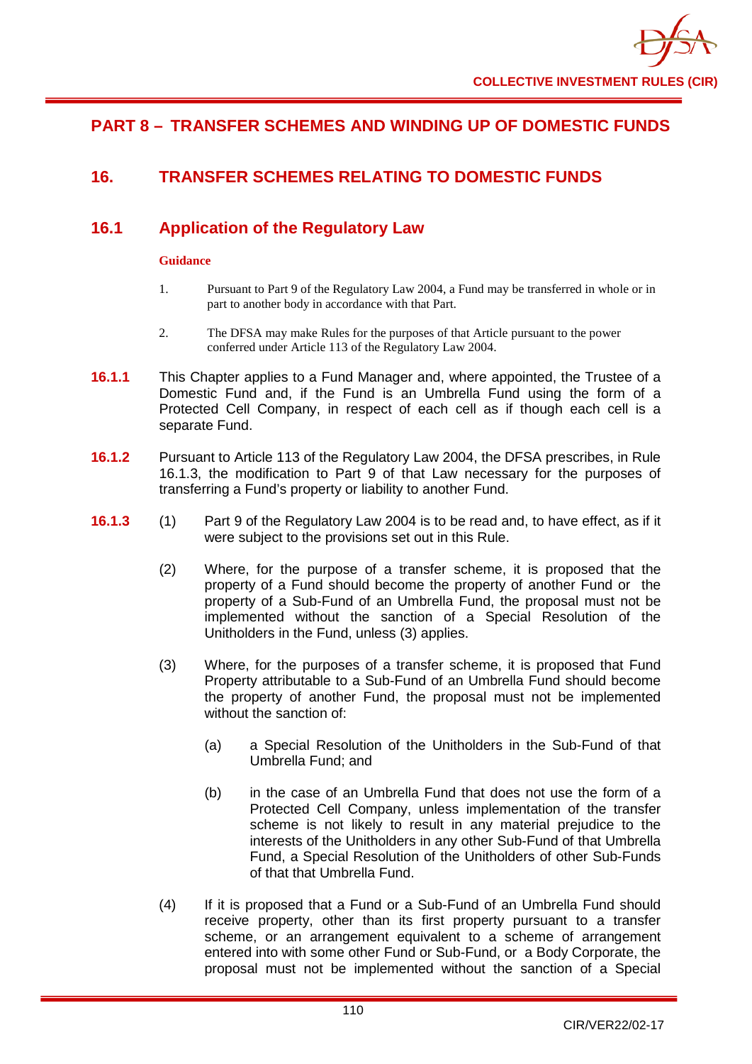# PART 8 – TRANSFER SCHEMES AND WINDING UP OF DOMESTIC FUNDS

## 16. TRANSFER SCHEMES RELATING TO DOMESTIC FUNDS

### 16.1 Application of the Regulatory Law

**Guidance**

1. Pursuant to Part 9 of the Regulatory Law 2004, a Fund may be transferred in whole or in part to another body in accordance with that Part.

2. The DFSA may make Rules for the purposes of that Article pursuant to the power conferred under Article 113 of the Regulatory Law 2004.

**16.1.1** This Chapter applies to a Fund Manager and, where appointed, the Trustee of a Domestic Fund and, if the Fund is an Umbrella Fund using the form of a Protected Cell Company, in respect of each cell as if though each cell is a separate Fund.

**16.1.2** Pursuant to Article 113 of the Regulatory Law 2004, the DFSA prescribes, in Rule 16.1.3, the modification to Part 9 of that Law necessary for the purposes of transferring a Fund's property or liability to another Fund.

**16.1.3** (1) Part 9 of the Regulatory Law 2004 is to be read and, to have effect, as if it were subject to the provisions set out in this Rule.

(2) Where, for the purpose of a transfer scheme, it is proposed that the property of a Fund should become the property of another Fund or the property of a Sub-Fund of an Umbrella Fund, the proposal must not be implemented without the sanction of a Special Resolution of the Unitholders in the Fund, unless (3) applies.

(3) Where, for the purposes of a transfer scheme, it is proposed that Fund Property attributable to a Sub-Fund of an Umbrella Fund should become the property of another Fund, the proposal must not be implemented without the sanction of:

(a) a Special Resolution of the Unitholders in the Sub-Fund of that Umbrella Fund; and

(b) in the case of an Umbrella Fund that does not use the form of a Protected Cell Company, unless implementation of the transfer scheme is not likely to result in any material prejudice to the interests of the Unitholders in any other Sub-Fund of that Umbrella Fund, a Special Resolution of the Unitholders of other Sub-Funds of that that Umbrella Fund.

(4) If it is proposed that a Fund or a Sub-Fund of an Umbrella Fund should receive property, other than its first property pursuant to a transfer scheme, or an arrangement equivalent to a scheme of arrangement entered into with some other Fund or Sub-Fund, or a Body Corporate, the proposal must not be implemented without the sanction of a Special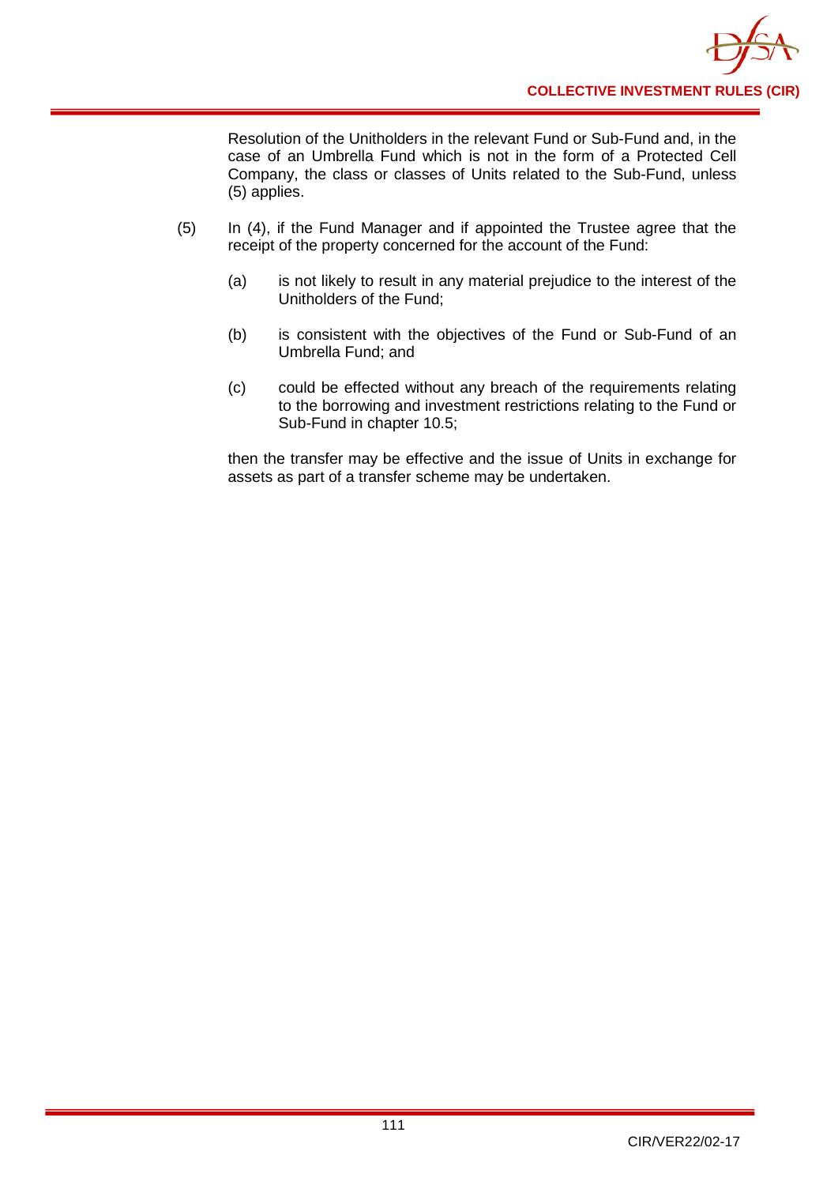Resolution of the Unitholders in the relevant Fund or Sub-Fund and, in the case of an Umbrella Fund which is not in the form of a Protected Cell Company, the class or classes of Units related to the Sub-Fund, unless (5) applies.

(5) In (4), if the Fund Manager and if appointed the Trustee agree that the receipt of the property concerned for the account of the Fund:

(a) is not likely to result in any material prejudice to the interest of the Unitholders of the Fund;

(b) is consistent with the objectives of the Fund or Sub-Fund of an Umbrella Fund; and

(c) could be effected without any breach of the requirements relating to the borrowing and investment restrictions relating to the Fund or Sub-Fund in chapter 10.5;

then the transfer may be effective and the issue of Units in exchange for assets as part of a transfer scheme may be undertaken.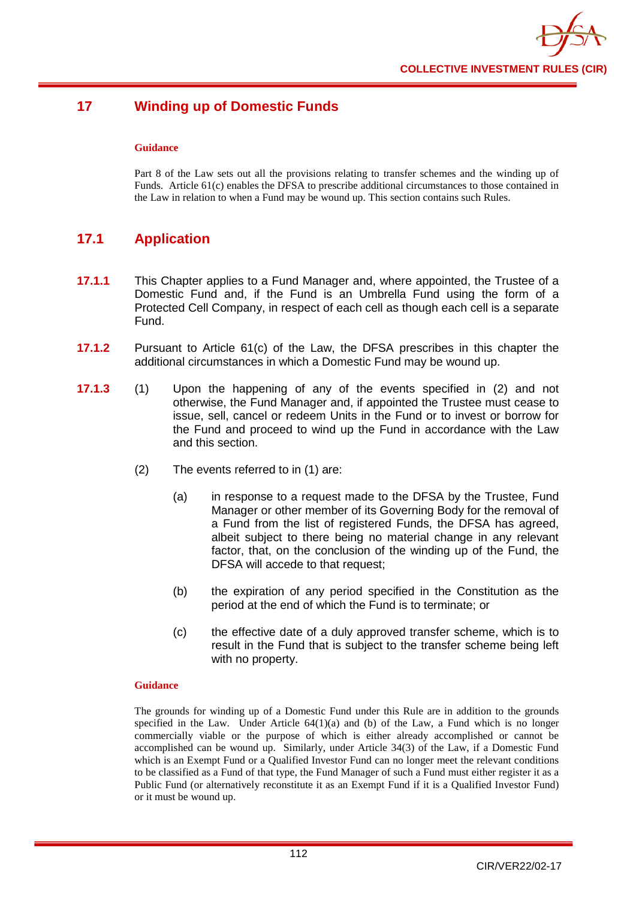## 17 Winding up of Domestic Funds

**Guidance**

Part 8 of the Law sets out all the provisions relating to transfer schemes and the winding up of Funds. Article 61(c) enables the DFSA to prescribe additional circumstances to those contained in the Law in relation to when a Fund may be wound up. This section contains such Rules.

## 17.1 Application

**17.1.1** This Chapter applies to a Fund Manager and, where appointed, the Trustee of a Domestic Fund and, if the Fund is an Umbrella Fund using the form of a Protected Cell Company, in respect of each cell as though each cell is a separate Fund.

**17.1.2** Pursuant to Article 61(c) of the Law, the DFSA prescribes in this chapter the additional circumstances in which a Domestic Fund may be wound up.

**17.1.3** (1) Upon the happening of any of the events specified in (2) and not otherwise, the Fund Manager and, if appointed the Trustee must cease to issue, sell, cancel or redeem Units in the Fund or to invest or borrow for the Fund and proceed to wind up the Fund in accordance with the Law and this section.

(2) The events referred to in (1) are:

(a) in response to a request made to the DFSA by the Trustee, Fund Manager or other member of its Governing Body for the removal of a Fund from the list of registered Funds, the DFSA has agreed, albeit subject to there being no material change in any relevant factor, that, on the conclusion of the winding up of the Fund, the DFSA will accede to that request;

(b) the expiration of any period specified in the Constitution as the period at the end of which the Fund is to terminate; or

(c) the effective date of a duly approved transfer scheme, which is to result in the Fund that is subject to the transfer scheme being left with no property.

**Guidance**

The grounds for winding up of a Domestic Fund under this Rule are in addition to the grounds specified in the Law. Under Article 64(1)(a) and (b) of the Law, a Fund which is no longer commercially viable or the purpose of which is either already accomplished or cannot be accomplished can be wound up. Similarly, under Article 34(3) of the Law, if a Domestic Fund which is an Exempt Fund or a Qualified Investor Fund can no longer meet the relevant conditions to be classified as a Fund of that type, the Fund Manager of such a Fund must either register it as a Public Fund (or alternatively reconstitute it as an Exempt Fund if it is a Qualified Investor Fund) or it must be wound up.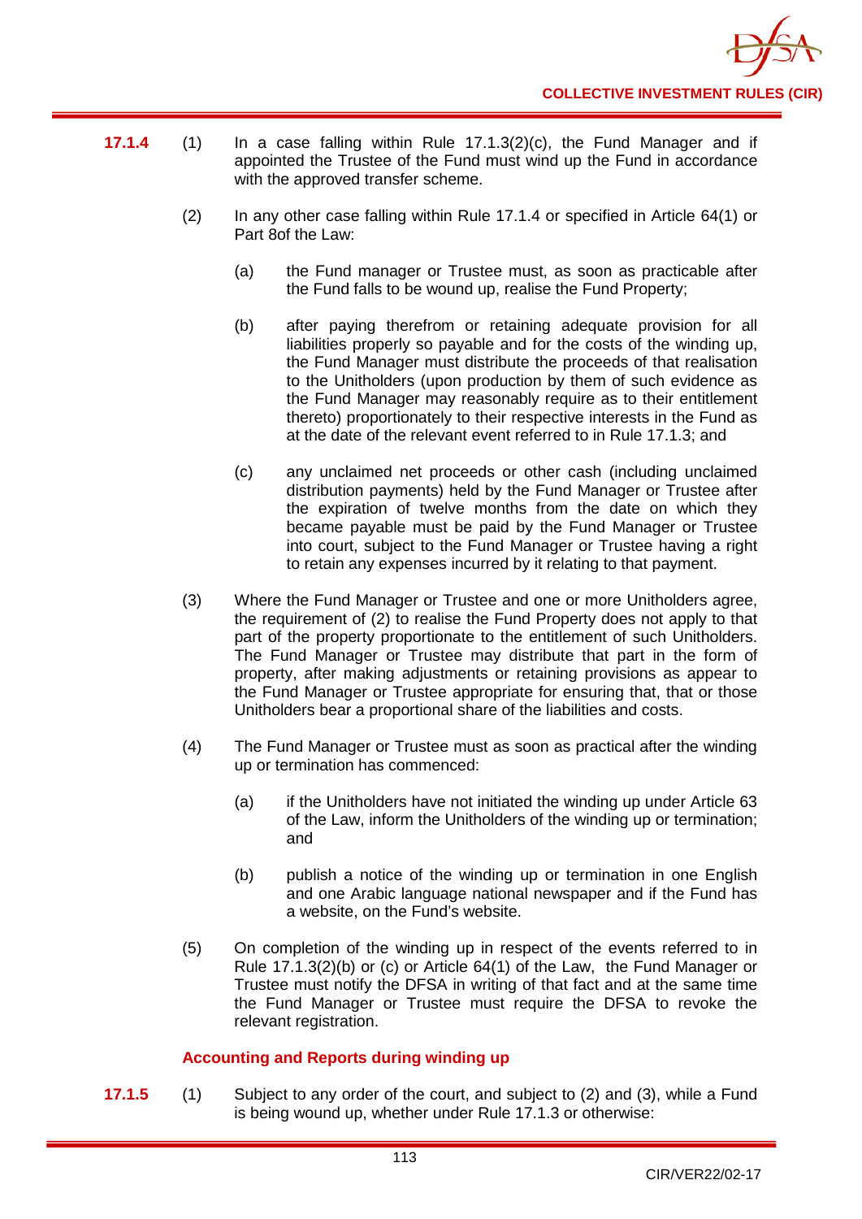**17.1.4** (1) In a case falling within Rule 17.1.3(2)(c), the Fund Manager and if appointed the Trustee of the Fund must wind up the Fund in accordance with the approved transfer scheme.

(2) In any other case falling within Rule 17.1.4 or specified in Article 64(1) or Part 8of the Law:

(a) the Fund manager or Trustee must, as soon as practicable after the Fund falls to be wound up, realise the Fund Property;

(b) after paying therefrom or retaining adequate provision for all liabilities properly so payable and for the costs of the winding up, the Fund Manager must distribute the proceeds of that realisation to the Unitholders (upon production by them of such evidence as the Fund Manager may reasonably require as to their entitlement thereto) proportionately to their respective interests in the Fund as at the date of the relevant event referred to in Rule 17.1.3; and

(c) any unclaimed net proceeds or other cash (including unclaimed distribution payments) held by the Fund Manager or Trustee after the expiration of twelve months from the date on which they became payable must be paid by the Fund Manager or Trustee into court, subject to the Fund Manager or Trustee having a right to retain any expenses incurred by it relating to that payment.

(3) Where the Fund Manager or Trustee and one or more Unitholders agree, the requirement of (2) to realise the Fund Property does not apply to that part of the property proportionate to the entitlement of such Unitholders. The Fund Manager or Trustee may distribute that part in the form of property, after making adjustments or retaining provisions as appear to the Fund Manager or Trustee appropriate for ensuring that, that or those Unitholders bear a proportional share of the liabilities and costs.

(4) The Fund Manager or Trustee must as soon as practical after the winding up or termination has commenced:

(a) if the Unitholders have not initiated the winding up under Article 63 of the Law, inform the Unitholders of the winding up or termination; and

(b) publish a notice of the winding up or termination in one English and one Arabic language national newspaper and if the Fund has a website, on the Fund's website.

(5) On completion of the winding up in respect of the events referred to in Rule 17.1.3(2)(b) or (c) or Article 64(1) of the Law, the Fund Manager or Trustee must notify the DFSA in writing of that fact and at the same time the Fund Manager or Trustee must require the DFSA to revoke the relevant registration.

### Accounting and Reports during winding up

**17.1.5** (1) Subject to any order of the court, and subject to (2) and (3), while a Fund is being wound up, whether under Rule 17.1.3 or otherwise: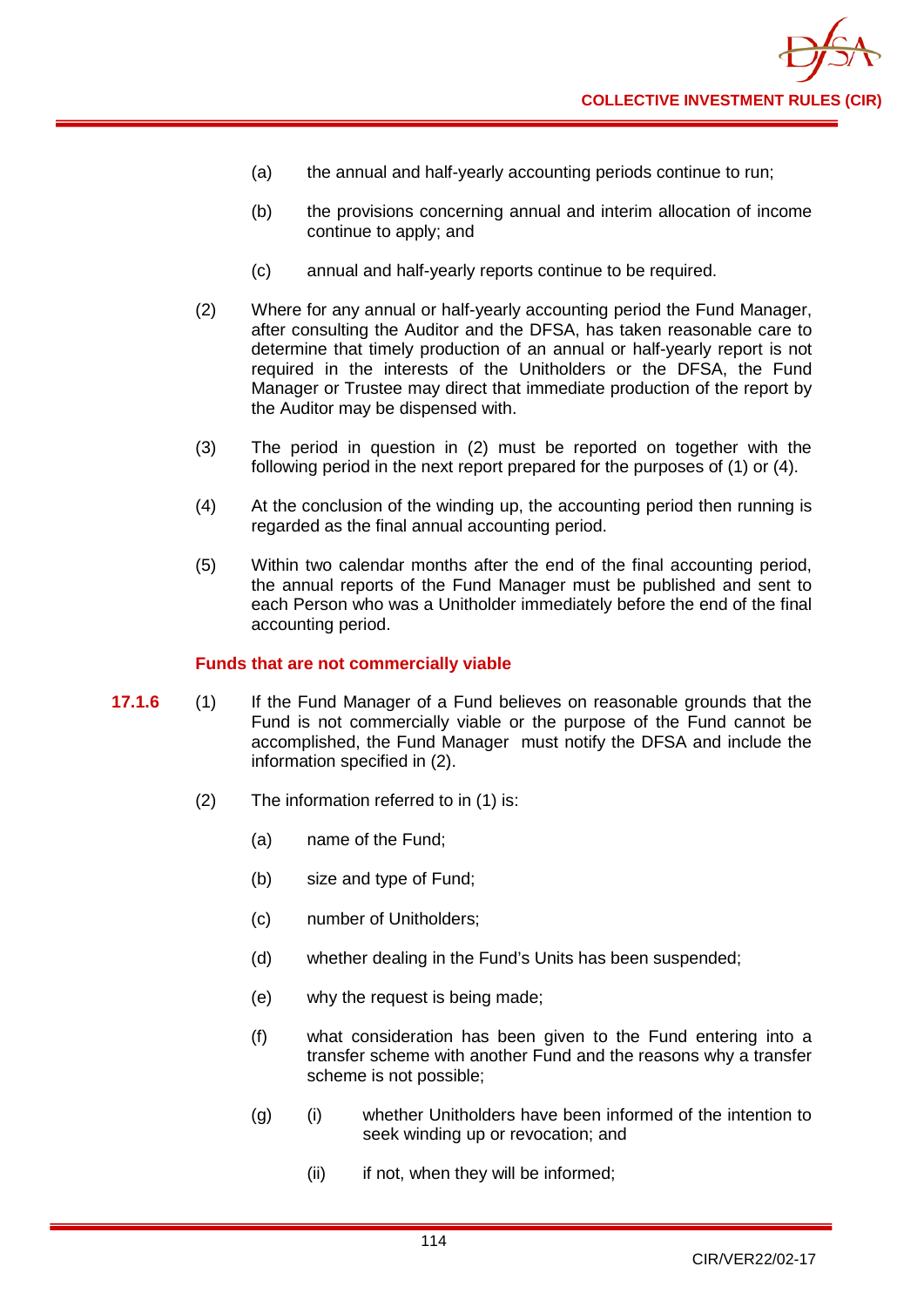(a) the annual and half-yearly accounting periods continue to run;

(b) the provisions concerning annual and interim allocation of income continue to apply; and

(c) annual and half-yearly reports continue to be required.

(2) Where for any annual or half-yearly accounting period the Fund Manager, after consulting the Auditor and the DFSA, has taken reasonable care to determine that timely production of an annual or half-yearly report is not required in the interests of the Unitholders or the DFSA, the Fund Manager or Trustee may direct that immediate production of the report by the Auditor may be dispensed with.

(3) The period in question in (2) must be reported on together with the following period in the next report prepared for the purposes of (1) or (4).

(4) At the conclusion of the winding up, the accounting period then running is regarded as the final annual accounting period.

(5) Within two calendar months after the end of the final accounting period, the annual reports of the Fund Manager must be published and sent to each Person who was a Unitholder immediately before the end of the final accounting period.

### Funds that are not commercially viable

**17.1.6** (1) If the Fund Manager of a Fund believes on reasonable grounds that the Fund is not commercially viable or the purpose of the Fund cannot be accomplished, the Fund Manager must notify the DFSA and include the information specified in (2).

(2) The information referred to in (1) is:

(a) name of the Fund;

(b) size and type of Fund;

(c) number of Unitholders;

(d) whether dealing in the Fund's Units has been suspended;

(e) why the request is being made;

(f) what consideration has been given to the Fund entering into a transfer scheme with another Fund and the reasons why a transfer scheme is not possible;

(g) (i) whether Unitholders have been informed of the intention to seek winding up or revocation; and

(ii) if not, when they will be informed;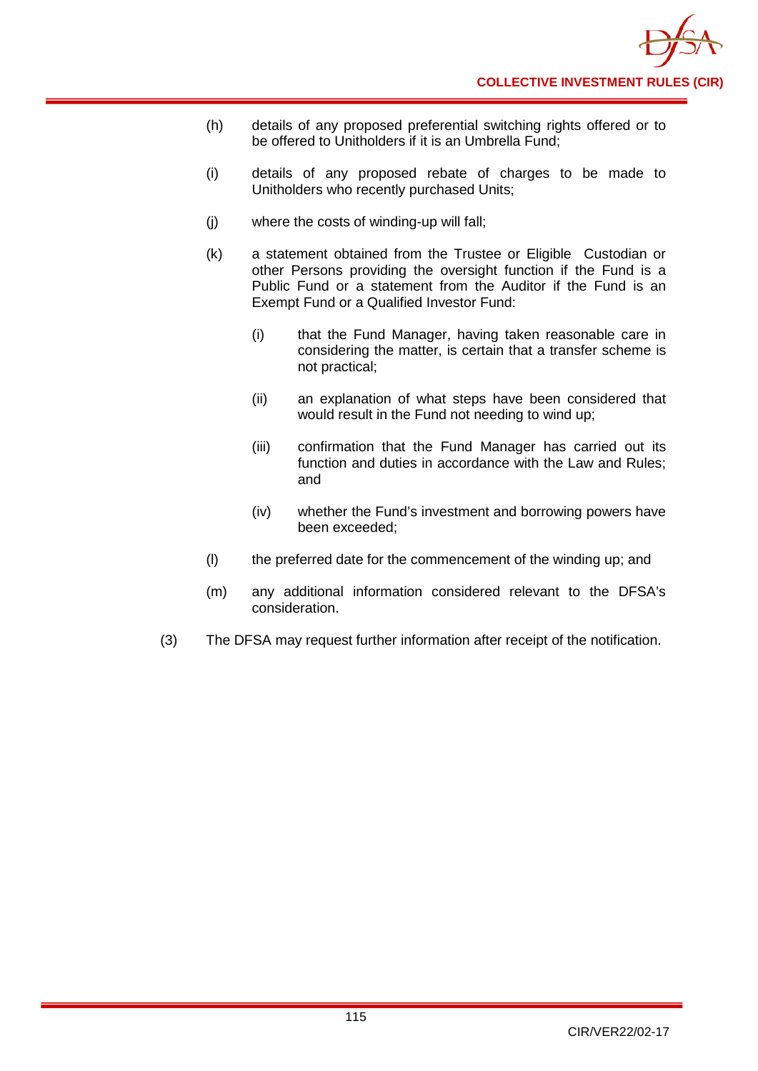(h) details of any proposed preferential switching rights offered or to be offered to Unitholders if it is an Umbrella Fund;

(i) details of any proposed rebate of charges to be made to Unitholders who recently purchased Units;

(j) where the costs of winding-up will fall;

(k) a statement obtained from the Trustee or Eligible Custodian or other Persons providing the oversight function if the Fund is a Public Fund or a statement from the Auditor if the Fund is an Exempt Fund or a Qualified Investor Fund:

 (i) that the Fund Manager, having taken reasonable care in considering the matter, is certain that a transfer scheme is not practical;

 (ii) an explanation of what steps have been considered that would result in the Fund not needing to wind up;

 (iii) confirmation that the Fund Manager has carried out its function and duties in accordance with the Law and Rules; and

 (iv) whether the Fund's investment and borrowing powers have been exceeded;

(l) the preferred date for the commencement of the winding up; and

(m) any additional information considered relevant to the DFSA's consideration.

(3) The DFSA may request further information after receipt of the notification.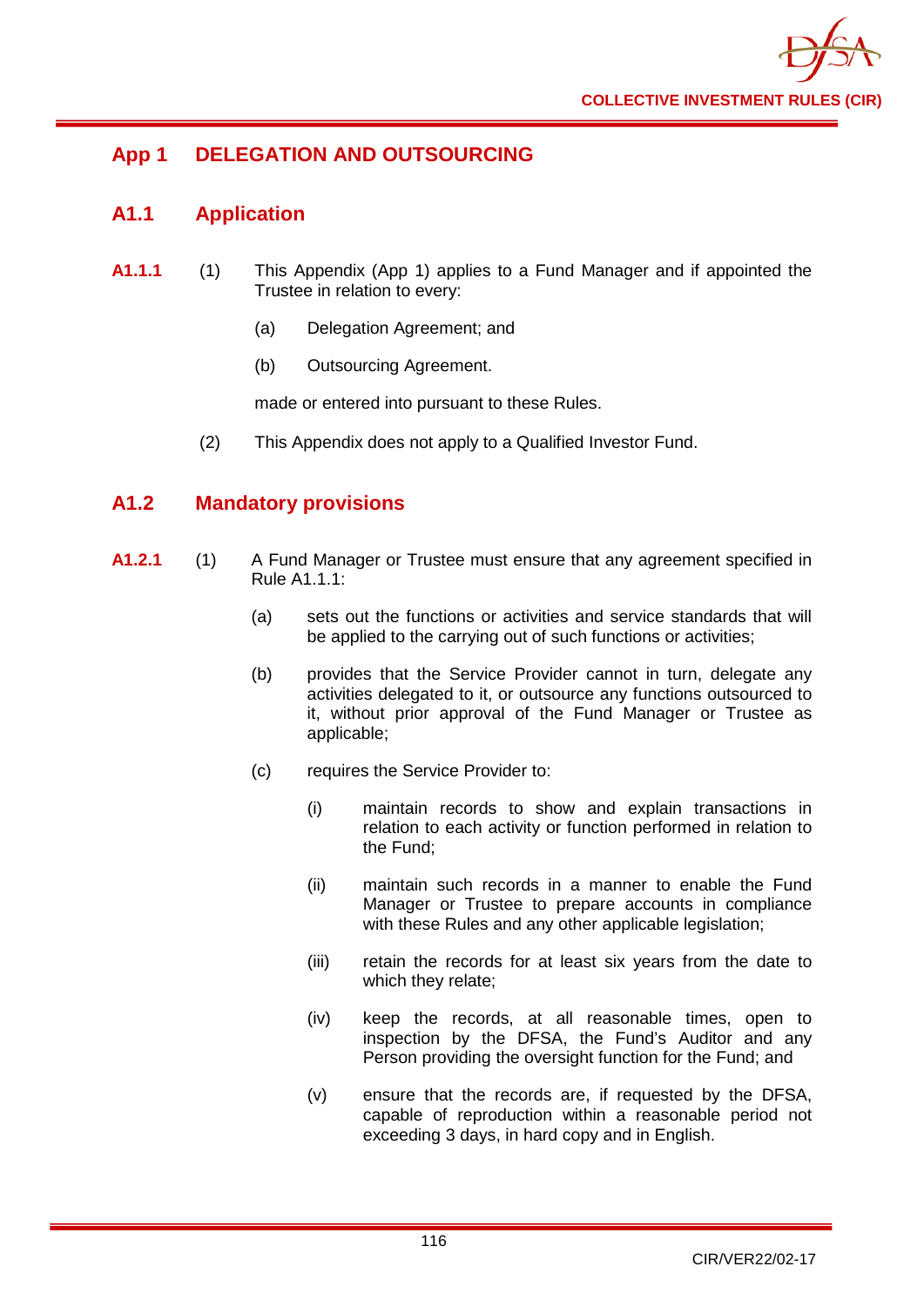# App 1 DELEGATION AND OUTSOURCING

## A1.1 Application

**A1.1.1** (1) This Appendix (App 1) applies to a Fund Manager and if appointed the Trustee in relation to every:

(a) Delegation Agreement; and

(b) Outsourcing Agreement.

made or entered into pursuant to these Rules.

(2) This Appendix does not apply to a Qualified Investor Fund.

## A1.2 Mandatory provisions

**A1.2.1** (1) A Fund Manager or Trustee must ensure that any agreement specified in Rule A1.1.1:

(a) sets out the functions or activities and service standards that will be applied to the carrying out of such functions or activities;

(b) provides that the Service Provider cannot in turn, delegate any activities delegated to it, or outsource any functions outsourced to it, without prior approval of the Fund Manager or Trustee as applicable;

(c) requires the Service Provider to:

(i) maintain records to show and explain transactions in relation to each activity or function performed in relation to the Fund;

(ii) maintain such records in a manner to enable the Fund Manager or Trustee to prepare accounts in compliance with these Rules and any other applicable legislation;

(iii) retain the records for at least six years from the date to which they relate;

(iv) keep the records, at all reasonable times, open to inspection by the DFSA, the Fund's Auditor and any Person providing the oversight function for the Fund; and

(v) ensure that the records are, if requested by the DFSA, capable of reproduction within a reasonable period not exceeding 3 days, in hard copy and in English.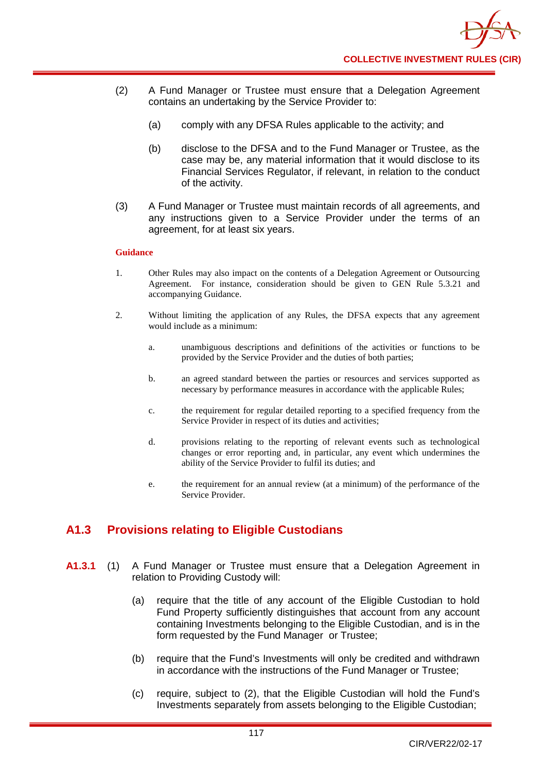(2) A Fund Manager or Trustee must ensure that a Delegation Agreement contains an undertaking by the Service Provider to:

(a) comply with any DFSA Rules applicable to the activity; and

(b) disclose to the DFSA and to the Fund Manager or Trustee, as the case may be, any material information that it would disclose to its Financial Services Regulator, if relevant, in relation to the conduct of the activity.

(3) A Fund Manager or Trustee must maintain records of all agreements, and any instructions given to a Service Provider under the terms of an agreement, for at least six years.

**Guidance**

1. Other Rules may also impact on the contents of a Delegation Agreement or Outsourcing Agreement. For instance, consideration should be given to GEN Rule 5.3.21 and accompanying Guidance.

2. Without limiting the application of any Rules, the DFSA expects that any agreement would include as a minimum:

   a. unambiguous descriptions and definitions of the activities or functions to be provided by the Service Provider and the duties of both parties;

   b. an agreed standard between the parties or resources and services supported as necessary by performance measures in accordance with the applicable Rules;

   c. the requirement for regular detailed reporting to a specified frequency from the Service Provider in respect of its duties and activities;

   d. provisions relating to the reporting of relevant events such as technological changes or error reporting and, in particular, any event which undermines the ability of the Service Provider to fulfil its duties; and

   e. the requirement for an annual review (at a minimum) of the performance of the Service Provider.

## A1.3 Provisions relating to Eligible Custodians

**A1.3.1** (1) A Fund Manager or Trustee must ensure that a Delegation Agreement in relation to Providing Custody will:

(a) require that the title of any account of the Eligible Custodian to hold Fund Property sufficiently distinguishes that account from any account containing Investments belonging to the Eligible Custodian, and is in the form requested by the Fund Manager or Trustee;

(b) require that the Fund's Investments will only be credited and withdrawn in accordance with the instructions of the Fund Manager or Trustee;

(c) require, subject to (2), that the Eligible Custodian will hold the Fund's Investments separately from assets belonging to the Eligible Custodian;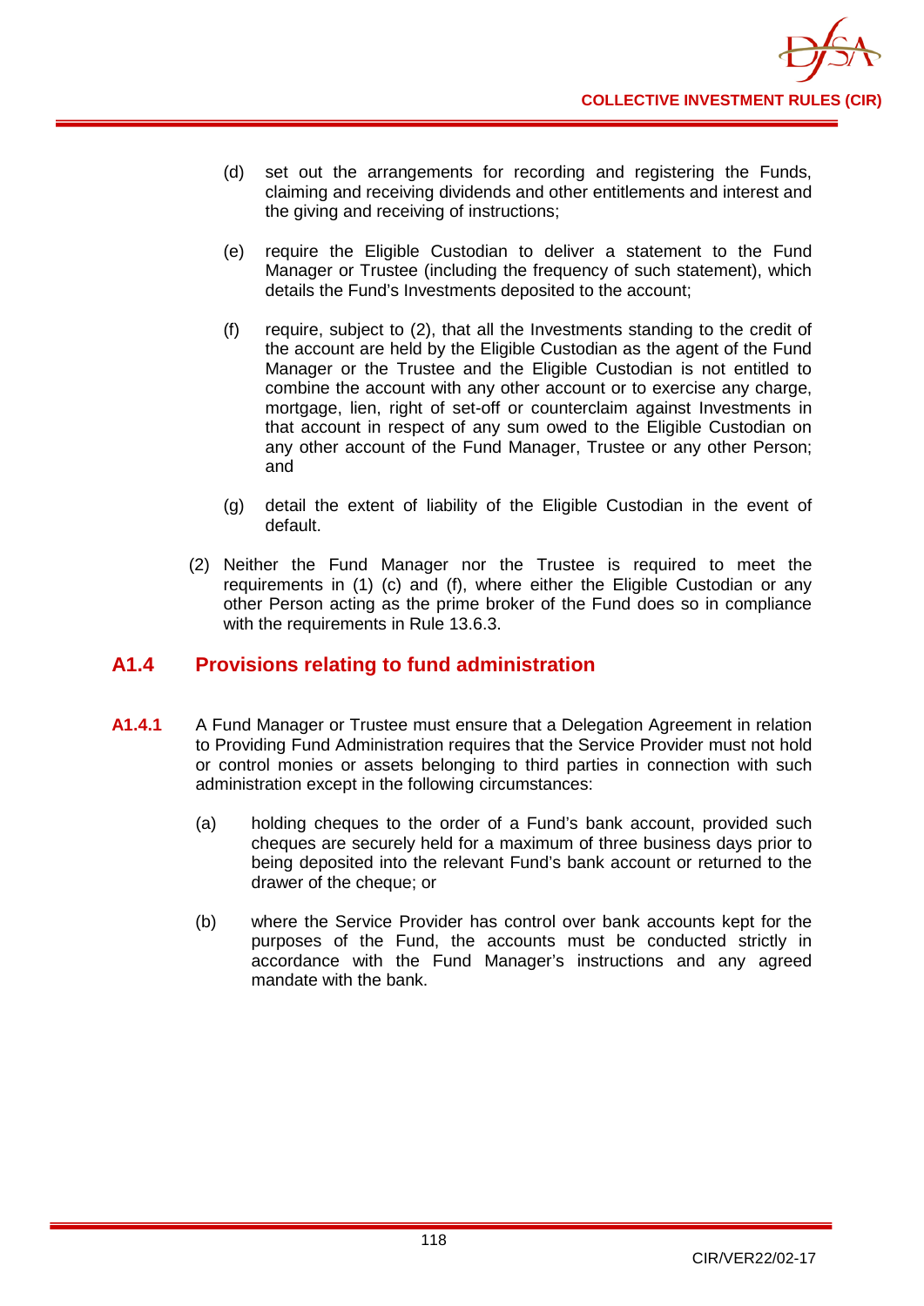(d) set out the arrangements for recording and registering the Funds, claiming and receiving dividends and other entitlements and interest and the giving and receiving of instructions;

(e) require the Eligible Custodian to deliver a statement to the Fund Manager or Trustee (including the frequency of such statement), which details the Fund's Investments deposited to the account;

(f) require, subject to (2), that all the Investments standing to the credit of the account are held by the Eligible Custodian as the agent of the Fund Manager or the Trustee and the Eligible Custodian is not entitled to combine the account with any other account or to exercise any charge, mortgage, lien, right of set-off or counterclaim against Investments in that account in respect of any sum owed to the Eligible Custodian on any other account of the Fund Manager, Trustee or any other Person; and

(g) detail the extent of liability of the Eligible Custodian in the event of default.

(2) Neither the Fund Manager nor the Trustee is required to meet the requirements in (1) (c) and (f), where either the Eligible Custodian or any other Person acting as the prime broker of the Fund does so in compliance with the requirements in Rule 13.6.3.

## A1.4 Provisions relating to fund administration

**A1.4.1** A Fund Manager or Trustee must ensure that a Delegation Agreement in relation to Providing Fund Administration requires that the Service Provider must not hold or control monies or assets belonging to third parties in connection with such administration except in the following circumstances:

(a) holding cheques to the order of a Fund's bank account, provided such cheques are securely held for a maximum of three business days prior to being deposited into the relevant Fund's bank account or returned to the drawer of the cheque; or

(b) where the Service Provider has control over bank accounts kept for the purposes of the Fund, the accounts must be conducted strictly in accordance with the Fund Manager's instructions and any agreed mandate with the bank.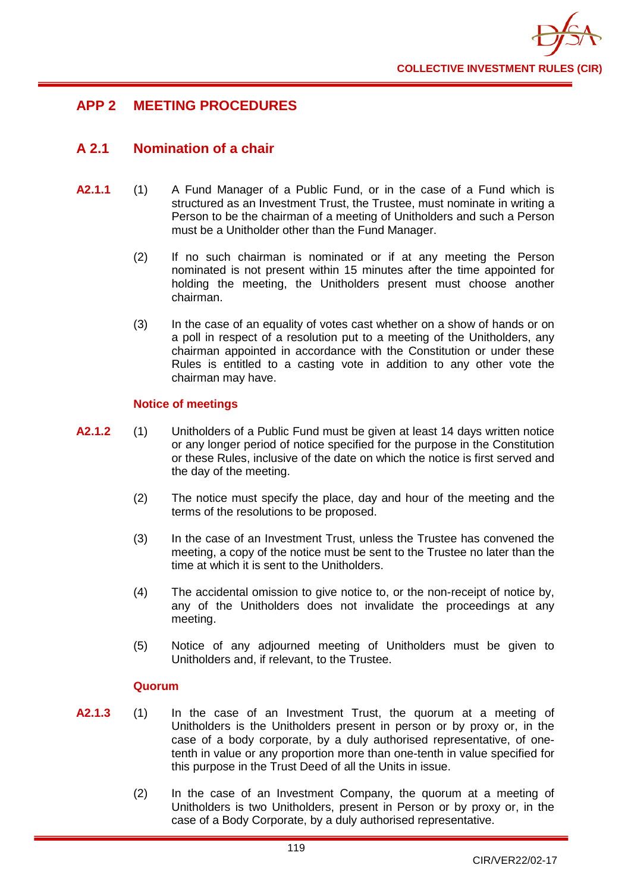# APP 2 MEETING PROCEDURES

## A 2.1 Nomination of a chair

**A2.1.1** (1) A Fund Manager of a Public Fund, or in the case of a Fund which is structured as an Investment Trust, the Trustee, must nominate in writing a Person to be the chairman of a meeting of Unitholders and such a Person must be a Unitholder other than the Fund Manager.

(2) If no such chairman is nominated or if at any meeting the Person nominated is not present within 15 minutes after the time appointed for holding the meeting, the Unitholders present must choose another chairman.

(3) In the case of an equality of votes cast whether on a show of hands or on a poll in respect of a resolution put to a meeting of the Unitholders, any chairman appointed in accordance with the Constitution or under these Rules is entitled to a casting vote in addition to any other vote the chairman may have.

### Notice of meetings

**A2.1.2** (1) Unitholders of a Public Fund must be given at least 14 days written notice or any longer period of notice specified for the purpose in the Constitution or these Rules, inclusive of the date on which the notice is first served and the day of the meeting.

(2) The notice must specify the place, day and hour of the meeting and the terms of the resolutions to be proposed.

(3) In the case of an Investment Trust, unless the Trustee has convened the meeting, a copy of the notice must be sent to the Trustee no later than the time at which it is sent to the Unitholders.

(4) The accidental omission to give notice to, or the non-receipt of notice by, any of the Unitholders does not invalidate the proceedings at any meeting.

(5) Notice of any adjourned meeting of Unitholders must be given to Unitholders and, if relevant, to the Trustee.

### Quorum

**A2.1.3** (1) In the case of an Investment Trust, the quorum at a meeting of Unitholders is the Unitholders present in person or by proxy or, in the case of a body corporate, by a duly authorised representative, of one-tenth in value or any proportion more than one-tenth in value specified for this purpose in the Trust Deed of all the Units in issue.

(2) In the case of an Investment Company, the quorum at a meeting of Unitholders is two Unitholders, present in Person or by proxy or, in the case of a Body Corporate, by a duly authorised representative.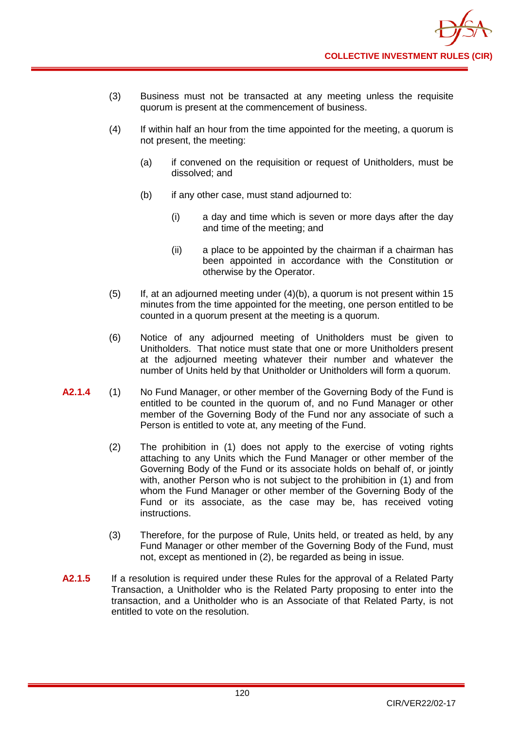(3) Business must not be transacted at any meeting unless the requisite quorum is present at the commencement of business.

(4) If within half an hour from the time appointed for the meeting, a quorum is not present, the meeting:

  (a) if convened on the requisition or request of Unitholders, must be dissolved; and

  (b) if any other case, must stand adjourned to:

    (i) a day and time which is seven or more days after the day and time of the meeting; and

    (ii) a place to be appointed by the chairman if a chairman has been appointed in accordance with the Constitution or otherwise by the Operator.

(5) If, at an adjourned meeting under (4)(b), a quorum is not present within 15 minutes from the time appointed for the meeting, one person entitled to be counted in a quorum present at the meeting is a quorum.

(6) Notice of any adjourned meeting of Unitholders must be given to Unitholders. That notice must state that one or more Unitholders present at the adjourned meeting whatever their number and whatever the number of Units held by that Unitholder or Unitholders will form a quorum.

**A2.1.4** (1) No Fund Manager, or other member of the Governing Body of the Fund is entitled to be counted in the quorum of, and no Fund Manager or other member of the Governing Body of the Fund nor any associate of such a Person is entitled to vote at, any meeting of the Fund.

(2) The prohibition in (1) does not apply to the exercise of voting rights attaching to any Units which the Fund Manager or other member of the Governing Body of the Fund or its associate holds on behalf of, or jointly with, another Person who is not subject to the prohibition in (1) and from whom the Fund Manager or other member of the Governing Body of the Fund or its associate, as the case may be, has received voting instructions.

(3) Therefore, for the purpose of Rule, Units held, or treated as held, by any Fund Manager or other member of the Governing Body of the Fund, must not, except as mentioned in (2), be regarded as being in issue.

**A2.1.5** If a resolution is required under these Rules for the approval of a Related Party Transaction, a Unitholder who is the Related Party proposing to enter into the transaction, and a Unitholder who is an Associate of that Related Party, is not entitled to vote on the resolution.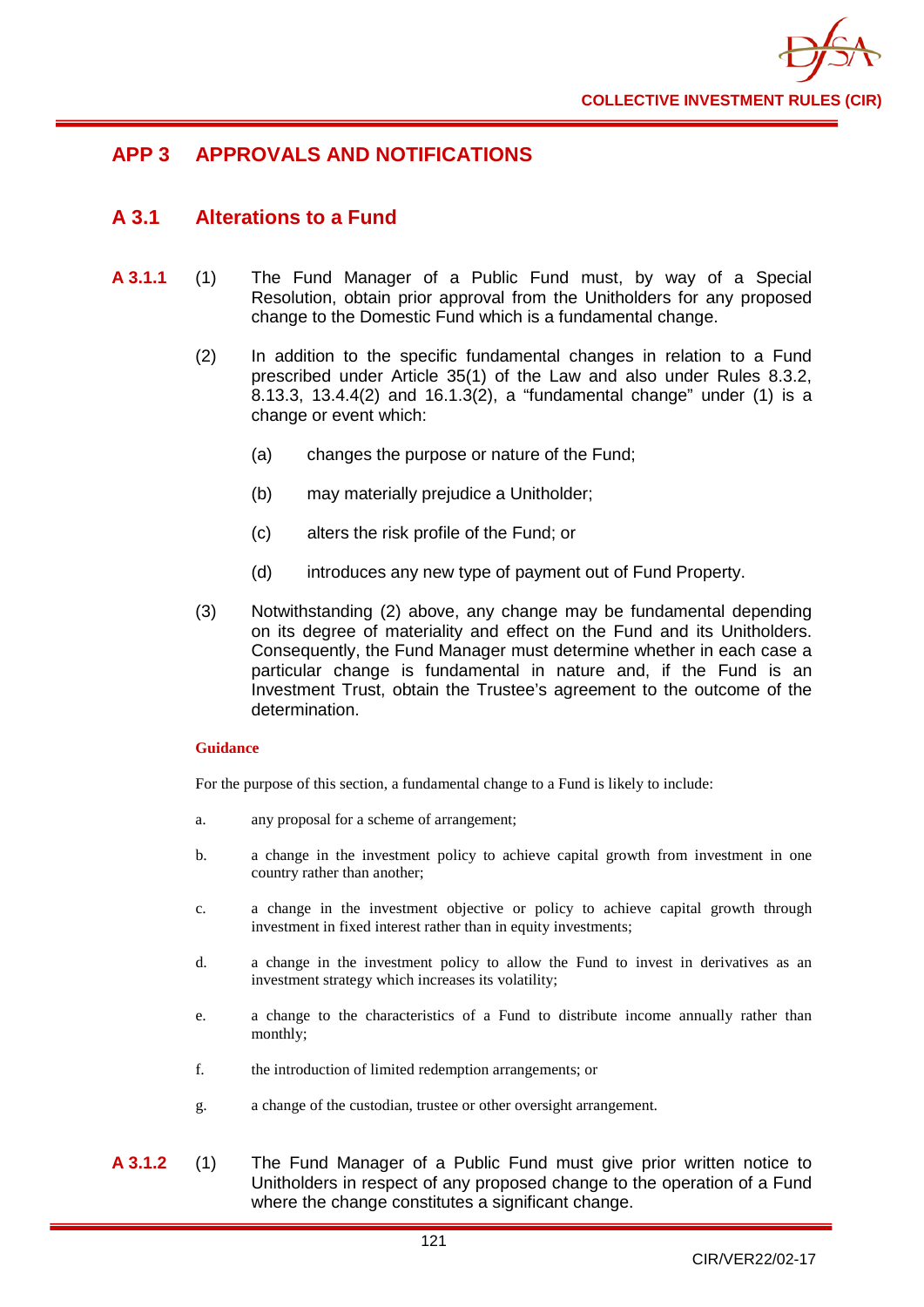## APP 3 APPROVALS AND NOTIFICATIONS

### A 3.1 Alterations to a Fund

**A 3.1.1** (1) The Fund Manager of a Public Fund must, by way of a Special Resolution, obtain prior approval from the Unitholders for any proposed change to the Domestic Fund which is a fundamental change.

(2) In addition to the specific fundamental changes in relation to a Fund prescribed under Article 35(1) of the Law and also under Rules 8.3.2, 8.13.3, 13.4.4(2) and 16.1.3(2), a "fundamental change" under (1) is a change or event which:

(a) changes the purpose or nature of the Fund;

(b) may materially prejudice a Unitholder;

(c) alters the risk profile of the Fund; or

(d) introduces any new type of payment out of Fund Property.

(3) Notwithstanding (2) above, any change may be fundamental depending on its degree of materiality and effect on the Fund and its Unitholders. Consequently, the Fund Manager must determine whether in each case a particular change is fundamental in nature and, if the Fund is an Investment Trust, obtain the Trustee's agreement to the outcome of the determination.

**Guidance**

For the purpose of this section, a fundamental change to a Fund is likely to include:

a. any proposal for a scheme of arrangement;

b. a change in the investment policy to achieve capital growth from investment in one country rather than another;

c. a change in the investment objective or policy to achieve capital growth through investment in fixed interest rather than in equity investments;

d. a change in the investment policy to allow the Fund to invest in derivatives as an investment strategy which increases its volatility;

e. a change to the characteristics of a Fund to distribute income annually rather than monthly;

f. the introduction of limited redemption arrangements; or

g. a change of the custodian, trustee or other oversight arrangement.

**A 3.1.2** (1) The Fund Manager of a Public Fund must give prior written notice to Unitholders in respect of any proposed change to the operation of a Fund where the change constitutes a significant change.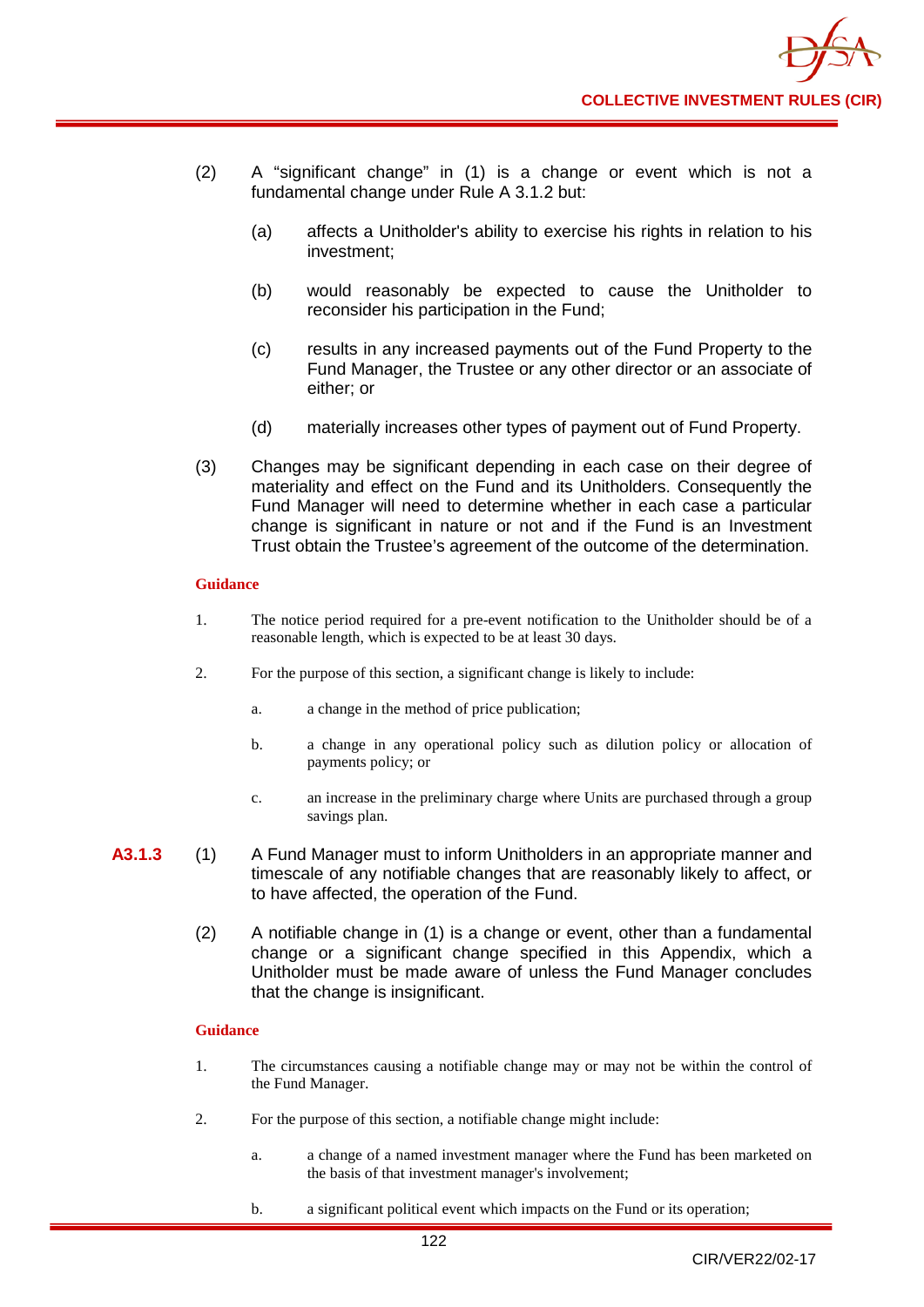(2) A "significant change" in (1) is a change or event which is not a fundamental change under Rule A 3.1.2 but:

(a) affects a Unitholder's ability to exercise his rights in relation to his investment;

(b) would reasonably be expected to cause the Unitholder to reconsider his participation in the Fund;

(c) results in any increased payments out of the Fund Property to the Fund Manager, the Trustee or any other director or an associate of either; or

(d) materially increases other types of payment out of Fund Property.

(3) Changes may be significant depending in each case on their degree of materiality and effect on the Fund and its Unitholders. Consequently the Fund Manager will need to determine whether in each case a particular change is significant in nature or not and if the Fund is an Investment Trust obtain the Trustee's agreement of the outcome of the determination.

**Guidance**

1. The notice period required for a pre-event notification to the Unitholder should be of a reasonable length, which is expected to be at least 30 days.

2. For the purpose of this section, a significant change is likely to include:

   a. a change in the method of price publication;

   b. a change in any operational policy such as dilution policy or allocation of payments policy; or

   c. an increase in the preliminary charge where Units are purchased through a group savings plan.

**A3.1.3** (1) A Fund Manager must to inform Unitholders in an appropriate manner and timescale of any notifiable changes that are reasonably likely to affect, or to have affected, the operation of the Fund.

(2) A notifiable change in (1) is a change or event, other than a fundamental change or a significant change specified in this Appendix, which a Unitholder must be made aware of unless the Fund Manager concludes that the change is insignificant.

**Guidance**

1. The circumstances causing a notifiable change may or may not be within the control of the Fund Manager.

2. For the purpose of this section, a notifiable change might include:

   a. a change of a named investment manager where the Fund has been marketed on the basis of that investment manager's involvement;

   b. a significant political event which impacts on the Fund or its operation;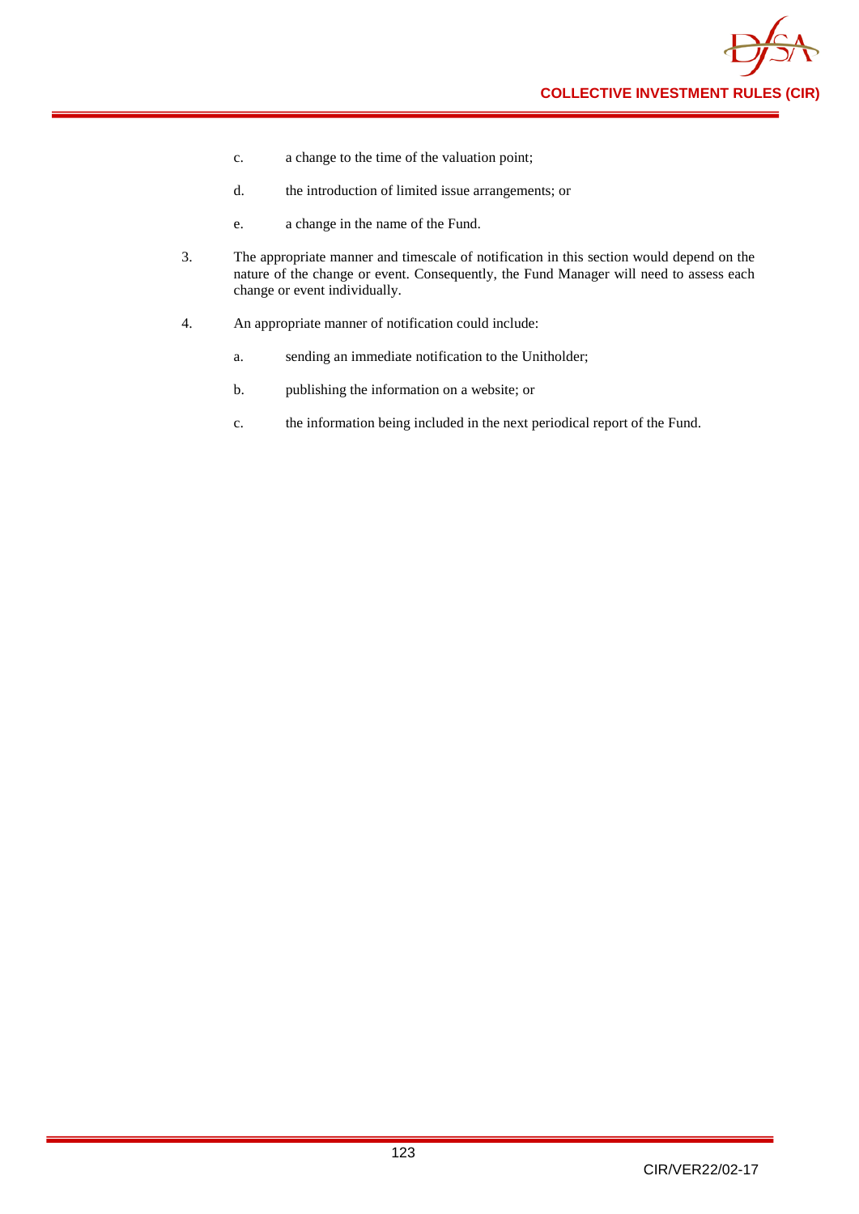c. a change to the time of the valuation point;

d. the introduction of limited issue arrangements; or

e. a change in the name of the Fund.

3. The appropriate manner and timescale of notification in this section would depend on the nature of the change or event. Consequently, the Fund Manager will need to assess each change or event individually.

4. An appropriate manner of notification could include:

   a. sending an immediate notification to the Unitholder;

   b. publishing the information on a website; or

   c. the information being included in the next periodical report of the Fund.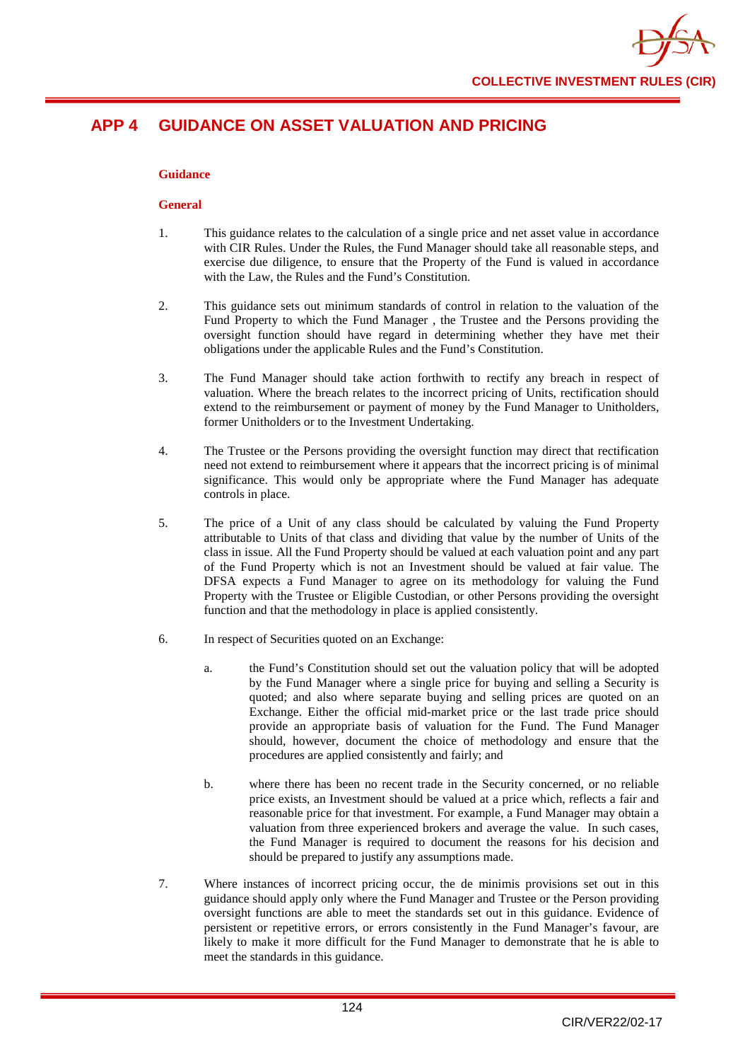# APP 4 GUIDANCE ON ASSET VALUATION AND PRICING

**Guidance**

**General**

1. This guidance relates to the calculation of a single price and net asset value in accordance with CIR Rules. Under the Rules, the Fund Manager should take all reasonable steps, and exercise due diligence, to ensure that the Property of the Fund is valued in accordance with the Law, the Rules and the Fund's Constitution.

2. This guidance sets out minimum standards of control in relation to the valuation of the Fund Property to which the Fund Manager , the Trustee and the Persons providing the oversight function should have regard in determining whether they have met their obligations under the applicable Rules and the Fund's Constitution.

3. The Fund Manager should take action forthwith to rectify any breach in respect of valuation. Where the breach relates to the incorrect pricing of Units, rectification should extend to the reimbursement or payment of money by the Fund Manager to Unitholders, former Unitholders or to the Investment Undertaking.

4. The Trustee or the Persons providing the oversight function may direct that rectification need not extend to reimbursement where it appears that the incorrect pricing is of minimal significance. This would only be appropriate where the Fund Manager has adequate controls in place.

5. The price of a Unit of any class should be calculated by valuing the Fund Property attributable to Units of that class and dividing that value by the number of Units of the class in issue. All the Fund Property should be valued at each valuation point and any part of the Fund Property which is not an Investment should be valued at fair value. The DFSA expects a Fund Manager to agree on its methodology for valuing the Fund Property with the Trustee or Eligible Custodian, or other Persons providing the oversight function and that the methodology in place is applied consistently.

6. In respect of Securities quoted on an Exchange:

   a. the Fund's Constitution should set out the valuation policy that will be adopted by the Fund Manager where a single price for buying and selling a Security is quoted; and also where separate buying and selling prices are quoted on an Exchange. Either the official mid-market price or the last trade price should provide an appropriate basis of valuation for the Fund. The Fund Manager should, however, document the choice of methodology and ensure that the procedures are applied consistently and fairly; and

   b. where there has been no recent trade in the Security concerned, or no reliable price exists, an Investment should be valued at a price which, reflects a fair and reasonable price for that investment. For example, a Fund Manager may obtain a valuation from three experienced brokers and average the value. In such cases, the Fund Manager is required to document the reasons for his decision and should be prepared to justify any assumptions made.

7. Where instances of incorrect pricing occur, the de minimis provisions set out in this guidance should apply only where the Fund Manager and Trustee or the Person providing oversight functions are able to meet the standards set out in this guidance. Evidence of persistent or repetitive errors, or errors consistently in the Fund Manager's favour, are likely to make it more difficult for the Fund Manager to demonstrate that he is able to meet the standards in this guidance.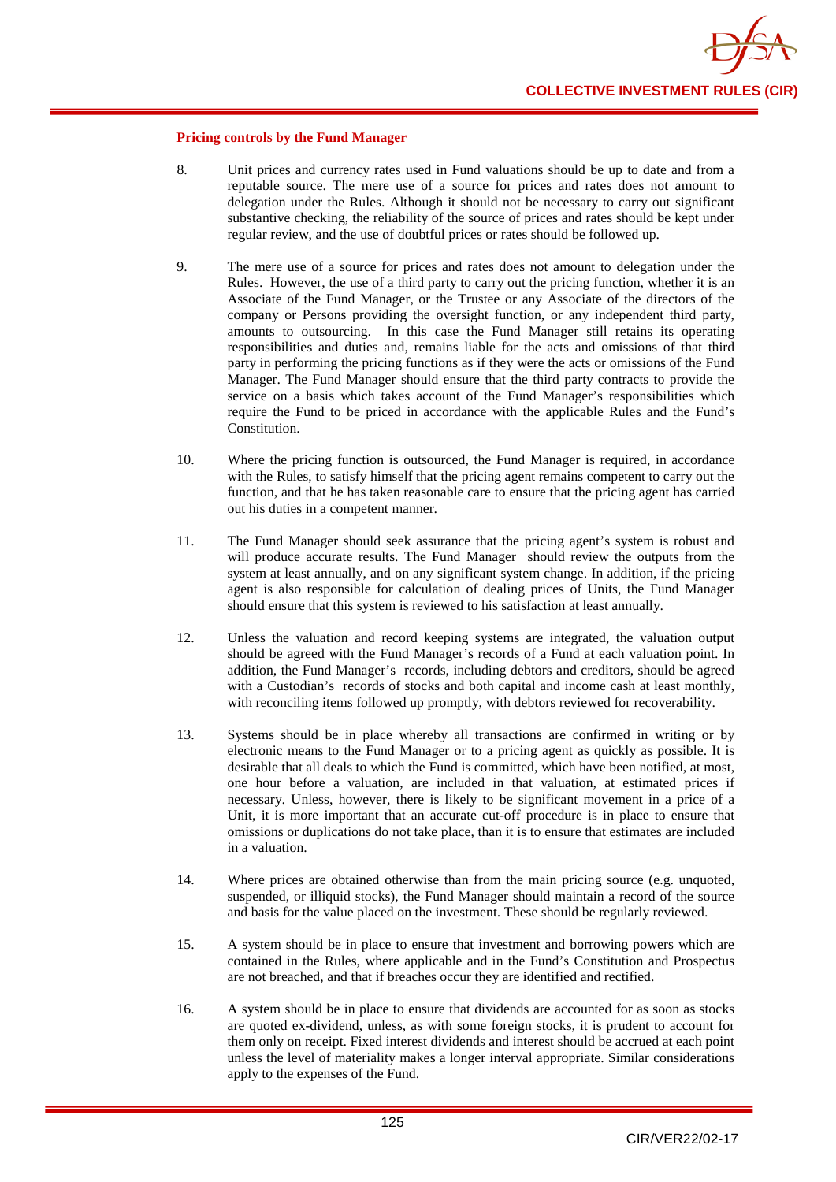#### Pricing controls by the Fund Manager

8. Unit prices and currency rates used in Fund valuations should be up to date and from a reputable source. The mere use of a source for prices and rates does not amount to delegation under the Rules. Although it should not be necessary to carry out significant substantive checking, the reliability of the source of prices and rates should be kept under regular review, and the use of doubtful prices or rates should be followed up.

9. The mere use of a source for prices and rates does not amount to delegation under the Rules. However, the use of a third party to carry out the pricing function, whether it is an Associate of the Fund Manager, or the Trustee or any Associate of the directors of the company or Persons providing the oversight function, or any independent third party, amounts to outsourcing. In this case the Fund Manager still retains its operating responsibilities and duties and, remains liable for the acts and omissions of that third party in performing the pricing functions as if they were the acts or omissions of the Fund Manager. The Fund Manager should ensure that the third party contracts to provide the service on a basis which takes account of the Fund Manager's responsibilities which require the Fund to be priced in accordance with the applicable Rules and the Fund's Constitution.

10. Where the pricing function is outsourced, the Fund Manager is required, in accordance with the Rules, to satisfy himself that the pricing agent remains competent to carry out the function, and that he has taken reasonable care to ensure that the pricing agent has carried out his duties in a competent manner.

11. The Fund Manager should seek assurance that the pricing agent's system is robust and will produce accurate results. The Fund Manager should review the outputs from the system at least annually, and on any significant system change. In addition, if the pricing agent is also responsible for calculation of dealing prices of Units, the Fund Manager should ensure that this system is reviewed to his satisfaction at least annually.

12. Unless the valuation and record keeping systems are integrated, the valuation output should be agreed with the Fund Manager's records of a Fund at each valuation point. In addition, the Fund Manager's records, including debtors and creditors, should be agreed with a Custodian's records of stocks and both capital and income cash at least monthly, with reconciling items followed up promptly, with debtors reviewed for recoverability.

13. Systems should be in place whereby all transactions are confirmed in writing or by electronic means to the Fund Manager or to a pricing agent as quickly as possible. It is desirable that all deals to which the Fund is committed, which have been notified, at most, one hour before a valuation, are included in that valuation, at estimated prices if necessary. Unless, however, there is likely to be significant movement in a price of a Unit, it is more important that an accurate cut-off procedure is in place to ensure that omissions or duplications do not take place, than it is to ensure that estimates are included in a valuation.

14. Where prices are obtained otherwise than from the main pricing source (e.g. unquoted, suspended, or illiquid stocks), the Fund Manager should maintain a record of the source and basis for the value placed on the investment. These should be regularly reviewed.

15. A system should be in place to ensure that investment and borrowing powers which are contained in the Rules, where applicable and in the Fund's Constitution and Prospectus are not breached, and that if breaches occur they are identified and rectified.

16. A system should be in place to ensure that dividends are accounted for as soon as stocks are quoted ex-dividend, unless, as with some foreign stocks, it is prudent to account for them only on receipt. Fixed interest dividends and interest should be accrued at each point unless the level of materiality makes a longer interval appropriate. Similar considerations apply to the expenses of the Fund.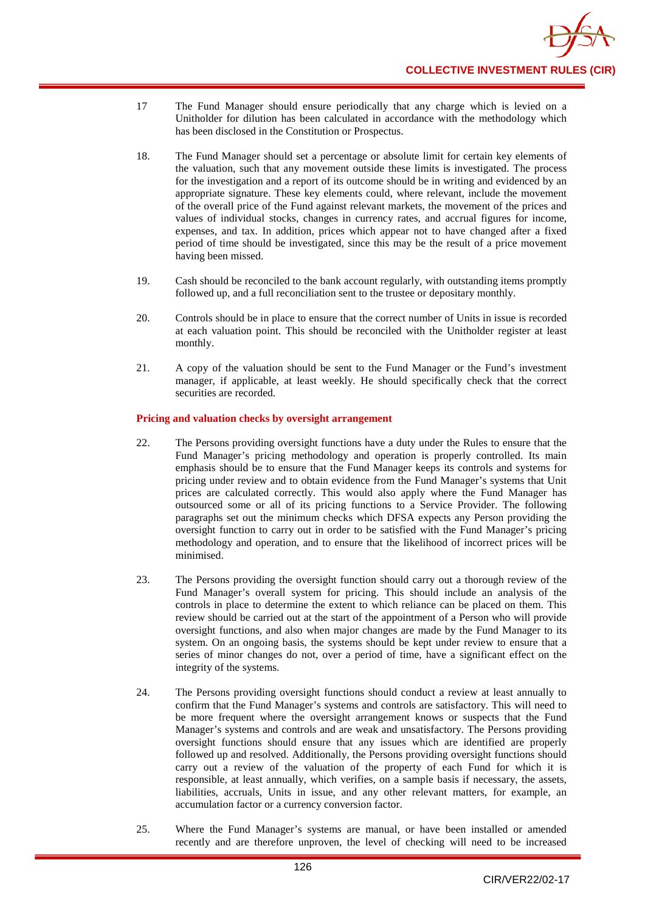17 The Fund Manager should ensure periodically that any charge which is levied on a Unitholder for dilution has been calculated in accordance with the methodology which has been disclosed in the Constitution or Prospectus.

18. The Fund Manager should set a percentage or absolute limit for certain key elements of the valuation, such that any movement outside these limits is investigated. The process for the investigation and a report of its outcome should be in writing and evidenced by an appropriate signature. These key elements could, where relevant, include the movement of the overall price of the Fund against relevant markets, the movement of the prices and values of individual stocks, changes in currency rates, and accrual figures for income, expenses, and tax. In addition, prices which appear not to have changed after a fixed period of time should be investigated, since this may be the result of a price movement having been missed.

19. Cash should be reconciled to the bank account regularly, with outstanding items promptly followed up, and a full reconciliation sent to the trustee or depositary monthly.

20. Controls should be in place to ensure that the correct number of Units in issue is recorded at each valuation point. This should be reconciled with the Unitholder register at least monthly.

21. A copy of the valuation should be sent to the Fund Manager or the Fund's investment manager, if applicable, at least weekly. He should specifically check that the correct securities are recorded.

**Pricing and valuation checks by oversight arrangement**

22. The Persons providing oversight functions have a duty under the Rules to ensure that the Fund Manager's pricing methodology and operation is properly controlled. Its main emphasis should be to ensure that the Fund Manager keeps its controls and systems for pricing under review and to obtain evidence from the Fund Manager's systems that Unit prices are calculated correctly. This would also apply where the Fund Manager has outsourced some or all of its pricing functions to a Service Provider. The following paragraphs set out the minimum checks which DFSA expects any Person providing the oversight function to carry out in order to be satisfied with the Fund Manager's pricing methodology and operation, and to ensure that the likelihood of incorrect prices will be minimised.

23. The Persons providing the oversight function should carry out a thorough review of the Fund Manager's overall system for pricing. This should include an analysis of the controls in place to determine the extent to which reliance can be placed on them. This review should be carried out at the start of the appointment of a Person who will provide oversight functions, and also when major changes are made by the Fund Manager to its system. On an ongoing basis, the systems should be kept under review to ensure that a series of minor changes do not, over a period of time, have a significant effect on the integrity of the systems.

24. The Persons providing oversight functions should conduct a review at least annually to confirm that the Fund Manager's systems and controls are satisfactory. This will need to be more frequent where the oversight arrangement knows or suspects that the Fund Manager's systems and controls and are weak and unsatisfactory. The Persons providing oversight functions should ensure that any issues which are identified are properly followed up and resolved. Additionally, the Persons providing oversight functions should carry out a review of the valuation of the property of each Fund for which it is responsible, at least annually, which verifies, on a sample basis if necessary, the assets, liabilities, accruals, Units in issue, and any other relevant matters, for example, an accumulation factor or a currency conversion factor.

25. Where the Fund Manager's systems are manual, or have been installed or amended recently and are therefore unproven, the level of checking will need to be increased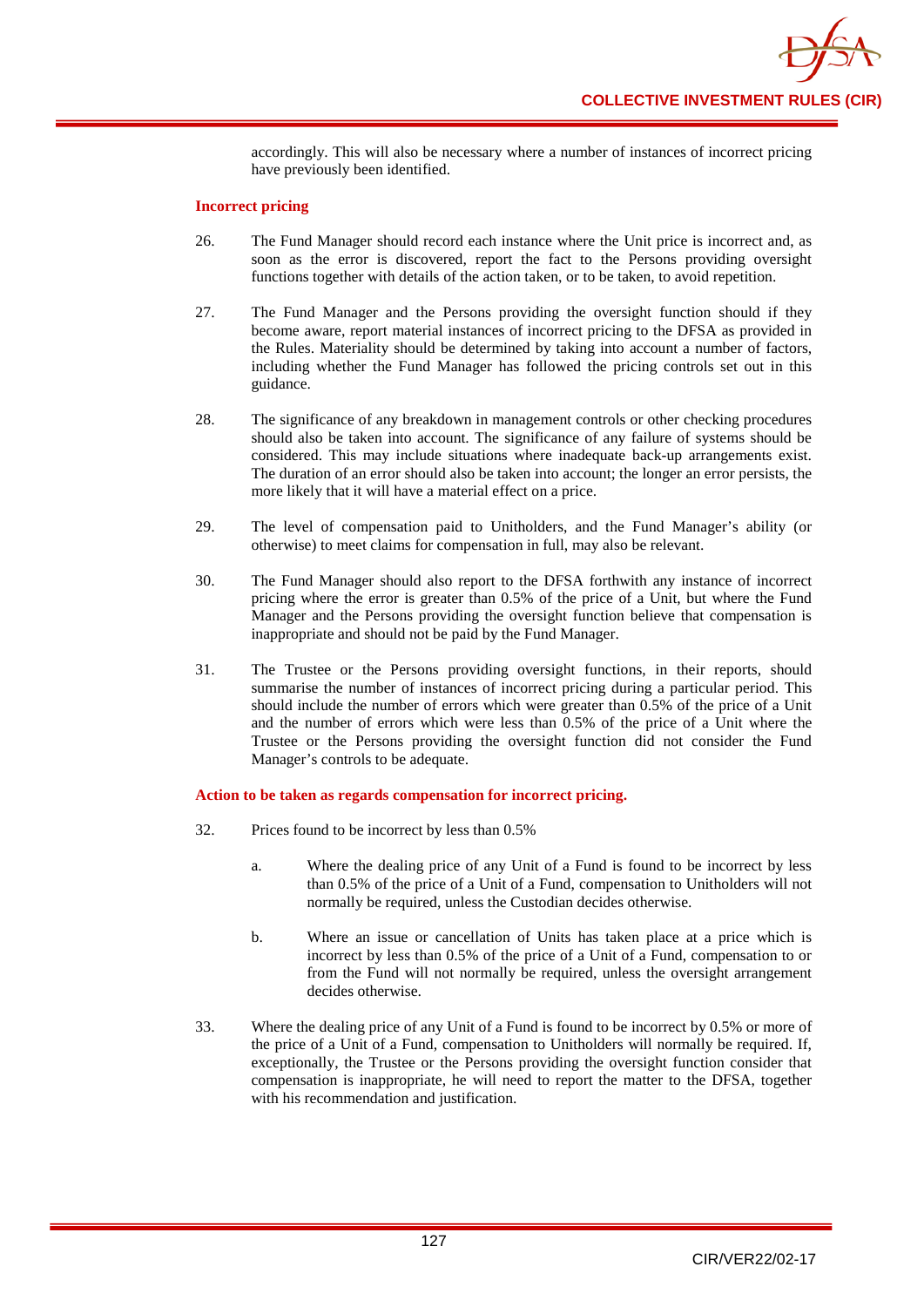accordingly. This will also be necessary where a number of instances of incorrect pricing have previously been identified.

**Incorrect pricing**

26. The Fund Manager should record each instance where the Unit price is incorrect and, as soon as the error is discovered, report the fact to the Persons providing oversight functions together with details of the action taken, or to be taken, to avoid repetition.

27. The Fund Manager and the Persons providing the oversight function should if they become aware, report material instances of incorrect pricing to the DFSA as provided in the Rules. Materiality should be determined by taking into account a number of factors, including whether the Fund Manager has followed the pricing controls set out in this guidance.

28. The significance of any breakdown in management controls or other checking procedures should also be taken into account. The significance of any failure of systems should be considered. This may include situations where inadequate back-up arrangements exist. The duration of an error should also be taken into account; the longer an error persists, the more likely that it will have a material effect on a price.

29. The level of compensation paid to Unitholders, and the Fund Manager's ability (or otherwise) to meet claims for compensation in full, may also be relevant.

30. The Fund Manager should also report to the DFSA forthwith any instance of incorrect pricing where the error is greater than 0.5% of the price of a Unit, but where the Fund Manager and the Persons providing the oversight function believe that compensation is inappropriate and should not be paid by the Fund Manager.

31. The Trustee or the Persons providing oversight functions, in their reports, should summarise the number of instances of incorrect pricing during a particular period. This should include the number of errors which were greater than 0.5% of the price of a Unit and the number of errors which were less than 0.5% of the price of a Unit where the Trustee or the Persons providing the oversight function did not consider the Fund Manager's controls to be adequate.

**Action to be taken as regards compensation for incorrect pricing.**

32. Prices found to be incorrect by less than 0.5%

    a. Where the dealing price of any Unit of a Fund is found to be incorrect by less than 0.5% of the price of a Unit of a Fund, compensation to Unitholders will not normally be required, unless the Custodian decides otherwise.

    b. Where an issue or cancellation of Units has taken place at a price which is incorrect by less than 0.5% of the price of a Unit of a Fund, compensation to or from the Fund will not normally be required, unless the oversight arrangement decides otherwise.

33. Where the dealing price of any Unit of a Fund is found to be incorrect by 0.5% or more of the price of a Unit of a Fund, compensation to Unitholders will normally be required. If, exceptionally, the Trustee or the Persons providing the oversight function consider that compensation is inappropriate, he will need to report the matter to the DFSA, together with his recommendation and justification.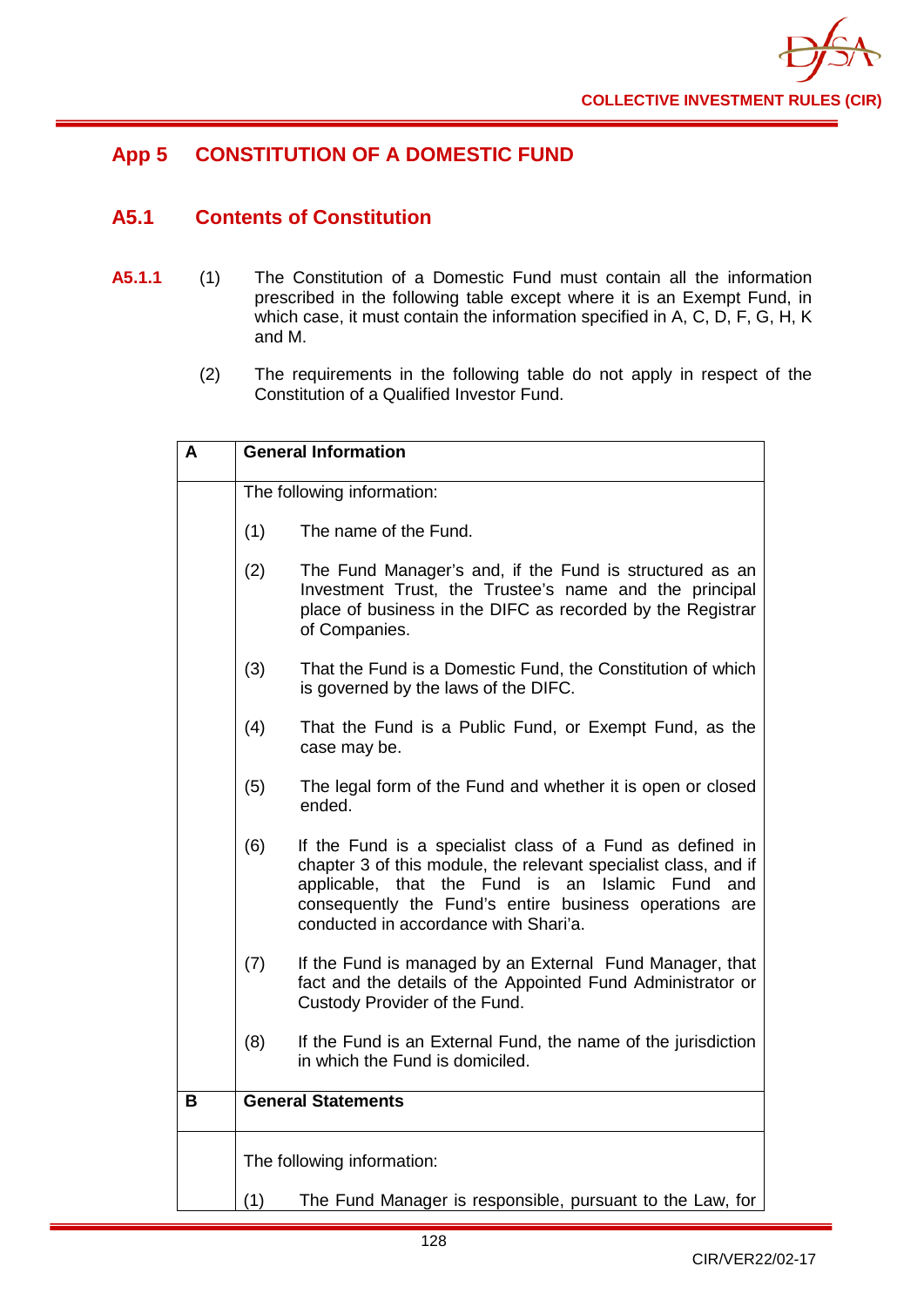## App 5 CONSTITUTION OF A DOMESTIC FUND

### A5.1 Contents of Constitution

**A5.1.1** (1) The Constitution of a Domestic Fund must contain all the information prescribed in the following table except where it is an Exempt Fund, in which case, it must contain the information specified in A, C, D, F, G, H, K and M.

(2) The requirements in the following table do not apply in respect of the Constitution of a Qualified Investor Fund.

| A | General Information |
|---|---|
| | The following information:<br><br>(1) The name of the Fund.<br><br>(2) The Fund Manager's and, if the Fund is structured as an Investment Trust, the Trustee's name and the principal place of business in the DIFC as recorded by the Registrar of Companies.<br><br>(3) That the Fund is a Domestic Fund, the Constitution of which is governed by the laws of the DIFC.<br><br>(4) That the Fund is a Public Fund, or Exempt Fund, as the case may be.<br><br>(5) The legal form of the Fund and whether it is open or closed ended.<br><br>(6) If the Fund is a specialist class of a Fund as defined in chapter 3 of this module, the relevant specialist class, and if applicable, that the Fund is an Islamic Fund and consequently the Fund's entire business operations are conducted in accordance with Shari'a.<br><br>(7) If the Fund is managed by an External Fund Manager, that fact and the details of the Appointed Fund Administrator or Custody Provider of the Fund.<br><br>(8) If the Fund is an External Fund, the name of the jurisdiction in which the Fund is domiciled. |
| **B** | **General Statements** |
| | The following information:<br><br>(1) The Fund Manager is responsible, pursuant to the Law, for |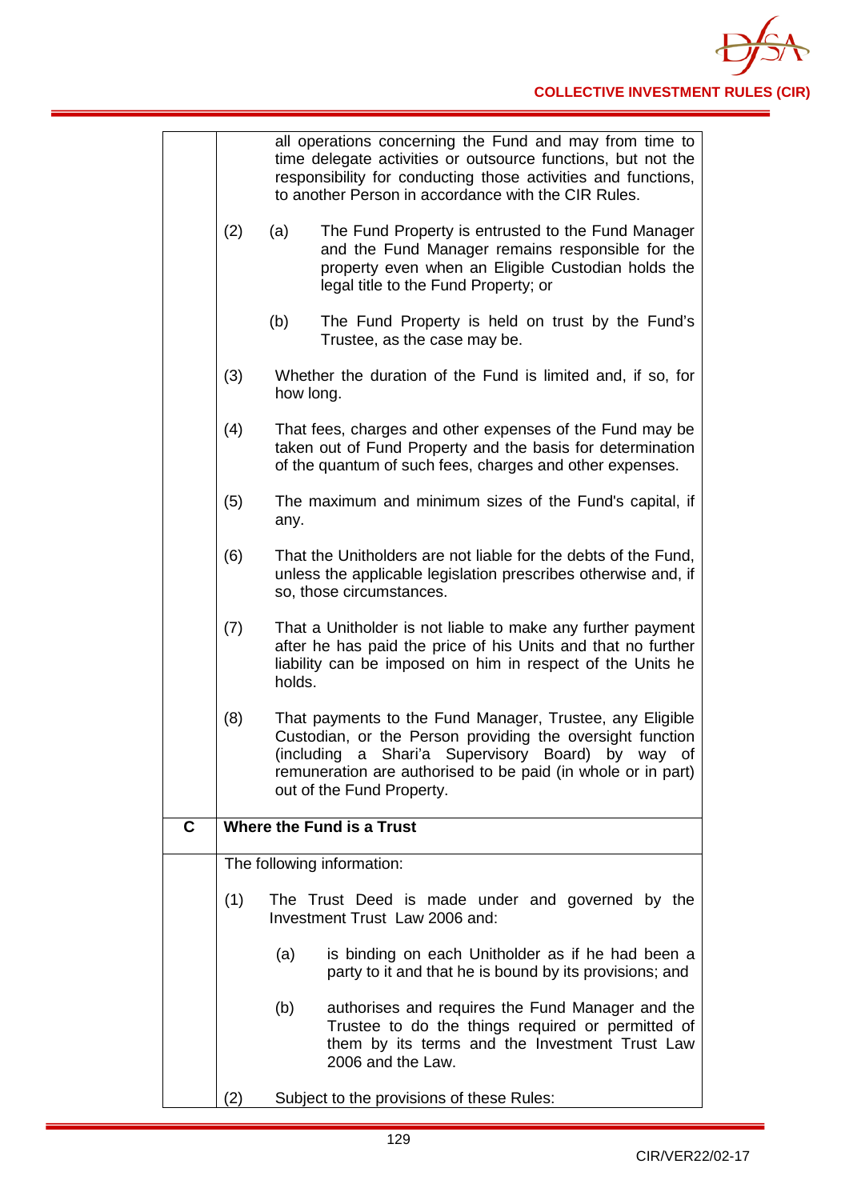| | |
|---|---|
| | all operations concerning the Fund and may from time to time delegate activities or outsource functions, but not the responsibility for conducting those activities and functions, to another Person in accordance with the CIR Rules.<br><br>(2) (a) The Fund Property is entrusted to the Fund Manager and the Fund Manager remains responsible for the property even when an Eligible Custodian holds the legal title to the Fund Property; or<br><br>(b) The Fund Property is held on trust by the Fund's Trustee, as the case may be.<br><br>(3) Whether the duration of the Fund is limited and, if so, for how long.<br><br>(4) That fees, charges and other expenses of the Fund may be taken out of Fund Property and the basis for determination of the quantum of such fees, charges and other expenses.<br><br>(5) The maximum and minimum sizes of the Fund's capital, if any.<br><br>(6) That the Unitholders are not liable for the debts of the Fund, unless the applicable legislation prescribes otherwise and, if so, those circumstances.<br><br>(7) That a Unitholder is not liable to make any further payment after he has paid the price of his Units and that no further liability can be imposed on him in respect of the Units he holds.<br><br>(8) That payments to the Fund Manager, Trustee, any Eligible Custodian, or the Person providing the oversight function (including a Shari'a Supervisory Board) by way of remuneration are authorised to be paid (in whole or in part) out of the Fund Property. |
| **C** | **Where the Fund is a Trust** |
| | The following information:<br><br>(1) The Trust Deed is made under and governed by the Investment Trust Law 2006 and:<br><br>(a) is binding on each Unitholder as if he had been a party to it and that he is bound by its provisions; and<br><br>(b) authorises and requires the Fund Manager and the Trustee to do the things required or permitted of them by its terms and the Investment Trust Law 2006 and the Law.<br><br>(2) Subject to the provisions of these Rules: |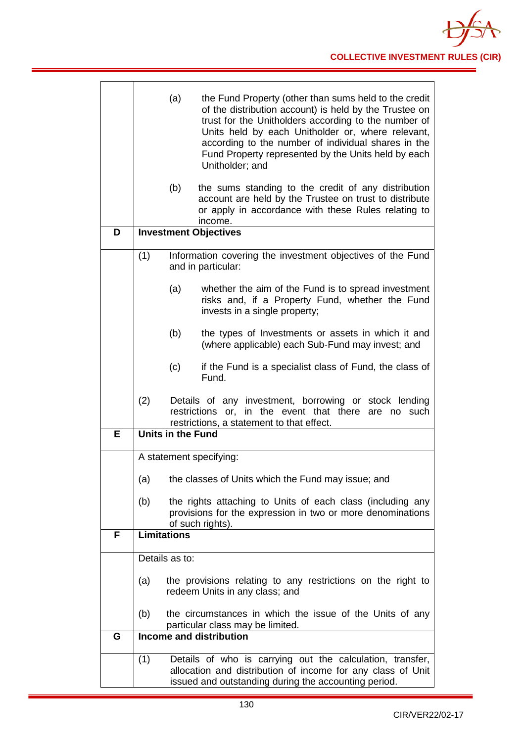| | |
|---|---|
| | (a) the Fund Property (other than sums held to the credit of the distribution account) is held by the Trustee on trust for the Unitholders according to the number of Units held by each Unitholder or, where relevant, according to the number of individual shares in the Fund Property represented by the Units held by each Unitholder; and<br><br>(b) the sums standing to the credit of any distribution account are held by the Trustee on trust to distribute or apply in accordance with these Rules relating to income. |
| **D** | **Investment Objectives** |
| | (1) Information covering the investment objectives of the Fund and in particular:<br><br>(a) whether the aim of the Fund is to spread investment risks and, if a Property Fund, whether the Fund invests in a single property;<br><br>(b) the types of Investments or assets in which it and (where applicable) each Sub-Fund may invest; and<br><br>(c) if the Fund is a specialist class of Fund, the class of Fund.<br><br>(2) Details of any investment, borrowing or stock lending restrictions or, in the event that there are no such restrictions, a statement to that effect. |
| **E** | **Units in the Fund** |
| | A statement specifying:<br><br>(a) the classes of Units which the Fund may issue; and<br><br>(b) the rights attaching to Units of each class (including any provisions for the expression in two or more denominations of such rights). |
| **F** | **Limitations** |
| | Details as to:<br><br>(a) the provisions relating to any restrictions on the right to redeem Units in any class; and<br><br>(b) the circumstances in which the issue of the Units of any particular class may be limited. |
| **G** | **Income and distribution** |
| | (1) Details of who is carrying out the calculation, transfer, allocation and distribution of income for any class of Unit issued and outstanding during the accounting period. |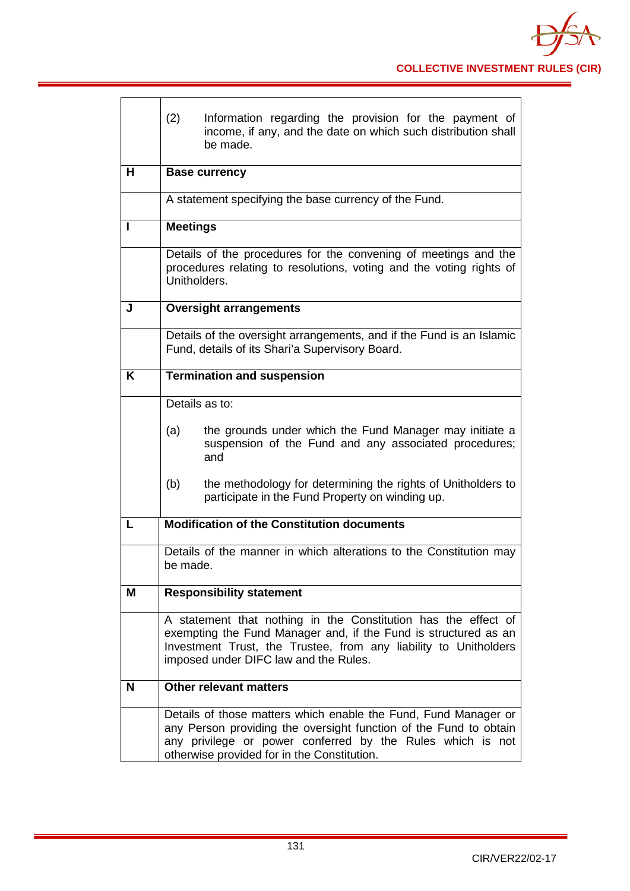| | |
|---|---|
| | (2) Information regarding the provision for the payment of income, if any, and the date on which such distribution shall be made. |
| **H** | **Base currency** |
| | A statement specifying the base currency of the Fund. |
| **I** | **Meetings** |
| | Details of the procedures for the convening of meetings and the procedures relating to resolutions, voting and the voting rights of Unitholders. |
| **J** | **Oversight arrangements** |
| | Details of the oversight arrangements, and if the Fund is an Islamic Fund, details of its Shari'a Supervisory Board. |
| **K** | **Termination and suspension** |
| | Details as to:<br><br>(a) the grounds under which the Fund Manager may initiate a suspension of the Fund and any associated procedures; and<br><br>(b) the methodology for determining the rights of Unitholders to participate in the Fund Property on winding up. |
| **L** | **Modification of the Constitution documents** |
| | Details of the manner in which alterations to the Constitution may be made. |
| **M** | **Responsibility statement** |
| | A statement that nothing in the Constitution has the effect of exempting the Fund Manager and, if the Fund is structured as an Investment Trust, the Trustee, from any liability to Unitholders imposed under DIFC law and the Rules. |
| **N** | **Other relevant matters** |
| | Details of those matters which enable the Fund, Fund Manager or any Person providing the oversight function of the Fund to obtain any privilege or power conferred by the Rules which is not otherwise provided for in the Constitution. |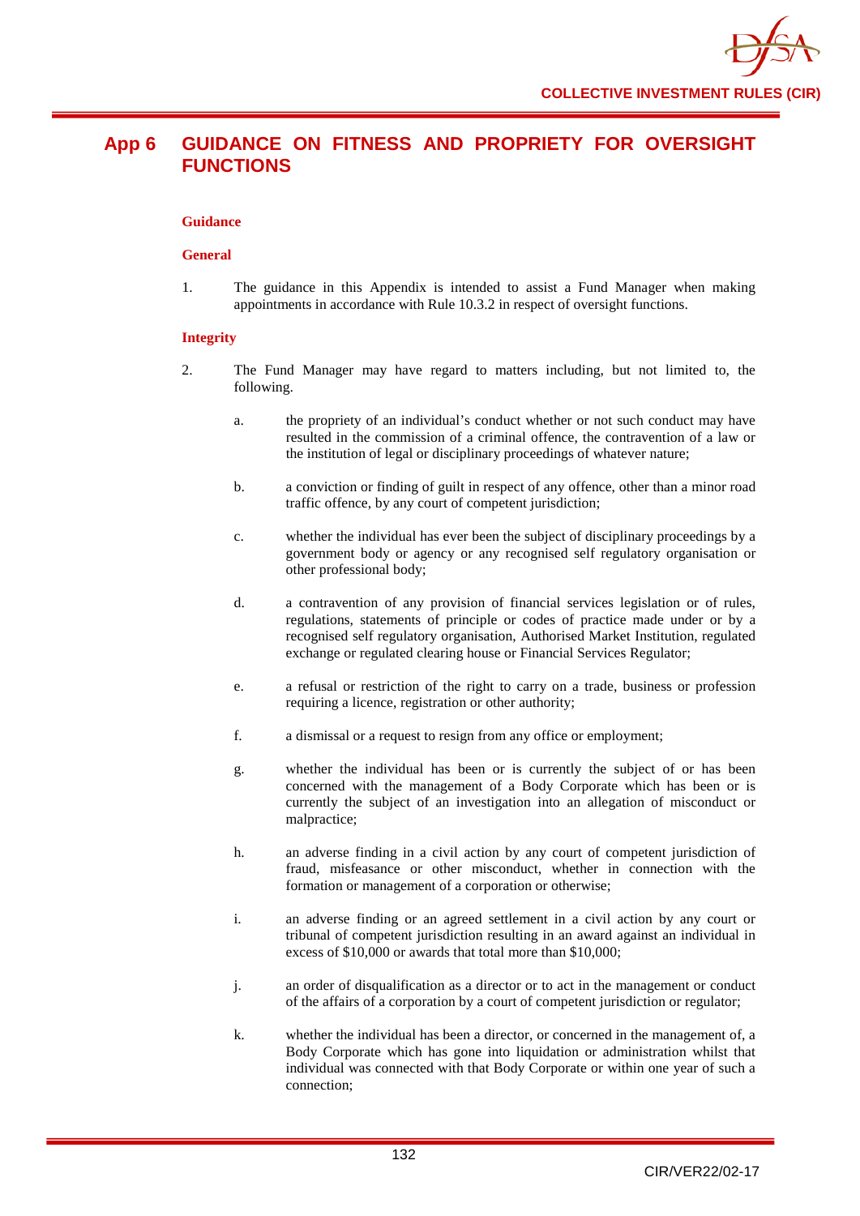# App 6 GUIDANCE ON FITNESS AND PROPRIETY FOR OVERSIGHT FUNCTIONS

**Guidance**

**General**

1. The guidance in this Appendix is intended to assist a Fund Manager when making appointments in accordance with Rule 10.3.2 in respect of oversight functions.

**Integrity**

2. The Fund Manager may have regard to matters including, but not limited to, the following.

   a. the propriety of an individual's conduct whether or not such conduct may have resulted in the commission of a criminal offence, the contravention of a law or the institution of legal or disciplinary proceedings of whatever nature;

   b. a conviction or finding of guilt in respect of any offence, other than a minor road traffic offence, by any court of competent jurisdiction;

   c. whether the individual has ever been the subject of disciplinary proceedings by a government body or agency or any recognised self regulatory organisation or other professional body;

   d. a contravention of any provision of financial services legislation or of rules, regulations, statements of principle or codes of practice made under or by a recognised self regulatory organisation, Authorised Market Institution, regulated exchange or regulated clearing house or Financial Services Regulator;

   e. a refusal or restriction of the right to carry on a trade, business or profession requiring a licence, registration or other authority;

   f. a dismissal or a request to resign from any office or employment;

   g. whether the individual has been or is currently the subject of or has been concerned with the management of a Body Corporate which has been or is currently the subject of an investigation into an allegation of misconduct or malpractice;

   h. an adverse finding in a civil action by any court of competent jurisdiction of fraud, misfeasance or other misconduct, whether in connection with the formation or management of a corporation or otherwise;

   i. an adverse finding or an agreed settlement in a civil action by any court or tribunal of competent jurisdiction resulting in an award against an individual in excess of $10,000 or awards that total more than $10,000;

   j. an order of disqualification as a director or to act in the management or conduct of the affairs of a corporation by a court of competent jurisdiction or regulator;

   k. whether the individual has been a director, or concerned in the management of, a Body Corporate which has gone into liquidation or administration whilst that individual was connected with that Body Corporate or within one year of such a connection;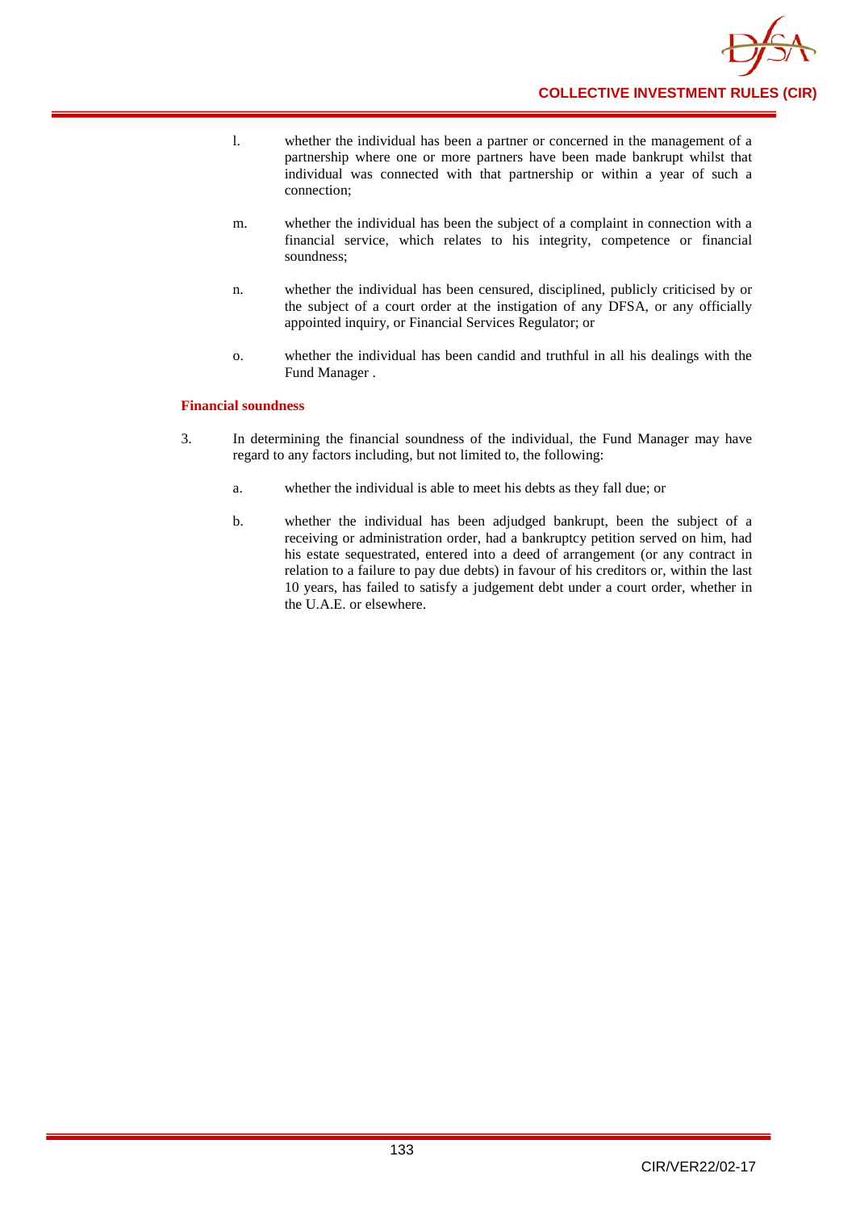l. whether the individual has been a partner or concerned in the management of a partnership where one or more partners have been made bankrupt whilst that individual was connected with that partnership or within a year of such a connection;

m. whether the individual has been the subject of a complaint in connection with a financial service, which relates to his integrity, competence or financial soundness;

n. whether the individual has been censured, disciplined, publicly criticised by or the subject of a court order at the instigation of any DFSA, or any officially appointed inquiry, or Financial Services Regulator; or

o. whether the individual has been candid and truthful in all his dealings with the Fund Manager .

**Financial soundness**

3. In determining the financial soundness of the individual, the Fund Manager may have regard to any factors including, but not limited to, the following:

   a. whether the individual is able to meet his debts as they fall due; or

   b. whether the individual has been adjudged bankrupt, been the subject of a receiving or administration order, had a bankruptcy petition served on him, had his estate sequestrated, entered into a deed of arrangement (or any contract in relation to a failure to pay due debts) in favour of his creditors or, within the last 10 years, has failed to satisfy a judgement debt under a court order, whether in the U.A.E. or elsewhere.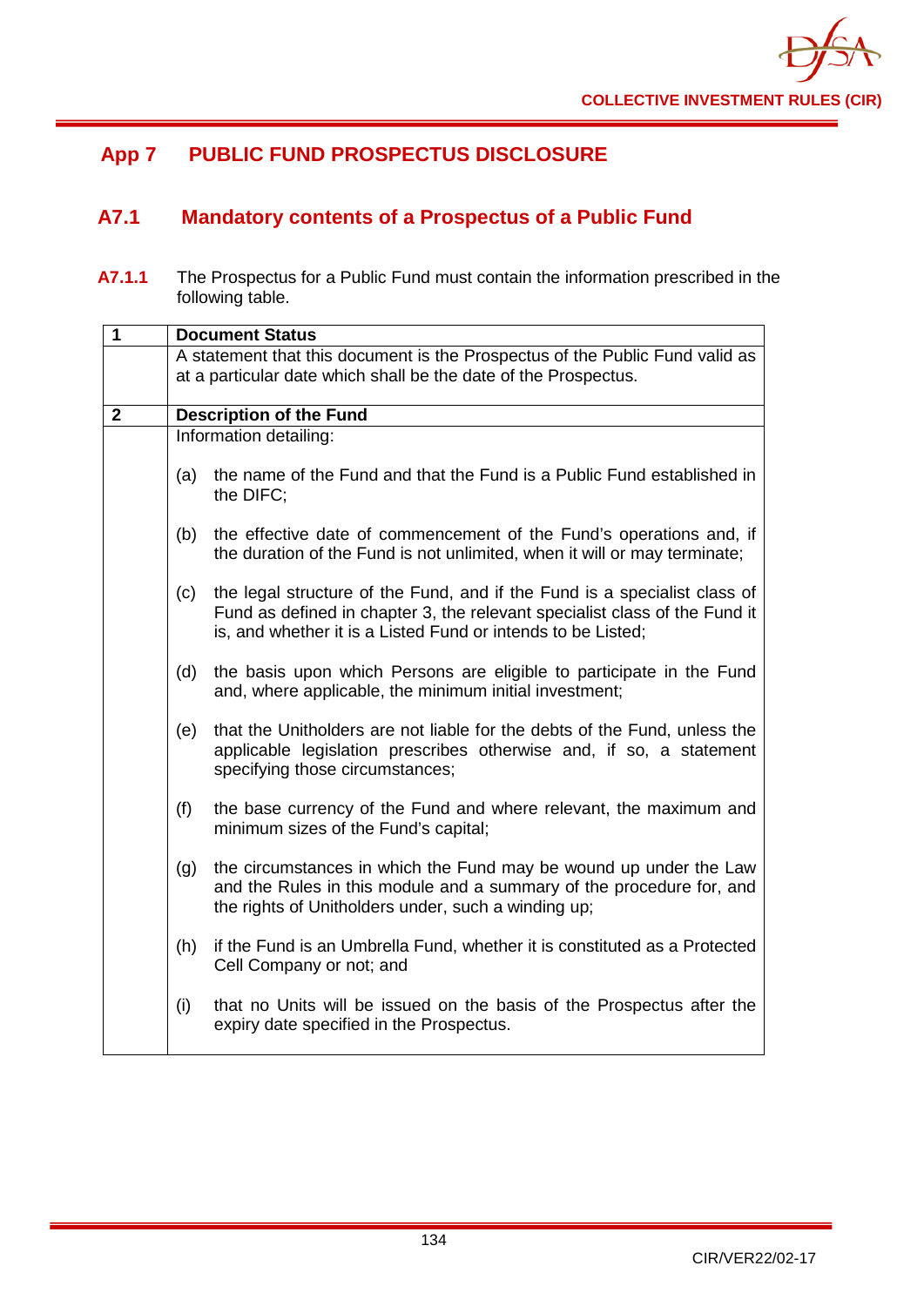# App 7 PUBLIC FUND PROSPECTUS DISCLOSURE

## A7.1 Mandatory contents of a Prospectus of a Public Fund

**A7.1.1** The Prospectus for a Public Fund must contain the information prescribed in the following table.

| | |
|---|---|
| **1** | **Document Status** |
| | A statement that this document is the Prospectus of the Public Fund valid as at a particular date which shall be the date of the Prospectus. |
| **2** | **Description of the Fund** |
| | Information detailing:<br><br>(a) the name of the Fund and that the Fund is a Public Fund established in the DIFC;<br><br>(b) the effective date of commencement of the Fund's operations and, if the duration of the Fund is not unlimited, when it will or may terminate;<br><br>(c) the legal structure of the Fund, and if the Fund is a specialist class of Fund as defined in chapter 3, the relevant specialist class of the Fund it is, and whether it is a Listed Fund or intends to be Listed;<br><br>(d) the basis upon which Persons are eligible to participate in the Fund and, where applicable, the minimum initial investment;<br><br>(e) that the Unitholders are not liable for the debts of the Fund, unless the applicable legislation prescribes otherwise and, if so, a statement specifying those circumstances;<br><br>(f) the base currency of the Fund and where relevant, the maximum and minimum sizes of the Fund's capital;<br><br>(g) the circumstances in which the Fund may be wound up under the Law and the Rules in this module and a summary of the procedure for, and the rights of Unitholders under, such a winding up;<br><br>(h) if the Fund is an Umbrella Fund, whether it is constituted as a Protected Cell Company or not; and<br><br>(i) that no Units will be issued on the basis of the Prospectus after the expiry date specified in the Prospectus. |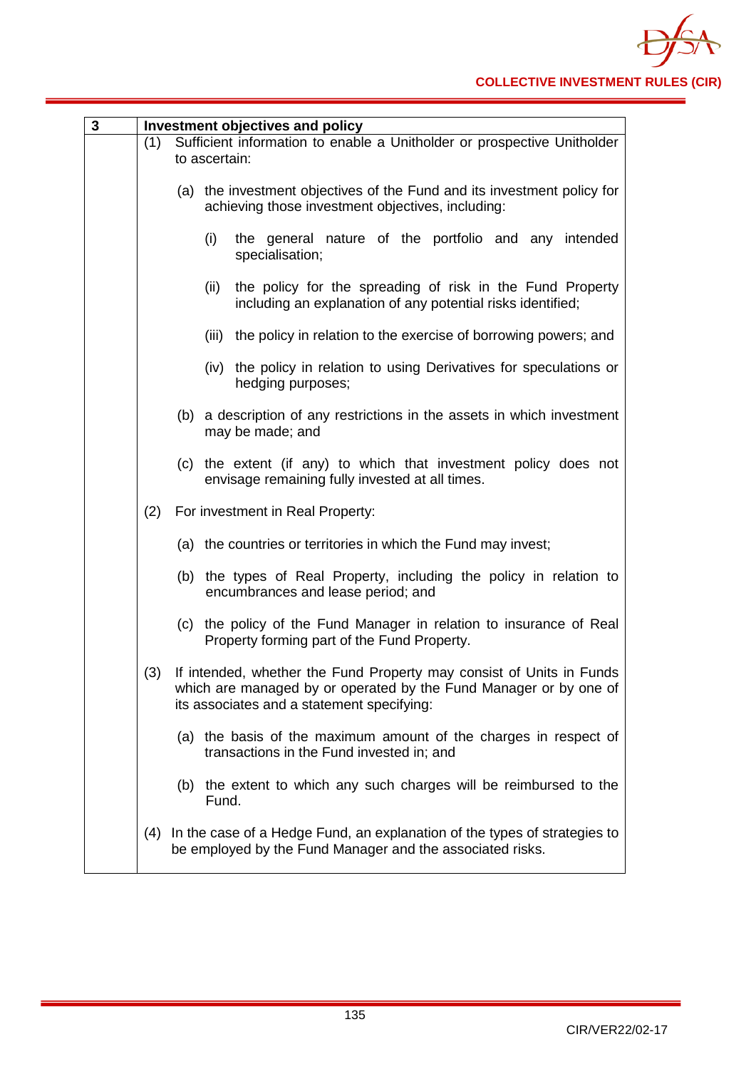| 3 | Investment objectives and policy |
|---|---|
| | (1) Sufficient information to enable a Unitholder or prospective Unitholder to ascertain:<br><br>(a) the investment objectives of the Fund and its investment policy for achieving those investment objectives, including:<br><br>(i) the general nature of the portfolio and any intended specialisation;<br><br>(ii) the policy for the spreading of risk in the Fund Property including an explanation of any potential risks identified;<br><br>(iii) the policy in relation to the exercise of borrowing powers; and<br><br>(iv) the policy in relation to using Derivatives for speculations or hedging purposes;<br><br>(b) a description of any restrictions in the assets in which investment may be made; and<br><br>(c) the extent (if any) to which that investment policy does not envisage remaining fully invested at all times.<br><br>(2) For investment in Real Property:<br><br>(a) the countries or territories in which the Fund may invest;<br><br>(b) the types of Real Property, including the policy in relation to encumbrances and lease period; and<br><br>(c) the policy of the Fund Manager in relation to insurance of Real Property forming part of the Fund Property.<br><br>(3) If intended, whether the Fund Property may consist of Units in Funds which are managed by or operated by the Fund Manager or by one of its associates and a statement specifying:<br><br>(a) the basis of the maximum amount of the charges in respect of transactions in the Fund invested in; and<br><br>(b) the extent to which any such charges will be reimbursed to the Fund.<br><br>(4) In the case of a Hedge Fund, an explanation of the types of strategies to be employed by the Fund Manager and the associated risks. |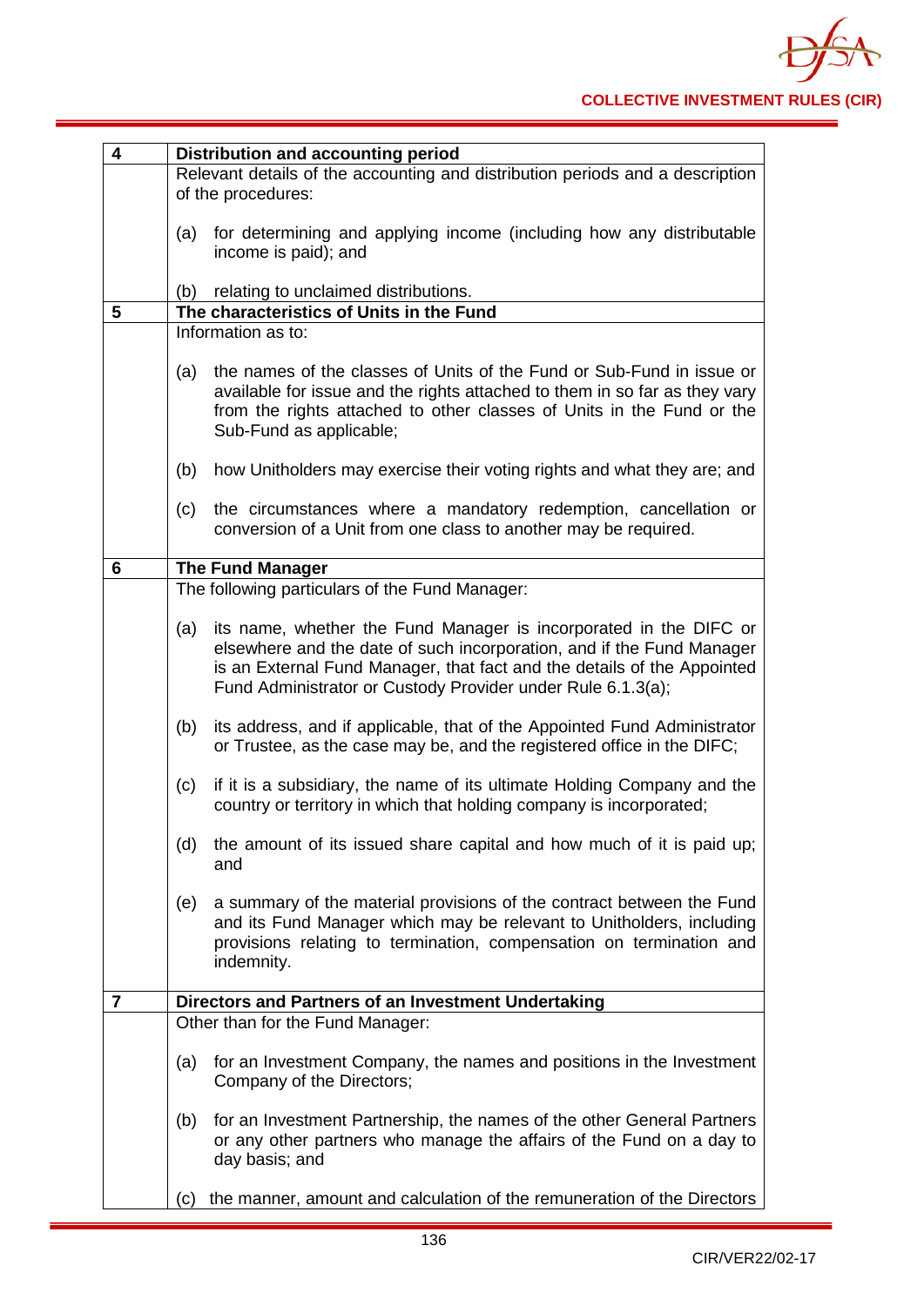| | |
|---|---|
| **4** | **Distribution and accounting period** |
| | Relevant details of the accounting and distribution periods and a description of the procedures:<br><br>(a) for determining and applying income (including how any distributable income is paid); and<br><br>(b) relating to unclaimed distributions. |
| **5** | **The characteristics of Units in the Fund** |
| | Information as to:<br><br>(a) the names of the classes of Units of the Fund or Sub-Fund in issue or available for issue and the rights attached to them in so far as they vary from the rights attached to other classes of Units in the Fund or the Sub-Fund as applicable;<br><br>(b) how Unitholders may exercise their voting rights and what they are; and<br><br>(c) the circumstances where a mandatory redemption, cancellation or conversion of a Unit from one class to another may be required. |
| **6** | **The Fund Manager** |
| | The following particulars of the Fund Manager:<br><br>(a) its name, whether the Fund Manager is incorporated in the DIFC or elsewhere and the date of such incorporation, and if the Fund Manager is an External Fund Manager, that fact and the details of the Appointed Fund Administrator or Custody Provider under Rule 6.1.3(a);<br><br>(b) its address, and if applicable, that of the Appointed Fund Administrator or Trustee, as the case may be, and the registered office in the DIFC;<br><br>(c) if it is a subsidiary, the name of its ultimate Holding Company and the country or territory in which that holding company is incorporated;<br><br>(d) the amount of its issued share capital and how much of it is paid up; and<br><br>(e) a summary of the material provisions of the contract between the Fund and its Fund Manager which may be relevant to Unitholders, including provisions relating to termination, compensation on termination and indemnity. |
| **7** | **Directors and Partners of an Investment Undertaking** |
| | Other than for the Fund Manager:<br><br>(a) for an Investment Company, the names and positions in the Investment Company of the Directors;<br><br>(b) for an Investment Partnership, the names of the other General Partners or any other partners who manage the affairs of the Fund on a day to day basis; and<br><br>(c) the manner, amount and calculation of the remuneration of the Directors |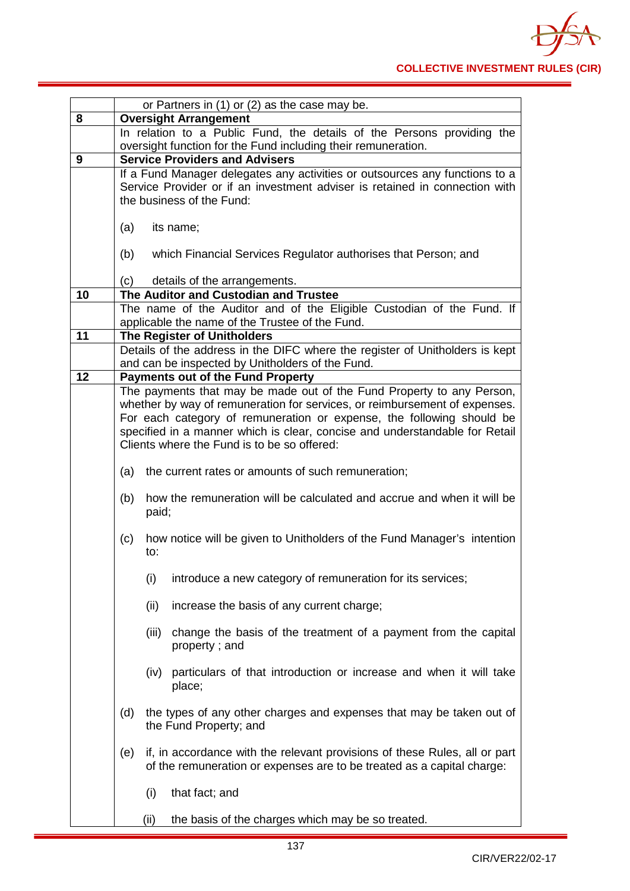| | |
|---|---|
| | or Partners in (1) or (2) as the case may be. |
| **8** | **Oversight Arrangement** |
| | In relation to a Public Fund, the details of the Persons providing the oversight function for the Fund including their remuneration. |
| **9** | **Service Providers and Advisers** |
| | If a Fund Manager delegates any activities or outsources any functions to a Service Provider or if an investment adviser is retained in connection with the business of the Fund:<br><br>(a) its name;<br><br>(b) which Financial Services Regulator authorises that Person; and<br><br>(c) details of the arrangements. |
| **10** | **The Auditor and Custodian and Trustee** |
| | The name of the Auditor and of the Eligible Custodian of the Fund. If applicable the name of the Trustee of the Fund. |
| **11** | **The Register of Unitholders** |
| | Details of the address in the DIFC where the register of Unitholders is kept and can be inspected by Unitholders of the Fund. |
| **12** | **Payments out of the Fund Property** |
| | The payments that may be made out of the Fund Property to any Person, whether by way of remuneration for services, or reimbursement of expenses. For each category of remuneration or expense, the following should be specified in a manner which is clear, concise and understandable for Retail Clients where the Fund is to be so offered:<br><br>(a) the current rates or amounts of such remuneration;<br><br>(b) how the remuneration will be calculated and accrue and when it will be paid;<br><br>(c) how notice will be given to Unitholders of the Fund Manager's intention to:<br><br>(i) introduce a new category of remuneration for its services;<br><br>(ii) increase the basis of any current charge;<br><br>(iii) change the basis of the treatment of a payment from the capital property ; and<br><br>(iv) particulars of that introduction or increase and when it will take place;<br><br>(d) the types of any other charges and expenses that may be taken out of the Fund Property; and<br><br>(e) if, in accordance with the relevant provisions of these Rules, all or part of the remuneration or expenses are to be treated as a capital charge:<br><br>(i) that fact; and<br><br>(ii) the basis of the charges which may be so treated. |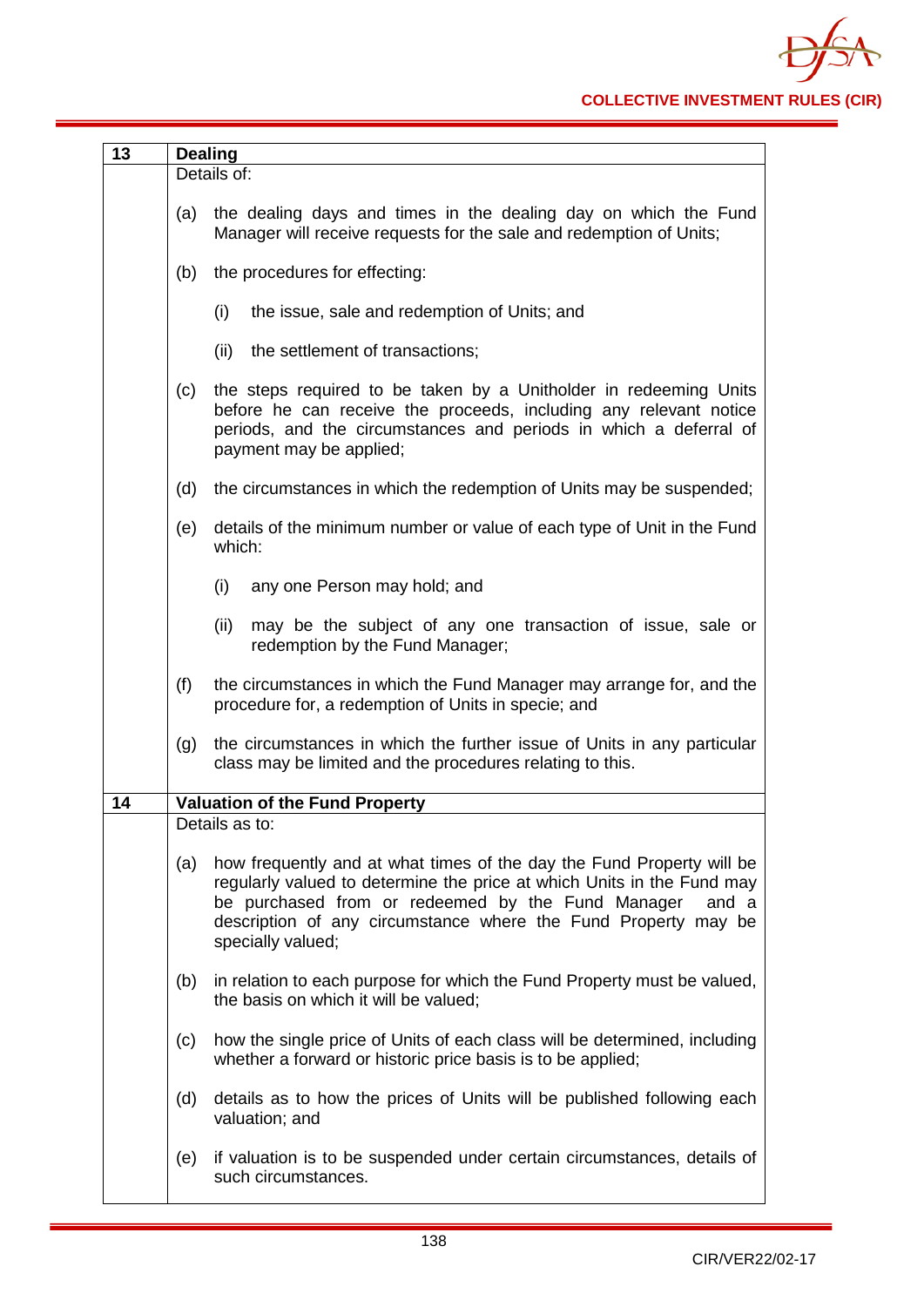| 13 | **Dealing** |
|---|---|
| | Details of:<br><br>(a) the dealing days and times in the dealing day on which the Fund Manager will receive requests for the sale and redemption of Units;<br><br>(b) the procedures for effecting:<br><br>(i) the issue, sale and redemption of Units; and<br><br>(ii) the settlement of transactions;<br><br>(c) the steps required to be taken by a Unitholder in redeeming Units before he can receive the proceeds, including any relevant notice periods, and the circumstances and periods in which a deferral of payment may be applied;<br><br>(d) the circumstances in which the redemption of Units may be suspended;<br><br>(e) details of the minimum number or value of each type of Unit in the Fund which:<br><br>(i) any one Person may hold; and<br><br>(ii) may be the subject of any one transaction of issue, sale or redemption by the Fund Manager;<br><br>(f) the circumstances in which the Fund Manager may arrange for, and the procedure for, a redemption of Units in specie; and<br><br>(g) the circumstances in which the further issue of Units in any particular class may be limited and the procedures relating to this. |
| **14** | **Valuation of the Fund Property** |
| | Details as to:<br><br>(a) how frequently and at what times of the day the Fund Property will be regularly valued to determine the price at which Units in the Fund may be purchased from or redeemed by the Fund Manager and a description of any circumstance where the Fund Property may be specially valued;<br><br>(b) in relation to each purpose for which the Fund Property must be valued, the basis on which it will be valued;<br><br>(c) how the single price of Units of each class will be determined, including whether a forward or historic price basis is to be applied;<br><br>(d) details as to how the prices of Units will be published following each valuation; and<br><br>(e) if valuation is to be suspended under certain circumstances, details of such circumstances. |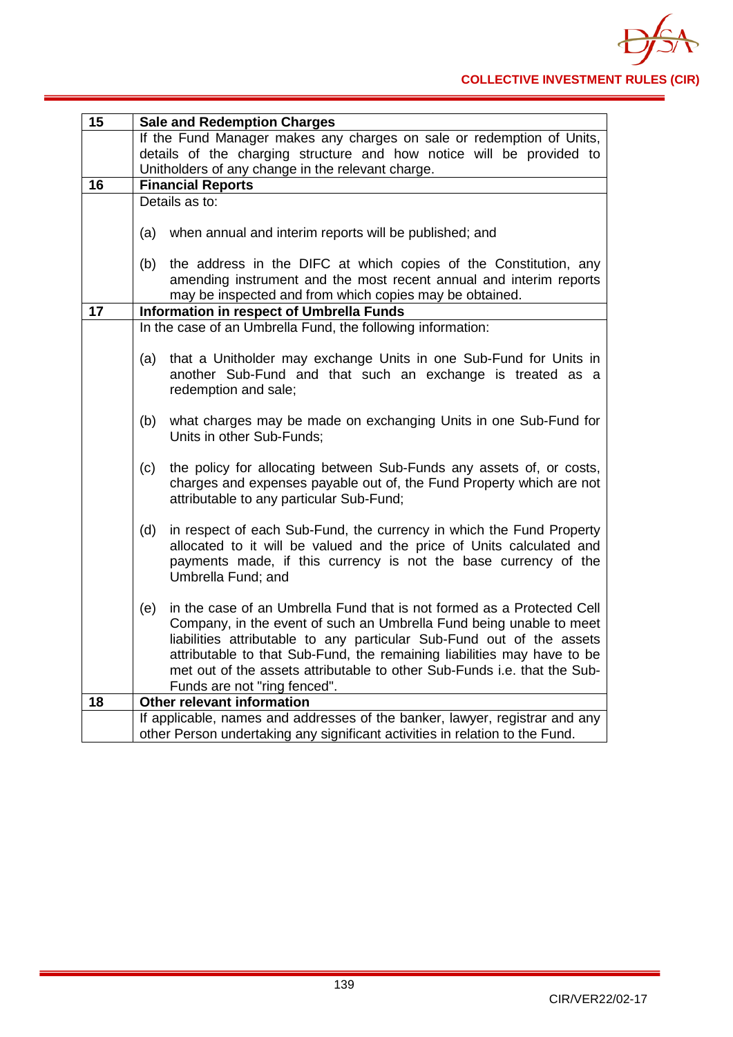| | |
|---|---|
| **15** | **Sale and Redemption Charges** |
| | If the Fund Manager makes any charges on sale or redemption of Units, details of the charging structure and how notice will be provided to Unitholders of any change in the relevant charge. |
| **16** | **Financial Reports** |
| | Details as to:<br><br>(a) when annual and interim reports will be published; and<br><br>(b) the address in the DIFC at which copies of the Constitution, any amending instrument and the most recent annual and interim reports may be inspected and from which copies may be obtained. |
| **17** | **Information in respect of Umbrella Funds** |
| | In the case of an Umbrella Fund, the following information:<br><br>(a) that a Unitholder may exchange Units in one Sub-Fund for Units in another Sub-Fund and that such an exchange is treated as a redemption and sale;<br><br>(b) what charges may be made on exchanging Units in one Sub-Fund for Units in other Sub-Funds;<br><br>(c) the policy for allocating between Sub-Funds any assets of, or costs, charges and expenses payable out of, the Fund Property which are not attributable to any particular Sub-Fund;<br><br>(d) in respect of each Sub-Fund, the currency in which the Fund Property allocated to it will be valued and the price of Units calculated and payments made, if this currency is not the base currency of the Umbrella Fund; and<br><br>(e) in the case of an Umbrella Fund that is not formed as a Protected Cell Company, in the event of such an Umbrella Fund being unable to meet liabilities attributable to any particular Sub-Fund out of the assets attributable to that Sub-Fund, the remaining liabilities may have to be met out of the assets attributable to other Sub-Funds i.e. that the Sub-Funds are not "ring fenced". |
| **18** | **Other relevant information** |
| | If applicable, names and addresses of the banker, lawyer, registrar and any other Person undertaking any significant activities in relation to the Fund. |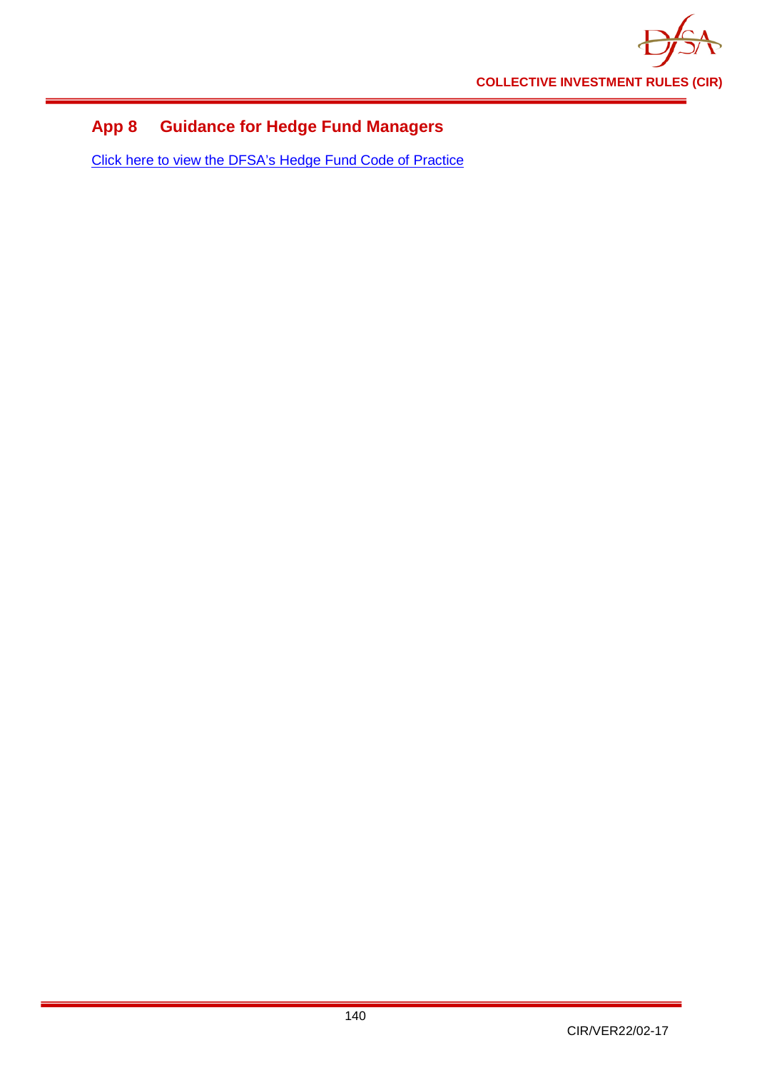## App 8 Guidance for Hedge Fund Managers

Click here to view the DFSA's Hedge Fund Code of Practice